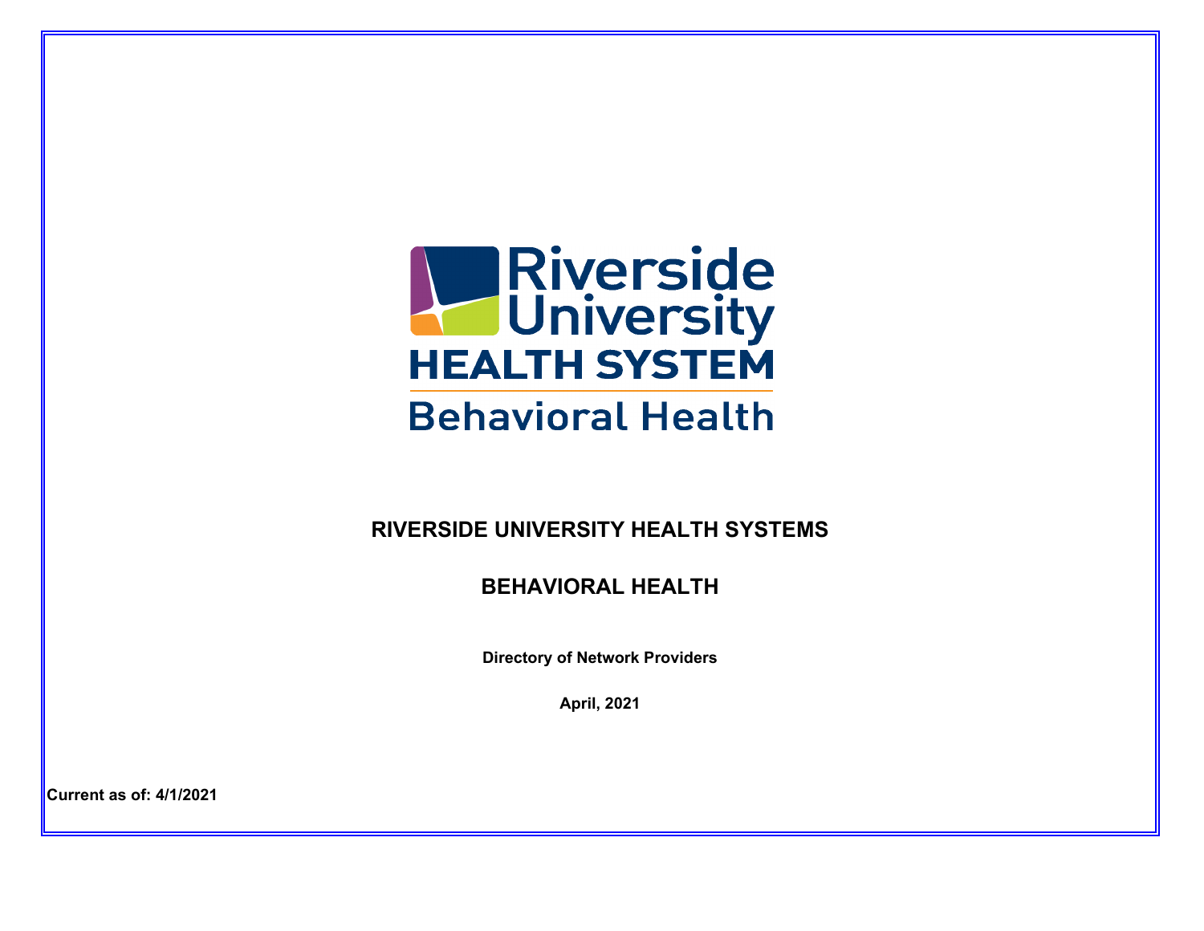Riverside University

HEALTH SYSTEM

Behavioral Health

# RIVERSIDE UNIVERSITY HEALTH SYSTEMS

## BEHAVIORAL HEALTH

**Directory of Network Providers**

**April, 2021**

**Current as of: 4/1/2021**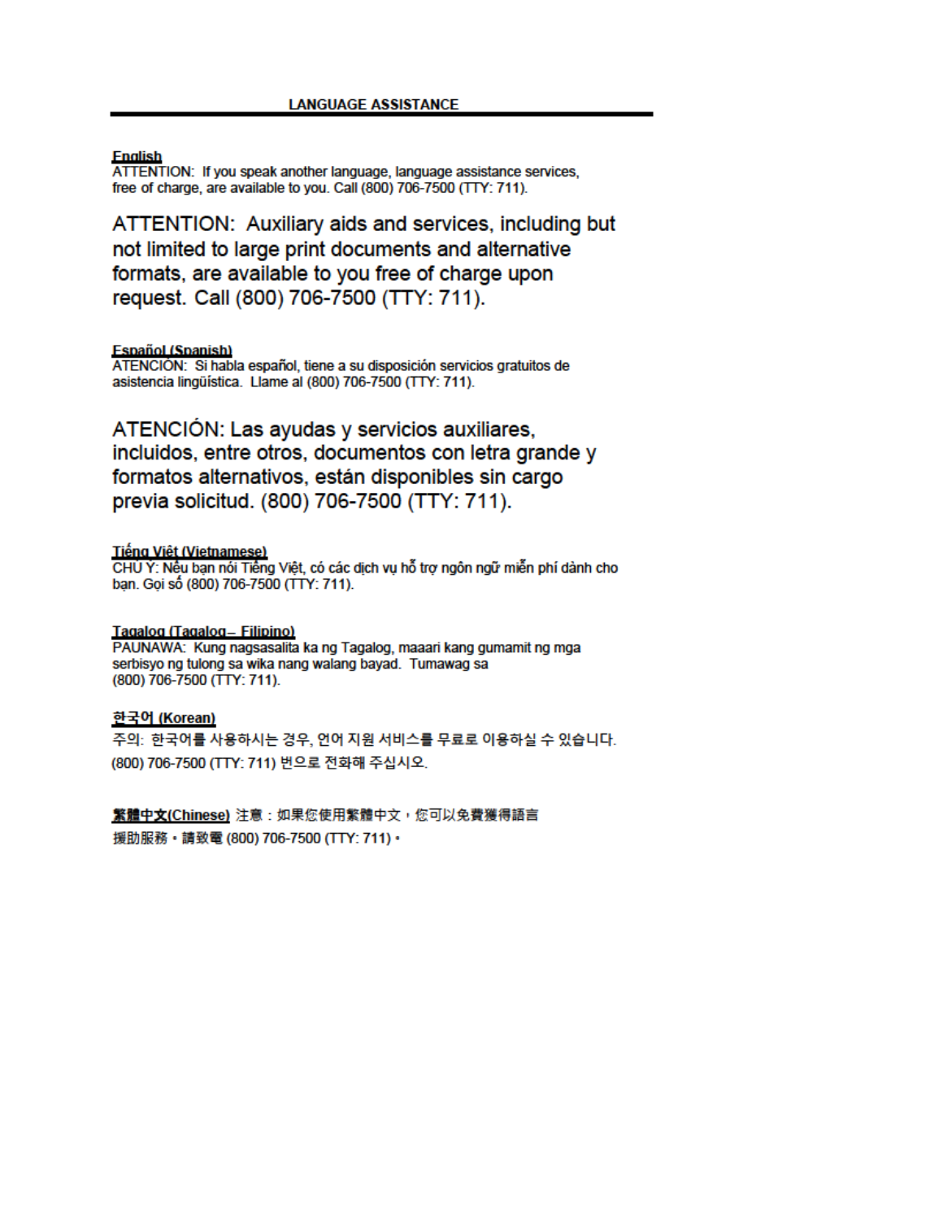## LANGUAGE ASSISTANCE

**English**
ATTENTION: If you speak another language, language assistance services, free of charge, are available to you. Call (800) 706-7500 (TTY: 711).

ATTENTION: Auxiliary aids and services, including but not limited to large print documents and alternative formats, are available to you free of charge upon request. Call (800) 706-7500 (TTY: 711).

**Español (Spanish)**
ATENCIÓN: Si habla español, tiene a su disposición servicios gratuitos de asistencia lingüística. Llame al (800) 706-7500 (TTY: 711).

ATENCIÓN: Las ayudas y servicios auxiliares, incluidos, entre otros, documentos con letra grande y formatos alternativos, están disponibles sin cargo previa solicitud. (800) 706-7500 (TTY: 711).

**Tiếng Việt (Vietnamese)**
CHÚ Ý: Nếu bạn nói Tiếng Việt, có các dịch vụ hỗ trợ ngôn ngữ miễn phí dành cho bạn. Gọi số (800) 706-7500 (TTY: 711).

**Tagalog (Tagalog – Filipino)**
PAUNAWA: Kung nagsasalita ka ng Tagalog, maaari kang gumamit ng mga serbisyo ng tulong sa wika nang walang bayad. Tumawag sa (800) 706-7500 (TTY: 711).

**한국어 (Korean)**
주의: 한국어를 사용하시는 경우, 언어 지원 서비스를 무료로 이용하실 수 있습니다. (800) 706-7500 (TTY: 711) 번으로 전화해 주십시오.

**繁體中文(Chinese)** 注意：如果您使用繁體中文，您可以免費獲得語言援助服務。請致電 (800) 706-7500 (TTY: 711)。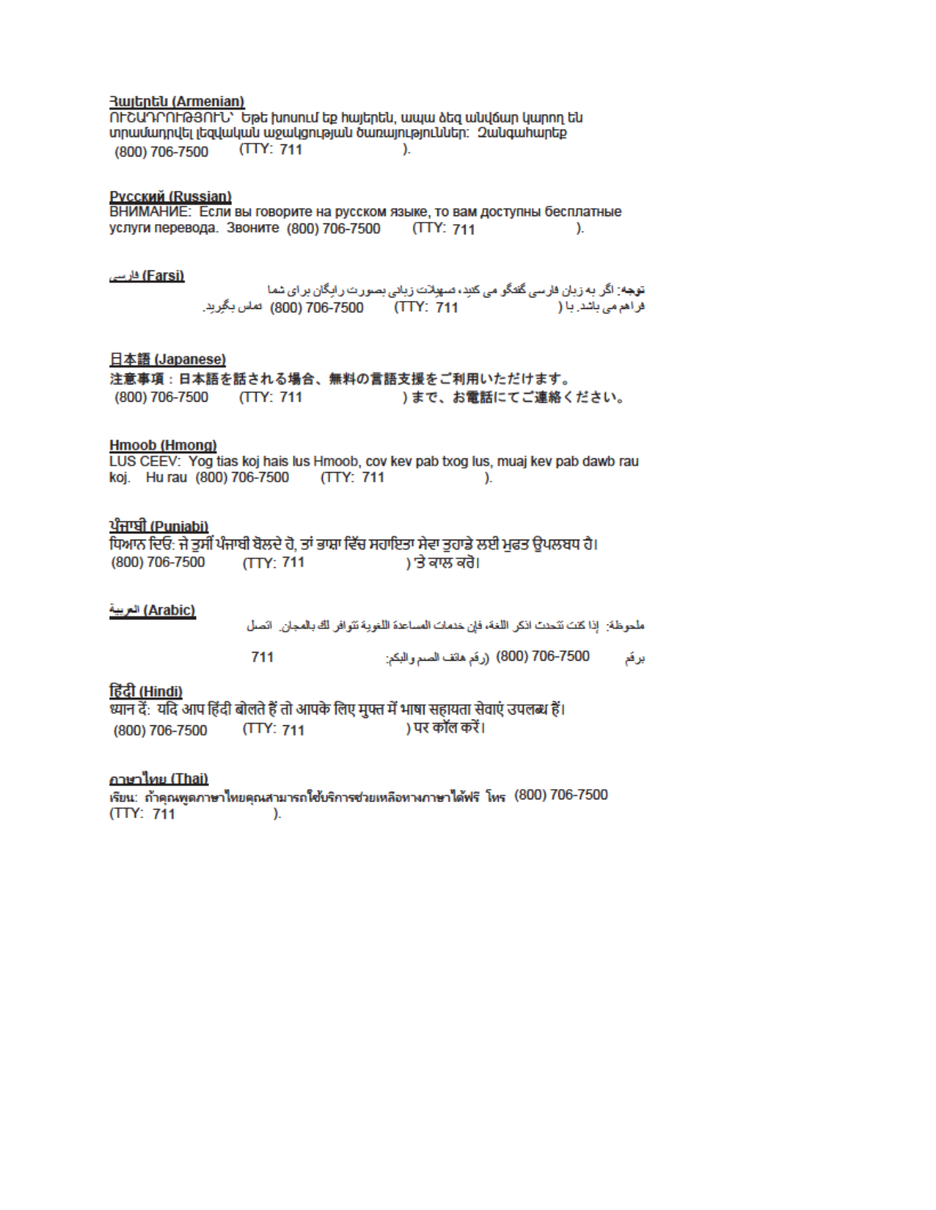**Հայերեն (Armenian)**

ՈՒՇԱԴՐՈՒԹՅՈՒՆ՝ Եթե խոսում եք հայերեն, ապա ձեզ անվճար կարող են տրամադրվել լեզվական աջակցության ծառայություններ: Զանգահարեք (800) 706-7500 (TTY: 711 ).

**Русский (Russian)**

ВНИМАНИЕ: Если вы говорите на русском языке, то вам доступны бесплатные услуги перевода. Звоните (800) 706-7500 (TTY: 711 ).

**فارسی (Farsi)**

توجه: اگر به زبان فارسی گفتگو می کنید، تسهیلات زبانی بصورت رایگان برای شما فراهم می باشد. با ( (800) 706-7500 (TTY: 711 تماس بگیرید.

**日本語 (Japanese)**

注意事項：日本語を話される場合、無料の言語支援をご利用いただけます。(800) 706-7500 (TTY: 711 ）まで、お電話にてご連絡ください。

**Hmoob (Hmong)**

LUS CEEV: Yog tias koj hais lus Hmoob, cov kev pab txog lus, muaj kev pab dawb rau koj. Hu rau (800) 706-7500 (TTY: 711 ).

**ਪੰਜਾਬੀ (Punjabi)**

ਧਿਆਨ ਦਿਓ: ਜੇ ਤੁਸੀਂ ਪੰਜਾਬੀ ਬੋਲਦੇ ਹੋ, ਤਾਂ ਭਾਸ਼ਾ ਵਿੱਚ ਸਹਾਇਤਾ ਸੇਵਾ ਤੁਹਾਡੇ ਲਈ ਮੁਫਤ ਉਪਲਬਧ ਹੈ। (800) 706-7500 (TTY: 711 ) 'ਤੇ ਕਾਲ ਕਰੋ।

**العربية (Arabic)**

ملحوظة: إذا كنت تتحدث اذكر اللغة، فإن خدمات المساعدة اللغوية تتوافر لك بالمجان. اتصل برقم (800) 706-7500 (رقم هاتف الصم والبكم: 711

**हिंदी (Hindi)**

ध्यान दें: यदि आप हिंदी बोलते हैं तो आपके लिए मुफ्त में भाषा सहायता सेवाएं उपलब्ध हैं। (800) 706-7500 (TTY: 711 ) पर कॉल करें।

**ภาษาไทย (Thai)**

เรียน: ถ้าคุณพูดภาษาไทยคุณสามารถใช้บริการช่วยเหลือทางภาษาได้ฟรี โทร (800) 706-7500 (TTY: 711 ).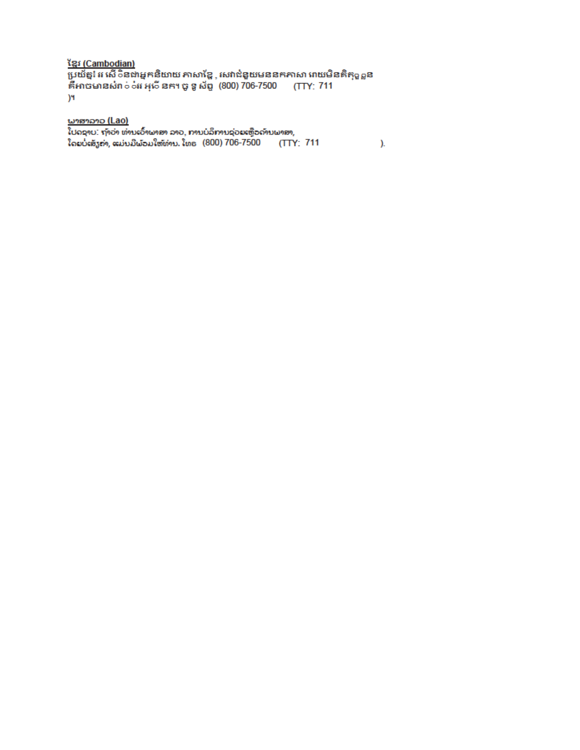ខ្មែរ (Cambodian)

ប្រយ័ត្ន៖ ររ សើ ិនជាអ្នកនិយាយ ភាសាខ្មែ , រសវាជំនួយមននកភាសា រោយមិនគិតួ្ល្ន គឺអាចមានសំរា ់ ររ អ្ើ នក។ ចូ ទូ ស័ព្ទ (800) 706-7500 (TTY: 711 )។

ພາສາລາວ (Lao)

ໂປດຊາບ: ຖ້າວ່າ ທ່ານເວົ້າພາສາ ລາວ, ການບໍລິການຊ່ວຍເຫຼືອດ້ານພາສາ, ໂດຍບໍ່ເສັຽຄ່າ, ແມ່ນມີພ້ອມໃຫ້ທ່ານ. ໂທຣ (800) 706-7500 (TTY: 711 ).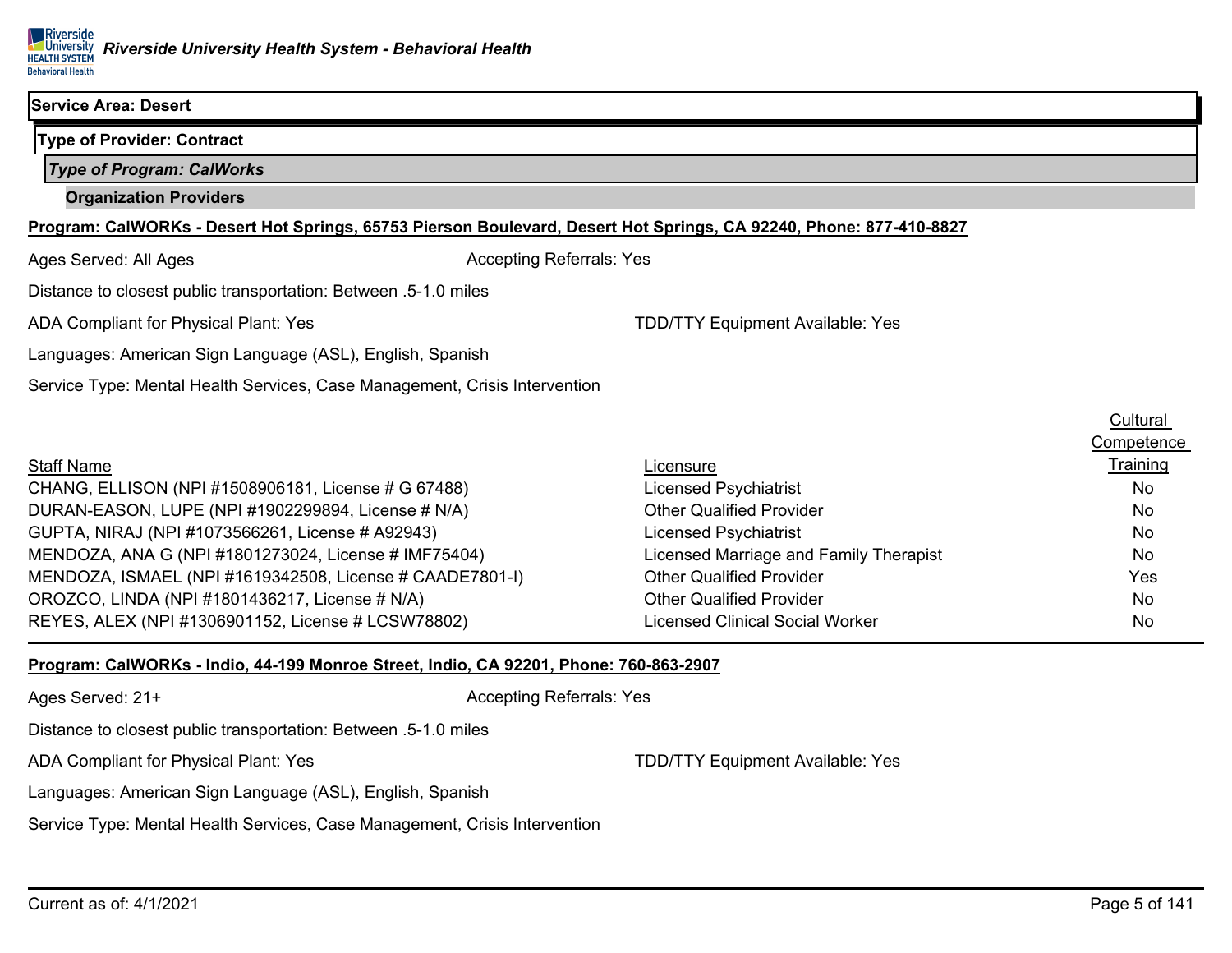**Service Area: Desert**

**Type of Provider: Contract**

***Type of Program: CalWorks***

**Organization Providers**

**Program: CalWORKs - Desert Hot Springs, 65753 Pierson Boulevard, Desert Hot Springs, CA 92240, Phone: 877-410-8827**

Ages Served: All Ages

Accepting Referrals: Yes

Distance to closest public transportation: Between .5-1.0 miles

ADA Compliant for Physical Plant: Yes

TDD/TTY Equipment Available: Yes

Languages: American Sign Language (ASL), English, Spanish

Service Type: Mental Health Services, Case Management, Crisis Intervention

| Staff Name | Licensure | Cultural Competence Training |
|---|---|---|
| CHANG, ELLISON (NPI #1508906181, License # G 67488) | Licensed Psychiatrist | No |
| DURAN-EASON, LUPE (NPI #1902299894, License # N/A) | Other Qualified Provider | No |
| GUPTA, NIRAJ (NPI #1073566261, License # A92943) | Licensed Psychiatrist | No |
| MENDOZA, ANA G (NPI #1801273024, License # IMF75404) | Licensed Marriage and Family Therapist | No |
| MENDOZA, ISMAEL (NPI #1619342508, License # CAADE7801-I) | Other Qualified Provider | Yes |
| OROZCO, LINDA (NPI #1801436217, License # N/A) | Other Qualified Provider | No |
| REYES, ALEX (NPI #1306901152, License # LCSW78802) | Licensed Clinical Social Worker | No |

**Program: CalWORKs - Indio, 44-199 Monroe Street, Indio, CA 92201, Phone: 760-863-2907**

Ages Served: 21+

Accepting Referrals: Yes

Distance to closest public transportation: Between .5-1.0 miles

ADA Compliant for Physical Plant: Yes

TDD/TTY Equipment Available: Yes

Languages: American Sign Language (ASL), English, Spanish

Service Type: Mental Health Services, Case Management, Crisis Intervention

Current as of: 4/1/2021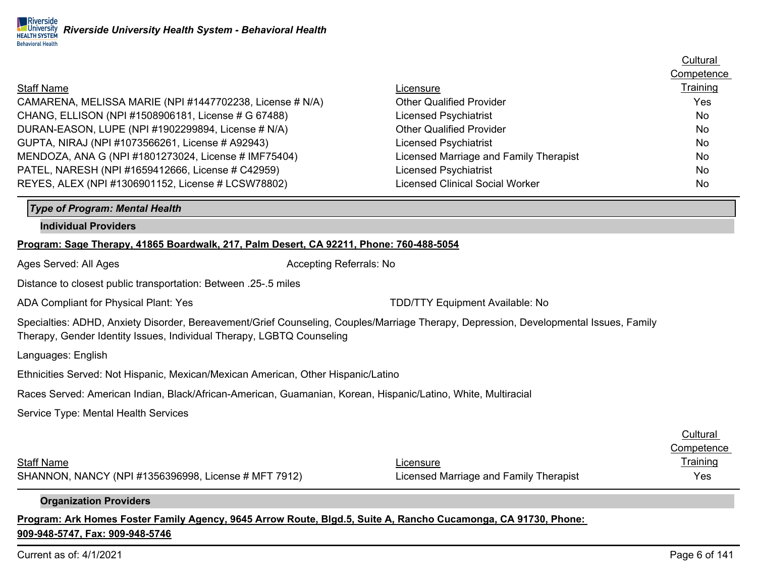| Staff Name | Licensure | Cultural Competence Training |
|---|---|---|
| CAMARENA, MELISSA MARIE (NPI #1447702238, License # N/A) | Other Qualified Provider | Yes |
| CHANG, ELLISON (NPI #1508906181, License # G 67488) | Licensed Psychiatrist | No |
| DURAN-EASON, LUPE (NPI #1902299894, License # N/A) | Other Qualified Provider | No |
| GUPTA, NIRAJ (NPI #1073566261, License # A92943) | Licensed Psychiatrist | No |
| MENDOZA, ANA G (NPI #1801273024, License # IMF75404) | Licensed Marriage and Family Therapist | No |
| PATEL, NARESH (NPI #1659412666, License # C42959) | Licensed Psychiatrist | No |
| REYES, ALEX (NPI #1306901152, License # LCSW78802) | Licensed Clinical Social Worker | No |

### *Type of Program: Mental Health*

#### Individual Providers

**Program: Sage Therapy, 41865 Boardwalk, 217, Palm Desert, CA 92211, Phone: 760-488-5054**

Ages Served: All Ages

Accepting Referrals: No

Distance to closest public transportation: Between .25-.5 miles

ADA Compliant for Physical Plant: Yes

TDD/TTY Equipment Available: No

Specialties: ADHD, Anxiety Disorder, Bereavement/Grief Counseling, Couples/Marriage Therapy, Depression, Developmental Issues, Family Therapy, Gender Identity Issues, Individual Therapy, LGBTQ Counseling

Languages: English

Ethnicities Served: Not Hispanic, Mexican/Mexican American, Other Hispanic/Latino

Races Served: American Indian, Black/African-American, Guamanian, Korean, Hispanic/Latino, White, Multiracial

Service Type: Mental Health Services

| Staff Name | Licensure | Cultural Competence Training |
|---|---|---|
| SHANNON, NANCY (NPI #1356396998, License # MFT 7912) | Licensed Marriage and Family Therapist | Yes |

#### Organization Providers

**Program: Ark Homes Foster Family Agency, 9645 Arrow Route, Blgd.5, Suite A, Rancho Cucamonga, CA 91730, Phone: 909-948-5747, Fax: 909-948-5746**

Current as of: 4/1/2021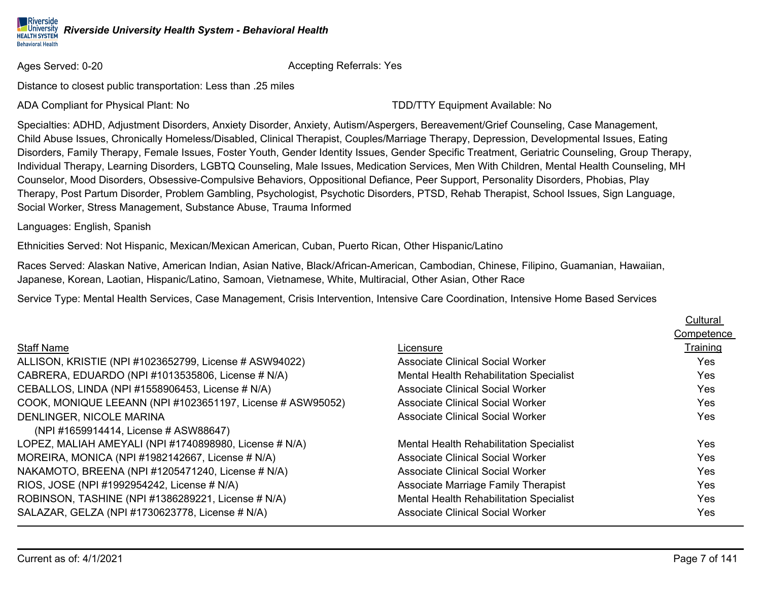Ages Served: 0-20

Accepting Referrals: Yes

Distance to closest public transportation: Less than .25 miles

ADA Compliant for Physical Plant: No

TDD/TTY Equipment Available: No

Specialties: ADHD, Adjustment Disorders, Anxiety Disorder, Anxiety, Autism/Aspergers, Bereavement/Grief Counseling, Case Management, Child Abuse Issues, Chronically Homeless/Disabled, Clinical Therapist, Couples/Marriage Therapy, Depression, Developmental Issues, Eating Disorders, Family Therapy, Female Issues, Foster Youth, Gender Identity Issues, Gender Specific Treatment, Geriatric Counseling, Group Therapy, Individual Therapy, Learning Disorders, LGBTQ Counseling, Male Issues, Medication Services, Men With Children, Mental Health Counseling, MH Counselor, Mood Disorders, Obsessive-Compulsive Behaviors, Oppositional Defiance, Peer Support, Personality Disorders, Phobias, Play Therapy, Post Partum Disorder, Problem Gambling, Psychologist, Psychotic Disorders, PTSD, Rehab Therapist, School Issues, Sign Language, Social Worker, Stress Management, Substance Abuse, Trauma Informed

Languages: English, Spanish

Ethnicities Served: Not Hispanic, Mexican/Mexican American, Cuban, Puerto Rican, Other Hispanic/Latino

Races Served: Alaskan Native, American Indian, Asian Native, Black/African-American, Cambodian, Chinese, Filipino, Guamanian, Hawaiian, Japanese, Korean, Laotian, Hispanic/Latino, Samoan, Vietnamese, White, Multiracial, Other Asian, Other Race

Service Type: Mental Health Services, Case Management, Crisis Intervention, Intensive Care Coordination, Intensive Home Based Services

| Staff Name | Licensure | Cultural Competence Training |
|---|---|---|
| ALLISON, KRISTIE (NPI #1023652799, License # ASW94022) | Associate Clinical Social Worker | Yes |
| CABRERA, EDUARDO (NPI #1013535806, License # N/A) | Mental Health Rehabilitation Specialist | Yes |
| CEBALLOS, LINDA (NPI #1558906453, License # N/A) | Associate Clinical Social Worker | Yes |
| COOK, MONIQUE LEEANN (NPI #1023651197, License # ASW95052) | Associate Clinical Social Worker | Yes |
| DENLINGER, NICOLE MARINA (NPI #1659914414, License # ASW88647) | Associate Clinical Social Worker | Yes |
| LOPEZ, MALIAH AMEYALI (NPI #1740898980, License # N/A) | Mental Health Rehabilitation Specialist | Yes |
| MOREIRA, MONICA (NPI #1982142667, License # N/A) | Associate Clinical Social Worker | Yes |
| NAKAMOTO, BREENA (NPI #1205471240, License # N/A) | Associate Clinical Social Worker | Yes |
| RIOS, JOSE (NPI #1992954242, License # N/A) | Associate Marriage Family Therapist | Yes |
| ROBINSON, TASHINE (NPI #1386289221, License # N/A) | Mental Health Rehabilitation Specialist | Yes |
| SALAZAR, GELZA (NPI #1730623778, License # N/A) | Associate Clinical Social Worker | Yes |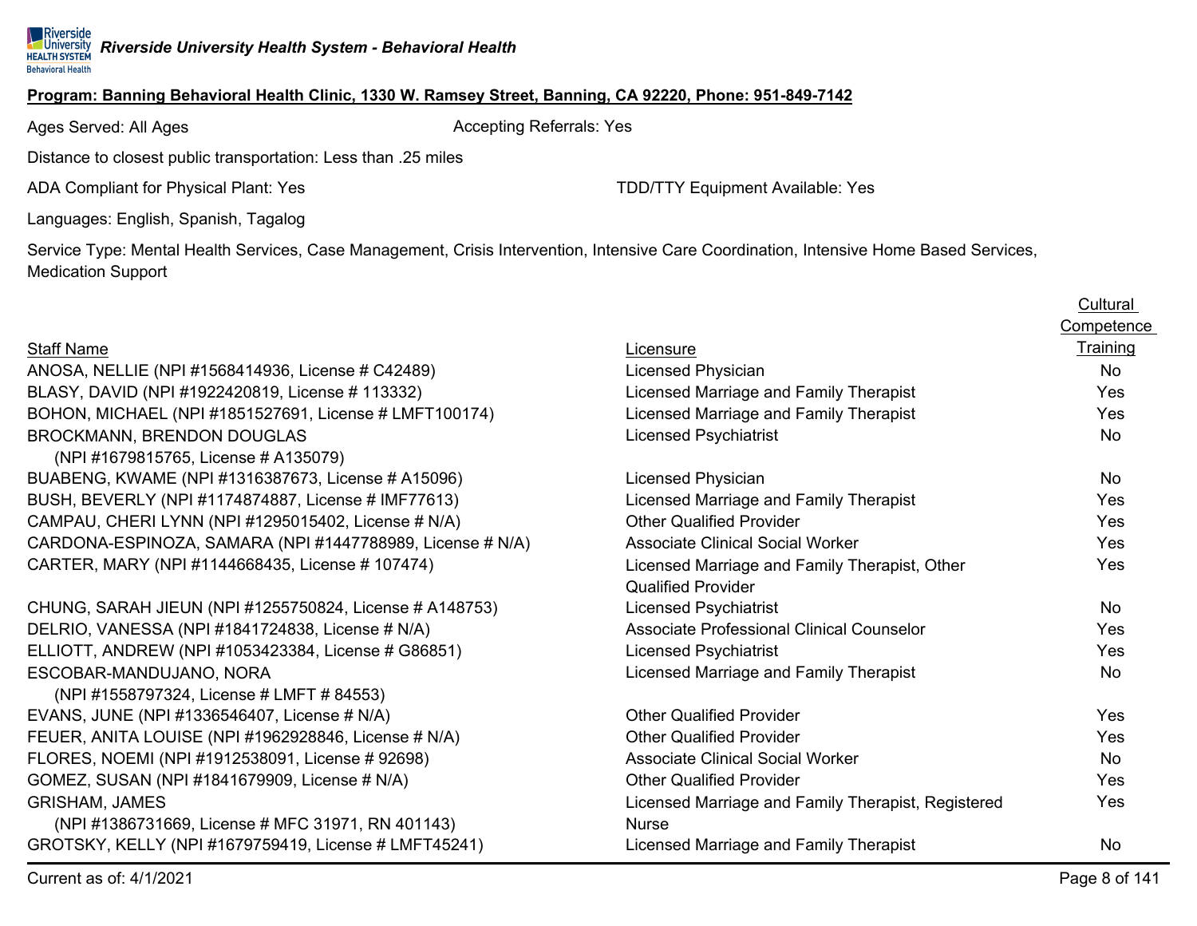**Program: Banning Behavioral Health Clinic, 1330 W. Ramsey Street, Banning, CA 92220, Phone: 951-849-7142**

Ages Served: All Ages

Accepting Referrals: Yes

Distance to closest public transportation: Less than .25 miles

ADA Compliant for Physical Plant: Yes

TDD/TTY Equipment Available: Yes

Languages: English, Spanish, Tagalog

Service Type: Mental Health Services, Case Management, Crisis Intervention, Intensive Care Coordination, Intensive Home Based Services, Medication Support

| Staff Name | Licensure | Cultural Competence Training |
|---|---|---|
| ANOSA, NELLIE (NPI #1568414936, License # C42489) | Licensed Physician | No |
| BLASY, DAVID (NPI #1922420819, License # 113332) | Licensed Marriage and Family Therapist | Yes |
| BOHON, MICHAEL (NPI #1851527691, License # LMFT100174) | Licensed Marriage and Family Therapist | Yes |
| BROCKMANN, BRENDON DOUGLAS (NPI #1679815765, License # A135079) | Licensed Psychiatrist | No |
| BUABENG, KWAME (NPI #1316387673, License # A15096) | Licensed Physician | No |
| BUSH, BEVERLY (NPI #1174874887, License # IMF77613) | Licensed Marriage and Family Therapist | Yes |
| CAMPAU, CHERI LYNN (NPI #1295015402, License # N/A) | Other Qualified Provider | Yes |
| CARDONA-ESPINOZA, SAMARA (NPI #1447788989, License # N/A) | Associate Clinical Social Worker | Yes |
| CARTER, MARY (NPI #1144668435, License # 107474) | Licensed Marriage and Family Therapist, Other Qualified Provider | Yes |
| CHUNG, SARAH JIEUN (NPI #1255750824, License # A148753) | Licensed Psychiatrist | No |
| DELRIO, VANESSA (NPI #1841724838, License # N/A) | Associate Professional Clinical Counselor | Yes |
| ELLIOTT, ANDREW (NPI #1053423384, License # G86851) | Licensed Psychiatrist | Yes |
| ESCOBAR-MANDUJANO, NORA (NPI #1558797324, License # LMFT # 84553) | Licensed Marriage and Family Therapist | No |
| EVANS, JUNE (NPI #1336546407, License # N/A) | Other Qualified Provider | Yes |
| FEUER, ANITA LOUISE (NPI #1962928846, License # N/A) | Other Qualified Provider | Yes |
| FLORES, NOEMI (NPI #1912538091, License # 92698) | Associate Clinical Social Worker | No |
| GOMEZ, SUSAN (NPI #1841679909, License # N/A) | Other Qualified Provider | Yes |
| GRISHAM, JAMES (NPI #1386731669, License # MFC 31971, RN 401143) | Licensed Marriage and Family Therapist, Registered Nurse | Yes |
| GROTSKY, KELLY (NPI #1679759419, License # LMFT45241) | Licensed Marriage and Family Therapist | No |

Current as of: 4/1/2021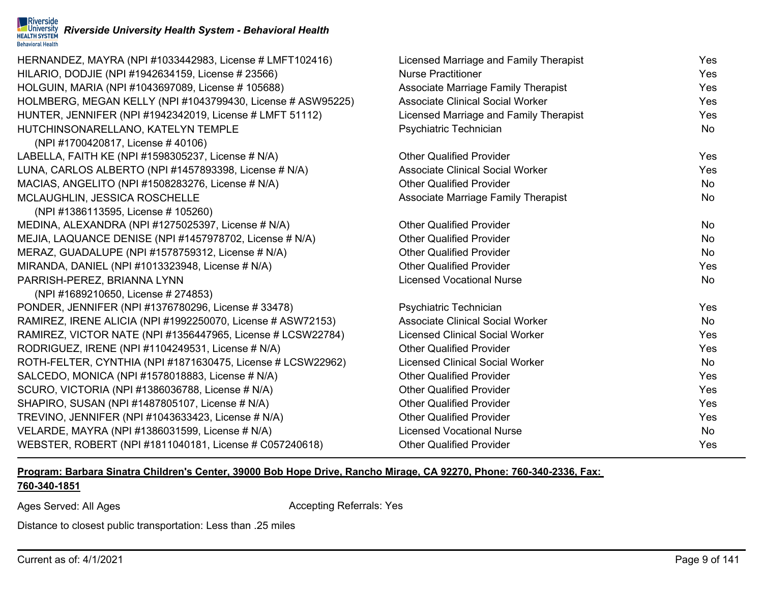| | | |
|---|---|---|
| HERNANDEZ, MAYRA (NPI #1033442983, License # LMFT102416) | Licensed Marriage and Family Therapist | Yes |
| HILARIO, DODJIE (NPI #1942634159, License # 23566) | Nurse Practitioner | Yes |
| HOLGUIN, MARIA (NPI #1043697089, License # 105688) | Associate Marriage Family Therapist | Yes |
| HOLMBERG, MEGAN KELLY (NPI #1043799430, License # ASW95225) | Associate Clinical Social Worker | Yes |
| HUNTER, JENNIFER (NPI #1942342019, License # LMFT 51112) | Licensed Marriage and Family Therapist | Yes |
| HUTCHINSONARELLANO, KATELYN TEMPLE (NPI #1700420817, License # 40106) | Psychiatric Technician | No |
| LABELLA, FAITH KE (NPI #1598305237, License # N/A) | Other Qualified Provider | Yes |
| LUNA, CARLOS ALBERTO (NPI #1457893398, License # N/A) | Associate Clinical Social Worker | Yes |
| MACIAS, ANGELITO (NPI #1508283276, License # N/A) | Other Qualified Provider | No |
| MCLAUGHLIN, JESSICA ROSCHELLE (NPI #1386113595, License # 105260) | Associate Marriage Family Therapist | No |
| MEDINA, ALEXANDRA (NPI #1275025397, License # N/A) | Other Qualified Provider | No |
| MEJIA, LAQUANCE DENISE (NPI #1457978702, License # N/A) | Other Qualified Provider | No |
| MERAZ, GUADALUPE (NPI #1578759312, License # N/A) | Other Qualified Provider | No |
| MIRANDA, DANIEL (NPI #1013323948, License # N/A) | Other Qualified Provider | Yes |
| PARRISH-PEREZ, BRIANNA LYNN (NPI #1689210650, License # 274853) | Licensed Vocational Nurse | No |
| PONDER, JENNIFER (NPI #1376780296, License # 33478) | Psychiatric Technician | Yes |
| RAMIREZ, IRENE ALICIA (NPI #1992250070, License # ASW72153) | Associate Clinical Social Worker | No |
| RAMIREZ, VICTOR NATE (NPI #1356447965, License # LCSW22784) | Licensed Clinical Social Worker | Yes |
| RODRIGUEZ, IRENE (NPI #1104249531, License # N/A) | Other Qualified Provider | Yes |
| ROTH-FELTER, CYNTHIA (NPI #1871630475, License # LCSW22962) | Licensed Clinical Social Worker | No |
| SALCEDO, MONICA (NPI #1578018883, License # N/A) | Other Qualified Provider | Yes |
| SCURO, VICTORIA (NPI #1386036788, License # N/A) | Other Qualified Provider | Yes |
| SHAPIRO, SUSAN (NPI #1487805107, License # N/A) | Other Qualified Provider | Yes |
| TREVINO, JENNIFER (NPI #1043633423, License # N/A) | Other Qualified Provider | Yes |
| VELARDE, MAYRA (NPI #1386031599, License # N/A) | Licensed Vocational Nurse | No |
| WEBSTER, ROBERT (NPI #1811040181, License # C057240618) | Other Qualified Provider | Yes |

**Program: Barbara Sinatra Children's Center, 39000 Bob Hope Drive, Rancho Mirage, CA 92270, Phone: 760-340-2336, Fax: 760-340-1851**

Ages Served: All Ages

Accepting Referrals: Yes

Distance to closest public transportation: Less than .25 miles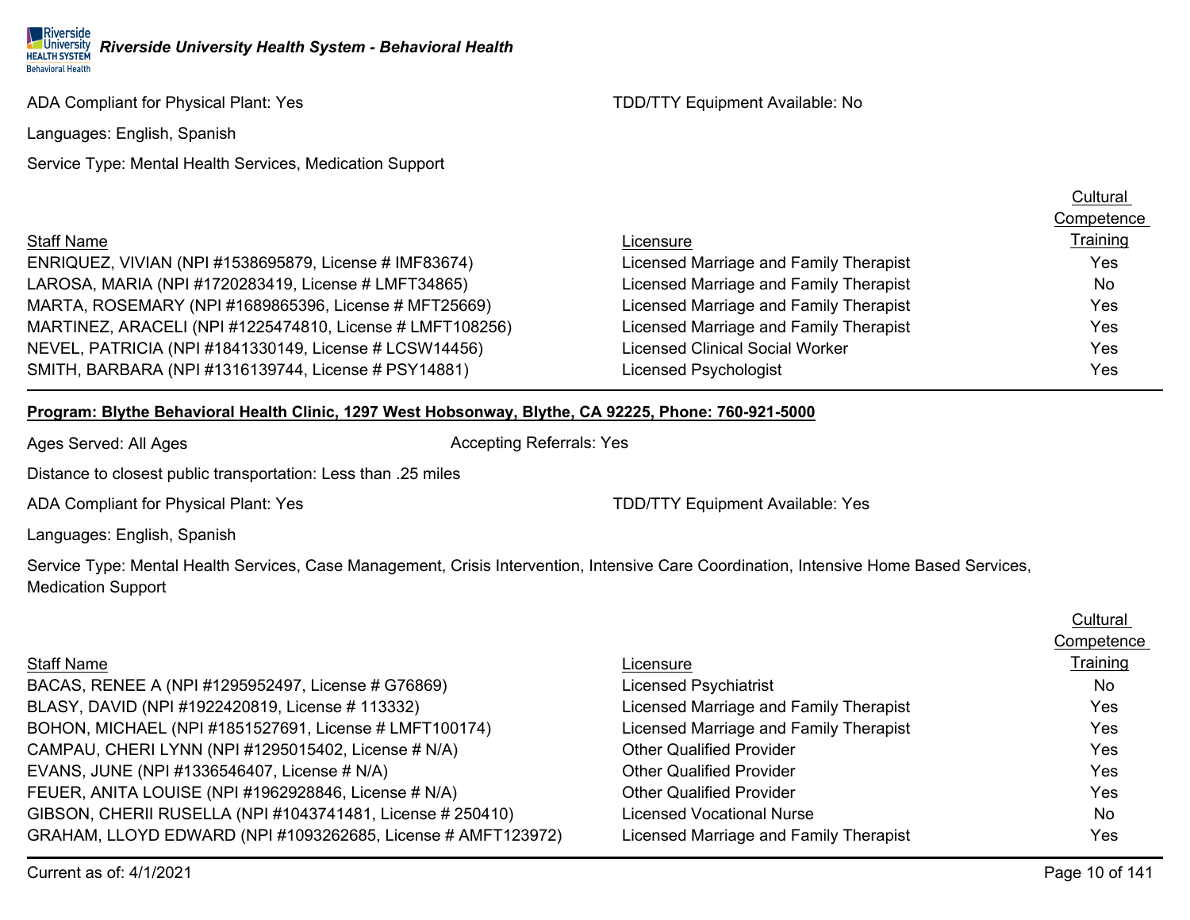ADA Compliant for Physical Plant: Yes

TDD/TTY Equipment Available: No

Languages: English, Spanish

Service Type: Mental Health Services, Medication Support

| Staff Name | Licensure | Cultural Competence Training |
|---|---|---|
| ENRIQUEZ, VIVIAN (NPI #1538695879, License # IMF83674) | Licensed Marriage and Family Therapist | Yes |
| LAROSA, MARIA (NPI #1720283419, License # LMFT34865) | Licensed Marriage and Family Therapist | No |
| MARTA, ROSEMARY (NPI #1689865396, License # MFT25669) | Licensed Marriage and Family Therapist | Yes |
| MARTINEZ, ARACELI (NPI #1225474810, License # LMFT108256) | Licensed Marriage and Family Therapist | Yes |
| NEVEL, PATRICIA (NPI #1841330149, License # LCSW14456) | Licensed Clinical Social Worker | Yes |
| SMITH, BARBARA (NPI #1316139744, License # PSY14881) | Licensed Psychologist | Yes |

**Program: Blythe Behavioral Health Clinic, 1297 West Hobsonway, Blythe, CA 92225, Phone: 760-921-5000**

Ages Served: All Ages

Accepting Referrals: Yes

Distance to closest public transportation: Less than .25 miles

ADA Compliant for Physical Plant: Yes

TDD/TTY Equipment Available: Yes

Languages: English, Spanish

Service Type: Mental Health Services, Case Management, Crisis Intervention, Intensive Care Coordination, Intensive Home Based Services, Medication Support

| Staff Name | Licensure | Cultural Competence Training |
|---|---|---|
| BACAS, RENEE A (NPI #1295952497, License # G76869) | Licensed Psychiatrist | No |
| BLASY, DAVID (NPI #1922420819, License # 113332) | Licensed Marriage and Family Therapist | Yes |
| BOHON, MICHAEL (NPI #1851527691, License # LMFT100174) | Licensed Marriage and Family Therapist | Yes |
| CAMPAU, CHERI LYNN (NPI #1295015402, License # N/A) | Other Qualified Provider | Yes |
| EVANS, JUNE (NPI #1336546407, License # N/A) | Other Qualified Provider | Yes |
| FEUER, ANITA LOUISE (NPI #1962928846, License # N/A) | Other Qualified Provider | Yes |
| GIBSON, CHERII RUSELLA (NPI #1043741481, License # 250410) | Licensed Vocational Nurse | No |
| GRAHAM, LLOYD EDWARD (NPI #1093262685, License # AMFT123972) | Licensed Marriage and Family Therapist | Yes |

Current as of: 4/1/2021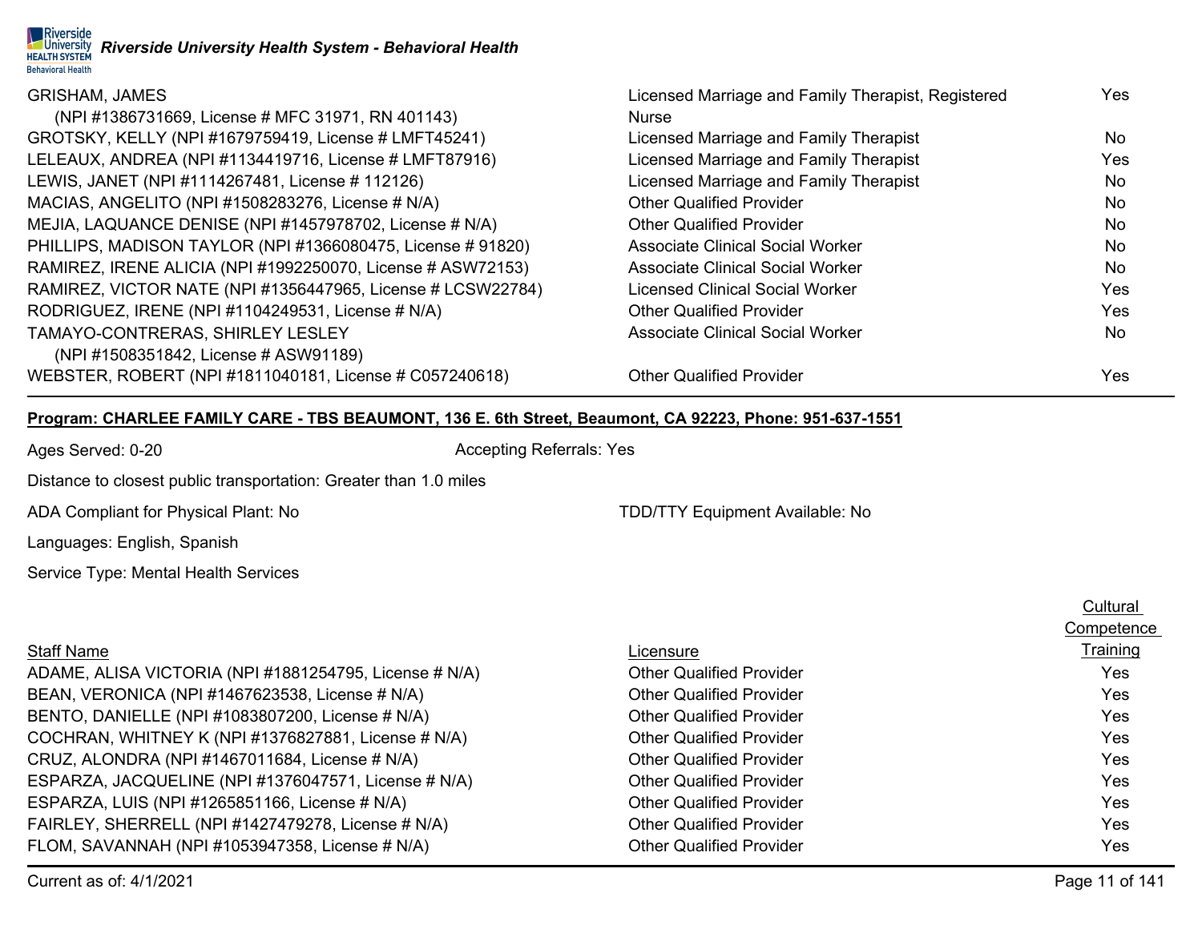| | | |
|---|---|---|
| GRISHAM, JAMES (NPI #1386731669, License # MFC 31971, RN 401143) | Licensed Marriage and Family Therapist, Registered Nurse | Yes |
| GROTSKY, KELLY (NPI #1679759419, License # LMFT45241) | Licensed Marriage and Family Therapist | No |
| LELEAUX, ANDREA (NPI #1134419716, License # LMFT87916) | Licensed Marriage and Family Therapist | Yes |
| LEWIS, JANET (NPI #1114267481, License # 112126) | Licensed Marriage and Family Therapist | No |
| MACIAS, ANGELITO (NPI #1508283276, License # N/A) | Other Qualified Provider | No |
| MEJIA, LAQUANCE DENISE (NPI #1457978702, License # N/A) | Other Qualified Provider | No |
| PHILLIPS, MADISON TAYLOR (NPI #1366080475, License # 91820) | Associate Clinical Social Worker | No |
| RAMIREZ, IRENE ALICIA (NPI #1992250070, License # ASW72153) | Associate Clinical Social Worker | No |
| RAMIREZ, VICTOR NATE (NPI #1356447965, License # LCSW22784) | Licensed Clinical Social Worker | Yes |
| RODRIGUEZ, IRENE (NPI #1104249531, License # N/A) | Other Qualified Provider | Yes |
| TAMAYO-CONTRERAS, SHIRLEY LESLEY (NPI #1508351842, License # ASW91189) | Associate Clinical Social Worker | No |
| WEBSTER, ROBERT (NPI #1811040181, License # C057240618) | Other Qualified Provider | Yes |

**Program: CHARLEE FAMILY CARE - TBS BEAUMONT, 136 E. 6th Street, Beaumont, CA 92223, Phone: 951-637-1551**

Ages Served: 0-20 Accepting Referrals: Yes

Distance to closest public transportation: Greater than 1.0 miles

ADA Compliant for Physical Plant: No TDD/TTY Equipment Available: No

Languages: English, Spanish

Service Type: Mental Health Services

| Staff Name | Licensure | Cultural Competence Training |
|---|---|---|
| ADAME, ALISA VICTORIA (NPI #1881254795, License # N/A) | Other Qualified Provider | Yes |
| BEAN, VERONICA (NPI #1467623538, License # N/A) | Other Qualified Provider | Yes |
| BENTO, DANIELLE (NPI #1083807200, License # N/A) | Other Qualified Provider | Yes |
| COCHRAN, WHITNEY K (NPI #1376827881, License # N/A) | Other Qualified Provider | Yes |
| CRUZ, ALONDRA (NPI #1467011684, License # N/A) | Other Qualified Provider | Yes |
| ESPARZA, JACQUELINE (NPI #1376047571, License # N/A) | Other Qualified Provider | Yes |
| ESPARZA, LUIS (NPI #1265851166, License # N/A) | Other Qualified Provider | Yes |
| FAIRLEY, SHERRELL (NPI #1427479278, License # N/A) | Other Qualified Provider | Yes |
| FLOM, SAVANNAH (NPI #1053947358, License # N/A) | Other Qualified Provider | Yes |

Current as of: 4/1/2021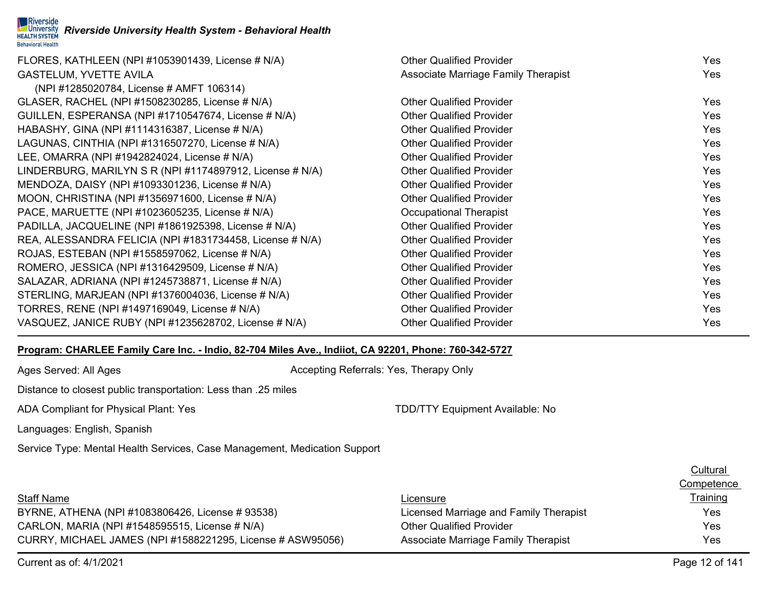| | | |
|---|---|---|
| FLORES, KATHLEEN (NPI #1053901439, License # N/A) | Other Qualified Provider | Yes |
| GASTELUM, YVETTE AVILA (NPI #1285020784, License # AMFT 106314) | Associate Marriage Family Therapist | Yes |
| GLASER, RACHEL (NPI #1508230285, License # N/A) | Other Qualified Provider | Yes |
| GUILLEN, ESPERANSA (NPI #1710547674, License # N/A) | Other Qualified Provider | Yes |
| HABASHY, GINA (NPI #1114316387, License # N/A) | Other Qualified Provider | Yes |
| LAGUNAS, CINTHIA (NPI #1316507270, License # N/A) | Other Qualified Provider | Yes |
| LEE, OMARRA (NPI #1942824024, License # N/A) | Other Qualified Provider | Yes |
| LINDERBURG, MARILYN S R (NPI #1174897912, License # N/A) | Other Qualified Provider | Yes |
| MENDOZA, DAISY (NPI #1093301236, License # N/A) | Other Qualified Provider | Yes |
| MOON, CHRISTINA (NPI #1356971600, License # N/A) | Other Qualified Provider | Yes |
| PACE, MARUETTE (NPI #1023605235, License # N/A) | Occupational Therapist | Yes |
| PADILLA, JACQUELINE (NPI #1861925398, License # N/A) | Other Qualified Provider | Yes |
| REA, ALESSANDRA FELICIA (NPI #1831734458, License # N/A) | Other Qualified Provider | Yes |
| ROJAS, ESTEBAN (NPI #1558597062, License # N/A) | Other Qualified Provider | Yes |
| ROMERO, JESSICA (NPI #1316429509, License # N/A) | Other Qualified Provider | Yes |
| SALAZAR, ADRIANA (NPI #1245738871, License # N/A) | Other Qualified Provider | Yes |
| STERLING, MARJEAN (NPI #1376004036, License # N/A) | Other Qualified Provider | Yes |
| TORRES, RENE (NPI #1497169049, License # N/A) | Other Qualified Provider | Yes |
| VASQUEZ, JANICE RUBY (NPI #1235628702, License # N/A) | Other Qualified Provider | Yes |

**Program: CHARLEE Family Care Inc. - Indio, 82-704 Miles Ave., Indiiot, CA 92201, Phone: 760-342-5727**

Ages Served: All Ages

Accepting Referrals: Yes, Therapy Only

Distance to closest public transportation: Less than .25 miles

ADA Compliant for Physical Plant: Yes

TDD/TTY Equipment Available: No

Languages: English, Spanish

Service Type: Mental Health Services, Case Management, Medication Support

| Staff Name | Licensure | Cultural Competence Training |
|---|---|---|
| BYRNE, ATHENA (NPI #1083806426, License # 93538) | Licensed Marriage and Family Therapist | Yes |
| CARLON, MARIA (NPI #1548595515, License # N/A) | Other Qualified Provider | Yes |
| CURRY, MICHAEL JAMES (NPI #1588221295, License # ASW95056) | Associate Marriage Family Therapist | Yes |

Current as of: 4/1/2021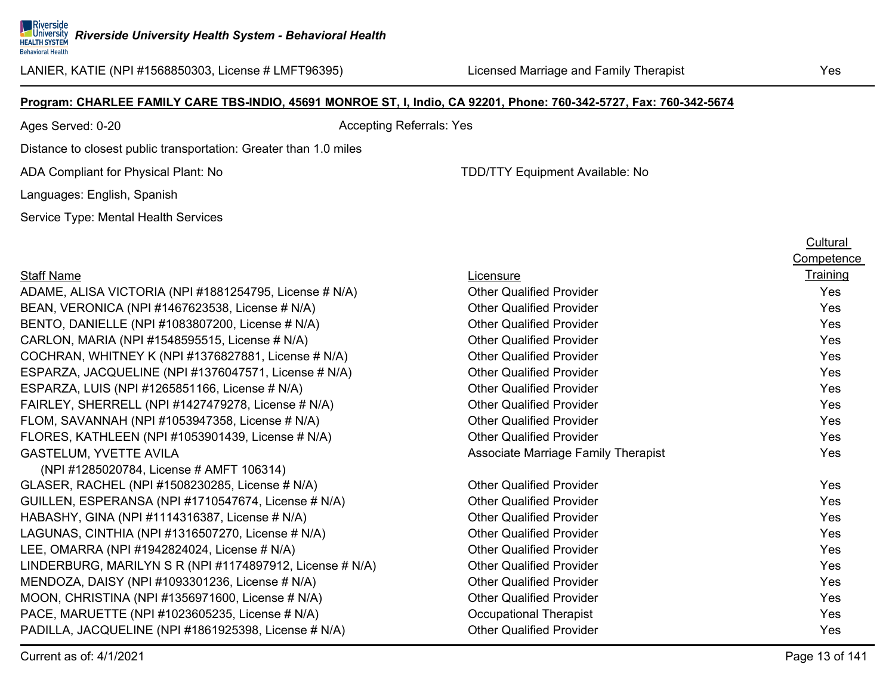| | | |
|---|---|---|
| LANIER, KATIE (NPI #1568850303, License # LMFT96395) | Licensed Marriage and Family Therapist | Yes |

**Program: CHARLEE FAMILY CARE TBS-INDIO, 45691 MONROE ST, I, Indio, CA 92201, Phone: 760-342-5727, Fax: 760-342-5674**

Ages Served: 0-20

Accepting Referrals: Yes

Distance to closest public transportation: Greater than 1.0 miles

ADA Compliant for Physical Plant: No

TDD/TTY Equipment Available: No

Languages: English, Spanish

Service Type: Mental Health Services

| Staff Name | Licensure | Cultural Competence Training |
|---|---|---|
| ADAME, ALISA VICTORIA (NPI #1881254795, License # N/A) | Other Qualified Provider | Yes |
| BEAN, VERONICA (NPI #1467623538, License # N/A) | Other Qualified Provider | Yes |
| BENTO, DANIELLE (NPI #1083807200, License # N/A) | Other Qualified Provider | Yes |
| CARLON, MARIA (NPI #1548595515, License # N/A) | Other Qualified Provider | Yes |
| COCHRAN, WHITNEY K (NPI #1376827881, License # N/A) | Other Qualified Provider | Yes |
| ESPARZA, JACQUELINE (NPI #1376047571, License # N/A) | Other Qualified Provider | Yes |
| ESPARZA, LUIS (NPI #1265851166, License # N/A) | Other Qualified Provider | Yes |
| FAIRLEY, SHERRELL (NPI #1427479278, License # N/A) | Other Qualified Provider | Yes |
| FLOM, SAVANNAH (NPI #1053947358, License # N/A) | Other Qualified Provider | Yes |
| FLORES, KATHLEEN (NPI #1053901439, License # N/A) | Other Qualified Provider | Yes |
| GASTELUM, YVETTE AVILA (NPI #1285020784, License # AMFT 106314) | Associate Marriage Family Therapist | Yes |
| GLASER, RACHEL (NPI #1508230285, License # N/A) | Other Qualified Provider | Yes |
| GUILLEN, ESPERANSA (NPI #1710547674, License # N/A) | Other Qualified Provider | Yes |
| HABASHY, GINA (NPI #1114316387, License # N/A) | Other Qualified Provider | Yes |
| LAGUNAS, CINTHIA (NPI #1316507270, License # N/A) | Other Qualified Provider | Yes |
| LEE, OMARRA (NPI #1942824024, License # N/A) | Other Qualified Provider | Yes |
| LINDERBURG, MARILYN S R (NPI #1174897912, License # N/A) | Other Qualified Provider | Yes |
| MENDOZA, DAISY (NPI #1093301236, License # N/A) | Other Qualified Provider | Yes |
| MOON, CHRISTINA (NPI #1356971600, License # N/A) | Other Qualified Provider | Yes |
| PACE, MARUETTE (NPI #1023605235, License # N/A) | Occupational Therapist | Yes |
| PADILLA, JACQUELINE (NPI #1861925398, License # N/A) | Other Qualified Provider | Yes |

Current as of: 4/1/2021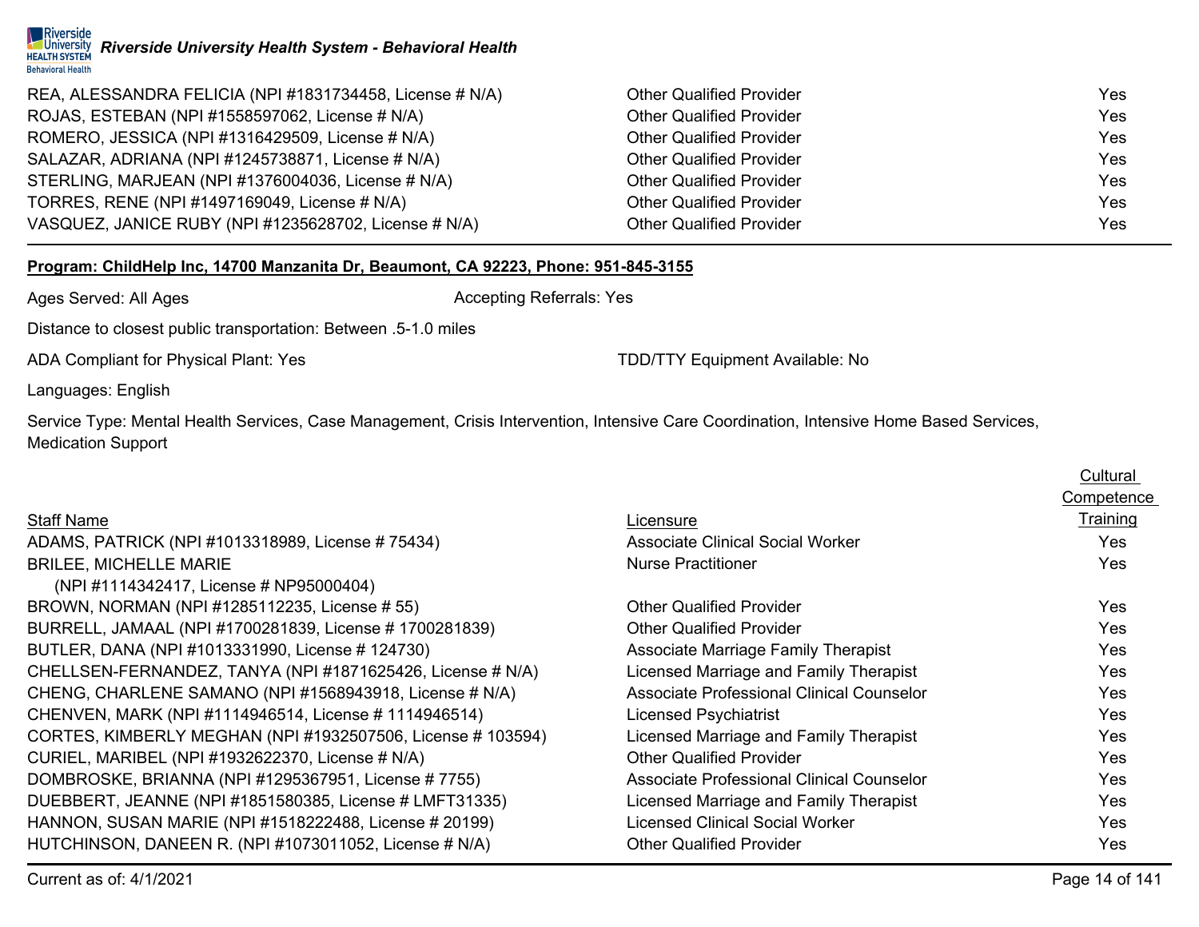| | | |
|---|---|---|
| REA, ALESSANDRA FELICIA (NPI #1831734458, License # N/A) | Other Qualified Provider | Yes |
| ROJAS, ESTEBAN (NPI #1558597062, License # N/A) | Other Qualified Provider | Yes |
| ROMERO, JESSICA (NPI #1316429509, License # N/A) | Other Qualified Provider | Yes |
| SALAZAR, ADRIANA (NPI #1245738871, License # N/A) | Other Qualified Provider | Yes |
| STERLING, MARJEAN (NPI #1376004036, License # N/A) | Other Qualified Provider | Yes |
| TORRES, RENE (NPI #1497169049, License # N/A) | Other Qualified Provider | Yes |
| VASQUEZ, JANICE RUBY (NPI #1235628702, License # N/A) | Other Qualified Provider | Yes |

**Program: ChildHelp Inc, 14700 Manzanita Dr, Beaumont, CA 92223, Phone: 951-845-3155**

Ages Served: All Ages

Accepting Referrals: Yes

Distance to closest public transportation: Between .5-1.0 miles

ADA Compliant for Physical Plant: Yes

TDD/TTY Equipment Available: No

Languages: English

Service Type: Mental Health Services, Case Management, Crisis Intervention, Intensive Care Coordination, Intensive Home Based Services, Medication Support

| Staff Name | Licensure | Cultural Competence Training |
|---|---|---|
| ADAMS, PATRICK (NPI #1013318989, License # 75434) | Associate Clinical Social Worker | Yes |
| BRILEE, MICHELLE MARIE (NPI #1114342417, License # NP95000404) | Nurse Practitioner | Yes |
| BROWN, NORMAN (NPI #1285112235, License # 55) | Other Qualified Provider | Yes |
| BURRELL, JAMAAL (NPI #1700281839, License # 1700281839) | Other Qualified Provider | Yes |
| BUTLER, DANA (NPI #1013331990, License # 124730) | Associate Marriage Family Therapist | Yes |
| CHELLSEN-FERNANDEZ, TANYA (NPI #1871625426, License # N/A) | Licensed Marriage and Family Therapist | Yes |
| CHENG, CHARLENE SAMANO (NPI #1568943918, License # N/A) | Associate Professional Clinical Counselor | Yes |
| CHENVEN, MARK (NPI #1114946514, License # 1114946514) | Licensed Psychiatrist | Yes |
| CORTES, KIMBERLY MEGHAN (NPI #1932507506, License # 103594) | Licensed Marriage and Family Therapist | Yes |
| CURIEL, MARIBEL (NPI #1932622370, License # N/A) | Other Qualified Provider | Yes |
| DOMBROSKE, BRIANNA (NPI #1295367951, License # 7755) | Associate Professional Clinical Counselor | Yes |
| DUEBBERT, JEANNE (NPI #1851580385, License # LMFT31335) | Licensed Marriage and Family Therapist | Yes |
| HANNON, SUSAN MARIE (NPI #1518222488, License # 20199) | Licensed Clinical Social Worker | Yes |
| HUTCHINSON, DANEEN R. (NPI #1073011052, License # N/A) | Other Qualified Provider | Yes |

Current as of: 4/1/2021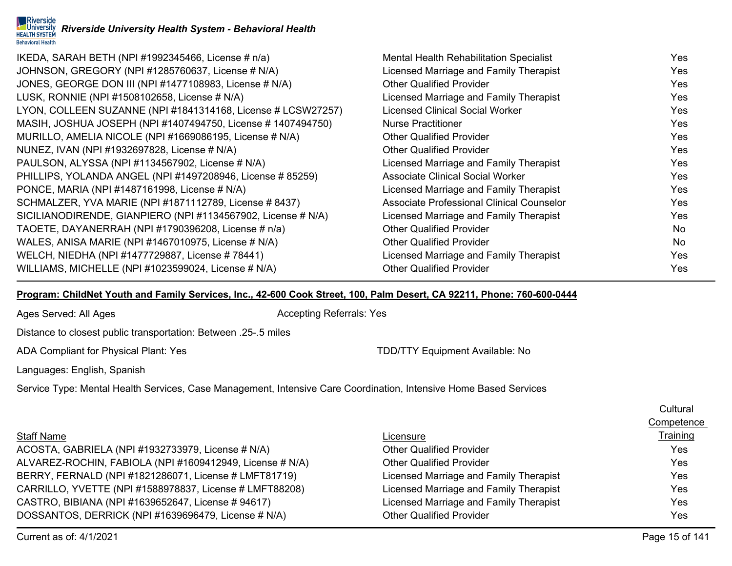| | | |
|---|---|---|
| IKEDA, SARAH BETH (NPI #1992345466, License # n/a) | Mental Health Rehabilitation Specialist | Yes |
| JOHNSON, GREGORY (NPI #1285760637, License # N/A) | Licensed Marriage and Family Therapist | Yes |
| JONES, GEORGE DON III (NPI #1477108983, License # N/A) | Other Qualified Provider | Yes |
| LUSK, RONNIE (NPI #1508102658, License # N/A) | Licensed Marriage and Family Therapist | Yes |
| LYON, COLLEEN SUZANNE (NPI #1841314168, License # LCSW27257) | Licensed Clinical Social Worker | Yes |
| MASIH, JOSHUA JOSEPH (NPI #1407494750, License # 1407494750) | Nurse Practitioner | Yes |
| MURILLO, AMELIA NICOLE (NPI #1669086195, License # N/A) | Other Qualified Provider | Yes |
| NUNEZ, IVAN (NPI #1932697828, License # N/A) | Other Qualified Provider | Yes |
| PAULSON, ALYSSA (NPI #1134567902, License # N/A) | Licensed Marriage and Family Therapist | Yes |
| PHILLIPS, YOLANDA ANGEL (NPI #1497208946, License # 85259) | Associate Clinical Social Worker | Yes |
| PONCE, MARIA (NPI #1487161998, License # N/A) | Licensed Marriage and Family Therapist | Yes |
| SCHMALZER, YVA MARIE (NPI #1871112789, License # 8437) | Associate Professional Clinical Counselor | Yes |
| SICILIANODIRENDE, GIANPIERO (NPI #1134567902, License # N/A) | Licensed Marriage and Family Therapist | Yes |
| TAOETE, DAYANERRAH (NPI #1790396208, License # n/a) | Other Qualified Provider | No |
| WALES, ANISA MARIE (NPI #1467010975, License # N/A) | Other Qualified Provider | No |
| WELCH, NIEDHA (NPI #1477729887, License # 78441) | Licensed Marriage and Family Therapist | Yes |
| WILLIAMS, MICHELLE (NPI #1023599024, License # N/A) | Other Qualified Provider | Yes |

**Program: ChildNet Youth and Family Services, Inc., 42-600 Cook Street, 100, Palm Desert, CA 92211, Phone: 760-600-0444**

Ages Served: All Ages

Accepting Referrals: Yes

Distance to closest public transportation: Between .25-.5 miles

ADA Compliant for Physical Plant: Yes

TDD/TTY Equipment Available: No

Languages: English, Spanish

Service Type: Mental Health Services, Case Management, Intensive Care Coordination, Intensive Home Based Services

| Staff Name | Licensure | Cultural Competence Training |
|---|---|---|
| ACOSTA, GABRIELA (NPI #1932733979, License # N/A) | Other Qualified Provider | Yes |
| ALVAREZ-ROCHIN, FABIOLA (NPI #1609412949, License # N/A) | Other Qualified Provider | Yes |
| BERRY, FERNALD (NPI #1821286071, License # LMFT81719) | Licensed Marriage and Family Therapist | Yes |
| CARRILLO, YVETTE (NPI #1588978837, License # LMFT88208) | Licensed Marriage and Family Therapist | Yes |
| CASTRO, BIBIANA (NPI #1639652647, License # 94617) | Licensed Marriage and Family Therapist | Yes |
| DOSSANTOS, DERRICK (NPI #1639696479, License # N/A) | Other Qualified Provider | Yes |

Current as of: 4/1/2021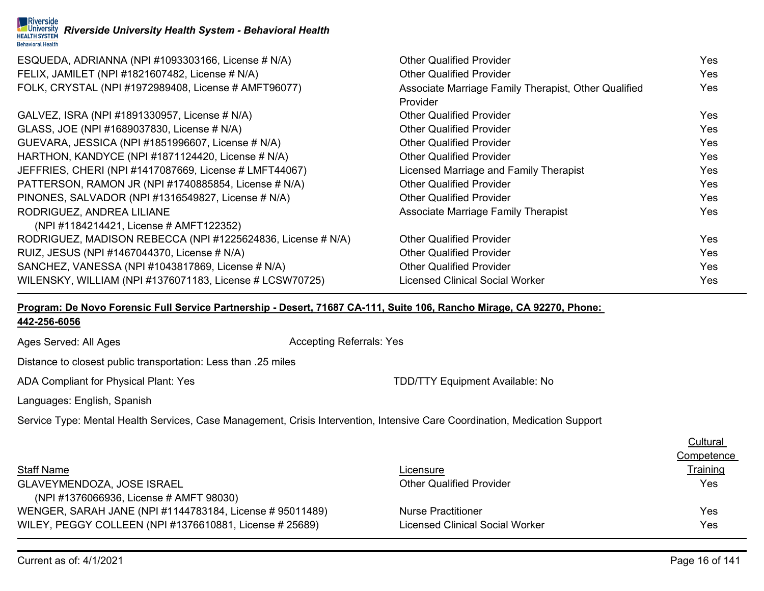| | | |
|---|---|---|
| ESQUEDA, ADRIANNA (NPI #1093303166, License # N/A) | Other Qualified Provider | Yes |
| FELIX, JAMILET (NPI #1821607482, License # N/A) | Other Qualified Provider | Yes |
| FOLK, CRYSTAL (NPI #1972989408, License # AMFT96077) | Associate Marriage Family Therapist, Other Qualified Provider | Yes |
| GALVEZ, ISRA (NPI #1891330957, License # N/A) | Other Qualified Provider | Yes |
| GLASS, JOE (NPI #1689037830, License # N/A) | Other Qualified Provider | Yes |
| GUEVARA, JESSICA (NPI #1851996607, License # N/A) | Other Qualified Provider | Yes |
| HARTHON, KANDYCE (NPI #1871124420, License # N/A) | Other Qualified Provider | Yes |
| JEFFRIES, CHERI (NPI #1417087669, License # LMFT44067) | Licensed Marriage and Family Therapist | Yes |
| PATTERSON, RAMON JR (NPI #1740885854, License # N/A) | Other Qualified Provider | Yes |
| PINONES, SALVADOR (NPI #1316549827, License # N/A) | Other Qualified Provider | Yes |
| RODRIGUEZ, ANDREA LILIANE (NPI #1184214421, License # AMFT122352) | Associate Marriage Family Therapist | Yes |
| RODRIGUEZ, MADISON REBECCA (NPI #1225624836, License # N/A) | Other Qualified Provider | Yes |
| RUIZ, JESUS (NPI #1467044370, License # N/A) | Other Qualified Provider | Yes |
| SANCHEZ, VANESSA (NPI #1043817869, License # N/A) | Other Qualified Provider | Yes |
| WILENSKY, WILLIAM (NPI #1376071183, License # LCSW70725) | Licensed Clinical Social Worker | Yes |

**Program: De Novo Forensic Full Service Partnership - Desert, 71687 CA-111, Suite 106, Rancho Mirage, CA 92270, Phone: 442-256-6056**

Ages Served: All Ages

Accepting Referrals: Yes

Distance to closest public transportation: Less than .25 miles

ADA Compliant for Physical Plant: Yes

TDD/TTY Equipment Available: No

Languages: English, Spanish

Service Type: Mental Health Services, Case Management, Crisis Intervention, Intensive Care Coordination, Medication Support

| Staff Name | Licensure | Cultural Competence Training |
|---|---|---|
| GLAVEYMENDOZA, JOSE ISRAEL (NPI #1376066936, License # AMFT 98030) | Other Qualified Provider | Yes |
| WENGER, SARAH JANE (NPI #1144783184, License # 95011489) | Nurse Practitioner | Yes |
| WILEY, PEGGY COLLEEN (NPI #1376610881, License # 25689) | Licensed Clinical Social Worker | Yes |

Current as of: 4/1/2021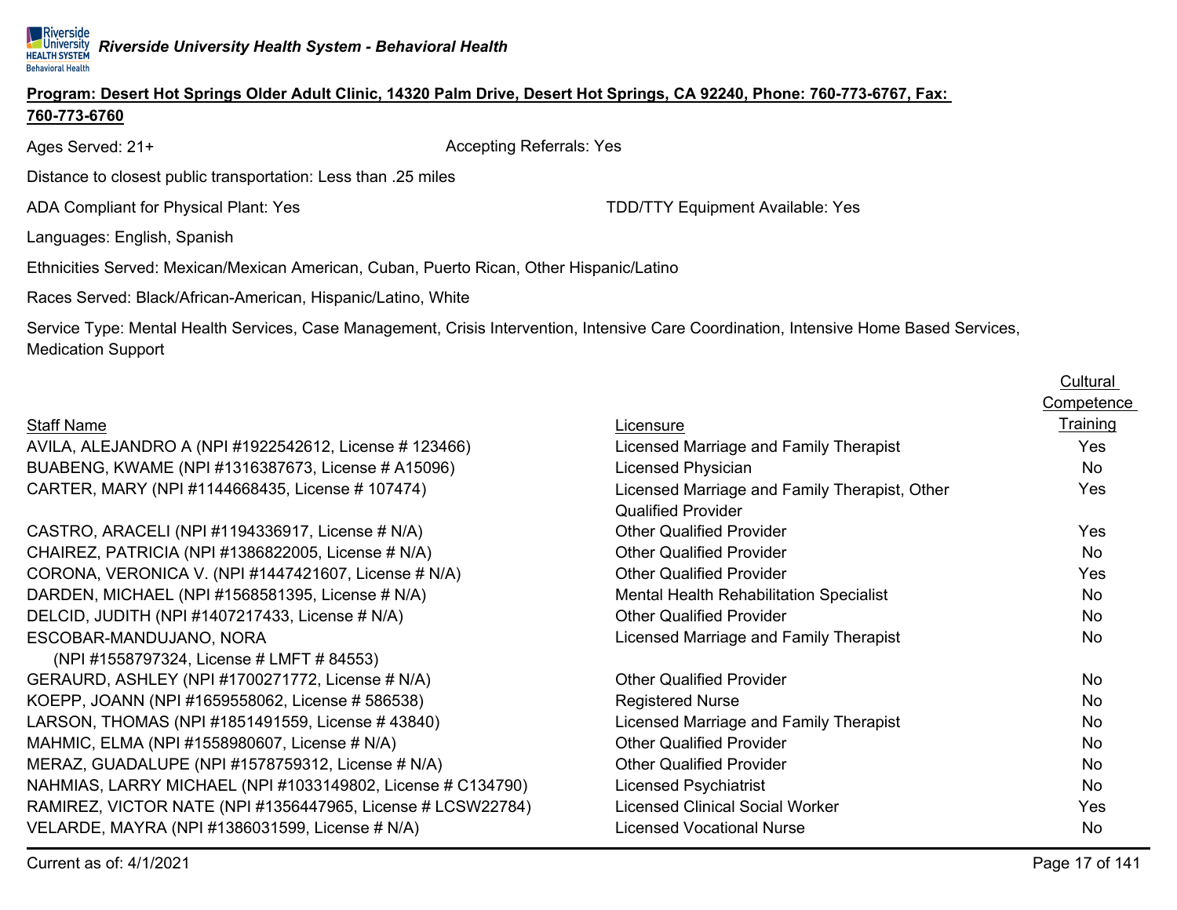**Program: Desert Hot Springs Older Adult Clinic, 14320 Palm Drive, Desert Hot Springs, CA 92240, Phone: 760-773-6767, Fax: 760-773-6760**

Ages Served: 21+ | Accepting Referrals: Yes

Distance to closest public transportation: Less than .25 miles

ADA Compliant for Physical Plant: Yes | TDD/TTY Equipment Available: Yes

Languages: English, Spanish

Ethnicities Served: Mexican/Mexican American, Cuban, Puerto Rican, Other Hispanic/Latino

Races Served: Black/African-American, Hispanic/Latino, White

Service Type: Mental Health Services, Case Management, Crisis Intervention, Intensive Care Coordination, Intensive Home Based Services, Medication Support

| Staff Name | Licensure | Cultural Competence Training |
|---|---|---|
| AVILA, ALEJANDRO A (NPI #1922542612, License # 123466) | Licensed Marriage and Family Therapist | Yes |
| BUABENG, KWAME (NPI #1316387673, License # A15096) | Licensed Physician | No |
| CARTER, MARY (NPI #1144668435, License # 107474) | Licensed Marriage and Family Therapist, Other Qualified Provider | Yes |
| CASTRO, ARACELI (NPI #1194336917, License # N/A) | Other Qualified Provider | Yes |
| CHAIREZ, PATRICIA (NPI #1386822005, License # N/A) | Other Qualified Provider | No |
| CORONA, VERONICA V. (NPI #1447421607, License # N/A) | Other Qualified Provider | Yes |
| DARDEN, MICHAEL (NPI #1568581395, License # N/A) | Mental Health Rehabilitation Specialist | No |
| DELCID, JUDITH (NPI #1407217433, License # N/A) | Other Qualified Provider | No |
| ESCOBAR-MANDUJANO, NORA (NPI #1558797324, License # LMFT # 84553) | Licensed Marriage and Family Therapist | No |
| GERAURD, ASHLEY (NPI #1700271772, License # N/A) | Other Qualified Provider | No |
| KOEPP, JOANN (NPI #1659558062, License # 586538) | Registered Nurse | No |
| LARSON, THOMAS (NPI #1851491559, License # 43840) | Licensed Marriage and Family Therapist | No |
| MAHMIC, ELMA (NPI #1558980607, License # N/A) | Other Qualified Provider | No |
| MERAZ, GUADALUPE (NPI #1578759312, License # N/A) | Other Qualified Provider | No |
| NAHMIAS, LARRY MICHAEL (NPI #1033149802, License # C134790) | Licensed Psychiatrist | No |
| RAMIREZ, VICTOR NATE (NPI #1356447965, License # LCSW22784) | Licensed Clinical Social Worker | Yes |
| VELARDE, MAYRA (NPI #1386031599, License # N/A) | Licensed Vocational Nurse | No |

Current as of: 4/1/2021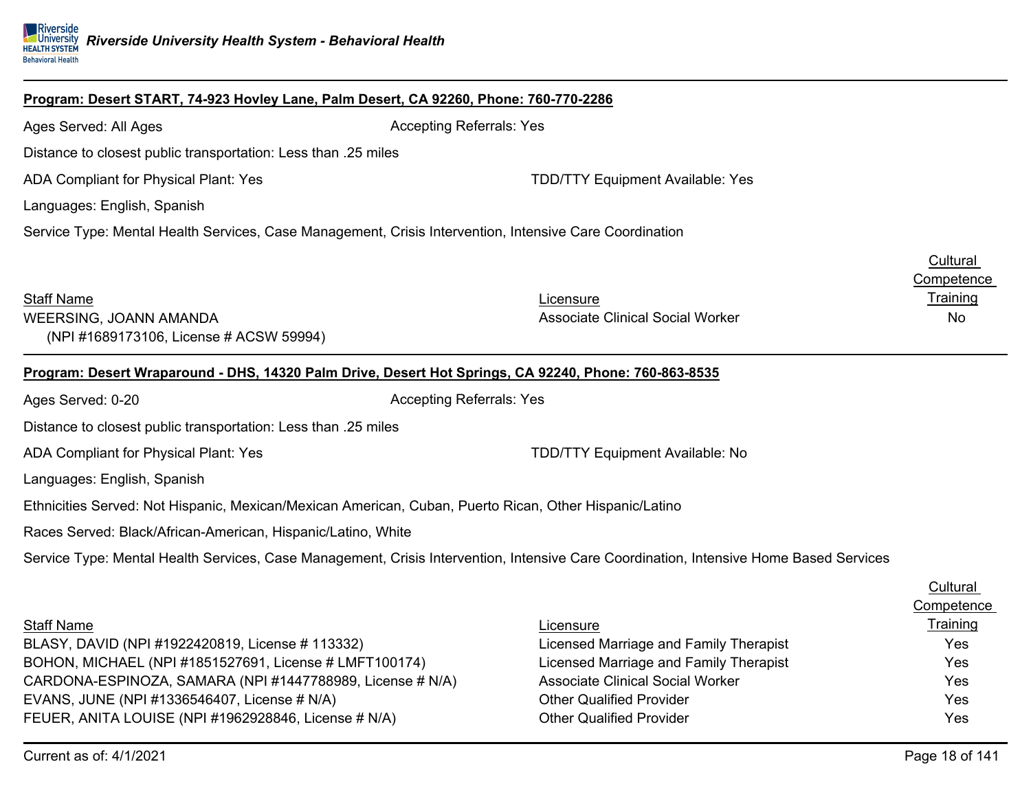**Program: Desert START, 74-923 Hovley Lane, Palm Desert, CA 92260, Phone: 760-770-2286**

Ages Served: All Ages    Accepting Referrals: Yes

Distance to closest public transportation: Less than .25 miles

ADA Compliant for Physical Plant: Yes    TDD/TTY Equipment Available: Yes

Languages: English, Spanish

Service Type: Mental Health Services, Case Management, Crisis Intervention, Intensive Care Coordination

| Staff Name | Licensure | Cultural Competence Training |
|---|---|---|
| WEERSING, JOANN AMANDA (NPI #1689173106, License # ACSW 59994) | Associate Clinical Social Worker | No |

**Program: Desert Wraparound - DHS, 14320 Palm Drive, Desert Hot Springs, CA 92240, Phone: 760-863-8535**

Ages Served: 0-20    Accepting Referrals: Yes

Distance to closest public transportation: Less than .25 miles

ADA Compliant for Physical Plant: Yes    TDD/TTY Equipment Available: No

Languages: English, Spanish

Ethnicities Served: Not Hispanic, Mexican/Mexican American, Cuban, Puerto Rican, Other Hispanic/Latino

Races Served: Black/African-American, Hispanic/Latino, White

Service Type: Mental Health Services, Case Management, Crisis Intervention, Intensive Care Coordination, Intensive Home Based Services

| Staff Name | Licensure | Cultural Competence Training |
|---|---|---|
| BLASY, DAVID (NPI #1922420819, License # 113332) | Licensed Marriage and Family Therapist | Yes |
| BOHON, MICHAEL (NPI #1851527691, License # LMFT100174) | Licensed Marriage and Family Therapist | Yes |
| CARDONA-ESPINOZA, SAMARA (NPI #1447788989, License # N/A) | Associate Clinical Social Worker | Yes |
| EVANS, JUNE (NPI #1336546407, License # N/A) | Other Qualified Provider | Yes |
| FEUER, ANITA LOUISE (NPI #1962928846, License # N/A) | Other Qualified Provider | Yes |

Current as of: 4/1/2021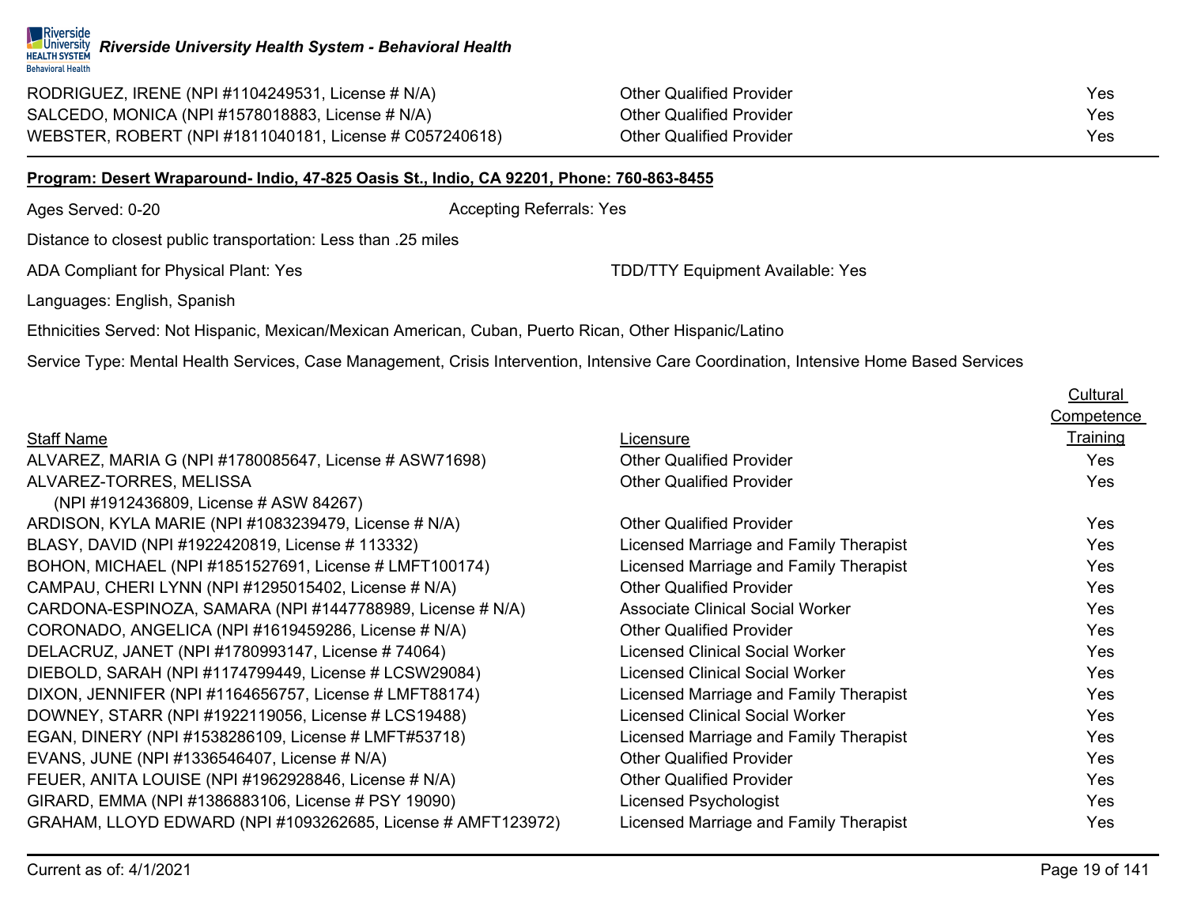| | | |
|---|---|---|
| RODRIGUEZ, IRENE (NPI #1104249531, License # N/A) | Other Qualified Provider | Yes |
| SALCEDO, MONICA (NPI #1578018883, License # N/A) | Other Qualified Provider | Yes |
| WEBSTER, ROBERT (NPI #1811040181, License # C057240618) | Other Qualified Provider | Yes |

**Program: Desert Wraparound- Indio, 47-825 Oasis St., Indio, CA 92201, Phone: 760-863-8455**

Ages Served: 0-20

Accepting Referrals: Yes

Distance to closest public transportation: Less than .25 miles

ADA Compliant for Physical Plant: Yes

TDD/TTY Equipment Available: Yes

Languages: English, Spanish

Ethnicities Served: Not Hispanic, Mexican/Mexican American, Cuban, Puerto Rican, Other Hispanic/Latino

Service Type: Mental Health Services, Case Management, Crisis Intervention, Intensive Care Coordination, Intensive Home Based Services

| Staff Name | Licensure | Cultural Competence Training |
|---|---|---|
| ALVAREZ, MARIA G (NPI #1780085647, License # ASW71698) | Other Qualified Provider | Yes |
| ALVAREZ-TORRES, MELISSA (NPI #1912436809, License # ASW 84267) | Other Qualified Provider | Yes |
| ARDISON, KYLA MARIE (NPI #1083239479, License # N/A) | Other Qualified Provider | Yes |
| BLASY, DAVID (NPI #1922420819, License # 113332) | Licensed Marriage and Family Therapist | Yes |
| BOHON, MICHAEL (NPI #1851527691, License # LMFT100174) | Licensed Marriage and Family Therapist | Yes |
| CAMPAU, CHERI LYNN (NPI #1295015402, License # N/A) | Other Qualified Provider | Yes |
| CARDONA-ESPINOZA, SAMARA (NPI #1447788989, License # N/A) | Associate Clinical Social Worker | Yes |
| CORONADO, ANGELICA (NPI #1619459286, License # N/A) | Other Qualified Provider | Yes |
| DELACRUZ, JANET (NPI #1780993147, License # 74064) | Licensed Clinical Social Worker | Yes |
| DIEBOLD, SARAH (NPI #1174799449, License # LCSW29084) | Licensed Clinical Social Worker | Yes |
| DIXON, JENNIFER (NPI #1164656757, License # LMFT88174) | Licensed Marriage and Family Therapist | Yes |
| DOWNEY, STARR (NPI #1922119056, License # LCS19488) | Licensed Clinical Social Worker | Yes |
| EGAN, DINERY (NPI #1538286109, License # LMFT#53718) | Licensed Marriage and Family Therapist | Yes |
| EVANS, JUNE (NPI #1336546407, License # N/A) | Other Qualified Provider | Yes |
| FEUER, ANITA LOUISE (NPI #1962928846, License # N/A) | Other Qualified Provider | Yes |
| GIRARD, EMMA (NPI #1386883106, License # PSY 19090) | Licensed Psychologist | Yes |
| GRAHAM, LLOYD EDWARD (NPI #1093262685, License # AMFT123972) | Licensed Marriage and Family Therapist | Yes |

Current as of: 4/1/2021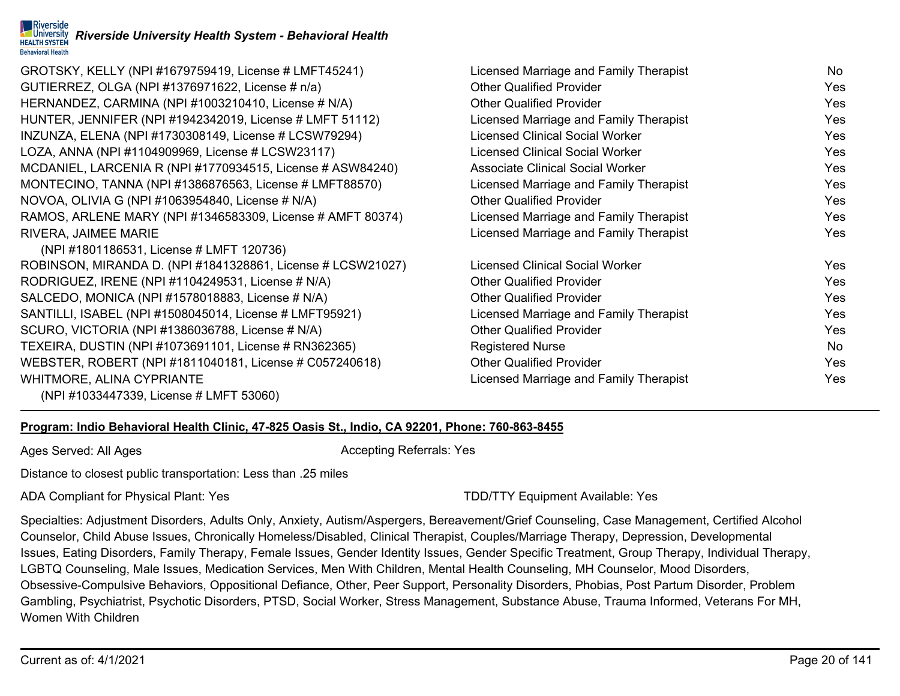| | | |
|---|---|---|
| GROTSKY, KELLY (NPI #1679759419, License # LMFT45241) | Licensed Marriage and Family Therapist | No |
| GUTIERREZ, OLGA (NPI #1376971622, License # n/a) | Other Qualified Provider | Yes |
| HERNANDEZ, CARMINA (NPI #1003210410, License # N/A) | Other Qualified Provider | Yes |
| HUNTER, JENNIFER (NPI #1942342019, License # LMFT 51112) | Licensed Marriage and Family Therapist | Yes |
| INZUNZA, ELENA (NPI #1730308149, License # LCSW79294) | Licensed Clinical Social Worker | Yes |
| LOZA, ANNA (NPI #1104909969, License # LCSW23117) | Licensed Clinical Social Worker | Yes |
| MCDANIEL, LARCENIA R (NPI #1770934515, License # ASW84240) | Associate Clinical Social Worker | Yes |
| MONTECINO, TANNA (NPI #1386876563, License # LMFT88570) | Licensed Marriage and Family Therapist | Yes |
| NOVOA, OLIVIA G (NPI #1063954840, License # N/A) | Other Qualified Provider | Yes |
| RAMOS, ARLENE MARY (NPI #1346583309, License # AMFT 80374) | Licensed Marriage and Family Therapist | Yes |
| RIVERA, JAIMEE MARIE (NPI #1801186531, License # LMFT 120736) | Licensed Marriage and Family Therapist | Yes |
| ROBINSON, MIRANDA D. (NPI #1841328861, License # LCSW21027) | Licensed Clinical Social Worker | Yes |
| RODRIGUEZ, IRENE (NPI #1104249531, License # N/A) | Other Qualified Provider | Yes |
| SALCEDO, MONICA (NPI #1578018883, License # N/A) | Other Qualified Provider | Yes |
| SANTILLI, ISABEL (NPI #1508045014, License # LMFT95921) | Licensed Marriage and Family Therapist | Yes |
| SCURO, VICTORIA (NPI #1386036788, License # N/A) | Other Qualified Provider | Yes |
| TEXEIRA, DUSTIN (NPI #1073691101, License # RN362365) | Registered Nurse | No |
| WEBSTER, ROBERT (NPI #1811040181, License # C057240618) | Other Qualified Provider | Yes |
| WHITMORE, ALINA CYPRIANTE (NPI #1033447339, License # LMFT 53060) | Licensed Marriage and Family Therapist | Yes |

**Program: Indio Behavioral Health Clinic, 47-825 Oasis St., Indio, CA 92201, Phone: 760-863-8455**

Ages Served: All Ages

Accepting Referrals: Yes

Distance to closest public transportation: Less than .25 miles

ADA Compliant for Physical Plant: Yes

TDD/TTY Equipment Available: Yes

Specialties: Adjustment Disorders, Adults Only, Anxiety, Autism/Aspergers, Bereavement/Grief Counseling, Case Management, Certified Alcohol Counselor, Child Abuse Issues, Chronically Homeless/Disabled, Clinical Therapist, Couples/Marriage Therapy, Depression, Developmental Issues, Eating Disorders, Family Therapy, Female Issues, Gender Identity Issues, Gender Specific Treatment, Group Therapy, Individual Therapy, LGBTQ Counseling, Male Issues, Medication Services, Men With Children, Mental Health Counseling, MH Counselor, Mood Disorders, Obsessive-Compulsive Behaviors, Oppositional Defiance, Other, Peer Support, Personality Disorders, Phobias, Post Partum Disorder, Problem Gambling, Psychiatrist, Psychotic Disorders, PTSD, Social Worker, Stress Management, Substance Abuse, Trauma Informed, Veterans For MH, Women With Children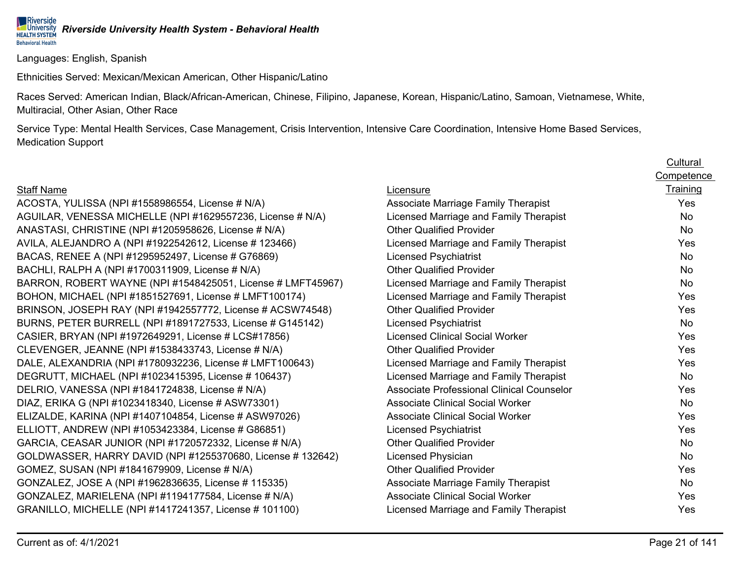Languages: English, Spanish

Ethnicities Served: Mexican/Mexican American, Other Hispanic/Latino

Races Served: American Indian, Black/African-American, Chinese, Filipino, Japanese, Korean, Hispanic/Latino, Samoan, Vietnamese, White, Multiracial, Other Asian, Other Race

Service Type: Mental Health Services, Case Management, Crisis Intervention, Intensive Care Coordination, Intensive Home Based Services, Medication Support

| Staff Name | Licensure | Cultural Competence Training |
|---|---|---|
| ACOSTA, YULISSA (NPI #1558986554, License # N/A) | Associate Marriage Family Therapist | Yes |
| AGUILAR, VENESSA MICHELLE (NPI #1629557236, License # N/A) | Licensed Marriage and Family Therapist | No |
| ANASTASI, CHRISTINE (NPI #1205958626, License # N/A) | Other Qualified Provider | No |
| AVILA, ALEJANDRO A (NPI #1922542612, License # 123466) | Licensed Marriage and Family Therapist | Yes |
| BACAS, RENEE A (NPI #1295952497, License # G76869) | Licensed Psychiatrist | No |
| BACHLI, RALPH A (NPI #1700311909, License # N/A) | Other Qualified Provider | No |
| BARRON, ROBERT WAYNE (NPI #1548425051, License # LMFT45967) | Licensed Marriage and Family Therapist | No |
| BOHON, MICHAEL (NPI #1851527691, License # LMFT100174) | Licensed Marriage and Family Therapist | Yes |
| BRINSON, JOSEPH RAY (NPI #1942557772, License # ACSW74548) | Other Qualified Provider | Yes |
| BURNS, PETER BURRELL (NPI #1891727533, License # G145142) | Licensed Psychiatrist | No |
| CASIER, BRYAN (NPI #1972649291, License # LCS#17856) | Licensed Clinical Social Worker | Yes |
| CLEVENGER, JEANNE (NPI #1538433743, License # N/A) | Other Qualified Provider | Yes |
| DALE, ALEXANDRIA (NPI #1780932236, License # LMFT100643) | Licensed Marriage and Family Therapist | Yes |
| DEGRUTT, MICHAEL (NPI #1023415395, License # 106437) | Licensed Marriage and Family Therapist | No |
| DELRIO, VANESSA (NPI #1841724838, License # N/A) | Associate Professional Clinical Counselor | Yes |
| DIAZ, ERIKA G (NPI #1023418340, License # ASW73301) | Associate Clinical Social Worker | No |
| ELIZALDE, KARINA (NPI #1407104854, License # ASW97026) | Associate Clinical Social Worker | Yes |
| ELLIOTT, ANDREW (NPI #1053423384, License # G86851) | Licensed Psychiatrist | Yes |
| GARCIA, CEASAR JUNIOR (NPI #1720572332, License # N/A) | Other Qualified Provider | No |
| GOLDWASSER, HARRY DAVID (NPI #1255370680, License # 132642) | Licensed Physician | No |
| GOMEZ, SUSAN (NPI #1841679909, License # N/A) | Other Qualified Provider | Yes |
| GONZALEZ, JOSE A (NPI #1962836635, License # 115335) | Associate Marriage Family Therapist | No |
| GONZALEZ, MARIELENA (NPI #1194177584, License # N/A) | Associate Clinical Social Worker | Yes |
| GRANILLO, MICHELLE (NPI #1417241357, License # 101100) | Licensed Marriage and Family Therapist | Yes |

Current as of: 4/1/2021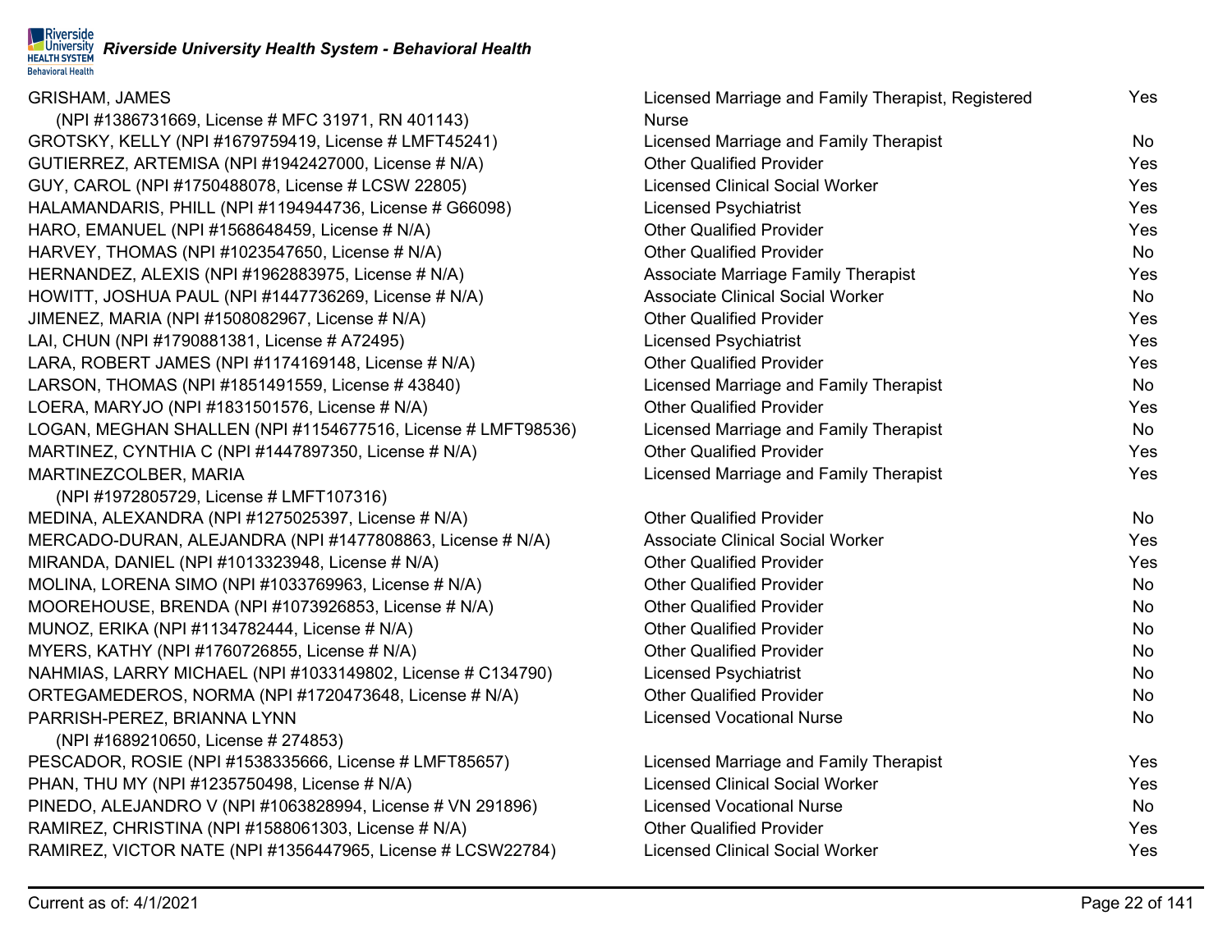| | | |
|---|---|---|
| GRISHAM, JAMES (NPI #1386731669, License # MFC 31971, RN 401143) | Licensed Marriage and Family Therapist, Registered Nurse | Yes |
| GROTSKY, KELLY (NPI #1679759419, License # LMFT45241) | Licensed Marriage and Family Therapist | No |
| GUTIERREZ, ARTEMISA (NPI #1942427000, License # N/A) | Other Qualified Provider | Yes |
| GUY, CAROL (NPI #1750488078, License # LCSW 22805) | Licensed Clinical Social Worker | Yes |
| HALAMANDARIS, PHILL (NPI #1194944736, License # G66098) | Licensed Psychiatrist | Yes |
| HARO, EMANUEL (NPI #1568648459, License # N/A) | Other Qualified Provider | Yes |
| HARVEY, THOMAS (NPI #1023547650, License # N/A) | Other Qualified Provider | No |
| HERNANDEZ, ALEXIS (NPI #1962883975, License # N/A) | Associate Marriage Family Therapist | Yes |
| HOWITT, JOSHUA PAUL (NPI #1447736269, License # N/A) | Associate Clinical Social Worker | No |
| JIMENEZ, MARIA (NPI #1508082967, License # N/A) | Other Qualified Provider | Yes |
| LAI, CHUN (NPI #1790881381, License # A72495) | Licensed Psychiatrist | Yes |
| LARA, ROBERT JAMES (NPI #1174169148, License # N/A) | Other Qualified Provider | Yes |
| LARSON, THOMAS (NPI #1851491559, License # 43840) | Licensed Marriage and Family Therapist | No |
| LOERA, MARYJO (NPI #1831501576, License # N/A) | Other Qualified Provider | Yes |
| LOGAN, MEGHAN SHALLEN (NPI #1154677516, License # LMFT98536) | Licensed Marriage and Family Therapist | No |
| MARTINEZ, CYNTHIA C (NPI #1447897350, License # N/A) | Other Qualified Provider | Yes |
| MARTINEZCOLBER, MARIA (NPI #1972805729, License # LMFT107316) | Licensed Marriage and Family Therapist | Yes |
| MEDINA, ALEXANDRA (NPI #1275025397, License # N/A) | Other Qualified Provider | No |
| MERCADO-DURAN, ALEJANDRA (NPI #1477808863, License # N/A) | Associate Clinical Social Worker | Yes |
| MIRANDA, DANIEL (NPI #1013323948, License # N/A) | Other Qualified Provider | Yes |
| MOLINA, LORENA SIMO (NPI #1033769963, License # N/A) | Other Qualified Provider | No |
| MOOREHOUSE, BRENDA (NPI #1073926853, License # N/A) | Other Qualified Provider | No |
| MUNOZ, ERIKA (NPI #1134782444, License # N/A) | Other Qualified Provider | No |
| MYERS, KATHY (NPI #1760726855, License # N/A) | Other Qualified Provider | No |
| NAHMIAS, LARRY MICHAEL (NPI #1033149802, License # C134790) | Licensed Psychiatrist | No |
| ORTEGAMEDEROS, NORMA (NPI #1720473648, License # N/A) | Other Qualified Provider | No |
| PARRISH-PEREZ, BRIANNA LYNN (NPI #1689210650, License # 274853) | Licensed Vocational Nurse | No |
| PESCADOR, ROSIE (NPI #1538335666, License # LMFT85657) | Licensed Marriage and Family Therapist | Yes |
| PHAN, THU MY (NPI #1235750498, License # N/A) | Licensed Clinical Social Worker | Yes |
| PINEDO, ALEJANDRO V (NPI #1063828994, License # VN 291896) | Licensed Vocational Nurse | No |
| RAMIREZ, CHRISTINA (NPI #1588061303, License # N/A) | Other Qualified Provider | Yes |
| RAMIREZ, VICTOR NATE (NPI #1356447965, License # LCSW22784) | Licensed Clinical Social Worker | Yes |

Current as of: 4/1/2021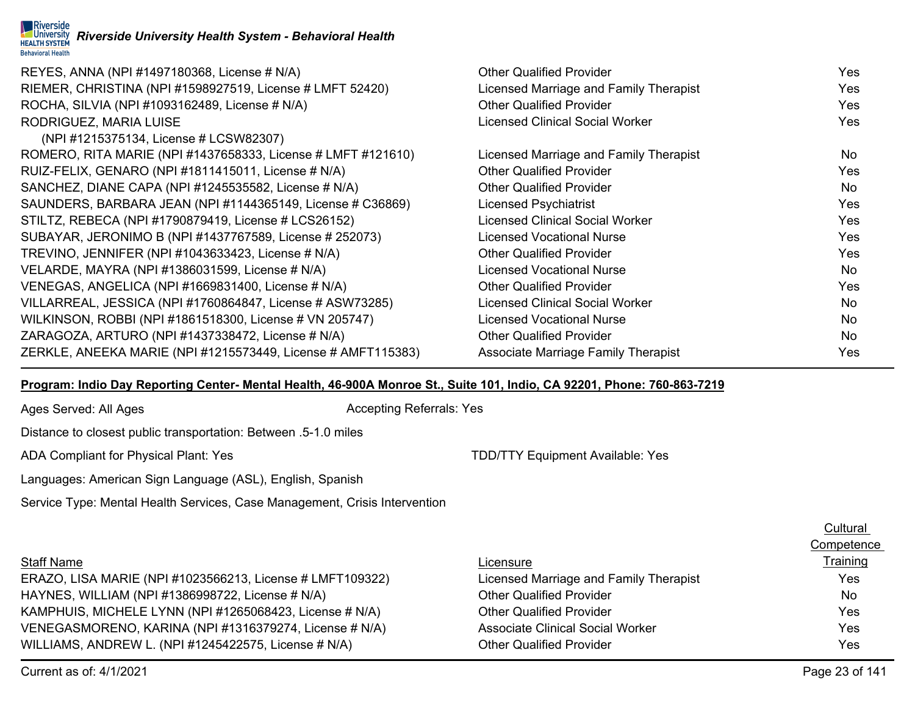| | | |
|---|---|---|
| REYES, ANNA (NPI #1497180368, License # N/A) | Other Qualified Provider | Yes |
| RIEMER, CHRISTINA (NPI #1598927519, License # LMFT 52420) | Licensed Marriage and Family Therapist | Yes |
| ROCHA, SILVIA (NPI #1093162489, License # N/A) | Other Qualified Provider | Yes |
| RODRIGUEZ, MARIA LUISE (NPI #1215375134, License # LCSW82307) | Licensed Clinical Social Worker | Yes |
| ROMERO, RITA MARIE (NPI #1437658333, License # LMFT #121610) | Licensed Marriage and Family Therapist | No |
| RUIZ-FELIX, GENARO (NPI #1811415011, License # N/A) | Other Qualified Provider | Yes |
| SANCHEZ, DIANE CAPA (NPI #1245535582, License # N/A) | Other Qualified Provider | No |
| SAUNDERS, BARBARA JEAN (NPI #1144365149, License # C36869) | Licensed Psychiatrist | Yes |
| STILTZ, REBECA (NPI #1790879419, License # LCS26152) | Licensed Clinical Social Worker | Yes |
| SUBAYAR, JERONIMO B (NPI #1437767589, License # 252073) | Licensed Vocational Nurse | Yes |
| TREVINO, JENNIFER (NPI #1043633423, License # N/A) | Other Qualified Provider | Yes |
| VELARDE, MAYRA (NPI #1386031599, License # N/A) | Licensed Vocational Nurse | No |
| VENEGAS, ANGELICA (NPI #1669831400, License # N/A) | Other Qualified Provider | Yes |
| VILLARREAL, JESSICA (NPI #1760864847, License # ASW73285) | Licensed Clinical Social Worker | No |
| WILKINSON, ROBBI (NPI #1861518300, License # VN 205747) | Licensed Vocational Nurse | No |
| ZARAGOZA, ARTURO (NPI #1437338472, License # N/A) | Other Qualified Provider | No |
| ZERKLE, ANEEKA MARIE (NPI #1215573449, License # AMFT115383) | Associate Marriage Family Therapist | Yes |

**Program: Indio Day Reporting Center- Mental Health, 46-900A Monroe St., Suite 101, Indio, CA 92201, Phone: 760-863-7219**

Ages Served: All Ages | Accepting Referrals: Yes

Distance to closest public transportation: Between .5-1.0 miles

ADA Compliant for Physical Plant: Yes | TDD/TTY Equipment Available: Yes

Languages: American Sign Language (ASL), English, Spanish

Service Type: Mental Health Services, Case Management, Crisis Intervention

| Staff Name | Licensure | Cultural Competence Training |
|---|---|---|
| ERAZO, LISA MARIE (NPI #1023566213, License # LMFT109322) | Licensed Marriage and Family Therapist | Yes |
| HAYNES, WILLIAM (NPI #1386998722, License # N/A) | Other Qualified Provider | No |
| KAMPHUIS, MICHELE LYNN (NPI #1265068423, License # N/A) | Other Qualified Provider | Yes |
| VENEGASMORENO, KARINA (NPI #1316379274, License # N/A) | Associate Clinical Social Worker | Yes |
| WILLIAMS, ANDREW L. (NPI #1245422575, License # N/A) | Other Qualified Provider | Yes |

Current as of: 4/1/2021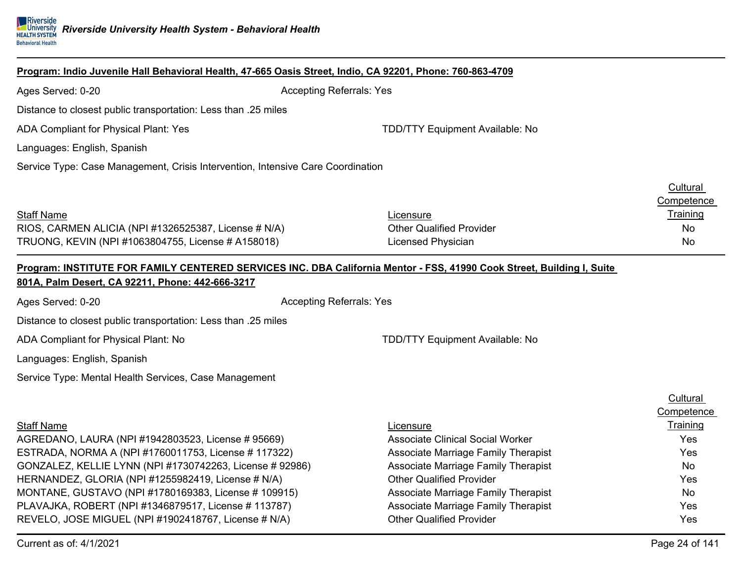**Program: Indio Juvenile Hall Behavioral Health, 47-665 Oasis Street, Indio, CA 92201, Phone: 760-863-4709**

Ages Served: 0-20

Accepting Referrals: Yes

Distance to closest public transportation: Less than .25 miles

ADA Compliant for Physical Plant: Yes

TDD/TTY Equipment Available: No

Languages: English, Spanish

Service Type: Case Management, Crisis Intervention, Intensive Care Coordination

| Staff Name | Licensure | Cultural Competence Training |
|---|---|---|
| RIOS, CARMEN ALICIA (NPI #1326525387, License # N/A) | Other Qualified Provider | No |
| TRUONG, KEVIN (NPI #1063804755, License # A158018) | Licensed Physician | No |

**Program: INSTITUTE FOR FAMILY CENTERED SERVICES INC. DBA California Mentor - FSS, 41990 Cook Street, Building I, Suite 801A, Palm Desert, CA 92211, Phone: 442-666-3217**

Ages Served: 0-20

Accepting Referrals: Yes

Distance to closest public transportation: Less than .25 miles

ADA Compliant for Physical Plant: No

TDD/TTY Equipment Available: No

Languages: English, Spanish

Service Type: Mental Health Services, Case Management

| Staff Name | Licensure | Cultural Competence Training |
|---|---|---|
| AGREDANO, LAURA (NPI #1942803523, License # 95669) | Associate Clinical Social Worker | Yes |
| ESTRADA, NORMA A (NPI #1760011753, License # 117322) | Associate Marriage Family Therapist | Yes |
| GONZALEZ, KELLIE LYNN (NPI #1730742263, License # 92986) | Associate Marriage Family Therapist | No |
| HERNANDEZ, GLORIA (NPI #1255982419, License # N/A) | Other Qualified Provider | Yes |
| MONTANE, GUSTAVO (NPI #1780169383, License # 109915) | Associate Marriage Family Therapist | No |
| PLAVAJKA, ROBERT (NPI #1346879517, License # 113787) | Associate Marriage Family Therapist | Yes |
| REVELO, JOSE MIGUEL (NPI #1902418767, License # N/A) | Other Qualified Provider | Yes |

Current as of: 4/1/2021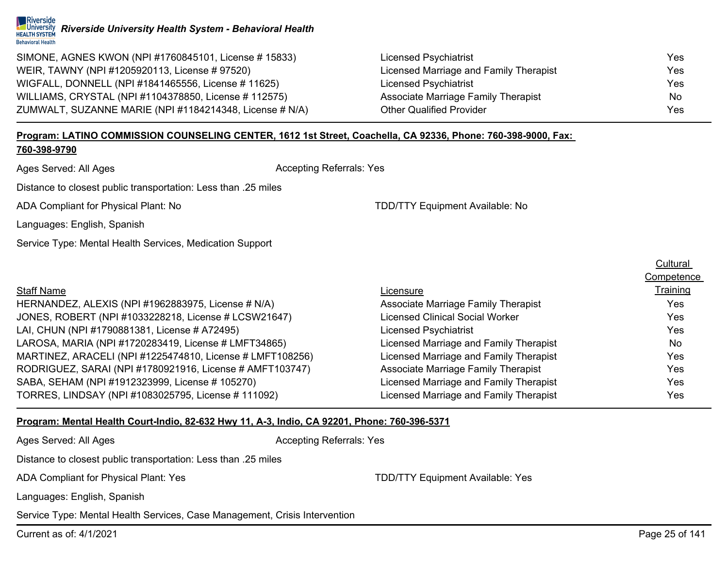| | | |
|---|---|---|
| SIMONE, AGNES KWON (NPI #1760845101, License # 15833) | Licensed Psychiatrist | Yes |
| WEIR, TAWNY (NPI #1205920113, License # 97520) | Licensed Marriage and Family Therapist | Yes |
| WIGFALL, DONNELL (NPI #1841465556, License # 11625) | Licensed Psychiatrist | Yes |
| WILLIAMS, CRYSTAL (NPI #1104378850, License # 112575) | Associate Marriage Family Therapist | No |
| ZUMWALT, SUZANNE MARIE (NPI #1184214348, License # N/A) | Other Qualified Provider | Yes |

**Program: LATINO COMMISSION COUNSELING CENTER, 1612 1st Street, Coachella, CA 92336, Phone: 760-398-9000, Fax: 760-398-9790**

Ages Served: All Ages Accepting Referrals: Yes

Distance to closest public transportation: Less than .25 miles

ADA Compliant for Physical Plant: No TDD/TTY Equipment Available: No

Languages: English, Spanish

Service Type: Mental Health Services, Medication Support

| Staff Name | Licensure | Cultural Competence Training |
|---|---|---|
| HERNANDEZ, ALEXIS (NPI #1962883975, License # N/A) | Associate Marriage Family Therapist | Yes |
| JONES, ROBERT (NPI #1033228218, License # LCSW21647) | Licensed Clinical Social Worker | Yes |
| LAI, CHUN (NPI #1790881381, License # A72495) | Licensed Psychiatrist | Yes |
| LAROSA, MARIA (NPI #1720283419, License # LMFT34865) | Licensed Marriage and Family Therapist | No |
| MARTINEZ, ARACELI (NPI #1225474810, License # LMFT108256) | Licensed Marriage and Family Therapist | Yes |
| RODRIGUEZ, SARAI (NPI #1780921916, License # AMFT103747) | Associate Marriage Family Therapist | Yes |
| SABA, SEHAM (NPI #1912323999, License # 105270) | Licensed Marriage and Family Therapist | Yes |
| TORRES, LINDSAY (NPI #1083025795, License # 111092) | Licensed Marriage and Family Therapist | Yes |

**Program: Mental Health Court-Indio, 82-632 Hwy 11, A-3, Indio, CA 92201, Phone: 760-396-5371**

Ages Served: All Ages Accepting Referrals: Yes

Distance to closest public transportation: Less than .25 miles

ADA Compliant for Physical Plant: Yes TDD/TTY Equipment Available: Yes

Languages: English, Spanish

Service Type: Mental Health Services, Case Management, Crisis Intervention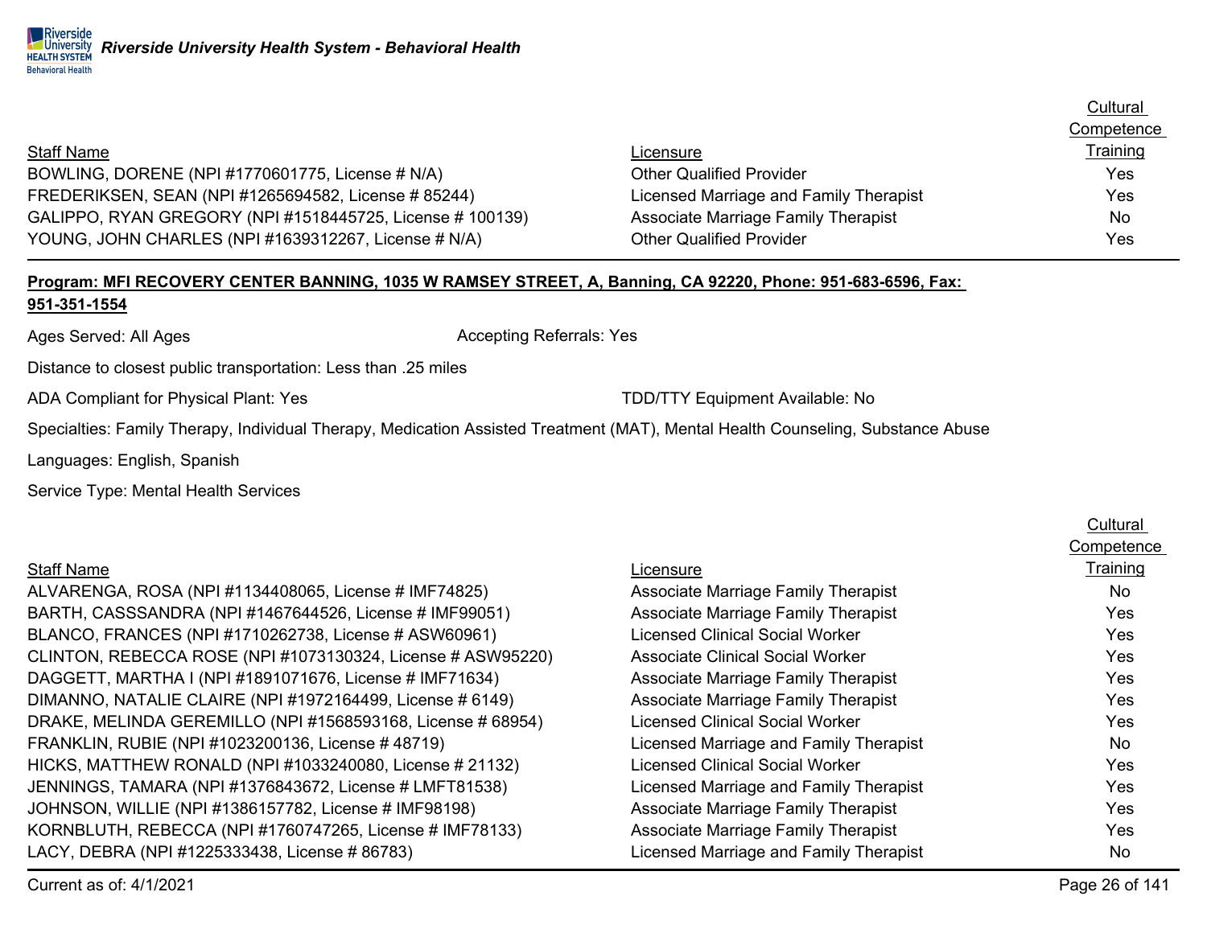| Staff Name | Licensure | Cultural Competence Training |
|---|---|---|
| BOWLING, DORENE (NPI #1770601775, License # N/A) | Other Qualified Provider | Yes |
| FREDERIKSEN, SEAN (NPI #1265694582, License # 85244) | Licensed Marriage and Family Therapist | Yes |
| GALIPPO, RYAN GREGORY (NPI #1518445725, License # 100139) | Associate Marriage Family Therapist | No |
| YOUNG, JOHN CHARLES (NPI #1639312267, License # N/A) | Other Qualified Provider | Yes |

**Program: MFI RECOVERY CENTER BANNING, 1035 W RAMSEY STREET, A, Banning, CA 92220, Phone: 951-683-6596, Fax: 951-351-1554**

Ages Served: All Ages

Accepting Referrals: Yes

Distance to closest public transportation: Less than .25 miles

ADA Compliant for Physical Plant: Yes

TDD/TTY Equipment Available: No

Specialties: Family Therapy, Individual Therapy, Medication Assisted Treatment (MAT), Mental Health Counseling, Substance Abuse

Languages: English, Spanish

Service Type: Mental Health Services

| Staff Name | Licensure | Cultural Competence Training |
|---|---|---|
| ALVARENGA, ROSA (NPI #1134408065, License # IMF74825) | Associate Marriage Family Therapist | No |
| BARTH, CASSSANDRA (NPI #1467644526, License # IMF99051) | Associate Marriage Family Therapist | Yes |
| BLANCO, FRANCES (NPI #1710262738, License # ASW60961) | Licensed Clinical Social Worker | Yes |
| CLINTON, REBECCA ROSE (NPI #1073130324, License # ASW95220) | Associate Clinical Social Worker | Yes |
| DAGGETT, MARTHA I (NPI #1891071676, License # IMF71634) | Associate Marriage Family Therapist | Yes |
| DIMANNO, NATALIE CLAIRE (NPI #1972164499, License # 6149) | Associate Marriage Family Therapist | Yes |
| DRAKE, MELINDA GEREMILLO (NPI #1568593168, License # 68954) | Licensed Clinical Social Worker | Yes |
| FRANKLIN, RUBIE (NPI #1023200136, License # 48719) | Licensed Marriage and Family Therapist | No |
| HICKS, MATTHEW RONALD (NPI #1033240080, License # 21132) | Licensed Clinical Social Worker | Yes |
| JENNINGS, TAMARA (NPI #1376843672, License # LMFT81538) | Licensed Marriage and Family Therapist | Yes |
| JOHNSON, WILLIE (NPI #1386157782, License # IMF98198) | Associate Marriage Family Therapist | Yes |
| KORNBLUTH, REBECCA (NPI #1760747265, License # IMF78133) | Associate Marriage Family Therapist | Yes |
| LACY, DEBRA (NPI #1225333438, License # 86783) | Licensed Marriage and Family Therapist | No |

Current as of: 4/1/2021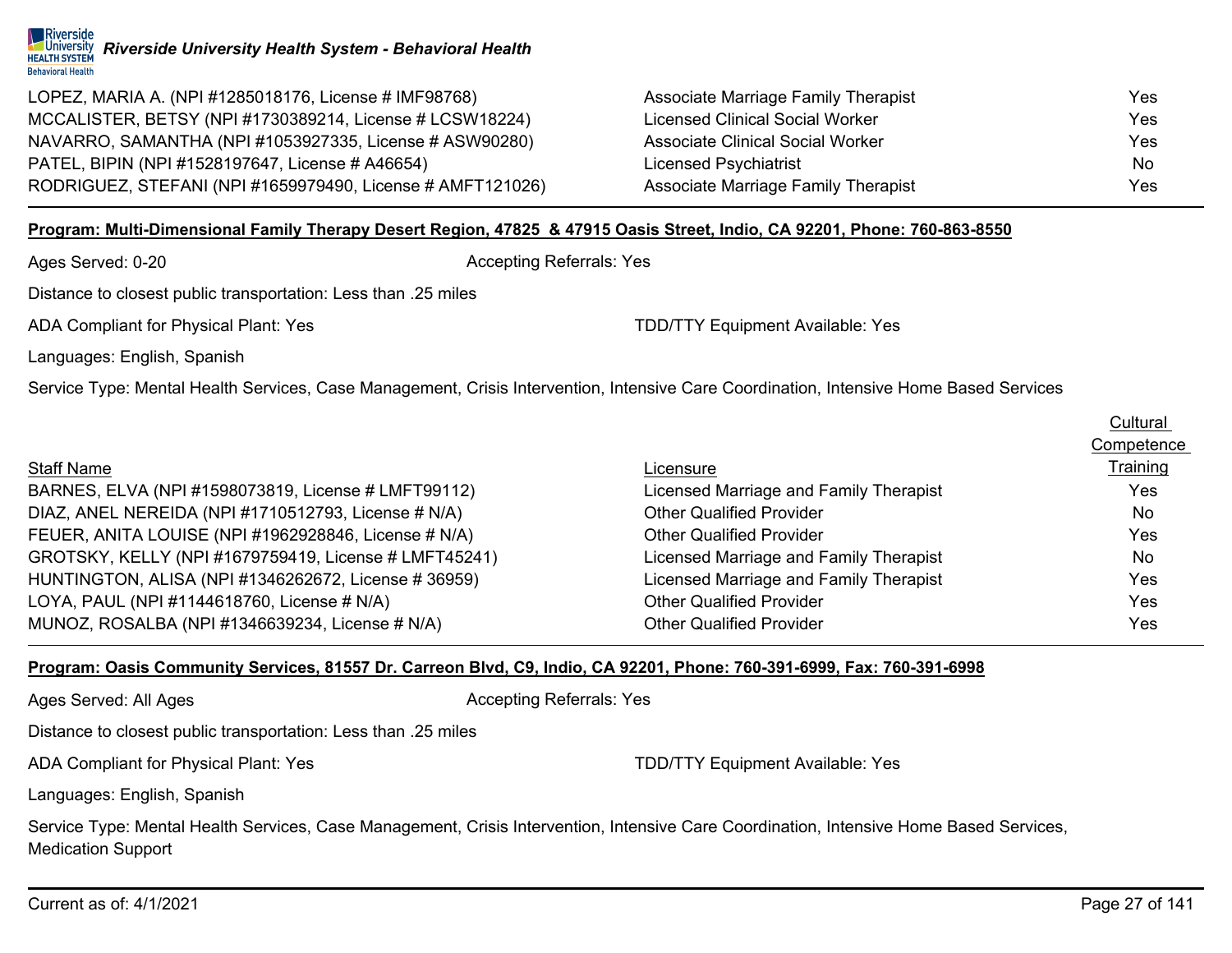| | | |
|---|---|---|
| LOPEZ, MARIA A. (NPI #1285018176, License # IMF98768) | Associate Marriage Family Therapist | Yes |
| MCCALISTER, BETSY (NPI #1730389214, License # LCSW18224) | Licensed Clinical Social Worker | Yes |
| NAVARRO, SAMANTHA (NPI #1053927335, License # ASW90280) | Associate Clinical Social Worker | Yes |
| PATEL, BIPIN (NPI #1528197647, License # A46654) | Licensed Psychiatrist | No |
| RODRIGUEZ, STEFANI (NPI #1659979490, License # AMFT121026) | Associate Marriage Family Therapist | Yes |

**Program: Multi-Dimensional Family Therapy Desert Region, 47825 & 47915 Oasis Street, Indio, CA 92201, Phone: 760-863-8550**

Ages Served: 0-20 Accepting Referrals: Yes

Distance to closest public transportation: Less than .25 miles

ADA Compliant for Physical Plant: Yes TDD/TTY Equipment Available: Yes

Languages: English, Spanish

Service Type: Mental Health Services, Case Management, Crisis Intervention, Intensive Care Coordination, Intensive Home Based Services

| Staff Name | Licensure | Cultural Competence Training |
|---|---|---|
| BARNES, ELVA (NPI #1598073819, License # LMFT99112) | Licensed Marriage and Family Therapist | Yes |
| DIAZ, ANEL NEREIDA (NPI #1710512793, License # N/A) | Other Qualified Provider | No |
| FEUER, ANITA LOUISE (NPI #1962928846, License # N/A) | Other Qualified Provider | Yes |
| GROTSKY, KELLY (NPI #1679759419, License # LMFT45241) | Licensed Marriage and Family Therapist | No |
| HUNTINGTON, ALISA (NPI #1346262672, License # 36959) | Licensed Marriage and Family Therapist | Yes |
| LOYA, PAUL (NPI #1144618760, License # N/A) | Other Qualified Provider | Yes |
| MUNOZ, ROSALBA (NPI #1346639234, License # N/A) | Other Qualified Provider | Yes |

**Program: Oasis Community Services, 81557 Dr. Carreon Blvd, C9, Indio, CA 92201, Phone: 760-391-6999, Fax: 760-391-6998**

Ages Served: All Ages Accepting Referrals: Yes

Distance to closest public transportation: Less than .25 miles

ADA Compliant for Physical Plant: Yes TDD/TTY Equipment Available: Yes

Languages: English, Spanish

Service Type: Mental Health Services, Case Management, Crisis Intervention, Intensive Care Coordination, Intensive Home Based Services, Medication Support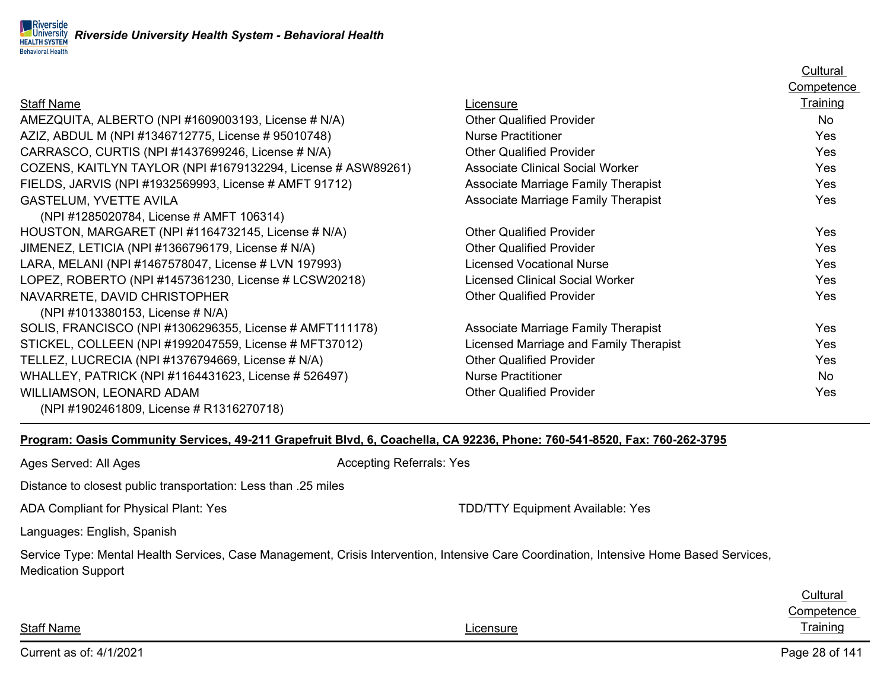| Staff Name | Licensure | Cultural Competence Training |
|---|---|---|
| AMEZQUITA, ALBERTO (NPI #1609003193, License # N/A) | Other Qualified Provider | No |
| AZIZ, ABDUL M (NPI #1346712775, License # 95010748) | Nurse Practitioner | Yes |
| CARRASCO, CURTIS (NPI #1437699246, License # N/A) | Other Qualified Provider | Yes |
| COZENS, KAITLYN TAYLOR (NPI #1679132294, License # ASW89261) | Associate Clinical Social Worker | Yes |
| FIELDS, JARVIS (NPI #1932569993, License # AMFT 91712) | Associate Marriage Family Therapist | Yes |
| GASTELUM, YVETTE AVILA (NPI #1285020784, License # AMFT 106314) | Associate Marriage Family Therapist | Yes |
| HOUSTON, MARGARET (NPI #1164732145, License # N/A) | Other Qualified Provider | Yes |
| JIMENEZ, LETICIA (NPI #1366796179, License # N/A) | Other Qualified Provider | Yes |
| LARA, MELANI (NPI #1467578047, License # LVN 197993) | Licensed Vocational Nurse | Yes |
| LOPEZ, ROBERTO (NPI #1457361230, License # LCSW20218) | Licensed Clinical Social Worker | Yes |
| NAVARRETE, DAVID CHRISTOPHER (NPI #1013380153, License # N/A) | Other Qualified Provider | Yes |
| SOLIS, FRANCISCO (NPI #1306296355, License # AMFT111178) | Associate Marriage Family Therapist | Yes |
| STICKEL, COLLEEN (NPI #1992047559, License # MFT37012) | Licensed Marriage and Family Therapist | Yes |
| TELLEZ, LUCRECIA (NPI #1376794669, License # N/A) | Other Qualified Provider | Yes |
| WHALLEY, PATRICK (NPI #1164431623, License # 526497) | Nurse Practitioner | No |
| WILLIAMSON, LEONARD ADAM (NPI #1902461809, License # R1316270718) | Other Qualified Provider | Yes |

**Program: Oasis Community Services, 49-211 Grapefruit Blvd, 6, Coachella, CA 92236, Phone: 760-541-8520, Fax: 760-262-3795**

Ages Served: All Ages

Accepting Referrals: Yes

Distance to closest public transportation: Less than .25 miles

ADA Compliant for Physical Plant: Yes

TDD/TTY Equipment Available: Yes

Languages: English, Spanish

Service Type: Mental Health Services, Case Management, Crisis Intervention, Intensive Care Coordination, Intensive Home Based Services, Medication Support

| Staff Name | Licensure | Cultural Competence Training |
|---|---|---|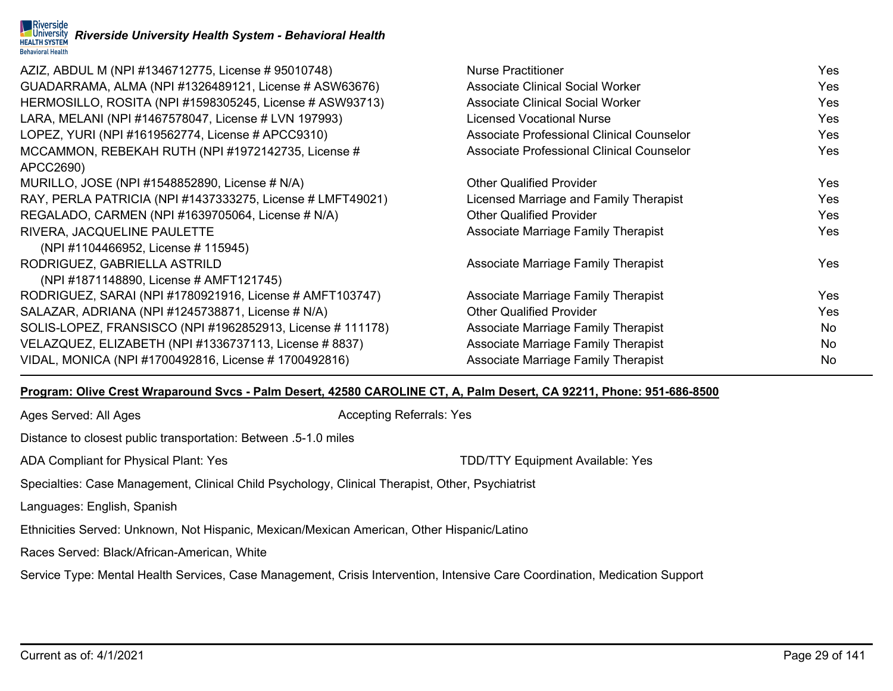| | | |
|---|---|---|
| AZIZ, ABDUL M (NPI #1346712775, License # 95010748) | Nurse Practitioner | Yes |
| GUADARRAMA, ALMA (NPI #1326489121, License # ASW63676) | Associate Clinical Social Worker | Yes |
| HERMOSILLO, ROSITA (NPI #1598305245, License # ASW93713) | Associate Clinical Social Worker | Yes |
| LARA, MELANI (NPI #1467578047, License # LVN 197993) | Licensed Vocational Nurse | Yes |
| LOPEZ, YURI (NPI #1619562774, License # APCC9310) | Associate Professional Clinical Counselor | Yes |
| MCCAMMON, REBEKAH RUTH (NPI #1972142735, License # APCC2690) | Associate Professional Clinical Counselor | Yes |
| MURILLO, JOSE (NPI #1548852890, License # N/A) | Other Qualified Provider | Yes |
| RAY, PERLA PATRICIA (NPI #1437333275, License # LMFT49021) | Licensed Marriage and Family Therapist | Yes |
| REGALADO, CARMEN (NPI #1639705064, License # N/A) | Other Qualified Provider | Yes |
| RIVERA, JACQUELINE PAULETTE (NPI #1104466952, License # 115945) | Associate Marriage Family Therapist | Yes |
| RODRIGUEZ, GABRIELLA ASTRILD (NPI #1871148890, License # AMFT121745) | Associate Marriage Family Therapist | Yes |
| RODRIGUEZ, SARAI (NPI #1780921916, License # AMFT103747) | Associate Marriage Family Therapist | Yes |
| SALAZAR, ADRIANA (NPI #1245738871, License # N/A) | Other Qualified Provider | Yes |
| SOLIS-LOPEZ, FRANSISCO (NPI #1962852913, License # 111178) | Associate Marriage Family Therapist | No |
| VELAZQUEZ, ELIZABETH (NPI #1336737113, License # 8837) | Associate Marriage Family Therapist | No |
| VIDAL, MONICA (NPI #1700492816, License # 1700492816) | Associate Marriage Family Therapist | No |

**Program: Olive Crest Wraparound Svcs - Palm Desert, 42580 CAROLINE CT, A, Palm Desert, CA 92211, Phone: 951-686-8500**

Ages Served: All Ages

Accepting Referrals: Yes

Distance to closest public transportation: Between .5-1.0 miles

ADA Compliant for Physical Plant: Yes

TDD/TTY Equipment Available: Yes

Specialties: Case Management, Clinical Child Psychology, Clinical Therapist, Other, Psychiatrist

Languages: English, Spanish

Ethnicities Served: Unknown, Not Hispanic, Mexican/Mexican American, Other Hispanic/Latino

Races Served: Black/African-American, White

Service Type: Mental Health Services, Case Management, Crisis Intervention, Intensive Care Coordination, Medication Support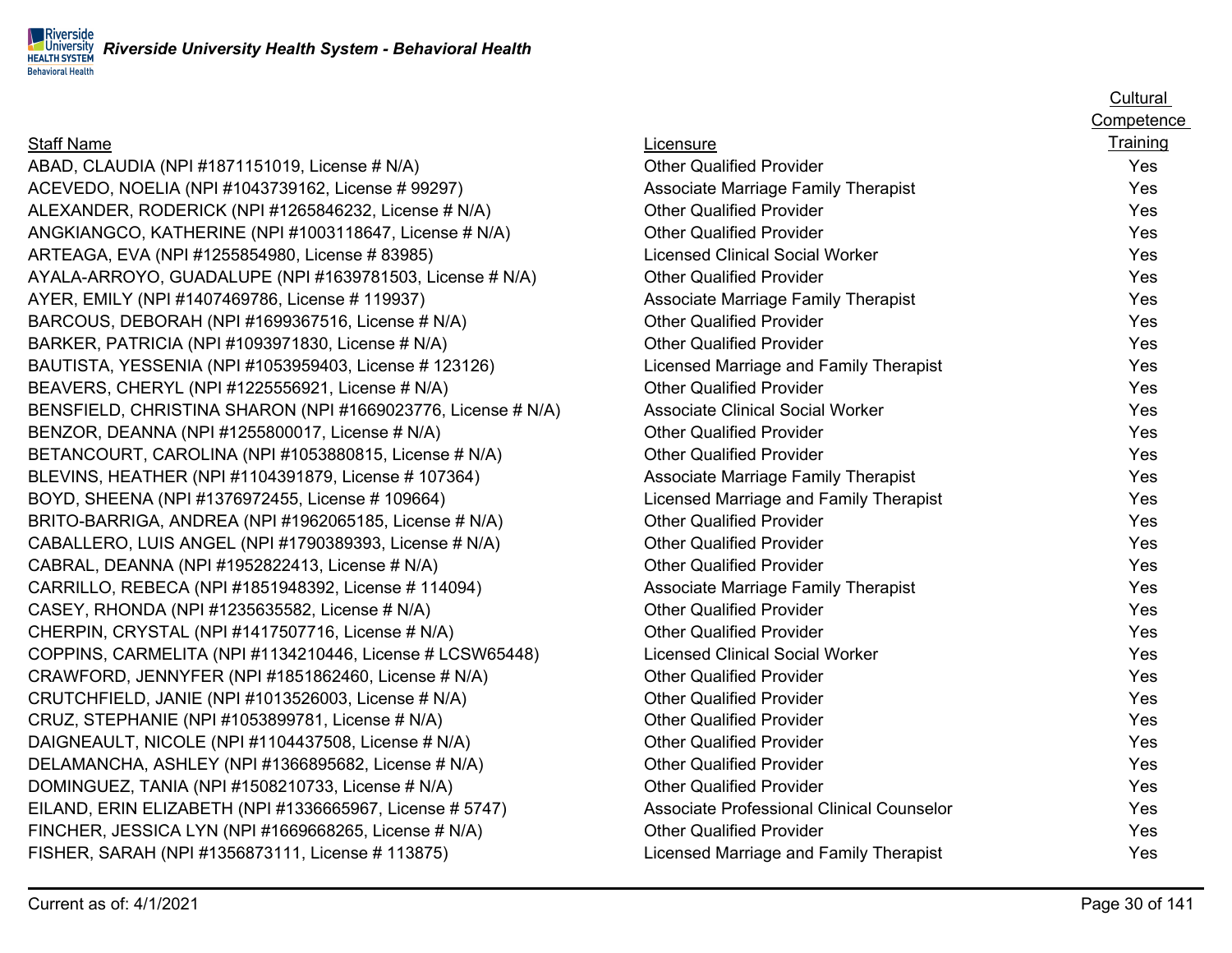| Staff Name | Licensure | Cultural Competence Training |
|---|---|---|
| ABAD, CLAUDIA (NPI #1871151019, License # N/A) | Other Qualified Provider | Yes |
| ACEVEDO, NOELIA (NPI #1043739162, License # 99297) | Associate Marriage Family Therapist | Yes |
| ALEXANDER, RODERICK (NPI #1265846232, License # N/A) | Other Qualified Provider | Yes |
| ANGKIANGCO, KATHERINE (NPI #1003118647, License # N/A) | Other Qualified Provider | Yes |
| ARTEAGA, EVA (NPI #1255854980, License # 83985) | Licensed Clinical Social Worker | Yes |
| AYALA-ARROYO, GUADALUPE (NPI #1639781503, License # N/A) | Other Qualified Provider | Yes |
| AYER, EMILY (NPI #1407469786, License # 119937) | Associate Marriage Family Therapist | Yes |
| BARCOUS, DEBORAH (NPI #1699367516, License # N/A) | Other Qualified Provider | Yes |
| BARKER, PATRICIA (NPI #1093971830, License # N/A) | Other Qualified Provider | Yes |
| BAUTISTA, YESSENIA (NPI #1053959403, License # 123126) | Licensed Marriage and Family Therapist | Yes |
| BEAVERS, CHERYL (NPI #1225556921, License # N/A) | Other Qualified Provider | Yes |
| BENSFIELD, CHRISTINA SHARON (NPI #1669023776, License # N/A) | Associate Clinical Social Worker | Yes |
| BENZOR, DEANNA (NPI #1255800017, License # N/A) | Other Qualified Provider | Yes |
| BETANCOURT, CAROLINA (NPI #1053880815, License # N/A) | Other Qualified Provider | Yes |
| BLEVINS, HEATHER (NPI #1104391879, License # 107364) | Associate Marriage Family Therapist | Yes |
| BOYD, SHEENA (NPI #1376972455, License # 109664) | Licensed Marriage and Family Therapist | Yes |
| BRITO-BARRIGA, ANDREA (NPI #1962065185, License # N/A) | Other Qualified Provider | Yes |
| CABALLERO, LUIS ANGEL (NPI #1790389393, License # N/A) | Other Qualified Provider | Yes |
| CABRAL, DEANNA (NPI #1952822413, License # N/A) | Other Qualified Provider | Yes |
| CARRILLO, REBECA (NPI #1851948392, License # 114094) | Associate Marriage Family Therapist | Yes |
| CASEY, RHONDA (NPI #1235635582, License # N/A) | Other Qualified Provider | Yes |
| CHERPIN, CRYSTAL (NPI #1417507716, License # N/A) | Other Qualified Provider | Yes |
| COPPINS, CARMELITA (NPI #1134210446, License # LCSW65448) | Licensed Clinical Social Worker | Yes |
| CRAWFORD, JENNYFER (NPI #1851862460, License # N/A) | Other Qualified Provider | Yes |
| CRUTCHFIELD, JANIE (NPI #1013526003, License # N/A) | Other Qualified Provider | Yes |
| CRUZ, STEPHANIE (NPI #1053899781, License # N/A) | Other Qualified Provider | Yes |
| DAIGNEAULT, NICOLE (NPI #1104437508, License # N/A) | Other Qualified Provider | Yes |
| DELAMANCHA, ASHLEY (NPI #1366895682, License # N/A) | Other Qualified Provider | Yes |
| DOMINGUEZ, TANIA (NPI #1508210733, License # N/A) | Other Qualified Provider | Yes |
| EILAND, ERIN ELIZABETH (NPI #1336665967, License # 5747) | Associate Professional Clinical Counselor | Yes |
| FINCHER, JESSICA LYN (NPI #1669668265, License # N/A) | Other Qualified Provider | Yes |
| FISHER, SARAH (NPI #1356873111, License # 113875) | Licensed Marriage and Family Therapist | Yes |

Current as of: 4/1/2021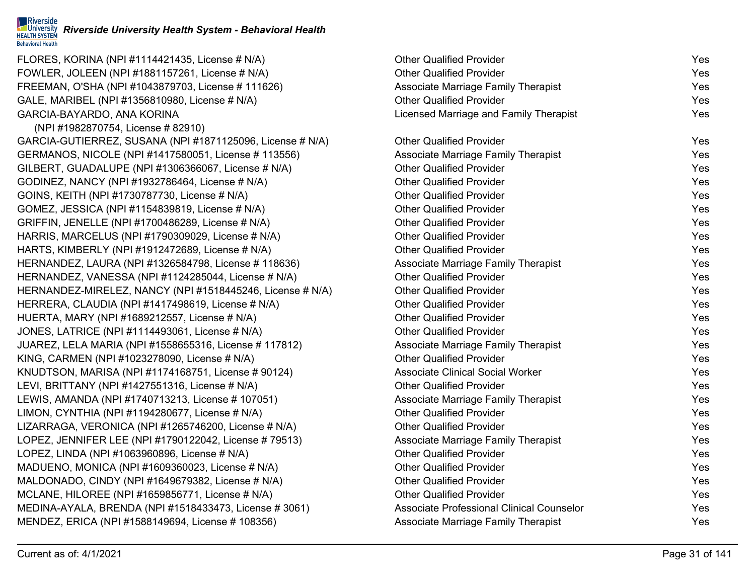| | | |
|---|---|---|
| FLORES, KORINA (NPI #1114421435, License # N/A) | Other Qualified Provider | Yes |
| FOWLER, JOLEEN (NPI #1881157261, License # N/A) | Other Qualified Provider | Yes |
| FREEMAN, O'SHA (NPI #1043879703, License # 111626) | Associate Marriage Family Therapist | Yes |
| GALE, MARIBEL (NPI #1356810980, License # N/A) | Other Qualified Provider | Yes |
| GARCIA-BAYARDO, ANA KORINA (NPI #1982870754, License # 82910) | Licensed Marriage and Family Therapist | Yes |
| GARCIA-GUTIERREZ, SUSANA (NPI #1871125096, License # N/A) | Other Qualified Provider | Yes |
| GERMANOS, NICOLE (NPI #1417580051, License # 113556) | Associate Marriage Family Therapist | Yes |
| GILBERT, GUADALUPE (NPI #1306366067, License # N/A) | Other Qualified Provider | Yes |
| GODINEZ, NANCY (NPI #1932786464, License # N/A) | Other Qualified Provider | Yes |
| GOINS, KEITH (NPI #1730787730, License # N/A) | Other Qualified Provider | Yes |
| GOMEZ, JESSICA (NPI #1154839819, License # N/A) | Other Qualified Provider | Yes |
| GRIFFIN, JENELLE (NPI #1700486289, License # N/A) | Other Qualified Provider | Yes |
| HARRIS, MARCELUS (NPI #1790309029, License # N/A) | Other Qualified Provider | Yes |
| HARTS, KIMBERLY (NPI #1912472689, License # N/A) | Other Qualified Provider | Yes |
| HERNANDEZ, LAURA (NPI #1326584798, License # 118636) | Associate Marriage Family Therapist | Yes |
| HERNANDEZ, VANESSA (NPI #1124285044, License # N/A) | Other Qualified Provider | Yes |
| HERNANDEZ-MIRELEZ, NANCY (NPI #1518445246, License # N/A) | Other Qualified Provider | Yes |
| HERRERA, CLAUDIA (NPI #1417498619, License # N/A) | Other Qualified Provider | Yes |
| HUERTA, MARY (NPI #1689212557, License # N/A) | Other Qualified Provider | Yes |
| JONES, LATRICE (NPI #1114493061, License # N/A) | Other Qualified Provider | Yes |
| JUAREZ, LELA MARIA (NPI #1558655316, License # 117812) | Associate Marriage Family Therapist | Yes |
| KING, CARMEN (NPI #1023278090, License # N/A) | Other Qualified Provider | Yes |
| KNUDTSON, MARISA (NPI #1174168751, License # 90124) | Associate Clinical Social Worker | Yes |
| LEVI, BRITTANY (NPI #1427551316, License # N/A) | Other Qualified Provider | Yes |
| LEWIS, AMANDA (NPI #1740713213, License # 107051) | Associate Marriage Family Therapist | Yes |
| LIMON, CYNTHIA (NPI #1194280677, License # N/A) | Other Qualified Provider | Yes |
| LIZARRAGA, VERONICA (NPI #1265746200, License # N/A) | Other Qualified Provider | Yes |
| LOPEZ, JENNIFER LEE (NPI #1790122042, License # 79513) | Associate Marriage Family Therapist | Yes |
| LOPEZ, LINDA (NPI #1063960896, License # N/A) | Other Qualified Provider | Yes |
| MADUENO, MONICA (NPI #1609360023, License # N/A) | Other Qualified Provider | Yes |
| MALDONADO, CINDY (NPI #1649679382, License # N/A) | Other Qualified Provider | Yes |
| MCLANE, HILOREE (NPI #1659856771, License # N/A) | Other Qualified Provider | Yes |
| MEDINA-AYALA, BRENDA (NPI #1518433473, License # 3061) | Associate Professional Clinical Counselor | Yes |
| MENDEZ, ERICA (NPI #1588149694, License # 108356) | Associate Marriage Family Therapist | Yes |

Current as of: 4/1/2021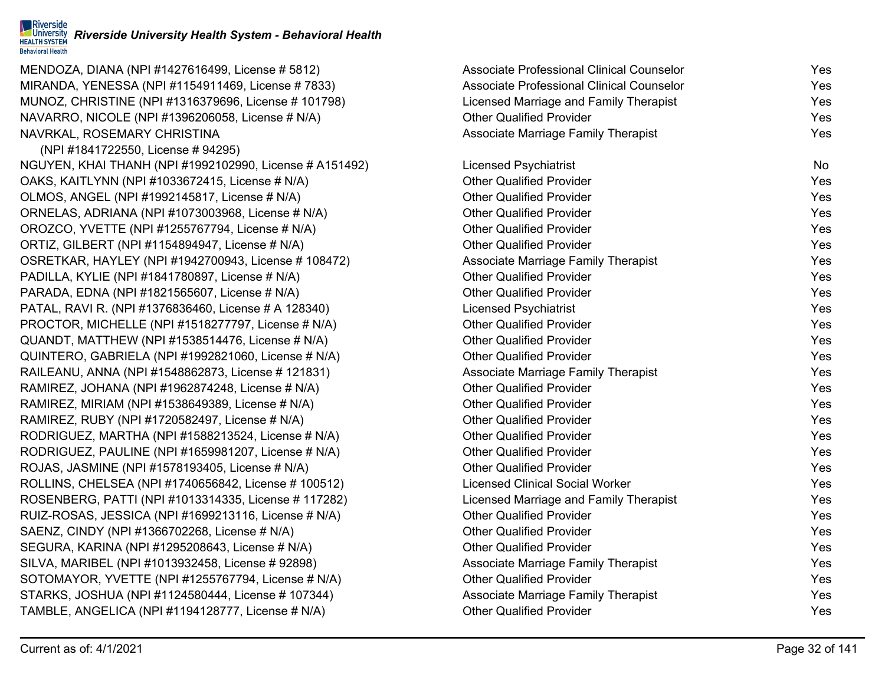| | | |
|---|---|---|
| MENDOZA, DIANA (NPI #1427616499, License # 5812) | Associate Professional Clinical Counselor | Yes |
| MIRANDA, YENESSA (NPI #1154911469, License # 7833) | Associate Professional Clinical Counselor | Yes |
| MUNOZ, CHRISTINE (NPI #1316379696, License # 101798) | Licensed Marriage and Family Therapist | Yes |
| NAVARRO, NICOLE (NPI #1396206058, License # N/A) | Other Qualified Provider | Yes |
| NAVRKAL, ROSEMARY CHRISTINA (NPI #1841722550, License # 94295) | Associate Marriage Family Therapist | Yes |
| NGUYEN, KHAI THANH (NPI #1992102990, License # A151492) | Licensed Psychiatrist | No |
| OAKS, KAITLYNN (NPI #1033672415, License # N/A) | Other Qualified Provider | Yes |
| OLMOS, ANGEL (NPI #1992145817, License # N/A) | Other Qualified Provider | Yes |
| ORNELAS, ADRIANA (NPI #1073003968, License # N/A) | Other Qualified Provider | Yes |
| OROZCO, YVETTE (NPI #1255767794, License # N/A) | Other Qualified Provider | Yes |
| ORTIZ, GILBERT (NPI #1154894947, License # N/A) | Other Qualified Provider | Yes |
| OSRETKAR, HAYLEY (NPI #1942700943, License # 108472) | Associate Marriage Family Therapist | Yes |
| PADILLA, KYLIE (NPI #1841780897, License # N/A) | Other Qualified Provider | Yes |
| PARADA, EDNA (NPI #1821565607, License # N/A) | Other Qualified Provider | Yes |
| PATAL, RAVI R. (NPI #1376836460, License # A 128340) | Licensed Psychiatrist | Yes |
| PROCTOR, MICHELLE (NPI #1518277797, License # N/A) | Other Qualified Provider | Yes |
| QUANDT, MATTHEW (NPI #1538514476, License # N/A) | Other Qualified Provider | Yes |
| QUINTERO, GABRIELA (NPI #1992821060, License # N/A) | Other Qualified Provider | Yes |
| RAILEANU, ANNA (NPI #1548862873, License # 121831) | Associate Marriage Family Therapist | Yes |
| RAMIREZ, JOHANA (NPI #1962874248, License # N/A) | Other Qualified Provider | Yes |
| RAMIREZ, MIRIAM (NPI #1538649389, License # N/A) | Other Qualified Provider | Yes |
| RAMIREZ, RUBY (NPI #1720582497, License # N/A) | Other Qualified Provider | Yes |
| RODRIGUEZ, MARTHA (NPI #1588213524, License # N/A) | Other Qualified Provider | Yes |
| RODRIGUEZ, PAULINE (NPI #1659981207, License # N/A) | Other Qualified Provider | Yes |
| ROJAS, JASMINE (NPI #1578193405, License # N/A) | Other Qualified Provider | Yes |
| ROLLINS, CHELSEA (NPI #1740656842, License # 100512) | Licensed Clinical Social Worker | Yes |
| ROSENBERG, PATTI (NPI #1013314335, License # 117282) | Licensed Marriage and Family Therapist | Yes |
| RUIZ-ROSAS, JESSICA (NPI #1699213116, License # N/A) | Other Qualified Provider | Yes |
| SAENZ, CINDY (NPI #1366702268, License # N/A) | Other Qualified Provider | Yes |
| SEGURA, KARINA (NPI #1295208643, License # N/A) | Other Qualified Provider | Yes |
| SILVA, MARIBEL (NPI #1013932458, License # 92898) | Associate Marriage Family Therapist | Yes |
| SOTOMAYOR, YVETTE (NPI #1255767794, License # N/A) | Other Qualified Provider | Yes |
| STARKS, JOSHUA (NPI #1124580444, License # 107344) | Associate Marriage Family Therapist | Yes |
| TAMBLE, ANGELICA (NPI #1194128777, License # N/A) | Other Qualified Provider | Yes |

Current as of: 4/1/2021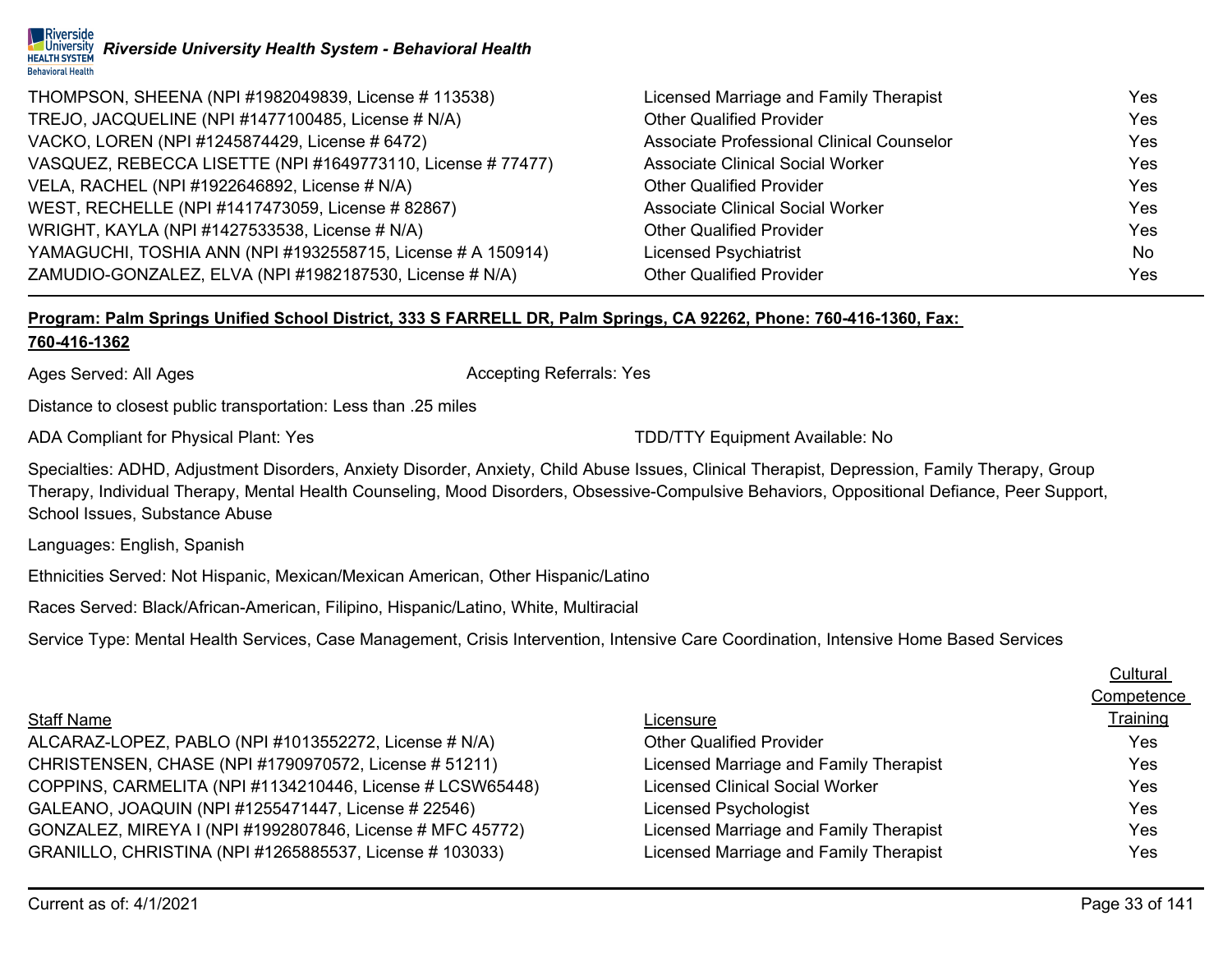| | | |
|---|---|---|
| THOMPSON, SHEENA (NPI #1982049839, License # 113538) | Licensed Marriage and Family Therapist | Yes |
| TREJO, JACQUELINE (NPI #1477100485, License # N/A) | Other Qualified Provider | Yes |
| VACKO, LOREN (NPI #1245874429, License # 6472) | Associate Professional Clinical Counselor | Yes |
| VASQUEZ, REBECCA LISETTE (NPI #1649773110, License # 77477) | Associate Clinical Social Worker | Yes |
| VELA, RACHEL (NPI #1922646892, License # N/A) | Other Qualified Provider | Yes |
| WEST, RECHELLE (NPI #1417473059, License # 82867) | Associate Clinical Social Worker | Yes |
| WRIGHT, KAYLA (NPI #1427533538, License # N/A) | Other Qualified Provider | Yes |
| YAMAGUCHI, TOSHIA ANN (NPI #1932558715, License # A 150914) | Licensed Psychiatrist | No |
| ZAMUDIO-GONZALEZ, ELVA (NPI #1982187530, License # N/A) | Other Qualified Provider | Yes |

**Program: Palm Springs Unified School District, 333 S FARRELL DR, Palm Springs, CA 92262, Phone: 760-416-1360, Fax: 760-416-1362**

Ages Served: All Ages    Accepting Referrals: Yes

Distance to closest public transportation: Less than .25 miles

ADA Compliant for Physical Plant: Yes    TDD/TTY Equipment Available: No

Specialties: ADHD, Adjustment Disorders, Anxiety Disorder, Anxiety, Child Abuse Issues, Clinical Therapist, Depression, Family Therapy, Group Therapy, Individual Therapy, Mental Health Counseling, Mood Disorders, Obsessive-Compulsive Behaviors, Oppositional Defiance, Peer Support, School Issues, Substance Abuse

Languages: English, Spanish

Ethnicities Served: Not Hispanic, Mexican/Mexican American, Other Hispanic/Latino

Races Served: Black/African-American, Filipino, Hispanic/Latino, White, Multiracial

Service Type: Mental Health Services, Case Management, Crisis Intervention, Intensive Care Coordination, Intensive Home Based Services

| Staff Name | Licensure | Cultural Competence Training |
|---|---|---|
| ALCARAZ-LOPEZ, PABLO (NPI #1013552272, License # N/A) | Other Qualified Provider | Yes |
| CHRISTENSEN, CHASE (NPI #1790970572, License # 51211) | Licensed Marriage and Family Therapist | Yes |
| COPPINS, CARMELITA (NPI #1134210446, License # LCSW65448) | Licensed Clinical Social Worker | Yes |
| GALEANO, JOAQUIN (NPI #1255471447, License # 22546) | Licensed Psychologist | Yes |
| GONZALEZ, MIREYA I (NPI #1992807846, License # MFC 45772) | Licensed Marriage and Family Therapist | Yes |
| GRANILLO, CHRISTINA (NPI #1265885537, License # 103033) | Licensed Marriage and Family Therapist | Yes |

Current as of: 4/1/2021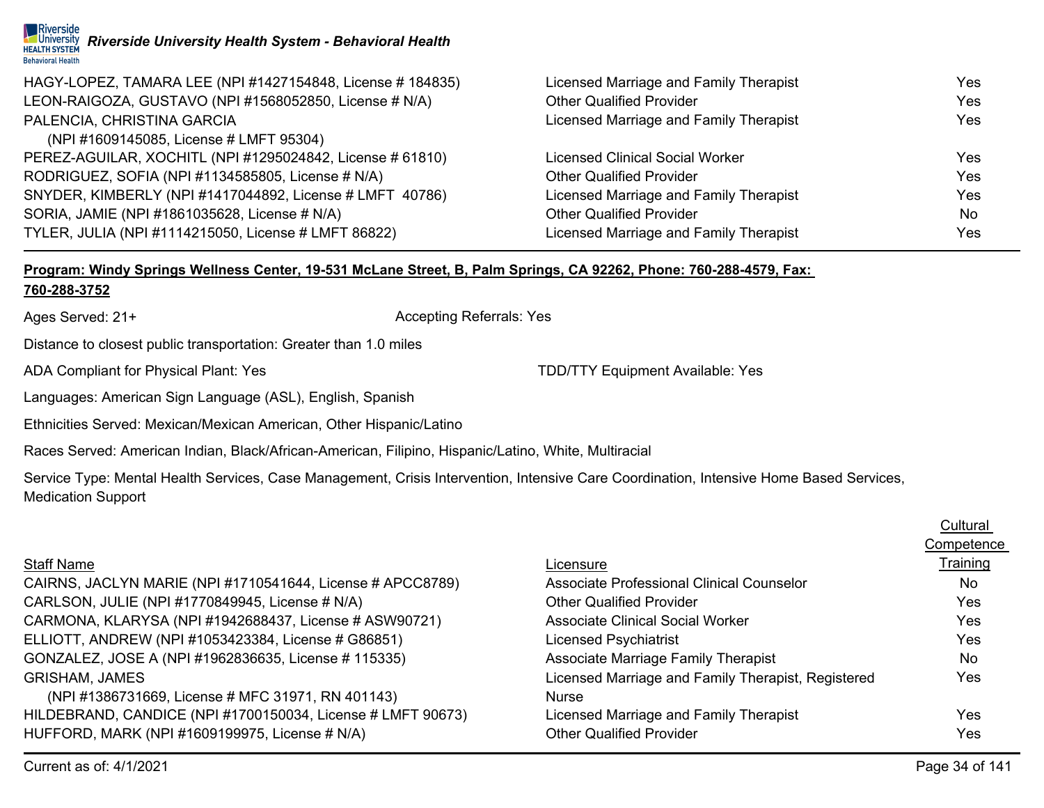| | | |
|---|---|---|
| HAGY-LOPEZ, TAMARA LEE (NPI #1427154848, License # 184835) | Licensed Marriage and Family Therapist | Yes |
| LEON-RAIGOZA, GUSTAVO (NPI #1568052850, License # N/A) | Other Qualified Provider | Yes |
| PALENCIA, CHRISTINA GARCIA (NPI #1609145085, License # LMFT 95304) | Licensed Marriage and Family Therapist | Yes |
| PEREZ-AGUILAR, XOCHITL (NPI #1295024842, License # 61810) | Licensed Clinical Social Worker | Yes |
| RODRIGUEZ, SOFIA (NPI #1134585805, License # N/A) | Other Qualified Provider | Yes |
| SNYDER, KIMBERLY (NPI #1417044892, License # LMFT 40786) | Licensed Marriage and Family Therapist | Yes |
| SORIA, JAMIE (NPI #1861035628, License # N/A) | Other Qualified Provider | No |
| TYLER, JULIA (NPI #1114215050, License # LMFT 86822) | Licensed Marriage and Family Therapist | Yes |

**Program: Windy Springs Wellness Center, 19-531 McLane Street, B, Palm Springs, CA 92262, Phone: 760-288-4579, Fax: 760-288-3752**

Ages Served: 21+ Accepting Referrals: Yes

Distance to closest public transportation: Greater than 1.0 miles

ADA Compliant for Physical Plant: Yes TDD/TTY Equipment Available: Yes

Languages: American Sign Language (ASL), English, Spanish

Ethnicities Served: Mexican/Mexican American, Other Hispanic/Latino

Races Served: American Indian, Black/African-American, Filipino, Hispanic/Latino, White, Multiracial

Service Type: Mental Health Services, Case Management, Crisis Intervention, Intensive Care Coordination, Intensive Home Based Services, Medication Support

| Staff Name | Licensure | Cultural Competence Training |
|---|---|---|
| CAIRNS, JACLYN MARIE (NPI #1710541644, License # APCC8789) | Associate Professional Clinical Counselor | No |
| CARLSON, JULIE (NPI #1770849945, License # N/A) | Other Qualified Provider | Yes |
| CARMONA, KLARYSA (NPI #1942688437, License # ASW90721) | Associate Clinical Social Worker | Yes |
| ELLIOTT, ANDREW (NPI #1053423384, License # G86851) | Licensed Psychiatrist | Yes |
| GONZALEZ, JOSE A (NPI #1962836635, License # 115335) | Associate Marriage Family Therapist | No |
| GRISHAM, JAMES (NPI #1386731669, License # MFC 31971, RN 401143) | Licensed Marriage and Family Therapist, Registered Nurse | Yes |
| HILDEBRAND, CANDICE (NPI #1700150034, License # LMFT 90673) | Licensed Marriage and Family Therapist | Yes |
| HUFFORD, MARK (NPI #1609199975, License # N/A) | Other Qualified Provider | Yes |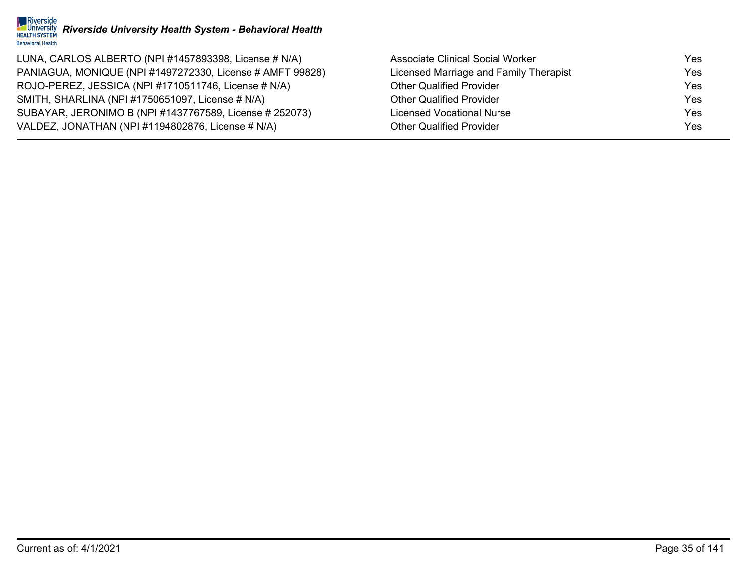| | | |
|---|---|---|
| LUNA, CARLOS ALBERTO (NPI #1457893398, License # N/A) | Associate Clinical Social Worker | Yes |
| PANIAGUA, MONIQUE (NPI #1497272330, License # AMFT 99828) | Licensed Marriage and Family Therapist | Yes |
| ROJO-PEREZ, JESSICA (NPI #1710511746, License # N/A) | Other Qualified Provider | Yes |
| SMITH, SHARLINA (NPI #1750651097, License # N/A) | Other Qualified Provider | Yes |
| SUBAYAR, JERONIMO B (NPI #1437767589, License # 252073) | Licensed Vocational Nurse | Yes |
| VALDEZ, JONATHAN (NPI #1194802876, License # N/A) | Other Qualified Provider | Yes |

Current as of: 4/1/2021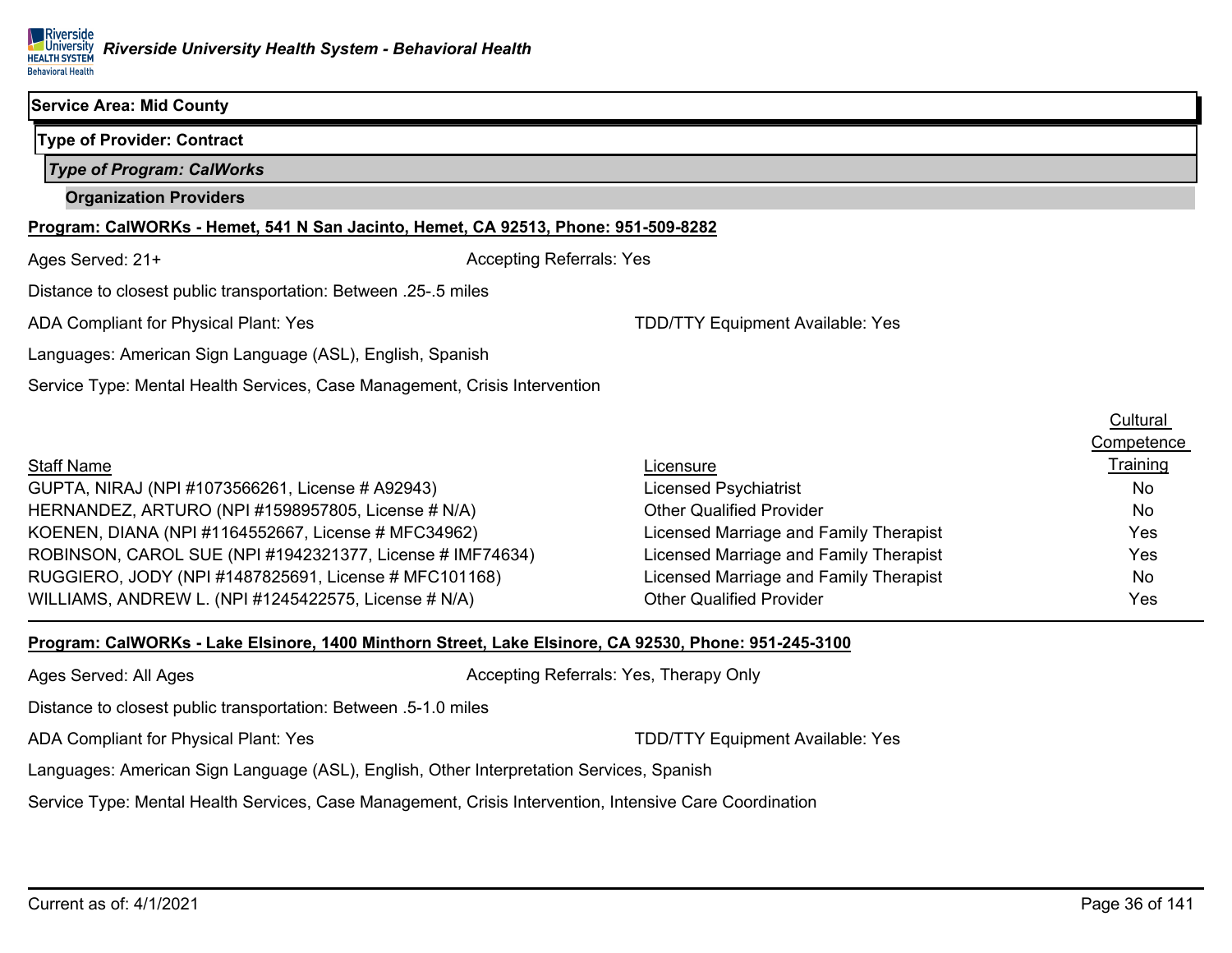**Service Area: Mid County**

**Type of Provider: Contract**

***Type of Program: CalWorks***

**Organization Providers**

**Program: CalWORKs - Hemet, 541 N San Jacinto, Hemet, CA 92513, Phone: 951-509-8282**

Ages Served: 21+

Accepting Referrals: Yes

Distance to closest public transportation: Between .25-.5 miles

ADA Compliant for Physical Plant: Yes

TDD/TTY Equipment Available: Yes

Languages: American Sign Language (ASL), English, Spanish

Service Type: Mental Health Services, Case Management, Crisis Intervention

| Staff Name | Licensure | Cultural Competence Training |
|---|---|---|
| GUPTA, NIRAJ (NPI #1073566261, License # A92943) | Licensed Psychiatrist | No |
| HERNANDEZ, ARTURO (NPI #1598957805, License # N/A) | Other Qualified Provider | No |
| KOENEN, DIANA (NPI #1164552667, License # MFC34962) | Licensed Marriage and Family Therapist | Yes |
| ROBINSON, CAROL SUE (NPI #1942321377, License # IMF74634) | Licensed Marriage and Family Therapist | Yes |
| RUGGIERO, JODY (NPI #1487825691, License # MFC101168) | Licensed Marriage and Family Therapist | No |
| WILLIAMS, ANDREW L. (NPI #1245422575, License # N/A) | Other Qualified Provider | Yes |

**Program: CalWORKs - Lake Elsinore, 1400 Minthorn Street, Lake Elsinore, CA 92530, Phone: 951-245-3100**

Ages Served: All Ages

Accepting Referrals: Yes, Therapy Only

Distance to closest public transportation: Between .5-1.0 miles

ADA Compliant for Physical Plant: Yes

TDD/TTY Equipment Available: Yes

Languages: American Sign Language (ASL), English, Other Interpretation Services, Spanish

Service Type: Mental Health Services, Case Management, Crisis Intervention, Intensive Care Coordination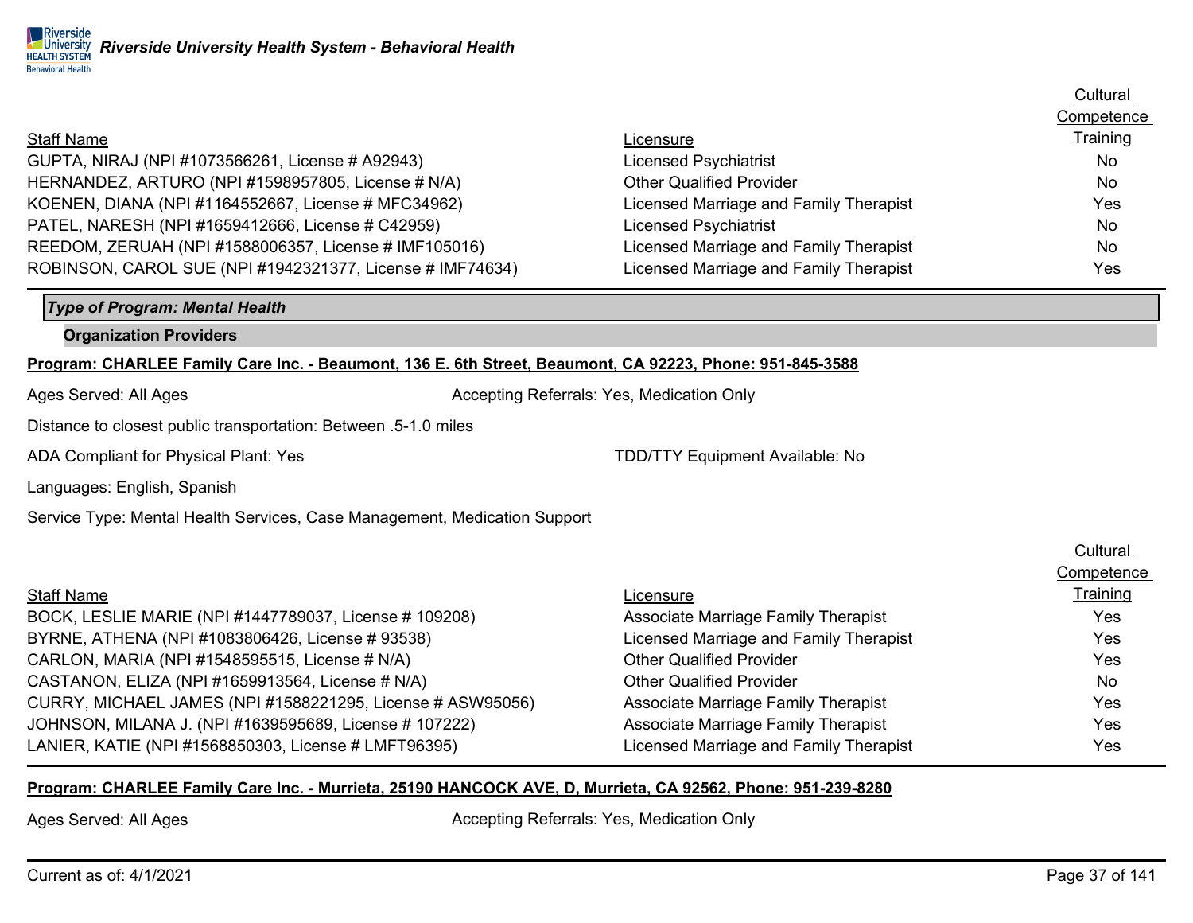| Staff Name | Licensure | Cultural Competence Training |
|---|---|---|
| GUPTA, NIRAJ (NPI #1073566261, License # A92943) | Licensed Psychiatrist | No |
| HERNANDEZ, ARTURO (NPI #1598957805, License # N/A) | Other Qualified Provider | No |
| KOENEN, DIANA (NPI #1164552667, License # MFC34962) | Licensed Marriage and Family Therapist | Yes |
| PATEL, NARESH (NPI #1659412666, License # C42959) | Licensed Psychiatrist | No |
| REEDOM, ZERUAH (NPI #1588006357, License # IMF105016) | Licensed Marriage and Family Therapist | No |
| ROBINSON, CAROL SUE (NPI #1942321377, License # IMF74634) | Licensed Marriage and Family Therapist | Yes |

***Type of Program: Mental Health***

**Organization Providers**

**Program: CHARLEE Family Care Inc. - Beaumont, 136 E. 6th Street, Beaumont, CA 92223, Phone: 951-845-3588**

Ages Served: All Ages

Accepting Referrals: Yes, Medication Only

Distance to closest public transportation: Between .5-1.0 miles

ADA Compliant for Physical Plant: Yes

TDD/TTY Equipment Available: No

Languages: English, Spanish

Service Type: Mental Health Services, Case Management, Medication Support

| Staff Name | Licensure | Cultural Competence Training |
|---|---|---|
| BOCK, LESLIE MARIE (NPI #1447789037, License # 109208) | Associate Marriage Family Therapist | Yes |
| BYRNE, ATHENA (NPI #1083806426, License # 93538) | Licensed Marriage and Family Therapist | Yes |
| CARLON, MARIA (NPI #1548595515, License # N/A) | Other Qualified Provider | Yes |
| CASTANON, ELIZA (NPI #1659913564, License # N/A) | Other Qualified Provider | No |
| CURRY, MICHAEL JAMES (NPI #1588221295, License # ASW95056) | Associate Marriage Family Therapist | Yes |
| JOHNSON, MILANA J. (NPI #1639595689, License # 107222) | Associate Marriage Family Therapist | Yes |
| LANIER, KATIE (NPI #1568850303, License # LMFT96395) | Licensed Marriage and Family Therapist | Yes |

**Program: CHARLEE Family Care Inc. - Murrieta, 25190 HANCOCK AVE, D, Murrieta, CA 92562, Phone: 951-239-8280**

Ages Served: All Ages

Accepting Referrals: Yes, Medication Only

Current as of: 4/1/2021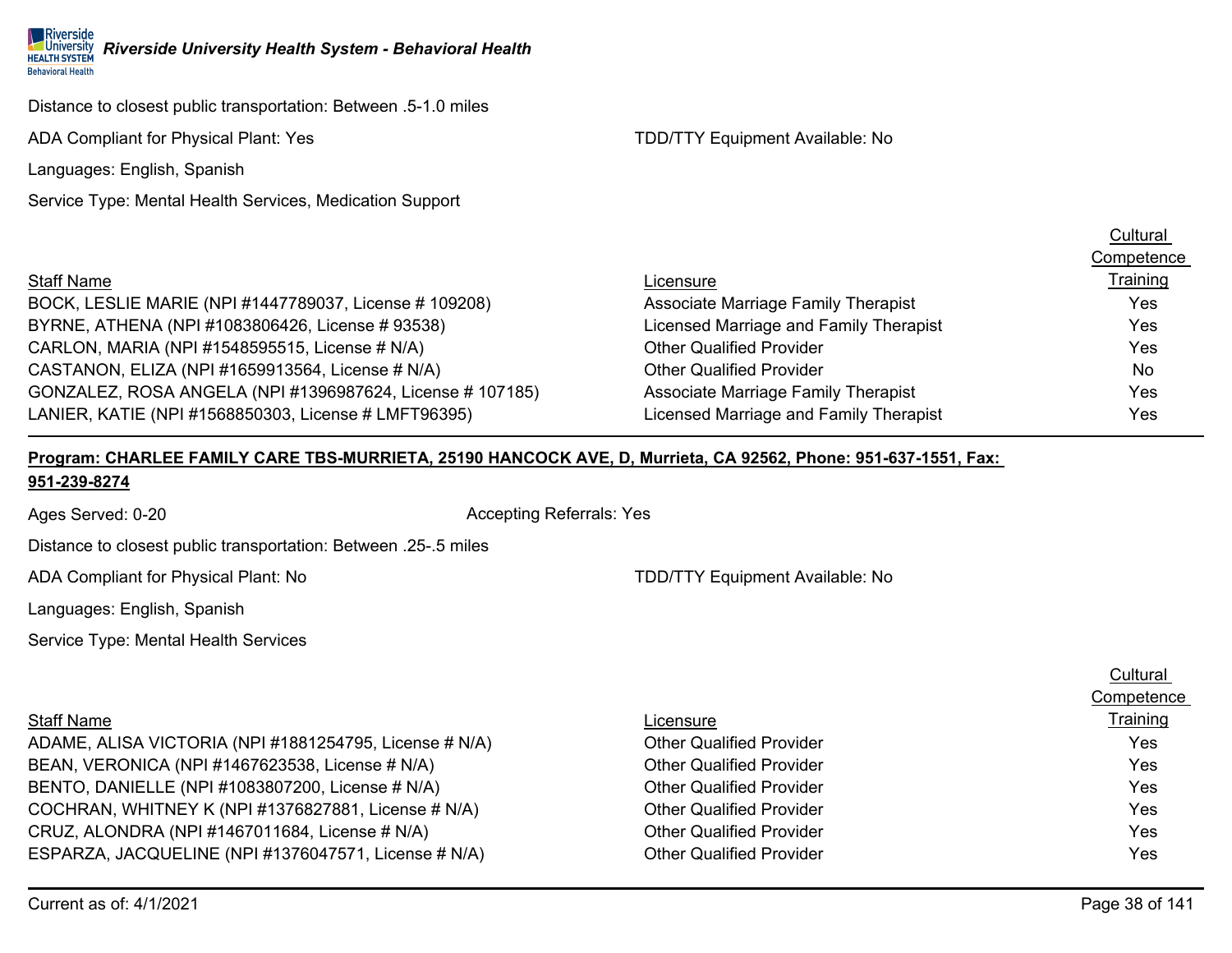Distance to closest public transportation: Between .5-1.0 miles

ADA Compliant for Physical Plant: Yes

TDD/TTY Equipment Available: No

Languages: English, Spanish

Service Type: Mental Health Services, Medication Support

| Staff Name | Licensure | Cultural Competence Training |
|---|---|---|
| BOCK, LESLIE MARIE (NPI #1447789037, License # 109208) | Associate Marriage Family Therapist | Yes |
| BYRNE, ATHENA (NPI #1083806426, License # 93538) | Licensed Marriage and Family Therapist | Yes |
| CARLON, MARIA (NPI #1548595515, License # N/A) | Other Qualified Provider | Yes |
| CASTANON, ELIZA (NPI #1659913564, License # N/A) | Other Qualified Provider | No |
| GONZALEZ, ROSA ANGELA (NPI #1396987624, License # 107185) | Associate Marriage Family Therapist | Yes |
| LANIER, KATIE (NPI #1568850303, License # LMFT96395) | Licensed Marriage and Family Therapist | Yes |

**Program: CHARLEE FAMILY CARE TBS-MURRIETA, 25190 HANCOCK AVE, D, Murrieta, CA 92562, Phone: 951-637-1551, Fax: 951-239-8274**

Ages Served: 0-20

Accepting Referrals: Yes

Distance to closest public transportation: Between .25-.5 miles

ADA Compliant for Physical Plant: No

TDD/TTY Equipment Available: No

Languages: English, Spanish

Service Type: Mental Health Services

| Staff Name | Licensure | Cultural Competence Training |
|---|---|---|
| ADAME, ALISA VICTORIA (NPI #1881254795, License # N/A) | Other Qualified Provider | Yes |
| BEAN, VERONICA (NPI #1467623538, License # N/A) | Other Qualified Provider | Yes |
| BENTO, DANIELLE (NPI #1083807200, License # N/A) | Other Qualified Provider | Yes |
| COCHRAN, WHITNEY K (NPI #1376827881, License # N/A) | Other Qualified Provider | Yes |
| CRUZ, ALONDRA (NPI #1467011684, License # N/A) | Other Qualified Provider | Yes |
| ESPARZA, JACQUELINE (NPI #1376047571, License # N/A) | Other Qualified Provider | Yes |

Current as of: 4/1/2021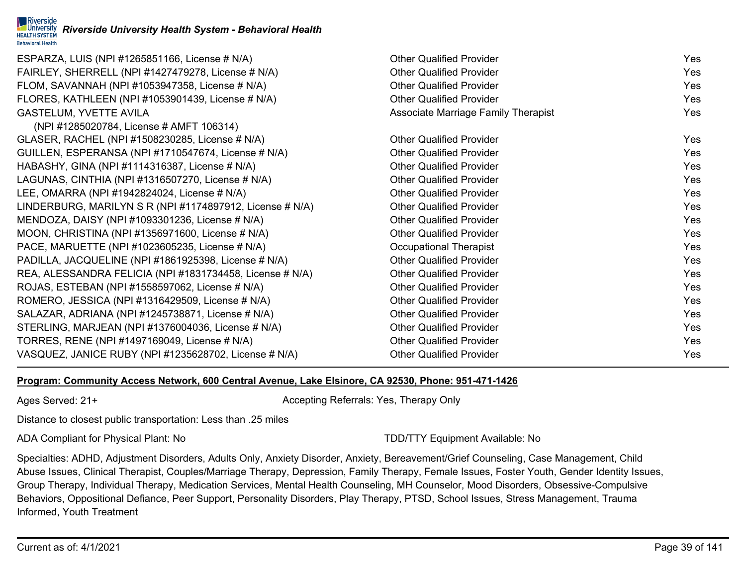| | | |
|---|---|---|
| ESPARZA, LUIS (NPI #1265851166, License # N/A) | Other Qualified Provider | Yes |
| FAIRLEY, SHERRELL (NPI #1427479278, License # N/A) | Other Qualified Provider | Yes |
| FLOM, SAVANNAH (NPI #1053947358, License # N/A) | Other Qualified Provider | Yes |
| FLORES, KATHLEEN (NPI #1053901439, License # N/A) | Other Qualified Provider | Yes |
| GASTELUM, YVETTE AVILA (NPI #1285020784, License # AMFT 106314) | Associate Marriage Family Therapist | Yes |
| GLASER, RACHEL (NPI #1508230285, License # N/A) | Other Qualified Provider | Yes |
| GUILLEN, ESPERANSA (NPI #1710547674, License # N/A) | Other Qualified Provider | Yes |
| HABASHY, GINA (NPI #1114316387, License # N/A) | Other Qualified Provider | Yes |
| LAGUNAS, CINTHIA (NPI #1316507270, License # N/A) | Other Qualified Provider | Yes |
| LEE, OMARRA (NPI #1942824024, License # N/A) | Other Qualified Provider | Yes |
| LINDERBURG, MARILYN S R (NPI #1174897912, License # N/A) | Other Qualified Provider | Yes |
| MENDOZA, DAISY (NPI #1093301236, License # N/A) | Other Qualified Provider | Yes |
| MOON, CHRISTINA (NPI #1356971600, License # N/A) | Other Qualified Provider | Yes |
| PACE, MARUETTE (NPI #1023605235, License # N/A) | Occupational Therapist | Yes |
| PADILLA, JACQUELINE (NPI #1861925398, License # N/A) | Other Qualified Provider | Yes |
| REA, ALESSANDRA FELICIA (NPI #1831734458, License # N/A) | Other Qualified Provider | Yes |
| ROJAS, ESTEBAN (NPI #1558597062, License # N/A) | Other Qualified Provider | Yes |
| ROMERO, JESSICA (NPI #1316429509, License # N/A) | Other Qualified Provider | Yes |
| SALAZAR, ADRIANA (NPI #1245738871, License # N/A) | Other Qualified Provider | Yes |
| STERLING, MARJEAN (NPI #1376004036, License # N/A) | Other Qualified Provider | Yes |
| TORRES, RENE (NPI #1497169049, License # N/A) | Other Qualified Provider | Yes |
| VASQUEZ, JANICE RUBY (NPI #1235628702, License # N/A) | Other Qualified Provider | Yes |

**Program: Community Access Network, 600 Central Avenue, Lake Elsinore, CA 92530, Phone: 951-471-1426**

Ages Served: 21+

Accepting Referrals: Yes, Therapy Only

Distance to closest public transportation: Less than .25 miles

ADA Compliant for Physical Plant: No

TDD/TTY Equipment Available: No

Specialties: ADHD, Adjustment Disorders, Adults Only, Anxiety Disorder, Anxiety, Bereavement/Grief Counseling, Case Management, Child Abuse Issues, Clinical Therapist, Couples/Marriage Therapy, Depression, Family Therapy, Female Issues, Foster Youth, Gender Identity Issues, Group Therapy, Individual Therapy, Medication Services, Mental Health Counseling, MH Counselor, Mood Disorders, Obsessive-Compulsive Behaviors, Oppositional Defiance, Peer Support, Personality Disorders, Play Therapy, PTSD, School Issues, Stress Management, Trauma Informed, Youth Treatment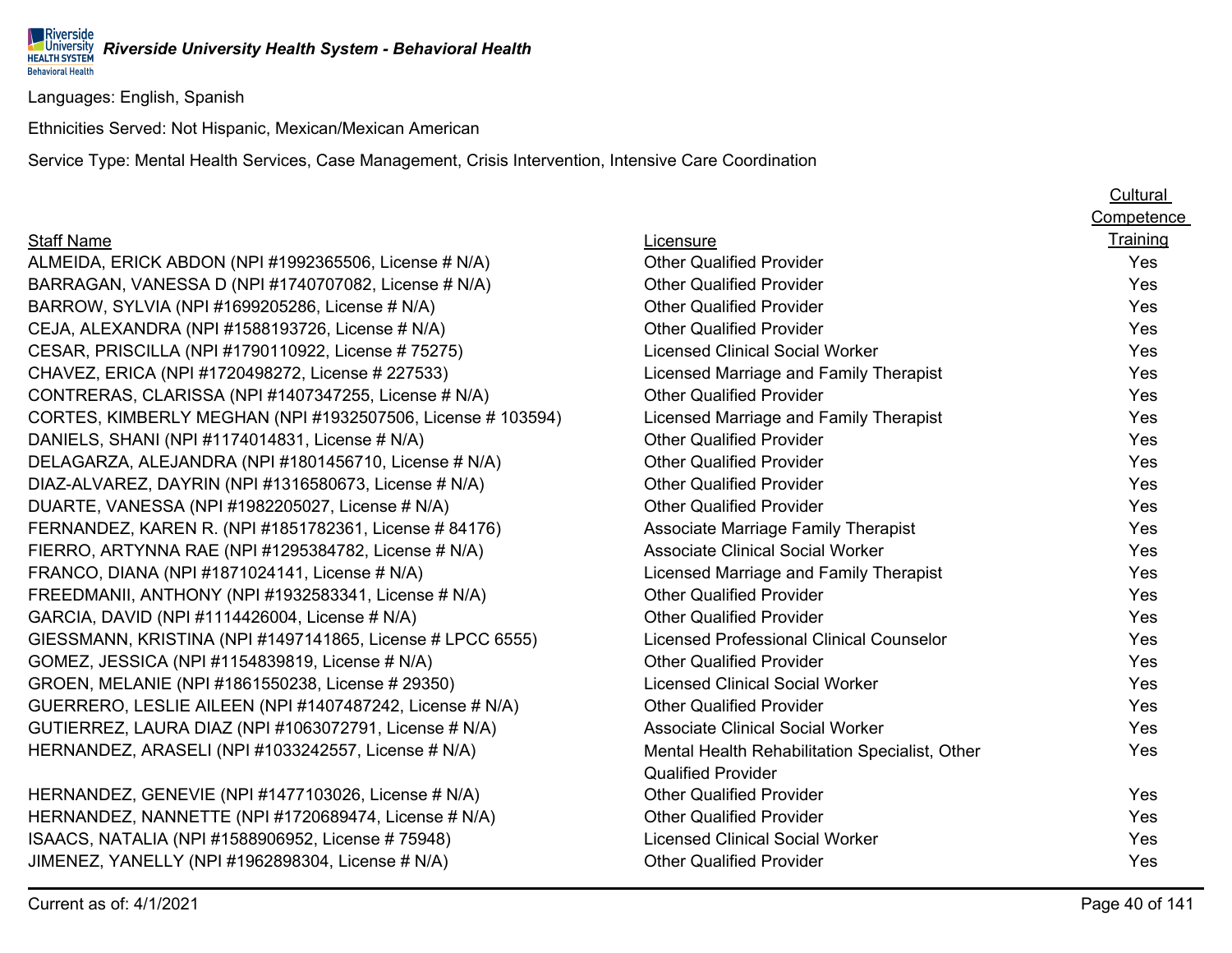Languages: English, Spanish

Ethnicities Served: Not Hispanic, Mexican/Mexican American

Service Type: Mental Health Services, Case Management, Crisis Intervention, Intensive Care Coordination

| Staff Name | Licensure | Cultural Competence Training |
|---|---|---|
| ALMEIDA, ERICK ABDON (NPI #1992365506, License # N/A) | Other Qualified Provider | Yes |
| BARRAGAN, VANESSA D (NPI #1740707082, License # N/A) | Other Qualified Provider | Yes |
| BARROW, SYLVIA (NPI #1699205286, License # N/A) | Other Qualified Provider | Yes |
| CEJA, ALEXANDRA (NPI #1588193726, License # N/A) | Other Qualified Provider | Yes |
| CESAR, PRISCILLA (NPI #1790110922, License # 75275) | Licensed Clinical Social Worker | Yes |
| CHAVEZ, ERICA (NPI #1720498272, License # 227533) | Licensed Marriage and Family Therapist | Yes |
| CONTRERAS, CLARISSA (NPI #1407347255, License # N/A) | Other Qualified Provider | Yes |
| CORTES, KIMBERLY MEGHAN (NPI #1932507506, License # 103594) | Licensed Marriage and Family Therapist | Yes |
| DANIELS, SHANI (NPI #1174014831, License # N/A) | Other Qualified Provider | Yes |
| DELAGARZA, ALEJANDRA (NPI #1801456710, License # N/A) | Other Qualified Provider | Yes |
| DIAZ-ALVAREZ, DAYRIN (NPI #1316580673, License # N/A) | Other Qualified Provider | Yes |
| DUARTE, VANESSA (NPI #1982205027, License # N/A) | Other Qualified Provider | Yes |
| FERNANDEZ, KAREN R. (NPI #1851782361, License # 84176) | Associate Marriage Family Therapist | Yes |
| FIERRO, ARTYNNA RAE (NPI #1295384782, License # N/A) | Associate Clinical Social Worker | Yes |
| FRANCO, DIANA (NPI #1871024141, License # N/A) | Licensed Marriage and Family Therapist | Yes |
| FREEDMANII, ANTHONY (NPI #1932583341, License # N/A) | Other Qualified Provider | Yes |
| GARCIA, DAVID (NPI #1114426004, License # N/A) | Other Qualified Provider | Yes |
| GIESSMANN, KRISTINA (NPI #1497141865, License # LPCC 6555) | Licensed Professional Clinical Counselor | Yes |
| GOMEZ, JESSICA (NPI #1154839819, License # N/A) | Other Qualified Provider | Yes |
| GROEN, MELANIE (NPI #1861550238, License # 29350) | Licensed Clinical Social Worker | Yes |
| GUERRERO, LESLIE AILEEN (NPI #1407487242, License # N/A) | Other Qualified Provider | Yes |
| GUTIERREZ, LAURA DIAZ (NPI #1063072791, License # N/A) | Associate Clinical Social Worker | Yes |
| HERNANDEZ, ARASELI (NPI #1033242557, License # N/A) | Mental Health Rehabilitation Specialist, Other Qualified Provider | Yes |
| HERNANDEZ, GENEVIE (NPI #1477103026, License # N/A) | Other Qualified Provider | Yes |
| HERNANDEZ, NANNETTE (NPI #1720689474, License # N/A) | Other Qualified Provider | Yes |
| ISAACS, NATALIA (NPI #1588906952, License # 75948) | Licensed Clinical Social Worker | Yes |
| JIMENEZ, YANELLY (NPI #1962898304, License # N/A) | Other Qualified Provider | Yes |

Current as of: 4/1/2021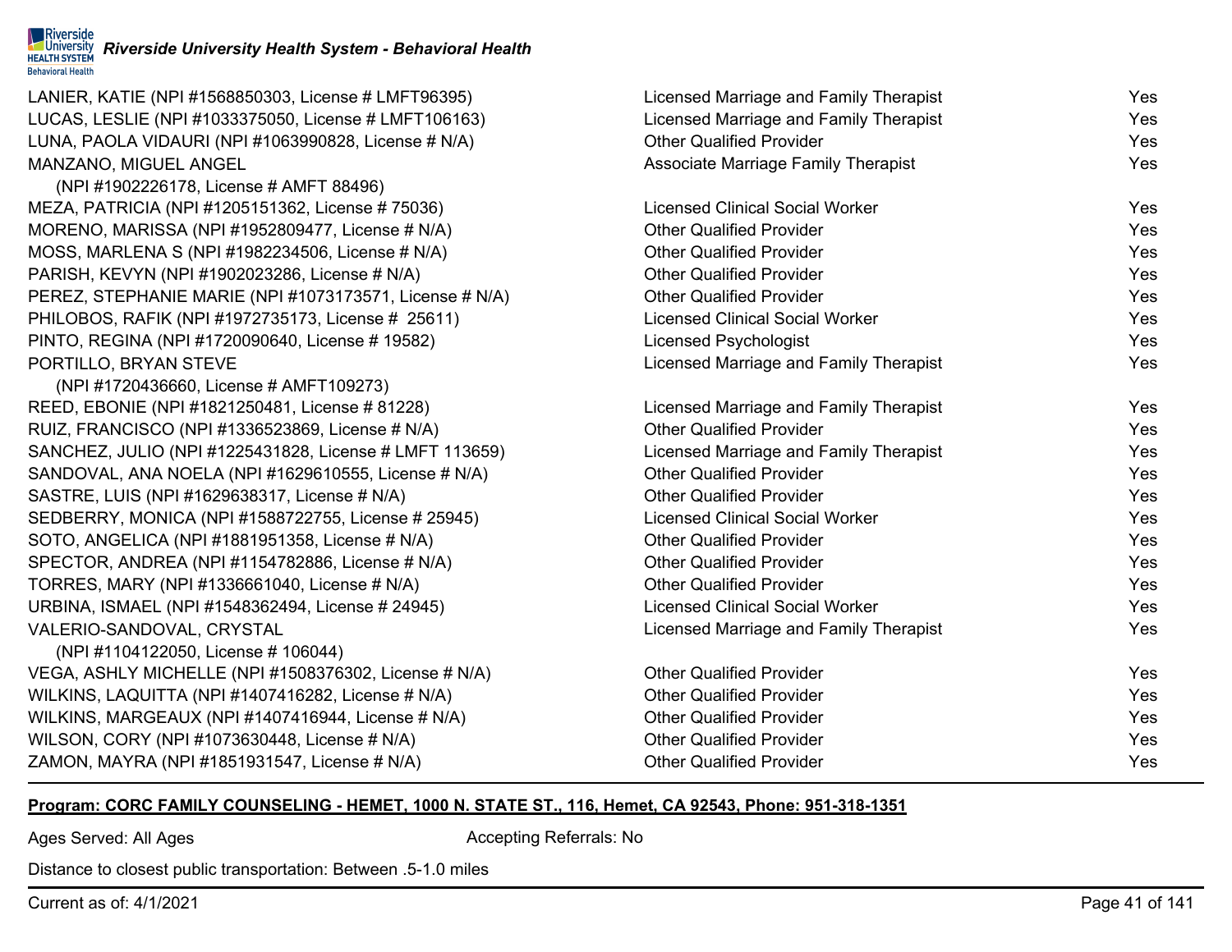| | | |
|---|---|---|
| LANIER, KATIE (NPI #1568850303, License # LMFT96395) | Licensed Marriage and Family Therapist | Yes |
| LUCAS, LESLIE (NPI #1033375050, License # LMFT106163) | Licensed Marriage and Family Therapist | Yes |
| LUNA, PAOLA VIDAURI (NPI #1063990828, License # N/A) | Other Qualified Provider | Yes |
| MANZANO, MIGUEL ANGEL (NPI #1902226178, License # AMFT 88496) | Associate Marriage Family Therapist | Yes |
| MEZA, PATRICIA (NPI #1205151362, License # 75036) | Licensed Clinical Social Worker | Yes |
| MORENO, MARISSA (NPI #1952809477, License # N/A) | Other Qualified Provider | Yes |
| MOSS, MARLENA S (NPI #1982234506, License # N/A) | Other Qualified Provider | Yes |
| PARISH, KEVYN (NPI #1902023286, License # N/A) | Other Qualified Provider | Yes |
| PEREZ, STEPHANIE MARIE (NPI #1073173571, License # N/A) | Other Qualified Provider | Yes |
| PHILOBOS, RAFIK (NPI #1972735173, License # 25611) | Licensed Clinical Social Worker | Yes |
| PINTO, REGINA (NPI #1720090640, License # 19582) | Licensed Psychologist | Yes |
| PORTILLO, BRYAN STEVE (NPI #1720436660, License # AMFT109273) | Licensed Marriage and Family Therapist | Yes |
| REED, EBONIE (NPI #1821250481, License # 81228) | Licensed Marriage and Family Therapist | Yes |
| RUIZ, FRANCISCO (NPI #1336523869, License # N/A) | Other Qualified Provider | Yes |
| SANCHEZ, JULIO (NPI #1225431828, License # LMFT 113659) | Licensed Marriage and Family Therapist | Yes |
| SANDOVAL, ANA NOELA (NPI #1629610555, License # N/A) | Other Qualified Provider | Yes |
| SASTRE, LUIS (NPI #1629638317, License # N/A) | Other Qualified Provider | Yes |
| SEDBERRY, MONICA (NPI #1588722755, License # 25945) | Licensed Clinical Social Worker | Yes |
| SOTO, ANGELICA (NPI #1881951358, License # N/A) | Other Qualified Provider | Yes |
| SPECTOR, ANDREA (NPI #1154782886, License # N/A) | Other Qualified Provider | Yes |
| TORRES, MARY (NPI #1336661040, License # N/A) | Other Qualified Provider | Yes |
| URBINA, ISMAEL (NPI #1548362494, License # 24945) | Licensed Clinical Social Worker | Yes |
| VALERIO-SANDOVAL, CRYSTAL (NPI #1104122050, License # 106044) | Licensed Marriage and Family Therapist | Yes |
| VEGA, ASHLY MICHELLE (NPI #1508376302, License # N/A) | Other Qualified Provider | Yes |
| WILKINS, LAQUITTA (NPI #1407416282, License # N/A) | Other Qualified Provider | Yes |
| WILKINS, MARGEAUX (NPI #1407416944, License # N/A) | Other Qualified Provider | Yes |
| WILSON, CORY (NPI #1073630448, License # N/A) | Other Qualified Provider | Yes |
| ZAMON, MAYRA (NPI #1851931547, License # N/A) | Other Qualified Provider | Yes |

**Program: CORC FAMILY COUNSELING - HEMET, 1000 N. STATE ST., 116, Hemet, CA 92543, Phone: 951-318-1351**

Ages Served: All Ages

Accepting Referrals: No

Distance to closest public transportation: Between .5-1.0 miles

Current as of: 4/1/2021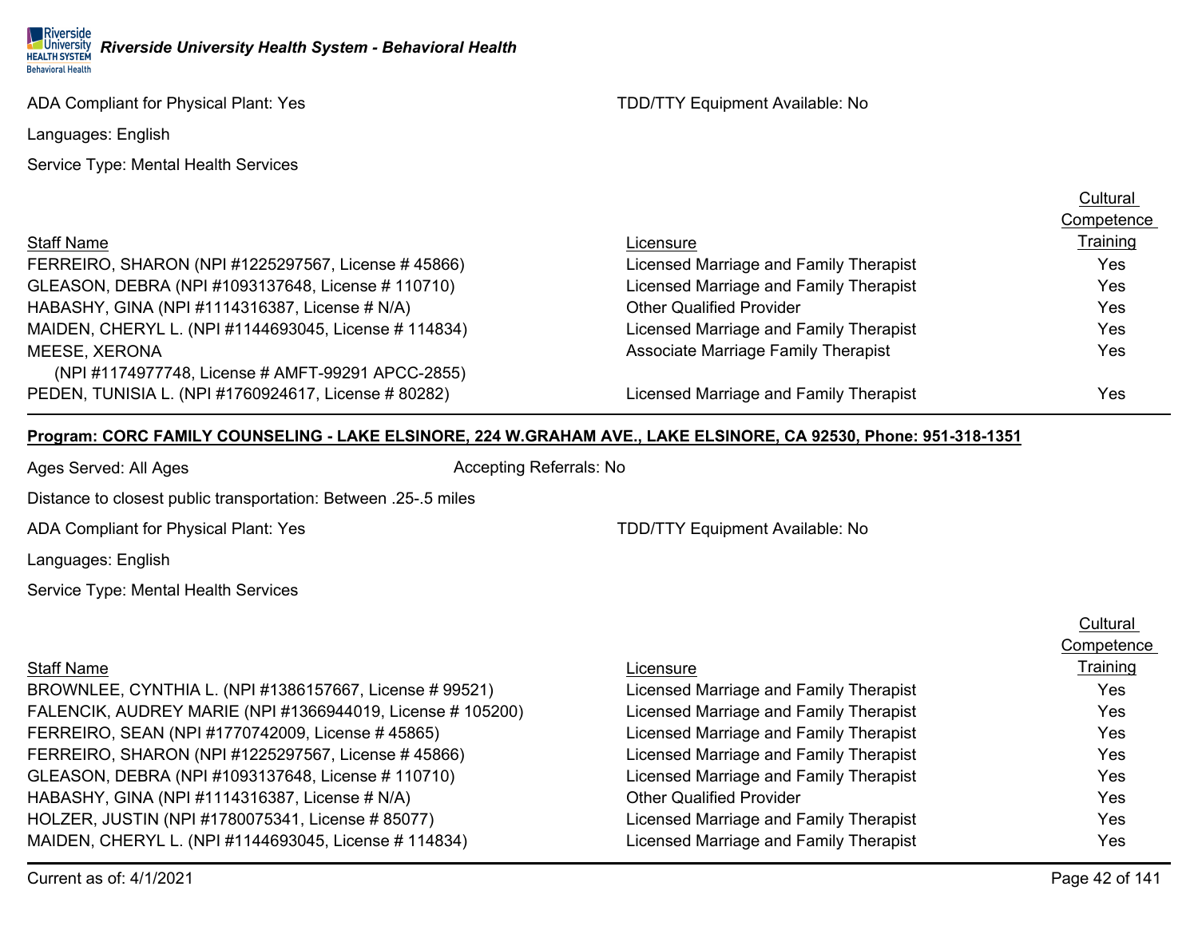ADA Compliant for Physical Plant: Yes

TDD/TTY Equipment Available: No

Languages: English

Service Type: Mental Health Services

| Staff Name | Licensure | Cultural Competence Training |
|---|---|---|
| FERREIRO, SHARON (NPI #1225297567, License # 45866) | Licensed Marriage and Family Therapist | Yes |
| GLEASON, DEBRA (NPI #1093137648, License # 110710) | Licensed Marriage and Family Therapist | Yes |
| HABASHY, GINA (NPI #1114316387, License # N/A) | Other Qualified Provider | Yes |
| MAIDEN, CHERYL L. (NPI #1144693045, License # 114834) | Licensed Marriage and Family Therapist | Yes |
| MEESE, XERONA (NPI #1174977748, License # AMFT-99291 APCC-2855) | Associate Marriage Family Therapist | Yes |
| PEDEN, TUNISIA L. (NPI #1760924617, License # 80282) | Licensed Marriage and Family Therapist | Yes |

**Program: CORC FAMILY COUNSELING - LAKE ELSINORE, 224 W.GRAHAM AVE., LAKE ELSINORE, CA 92530, Phone: 951-318-1351**

Ages Served: All Ages

Accepting Referrals: No

Distance to closest public transportation: Between .25-.5 miles

ADA Compliant for Physical Plant: Yes

TDD/TTY Equipment Available: No

Languages: English

Service Type: Mental Health Services

| Staff Name | Licensure | Cultural Competence Training |
|---|---|---|
| BROWNLEE, CYNTHIA L. (NPI #1386157667, License # 99521) | Licensed Marriage and Family Therapist | Yes |
| FALENCIK, AUDREY MARIE (NPI #1366944019, License # 105200) | Licensed Marriage and Family Therapist | Yes |
| FERREIRO, SEAN (NPI #1770742009, License # 45865) | Licensed Marriage and Family Therapist | Yes |
| FERREIRO, SHARON (NPI #1225297567, License # 45866) | Licensed Marriage and Family Therapist | Yes |
| GLEASON, DEBRA (NPI #1093137648, License # 110710) | Licensed Marriage and Family Therapist | Yes |
| HABASHY, GINA (NPI #1114316387, License # N/A) | Other Qualified Provider | Yes |
| HOLZER, JUSTIN (NPI #1780075341, License # 85077) | Licensed Marriage and Family Therapist | Yes |
| MAIDEN, CHERYL L. (NPI #1144693045, License # 114834) | Licensed Marriage and Family Therapist | Yes |

Current as of: 4/1/2021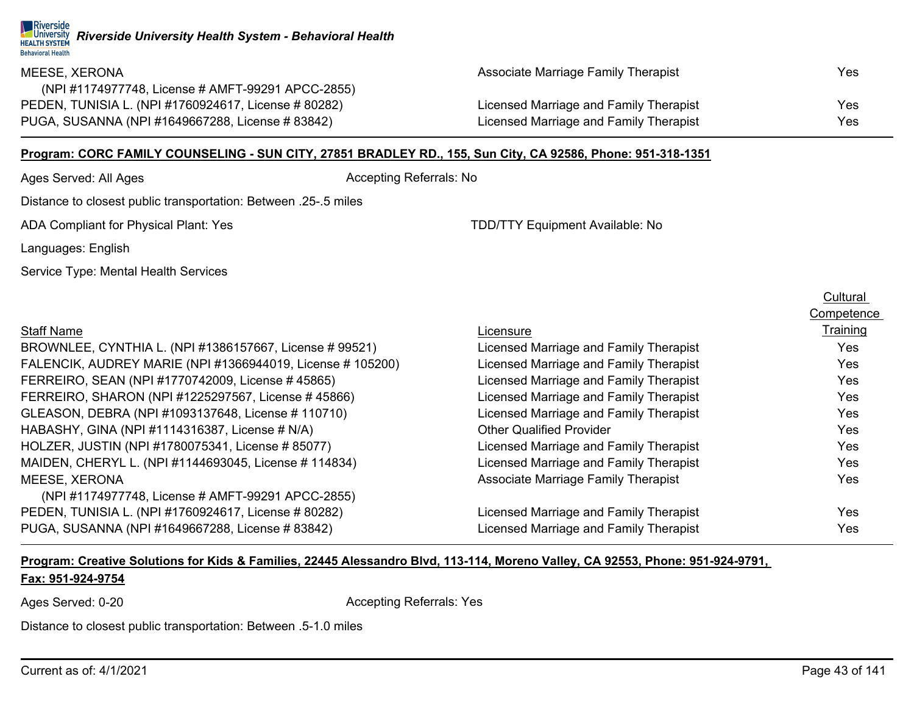| | | |
|---|---|---|
| MEESE, XERONA (NPI #1174977748, License # AMFT-99291 APCC-2855) | Associate Marriage Family Therapist | Yes |
| PEDEN, TUNISIA L. (NPI #1760924617, License # 80282) | Licensed Marriage and Family Therapist | Yes |
| PUGA, SUSANNA (NPI #1649667288, License # 83842) | Licensed Marriage and Family Therapist | Yes |

**Program: CORC FAMILY COUNSELING - SUN CITY, 27851 BRADLEY RD., 155, Sun City, CA 92586, Phone: 951-318-1351**

Ages Served: All Ages

Accepting Referrals: No

Distance to closest public transportation: Between .25-.5 miles

ADA Compliant for Physical Plant: Yes

TDD/TTY Equipment Available: No

Languages: English

Service Type: Mental Health Services

| Staff Name | Licensure | Cultural Competence Training |
|---|---|---|
| BROWNLEE, CYNTHIA L. (NPI #1386157667, License # 99521) | Licensed Marriage and Family Therapist | Yes |
| FALENCIK, AUDREY MARIE (NPI #1366944019, License # 105200) | Licensed Marriage and Family Therapist | Yes |
| FERREIRO, SEAN (NPI #1770742009, License # 45865) | Licensed Marriage and Family Therapist | Yes |
| FERREIRO, SHARON (NPI #1225297567, License # 45866) | Licensed Marriage and Family Therapist | Yes |
| GLEASON, DEBRA (NPI #1093137648, License # 110710) | Licensed Marriage and Family Therapist | Yes |
| HABASHY, GINA (NPI #1114316387, License # N/A) | Other Qualified Provider | Yes |
| HOLZER, JUSTIN (NPI #1780075341, License # 85077) | Licensed Marriage and Family Therapist | Yes |
| MAIDEN, CHERYL L. (NPI #1144693045, License # 114834) | Licensed Marriage and Family Therapist | Yes |
| MEESE, XERONA (NPI #1174977748, License # AMFT-99291 APCC-2855) | Associate Marriage Family Therapist | Yes |
| PEDEN, TUNISIA L. (NPI #1760924617, License # 80282) | Licensed Marriage and Family Therapist | Yes |
| PUGA, SUSANNA (NPI #1649667288, License # 83842) | Licensed Marriage and Family Therapist | Yes |

**Program: Creative Solutions for Kids & Families, 22445 Alessandro Blvd, 113-114, Moreno Valley, CA 92553, Phone: 951-924-9791, Fax: 951-924-9754**

Ages Served: 0-20

Accepting Referrals: Yes

Distance to closest public transportation: Between .5-1.0 miles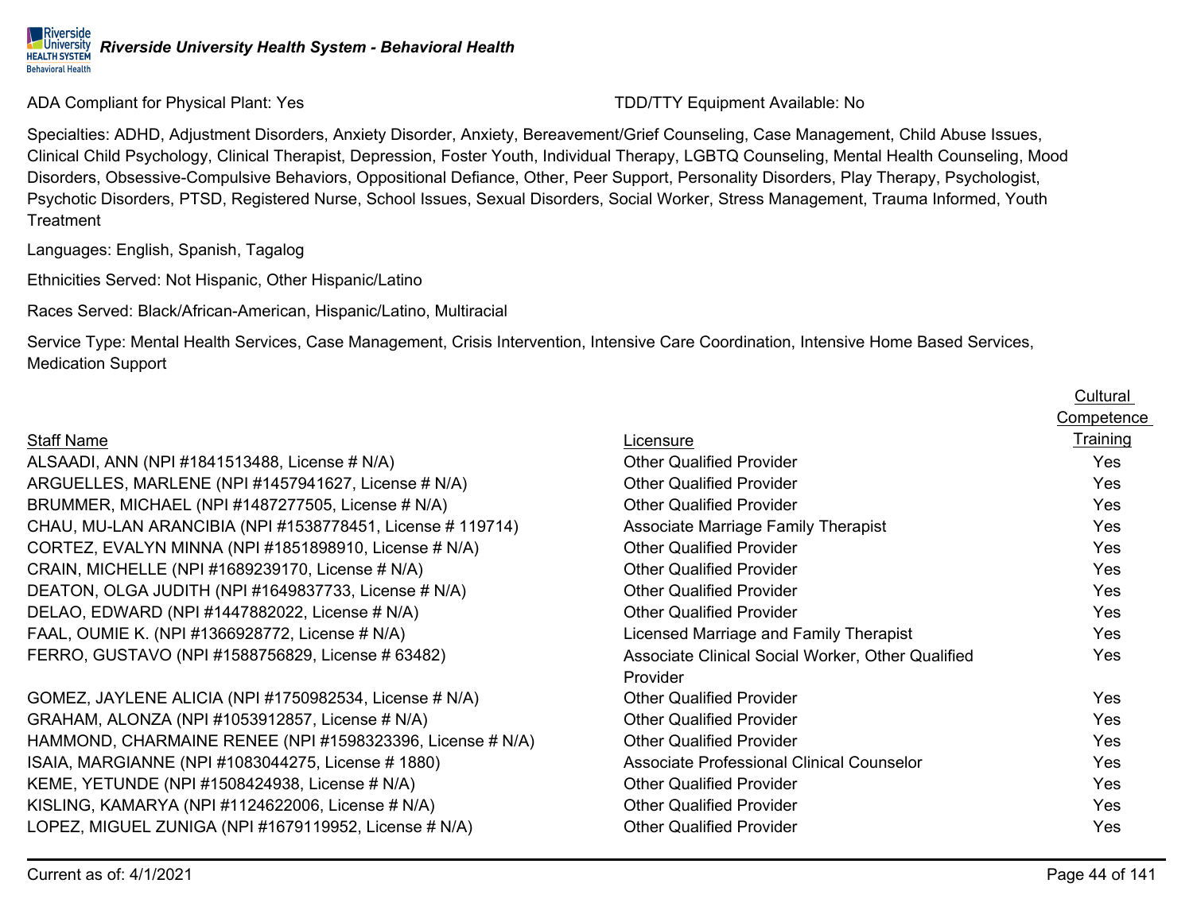ADA Compliant for Physical Plant: Yes TDD/TTY Equipment Available: No

Specialties: ADHD, Adjustment Disorders, Anxiety Disorder, Anxiety, Bereavement/Grief Counseling, Case Management, Child Abuse Issues, Clinical Child Psychology, Clinical Therapist, Depression, Foster Youth, Individual Therapy, LGBTQ Counseling, Mental Health Counseling, Mood Disorders, Obsessive-Compulsive Behaviors, Oppositional Defiance, Other, Peer Support, Personality Disorders, Play Therapy, Psychologist, Psychotic Disorders, PTSD, Registered Nurse, School Issues, Sexual Disorders, Social Worker, Stress Management, Trauma Informed, Youth Treatment

Languages: English, Spanish, Tagalog

Ethnicities Served: Not Hispanic, Other Hispanic/Latino

Races Served: Black/African-American, Hispanic/Latino, Multiracial

Service Type: Mental Health Services, Case Management, Crisis Intervention, Intensive Care Coordination, Intensive Home Based Services, Medication Support

| Staff Name | Licensure | Cultural Competence Training |
|---|---|---|
| ALSAADI, ANN (NPI #1841513488, License # N/A) | Other Qualified Provider | Yes |
| ARGUELLES, MARLENE (NPI #1457941627, License # N/A) | Other Qualified Provider | Yes |
| BRUMMER, MICHAEL (NPI #1487277505, License # N/A) | Other Qualified Provider | Yes |
| CHAU, MU-LAN ARANCIBIA (NPI #1538778451, License # 119714) | Associate Marriage Family Therapist | Yes |
| CORTEZ, EVALYN MINNA (NPI #1851898910, License # N/A) | Other Qualified Provider | Yes |
| CRAIN, MICHELLE (NPI #1689239170, License # N/A) | Other Qualified Provider | Yes |
| DEATON, OLGA JUDITH (NPI #1649837733, License # N/A) | Other Qualified Provider | Yes |
| DELAO, EDWARD (NPI #1447882022, License # N/A) | Other Qualified Provider | Yes |
| FAAL, OUMIE K. (NPI #1366928772, License # N/A) | Licensed Marriage and Family Therapist | Yes |
| FERRO, GUSTAVO (NPI #1588756829, License # 63482) | Associate Clinical Social Worker, Other Qualified Provider | Yes |
| GOMEZ, JAYLENE ALICIA (NPI #1750982534, License # N/A) | Other Qualified Provider | Yes |
| GRAHAM, ALONZA (NPI #1053912857, License # N/A) | Other Qualified Provider | Yes |
| HAMMOND, CHARMAINE RENEE (NPI #1598323396, License # N/A) | Other Qualified Provider | Yes |
| ISAIA, MARGIANNE (NPI #1083044275, License # 1880) | Associate Professional Clinical Counselor | Yes |
| KEME, YETUNDE (NPI #1508424938, License # N/A) | Other Qualified Provider | Yes |
| KISLING, KAMARYA (NPI #1124622006, License # N/A) | Other Qualified Provider | Yes |
| LOPEZ, MIGUEL ZUNIGA (NPI #1679119952, License # N/A) | Other Qualified Provider | Yes |

Current as of: 4/1/2021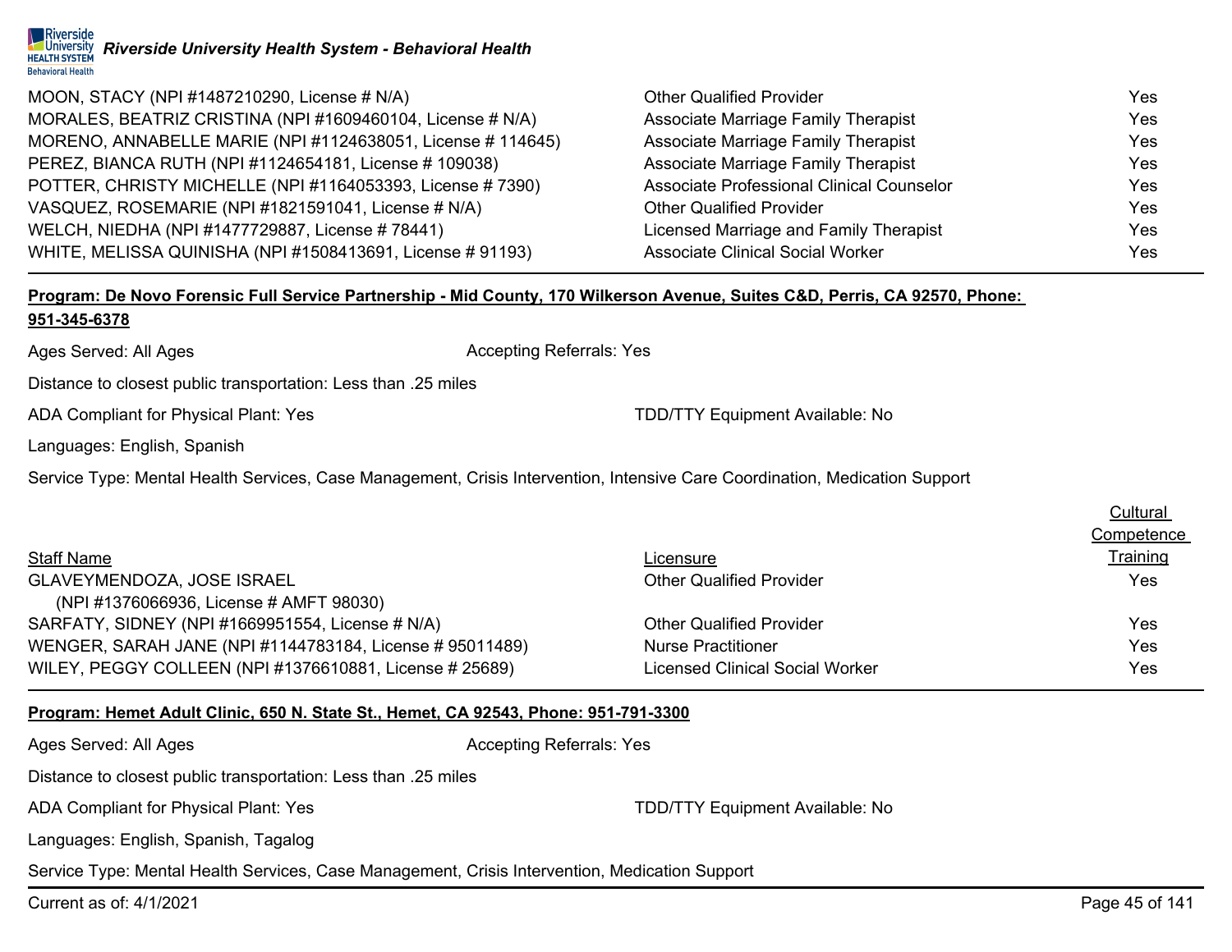| | | |
|---|---|---|
| MOON, STACY (NPI #1487210290, License # N/A) | Other Qualified Provider | Yes |
| MORALES, BEATRIZ CRISTINA (NPI #1609460104, License # N/A) | Associate Marriage Family Therapist | Yes |
| MORENO, ANNABELLE MARIE (NPI #1124638051, License # 114645) | Associate Marriage Family Therapist | Yes |
| PEREZ, BIANCA RUTH (NPI #1124654181, License # 109038) | Associate Marriage Family Therapist | Yes |
| POTTER, CHRISTY MICHELLE (NPI #1164053393, License # 7390) | Associate Professional Clinical Counselor | Yes |
| VASQUEZ, ROSEMARIE (NPI #1821591041, License # N/A) | Other Qualified Provider | Yes |
| WELCH, NIEDHA (NPI #1477729887, License # 78441) | Licensed Marriage and Family Therapist | Yes |
| WHITE, MELISSA QUINISHA (NPI #1508413691, License # 91193) | Associate Clinical Social Worker | Yes |

**Program: De Novo Forensic Full Service Partnership - Mid County, 170 Wilkerson Avenue, Suites C&D, Perris, CA 92570, Phone: 951-345-6378**

Ages Served: All Ages

Accepting Referrals: Yes

Distance to closest public transportation: Less than .25 miles

ADA Compliant for Physical Plant: Yes

TDD/TTY Equipment Available: No

Languages: English, Spanish

Service Type: Mental Health Services, Case Management, Crisis Intervention, Intensive Care Coordination, Medication Support

| Staff Name | Licensure | Cultural Competence Training |
|---|---|---|
| GLAVEYMENDOZA, JOSE ISRAEL (NPI #1376066936, License # AMFT 98030) | Other Qualified Provider | Yes |
| SARFATY, SIDNEY (NPI #1669951554, License # N/A) | Other Qualified Provider | Yes |
| WENGER, SARAH JANE (NPI #1144783184, License # 95011489) | Nurse Practitioner | Yes |
| WILEY, PEGGY COLLEEN (NPI #1376610881, License # 25689) | Licensed Clinical Social Worker | Yes |

**Program: Hemet Adult Clinic, 650 N. State St., Hemet, CA 92543, Phone: 951-791-3300**

Ages Served: All Ages

Accepting Referrals: Yes

Distance to closest public transportation: Less than .25 miles

ADA Compliant for Physical Plant: Yes

TDD/TTY Equipment Available: No

Languages: English, Spanish, Tagalog

Service Type: Mental Health Services, Case Management, Crisis Intervention, Medication Support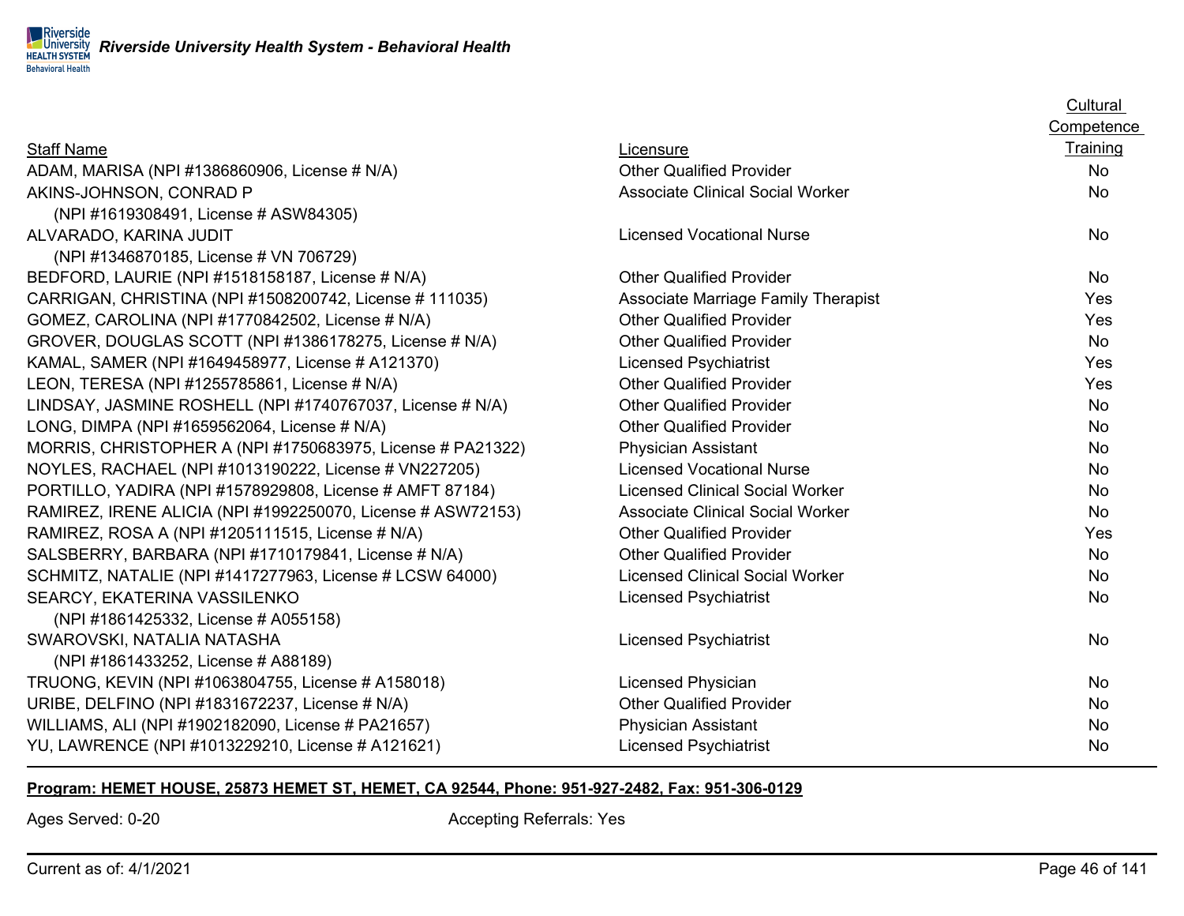| Staff Name | Licensure | Cultural Competence Training |
|---|---|---|
| ADAM, MARISA (NPI #1386860906, License # N/A) | Other Qualified Provider | No |
| AKINS-JOHNSON, CONRAD P (NPI #1619308491, License # ASW84305) | Associate Clinical Social Worker | No |
| ALVARADO, KARINA JUDIT (NPI #1346870185, License # VN 706729) | Licensed Vocational Nurse | No |
| BEDFORD, LAURIE (NPI #1518158187, License # N/A) | Other Qualified Provider | No |
| CARRIGAN, CHRISTINA (NPI #1508200742, License # 111035) | Associate Marriage Family Therapist | Yes |
| GOMEZ, CAROLINA (NPI #1770842502, License # N/A) | Other Qualified Provider | Yes |
| GROVER, DOUGLAS SCOTT (NPI #1386178275, License # N/A) | Other Qualified Provider | No |
| KAMAL, SAMER (NPI #1649458977, License # A121370) | Licensed Psychiatrist | Yes |
| LEON, TERESA (NPI #1255785861, License # N/A) | Other Qualified Provider | Yes |
| LINDSAY, JASMINE ROSHELL (NPI #1740767037, License # N/A) | Other Qualified Provider | No |
| LONG, DIMPA (NPI #1659562064, License # N/A) | Other Qualified Provider | No |
| MORRIS, CHRISTOPHER A (NPI #1750683975, License # PA21322) | Physician Assistant | No |
| NOYLES, RACHAEL (NPI #1013190222, License # VN227205) | Licensed Vocational Nurse | No |
| PORTILLO, YADIRA (NPI #1578929808, License # AMFT 87184) | Licensed Clinical Social Worker | No |
| RAMIREZ, IRENE ALICIA (NPI #1992250070, License # ASW72153) | Associate Clinical Social Worker | No |
| RAMIREZ, ROSA A (NPI #1205111515, License # N/A) | Other Qualified Provider | Yes |
| SALSBERRY, BARBARA (NPI #1710179841, License # N/A) | Other Qualified Provider | No |
| SCHMITZ, NATALIE (NPI #1417277963, License # LCSW 64000) | Licensed Clinical Social Worker | No |
| SEARCY, EKATERINA VASSILENKO (NPI #1861425332, License # A055158) | Licensed Psychiatrist | No |
| SWAROVSKI, NATALIA NATASHA (NPI #1861433252, License # A88189) | Licensed Psychiatrist | No |
| TRUONG, KEVIN (NPI #1063804755, License # A158018) | Licensed Physician | No |
| URIBE, DELFINO (NPI #1831672237, License # N/A) | Other Qualified Provider | No |
| WILLIAMS, ALI (NPI #1902182090, License # PA21657) | Physician Assistant | No |
| YU, LAWRENCE (NPI #1013229210, License # A121621) | Licensed Psychiatrist | No |

**Program: HEMET HOUSE, 25873 HEMET ST, HEMET, CA 92544, Phone: 951-927-2482, Fax: 951-306-0129**

Ages Served: 0-20 Accepting Referrals: Yes

Current as of: 4/1/2021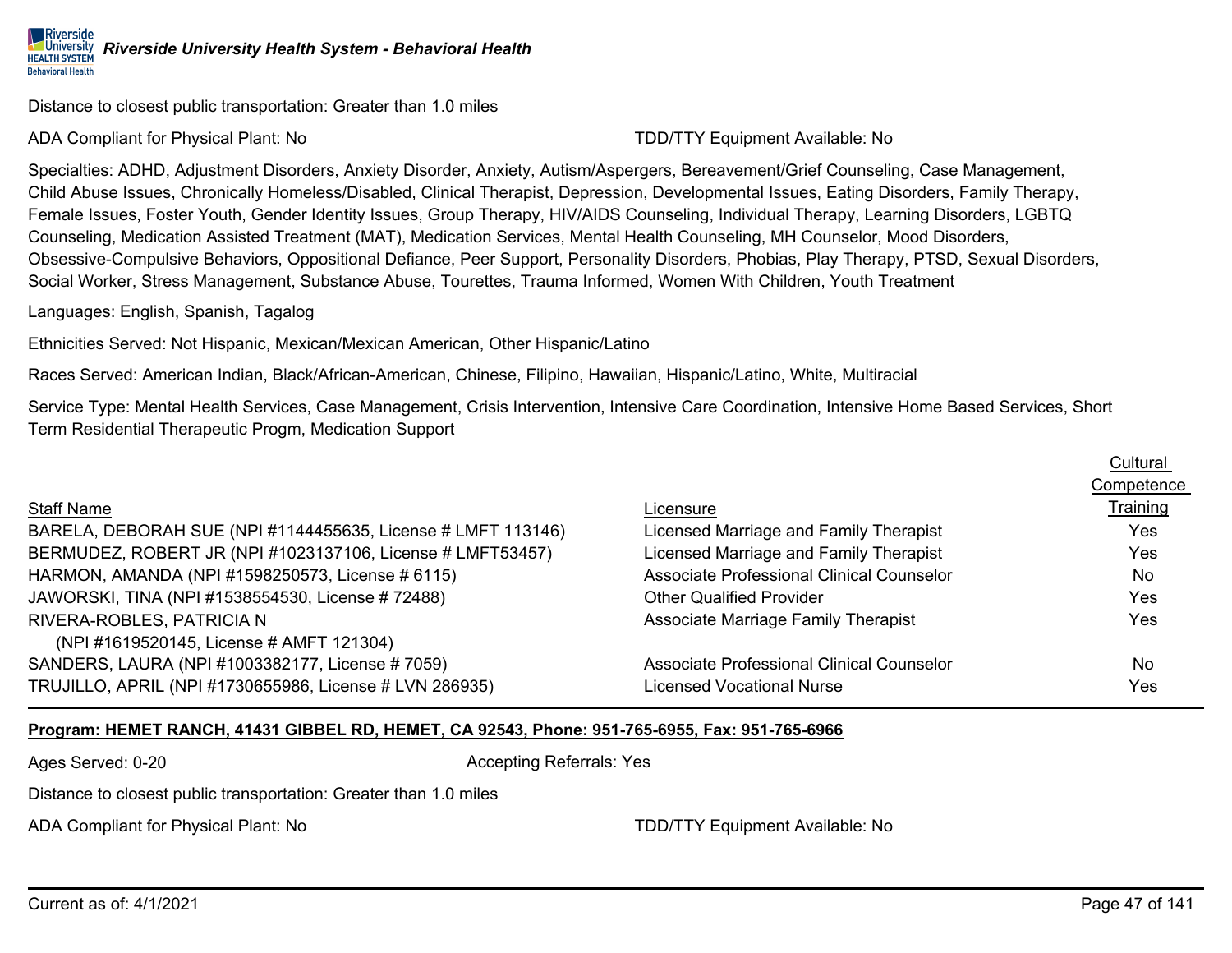Distance to closest public transportation: Greater than 1.0 miles

ADA Compliant for Physical Plant: No

TDD/TTY Equipment Available: No

Specialties: ADHD, Adjustment Disorders, Anxiety Disorder, Anxiety, Autism/Aspergers, Bereavement/Grief Counseling, Case Management, Child Abuse Issues, Chronically Homeless/Disabled, Clinical Therapist, Depression, Developmental Issues, Eating Disorders, Family Therapy, Female Issues, Foster Youth, Gender Identity Issues, Group Therapy, HIV/AIDS Counseling, Individual Therapy, Learning Disorders, LGBTQ Counseling, Medication Assisted Treatment (MAT), Medication Services, Mental Health Counseling, MH Counselor, Mood Disorders, Obsessive-Compulsive Behaviors, Oppositional Defiance, Peer Support, Personality Disorders, Phobias, Play Therapy, PTSD, Sexual Disorders, Social Worker, Stress Management, Substance Abuse, Tourettes, Trauma Informed, Women With Children, Youth Treatment

Languages: English, Spanish, Tagalog

Ethnicities Served: Not Hispanic, Mexican/Mexican American, Other Hispanic/Latino

Races Served: American Indian, Black/African-American, Chinese, Filipino, Hawaiian, Hispanic/Latino, White, Multiracial

Service Type: Mental Health Services, Case Management, Crisis Intervention, Intensive Care Coordination, Intensive Home Based Services, Short Term Residential Therapeutic Progm, Medication Support

| Staff Name | Licensure | Cultural Competence Training |
|---|---|---|
| BARELA, DEBORAH SUE (NPI #1144455635, License # LMFT 113146) | Licensed Marriage and Family Therapist | Yes |
| BERMUDEZ, ROBERT JR (NPI #1023137106, License # LMFT53457) | Licensed Marriage and Family Therapist | Yes |
| HARMON, AMANDA (NPI #1598250573, License # 6115) | Associate Professional Clinical Counselor | No |
| JAWORSKI, TINA (NPI #1538554530, License # 72488) | Other Qualified Provider | Yes |
| RIVERA-ROBLES, PATRICIA N (NPI #1619520145, License # AMFT 121304) | Associate Marriage Family Therapist | Yes |
| SANDERS, LAURA (NPI #1003382177, License # 7059) | Associate Professional Clinical Counselor | No |
| TRUJILLO, APRIL (NPI #1730655986, License # LVN 286935) | Licensed Vocational Nurse | Yes |

**Program: HEMET RANCH, 41431 GIBBEL RD, HEMET, CA 92543, Phone: 951-765-6955, Fax: 951-765-6966**

Ages Served: 0-20

Accepting Referrals: Yes

Distance to closest public transportation: Greater than 1.0 miles

ADA Compliant for Physical Plant: No

TDD/TTY Equipment Available: No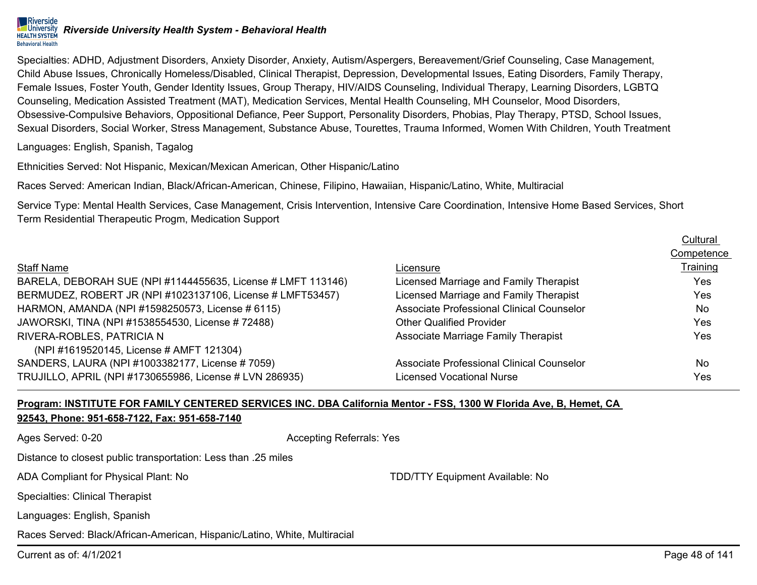Specialties: ADHD, Adjustment Disorders, Anxiety Disorder, Anxiety, Autism/Aspergers, Bereavement/Grief Counseling, Case Management, Child Abuse Issues, Chronically Homeless/Disabled, Clinical Therapist, Depression, Developmental Issues, Eating Disorders, Family Therapy, Female Issues, Foster Youth, Gender Identity Issues, Group Therapy, HIV/AIDS Counseling, Individual Therapy, Learning Disorders, LGBTQ Counseling, Medication Assisted Treatment (MAT), Medication Services, Mental Health Counseling, MH Counselor, Mood Disorders, Obsessive-Compulsive Behaviors, Oppositional Defiance, Peer Support, Personality Disorders, Phobias, Play Therapy, PTSD, School Issues, Sexual Disorders, Social Worker, Stress Management, Substance Abuse, Tourettes, Trauma Informed, Women With Children, Youth Treatment

Languages: English, Spanish, Tagalog

Ethnicities Served: Not Hispanic, Mexican/Mexican American, Other Hispanic/Latino

Races Served: American Indian, Black/African-American, Chinese, Filipino, Hawaiian, Hispanic/Latino, White, Multiracial

Service Type: Mental Health Services, Case Management, Crisis Intervention, Intensive Care Coordination, Intensive Home Based Services, Short Term Residential Therapeutic Progm, Medication Support

| Staff Name | Licensure | Cultural Competence Training |
|---|---|---|
| BARELA, DEBORAH SUE (NPI #1144455635, License # LMFT 113146) | Licensed Marriage and Family Therapist | Yes |
| BERMUDEZ, ROBERT JR (NPI #1023137106, License # LMFT53457) | Licensed Marriage and Family Therapist | Yes |
| HARMON, AMANDA (NPI #1598250573, License # 6115) | Associate Professional Clinical Counselor | No |
| JAWORSKI, TINA (NPI #1538554530, License # 72488) | Other Qualified Provider | Yes |
| RIVERA-ROBLES, PATRICIA N (NPI #1619520145, License # AMFT 121304) | Associate Marriage Family Therapist | Yes |
| SANDERS, LAURA (NPI #1003382177, License # 7059) | Associate Professional Clinical Counselor | No |
| TRUJILLO, APRIL (NPI #1730655986, License # LVN 286935) | Licensed Vocational Nurse | Yes |

**Program: INSTITUTE FOR FAMILY CENTERED SERVICES INC. DBA California Mentor - FSS, 1300 W Florida Ave, B, Hemet, CA 92543, Phone: 951-658-7122, Fax: 951-658-7140**

Ages Served: 0-20 Accepting Referrals: Yes

Distance to closest public transportation: Less than .25 miles

ADA Compliant for Physical Plant: No TDD/TTY Equipment Available: No

Specialties: Clinical Therapist

Languages: English, Spanish

Races Served: Black/African-American, Hispanic/Latino, White, Multiracial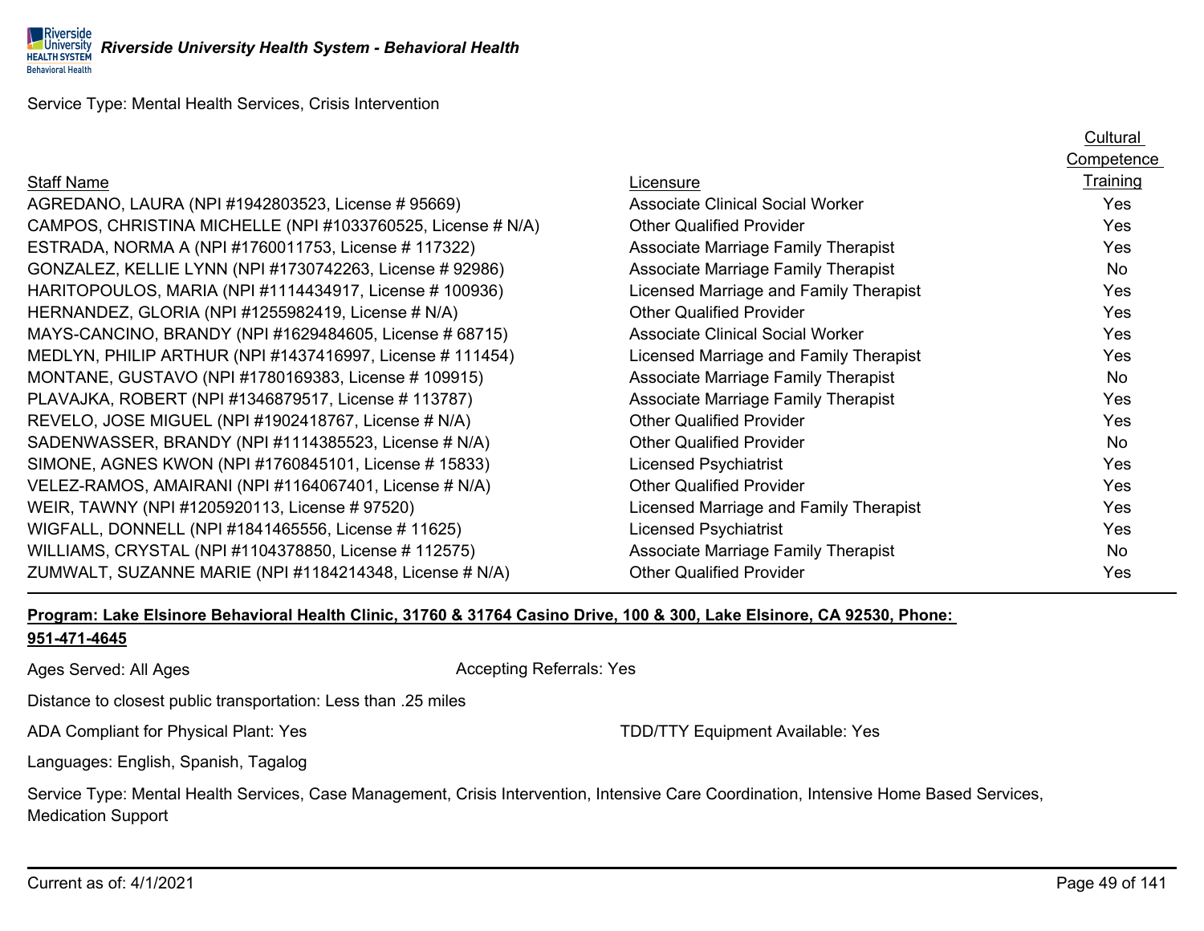Service Type: Mental Health Services, Crisis Intervention

| Staff Name | Licensure | Cultural Competence Training |
|---|---|---|
| AGREDANO, LAURA (NPI #1942803523, License # 95669) | Associate Clinical Social Worker | Yes |
| CAMPOS, CHRISTINA MICHELLE (NPI #1033760525, License # N/A) | Other Qualified Provider | Yes |
| ESTRADA, NORMA A (NPI #1760011753, License # 117322) | Associate Marriage Family Therapist | Yes |
| GONZALEZ, KELLIE LYNN (NPI #1730742263, License # 92986) | Associate Marriage Family Therapist | No |
| HARITOPOULOS, MARIA (NPI #1114434917, License # 100936) | Licensed Marriage and Family Therapist | Yes |
| HERNANDEZ, GLORIA (NPI #1255982419, License # N/A) | Other Qualified Provider | Yes |
| MAYS-CANCINO, BRANDY (NPI #1629484605, License # 68715) | Associate Clinical Social Worker | Yes |
| MEDLYN, PHILIP ARTHUR (NPI #1437416997, License # 111454) | Licensed Marriage and Family Therapist | Yes |
| MONTANE, GUSTAVO (NPI #1780169383, License # 109915) | Associate Marriage Family Therapist | No |
| PLAVAJKA, ROBERT (NPI #1346879517, License # 113787) | Associate Marriage Family Therapist | Yes |
| REVELO, JOSE MIGUEL (NPI #1902418767, License # N/A) | Other Qualified Provider | Yes |
| SADENWASSER, BRANDY (NPI #1114385523, License # N/A) | Other Qualified Provider | No |
| SIMONE, AGNES KWON (NPI #1760845101, License # 15833) | Licensed Psychiatrist | Yes |
| VELEZ-RAMOS, AMAIRANI (NPI #1164067401, License # N/A) | Other Qualified Provider | Yes |
| WEIR, TAWNY (NPI #1205920113, License # 97520) | Licensed Marriage and Family Therapist | Yes |
| WIGFALL, DONNELL (NPI #1841465556, License # 11625) | Licensed Psychiatrist | Yes |
| WILLIAMS, CRYSTAL (NPI #1104378850, License # 112575) | Associate Marriage Family Therapist | No |
| ZUMWALT, SUZANNE MARIE (NPI #1184214348, License # N/A) | Other Qualified Provider | Yes |

**Program: Lake Elsinore Behavioral Health Clinic, 31760 & 31764 Casino Drive, 100 & 300, Lake Elsinore, CA 92530, Phone: 951-471-4645**

Ages Served: All Ages

Accepting Referrals: Yes

Distance to closest public transportation: Less than .25 miles

ADA Compliant for Physical Plant: Yes

TDD/TTY Equipment Available: Yes

Languages: English, Spanish, Tagalog

Service Type: Mental Health Services, Case Management, Crisis Intervention, Intensive Care Coordination, Intensive Home Based Services, Medication Support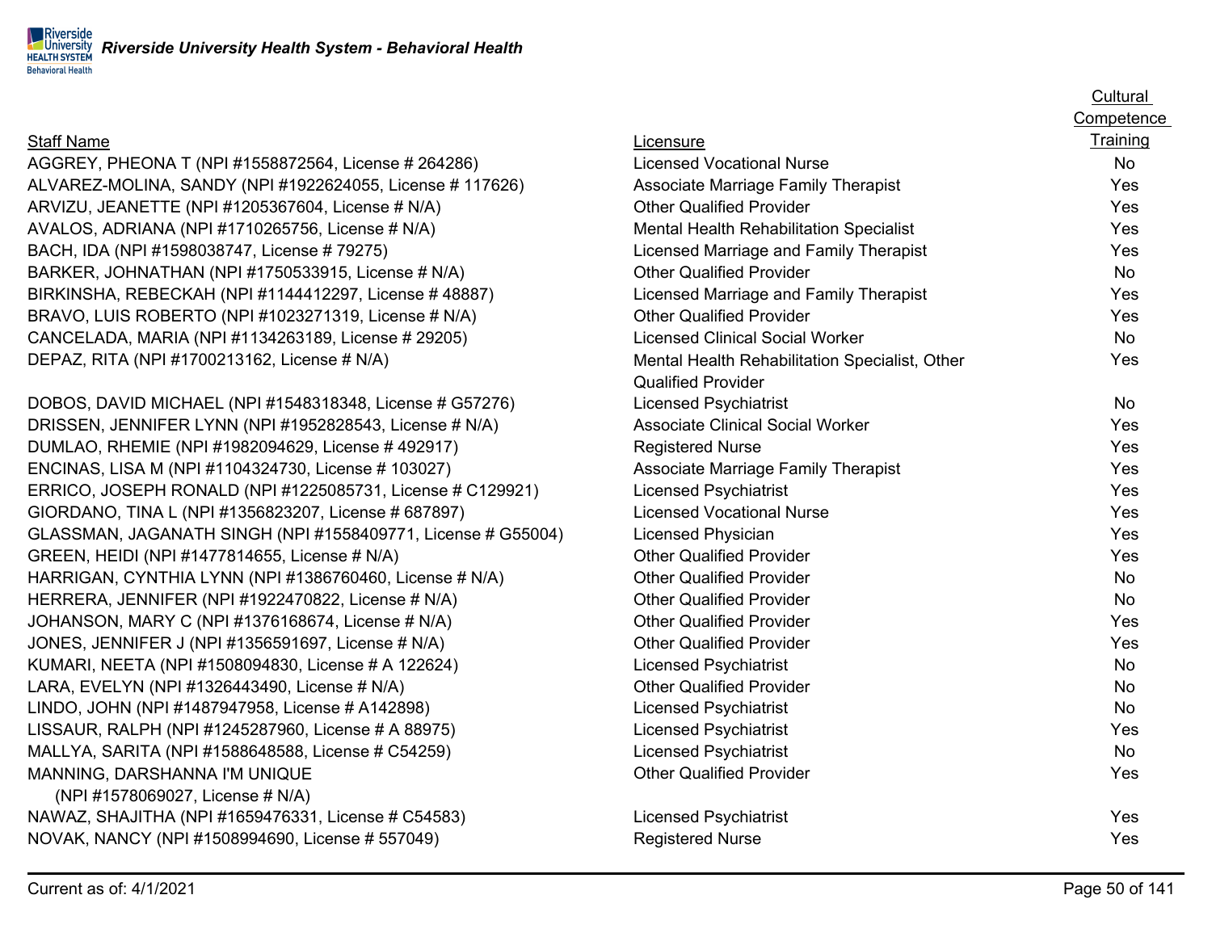| Staff Name | Licensure | Cultural Competence Training |
|---|---|---|
| AGGREY, PHEONA T (NPI #1558872564, License # 264286) | Licensed Vocational Nurse | No |
| ALVAREZ-MOLINA, SANDY (NPI #1922624055, License # 117626) | Associate Marriage Family Therapist | Yes |
| ARVIZU, JEANETTE (NPI #1205367604, License # N/A) | Other Qualified Provider | Yes |
| AVALOS, ADRIANA (NPI #1710265756, License # N/A) | Mental Health Rehabilitation Specialist | Yes |
| BACH, IDA (NPI #1598038747, License # 79275) | Licensed Marriage and Family Therapist | Yes |
| BARKER, JOHNATHAN (NPI #1750533915, License # N/A) | Other Qualified Provider | No |
| BIRKINSHA, REBECKAH (NPI #1144412297, License # 48887) | Licensed Marriage and Family Therapist | Yes |
| BRAVO, LUIS ROBERTO (NPI #1023271319, License # N/A) | Other Qualified Provider | Yes |
| CANCELADA, MARIA (NPI #1134263189, License # 29205) | Licensed Clinical Social Worker | No |
| DEPAZ, RITA (NPI #1700213162, License # N/A) | Mental Health Rehabilitation Specialist, Other Qualified Provider | Yes |
| DOBOS, DAVID MICHAEL (NPI #1548318348, License # G57276) | Licensed Psychiatrist | No |
| DRISSEN, JENNIFER LYNN (NPI #1952828543, License # N/A) | Associate Clinical Social Worker | Yes |
| DUMLAO, RHEMIE (NPI #1982094629, License # 492917) | Registered Nurse | Yes |
| ENCINAS, LISA M (NPI #1104324730, License # 103027) | Associate Marriage Family Therapist | Yes |
| ERRICO, JOSEPH RONALD (NPI #1225085731, License # C129921) | Licensed Psychiatrist | Yes |
| GIORDANO, TINA L (NPI #1356823207, License # 687897) | Licensed Vocational Nurse | Yes |
| GLASSMAN, JAGANATH SINGH (NPI #1558409771, License # G55004) | Licensed Physician | Yes |
| GREEN, HEIDI (NPI #1477814655, License # N/A) | Other Qualified Provider | Yes |
| HARRIGAN, CYNTHIA LYNN (NPI #1386760460, License # N/A) | Other Qualified Provider | No |
| HERRERA, JENNIFER (NPI #1922470822, License # N/A) | Other Qualified Provider | No |
| JOHANSON, MARY C (NPI #1376168674, License # N/A) | Other Qualified Provider | Yes |
| JONES, JENNIFER J (NPI #1356591697, License # N/A) | Other Qualified Provider | Yes |
| KUMARI, NEETA (NPI #1508094830, License # A 122624) | Licensed Psychiatrist | No |
| LARA, EVELYN (NPI #1326443490, License # N/A) | Other Qualified Provider | No |
| LINDO, JOHN (NPI #1487947958, License # A142898) | Licensed Psychiatrist | No |
| LISSAUR, RALPH (NPI #1245287960, License # A 88975) | Licensed Psychiatrist | Yes |
| MALLYA, SARITA (NPI #1588648588, License # C54259) | Licensed Psychiatrist | No |
| MANNING, DARSHANNA I'M UNIQUE (NPI #1578069027, License # N/A) | Other Qualified Provider | Yes |
| NAWAZ, SHAJITHA (NPI #1659476331, License # C54583) | Licensed Psychiatrist | Yes |
| NOVAK, NANCY (NPI #1508994690, License # 557049) | Registered Nurse | Yes |

Current as of: 4/1/2021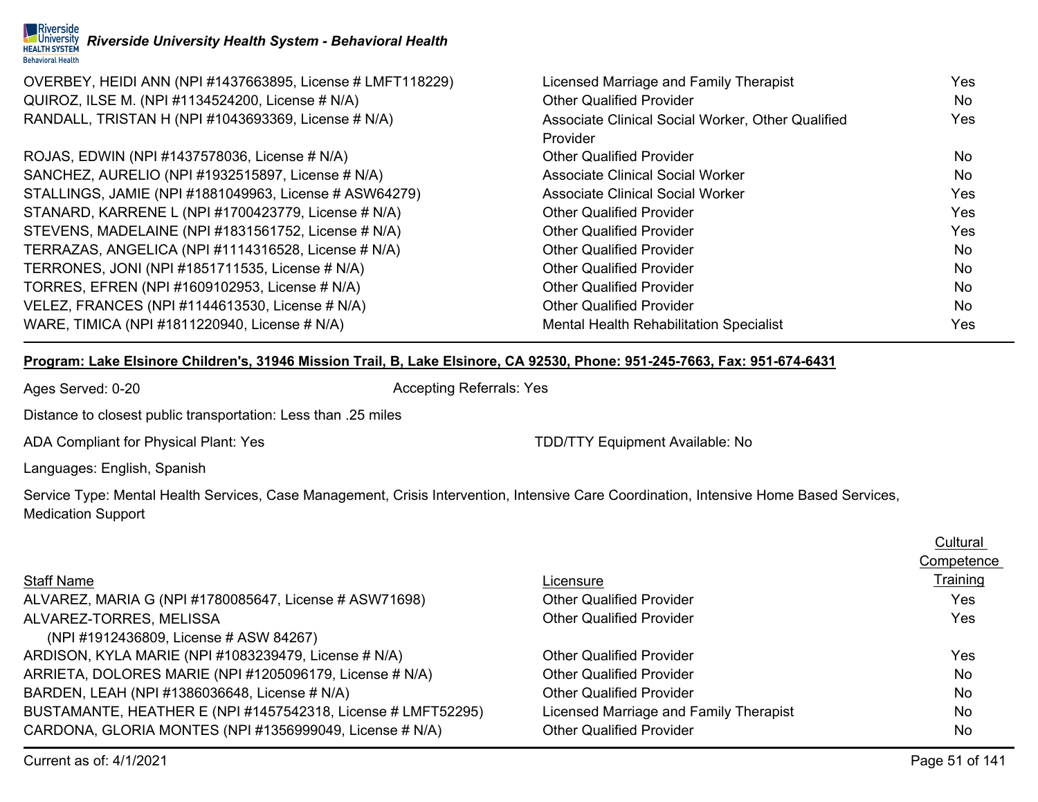| | | |
|---|---|---|
| OVERBEY, HEIDI ANN (NPI #1437663895, License # LMFT118229) | Licensed Marriage and Family Therapist | Yes |
| QUIROZ, ILSE M. (NPI #1134524200, License # N/A) | Other Qualified Provider | No |
| RANDALL, TRISTAN H (NPI #1043693369, License # N/A) | Associate Clinical Social Worker, Other Qualified Provider | Yes |
| ROJAS, EDWIN (NPI #1437578036, License # N/A) | Other Qualified Provider | No |
| SANCHEZ, AURELIO (NPI #1932515897, License # N/A) | Associate Clinical Social Worker | No |
| STALLINGS, JAMIE (NPI #1881049963, License # ASW64279) | Associate Clinical Social Worker | Yes |
| STANARD, KARRENE L (NPI #1700423779, License # N/A) | Other Qualified Provider | Yes |
| STEVENS, MADELAINE (NPI #1831561752, License # N/A) | Other Qualified Provider | Yes |
| TERRAZAS, ANGELICA (NPI #1114316528, License # N/A) | Other Qualified Provider | No |
| TERRONES, JONI (NPI #1851711535, License # N/A) | Other Qualified Provider | No |
| TORRES, EFREN (NPI #1609102953, License # N/A) | Other Qualified Provider | No |
| VELEZ, FRANCES (NPI #1144613530, License # N/A) | Other Qualified Provider | No |
| WARE, TIMICA (NPI #1811220940, License # N/A) | Mental Health Rehabilitation Specialist | Yes |

**Program: Lake Elsinore Children's, 31946 Mission Trail, B, Lake Elsinore, CA 92530, Phone: 951-245-7663, Fax: 951-674-6431**

Ages Served: 0-20 Accepting Referrals: Yes

Distance to closest public transportation: Less than .25 miles

ADA Compliant for Physical Plant: Yes TDD/TTY Equipment Available: No

Languages: English, Spanish

Service Type: Mental Health Services, Case Management, Crisis Intervention, Intensive Care Coordination, Intensive Home Based Services, Medication Support

| Staff Name | Licensure | Cultural Competence Training |
|---|---|---|
| ALVAREZ, MARIA G (NPI #1780085647, License # ASW71698) | Other Qualified Provider | Yes |
| ALVAREZ-TORRES, MELISSA (NPI #1912436809, License # ASW 84267) | Other Qualified Provider | Yes |
| ARDISON, KYLA MARIE (NPI #1083239479, License # N/A) | Other Qualified Provider | Yes |
| ARRIETA, DOLORES MARIE (NPI #1205096179, License # N/A) | Other Qualified Provider | No |
| BARDEN, LEAH (NPI #1386036648, License # N/A) | Other Qualified Provider | No |
| BUSTAMANTE, HEATHER E (NPI #1457542318, License # LMFT52295) | Licensed Marriage and Family Therapist | No |
| CARDONA, GLORIA MONTES (NPI #1356999049, License # N/A) | Other Qualified Provider | No |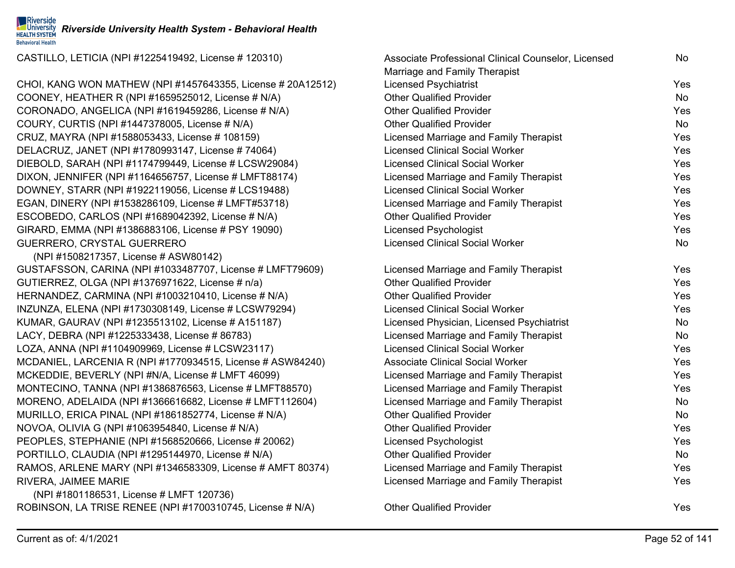| | | |
|---|---|---|
| CASTILLO, LETICIA (NPI #1225419492, License # 120310) | Associate Professional Clinical Counselor, Licensed Marriage and Family Therapist | No |
| CHOI, KANG WON MATHEW (NPI #1457643355, License # 20A12512) | Licensed Psychiatrist | Yes |
| COONEY, HEATHER R (NPI #1659525012, License # N/A) | Other Qualified Provider | No |
| CORONADO, ANGELICA (NPI #1619459286, License # N/A) | Other Qualified Provider | Yes |
| COURY, CURTIS (NPI #1447378005, License # N/A) | Other Qualified Provider | No |
| CRUZ, MAYRA (NPI #1588053433, License # 108159) | Licensed Marriage and Family Therapist | Yes |
| DELACRUZ, JANET (NPI #1780993147, License # 74064) | Licensed Clinical Social Worker | Yes |
| DIEBOLD, SARAH (NPI #1174799449, License # LCSW29084) | Licensed Clinical Social Worker | Yes |
| DIXON, JENNIFER (NPI #1164656757, License # LMFT88174) | Licensed Marriage and Family Therapist | Yes |
| DOWNEY, STARR (NPI #1922119056, License # LCS19488) | Licensed Clinical Social Worker | Yes |
| EGAN, DINERY (NPI #1538286109, License # LMFT#53718) | Licensed Marriage and Family Therapist | Yes |
| ESCOBEDO, CARLOS (NPI #1689042392, License # N/A) | Other Qualified Provider | Yes |
| GIRARD, EMMA (NPI #1386883106, License # PSY 19090) | Licensed Psychologist | Yes |
| GUERRERO, CRYSTAL GUERRERO (NPI #1508217357, License # ASW80142) | Licensed Clinical Social Worker | No |
| GUSTAFSSON, CARINA (NPI #1033487707, License # LMFT79609) | Licensed Marriage and Family Therapist | Yes |
| GUTIERREZ, OLGA (NPI #1376971622, License # n/a) | Other Qualified Provider | Yes |
| HERNANDEZ, CARMINA (NPI #1003210410, License # N/A) | Other Qualified Provider | Yes |
| INZUNZA, ELENA (NPI #1730308149, License # LCSW79294) | Licensed Clinical Social Worker | Yes |
| KUMAR, GAURAV (NPI #1235513102, License # A151187) | Licensed Physician, Licensed Psychiatrist | No |
| LACY, DEBRA (NPI #1225333438, License # 86783) | Licensed Marriage and Family Therapist | No |
| LOZA, ANNA (NPI #1104909969, License # LCSW23117) | Licensed Clinical Social Worker | Yes |
| MCDANIEL, LARCENIA R (NPI #1770934515, License # ASW84240) | Associate Clinical Social Worker | Yes |
| MCKEDDIE, BEVERLY (NPI #N/A, License # LMFT 46099) | Licensed Marriage and Family Therapist | Yes |
| MONTECINO, TANNA (NPI #1386876563, License # LMFT88570) | Licensed Marriage and Family Therapist | Yes |
| MORENO, ADELAIDA (NPI #1366616682, License # LMFT112604) | Licensed Marriage and Family Therapist | No |
| MURILLO, ERICA PINAL (NPI #1861852774, License # N/A) | Other Qualified Provider | No |
| NOVOA, OLIVIA G (NPI #1063954840, License # N/A) | Other Qualified Provider | Yes |
| PEOPLES, STEPHANIE (NPI #1568520666, License # 20062) | Licensed Psychologist | Yes |
| PORTILLO, CLAUDIA (NPI #1295144970, License # N/A) | Other Qualified Provider | No |
| RAMOS, ARLENE MARY (NPI #1346583309, License # AMFT 80374) | Licensed Marriage and Family Therapist | Yes |
| RIVERA, JAIMEE MARIE (NPI #1801186531, License # LMFT 120736) | Licensed Marriage and Family Therapist | Yes |
| ROBINSON, LA TRISE RENEE (NPI #1700310745, License # N/A) | Other Qualified Provider | Yes |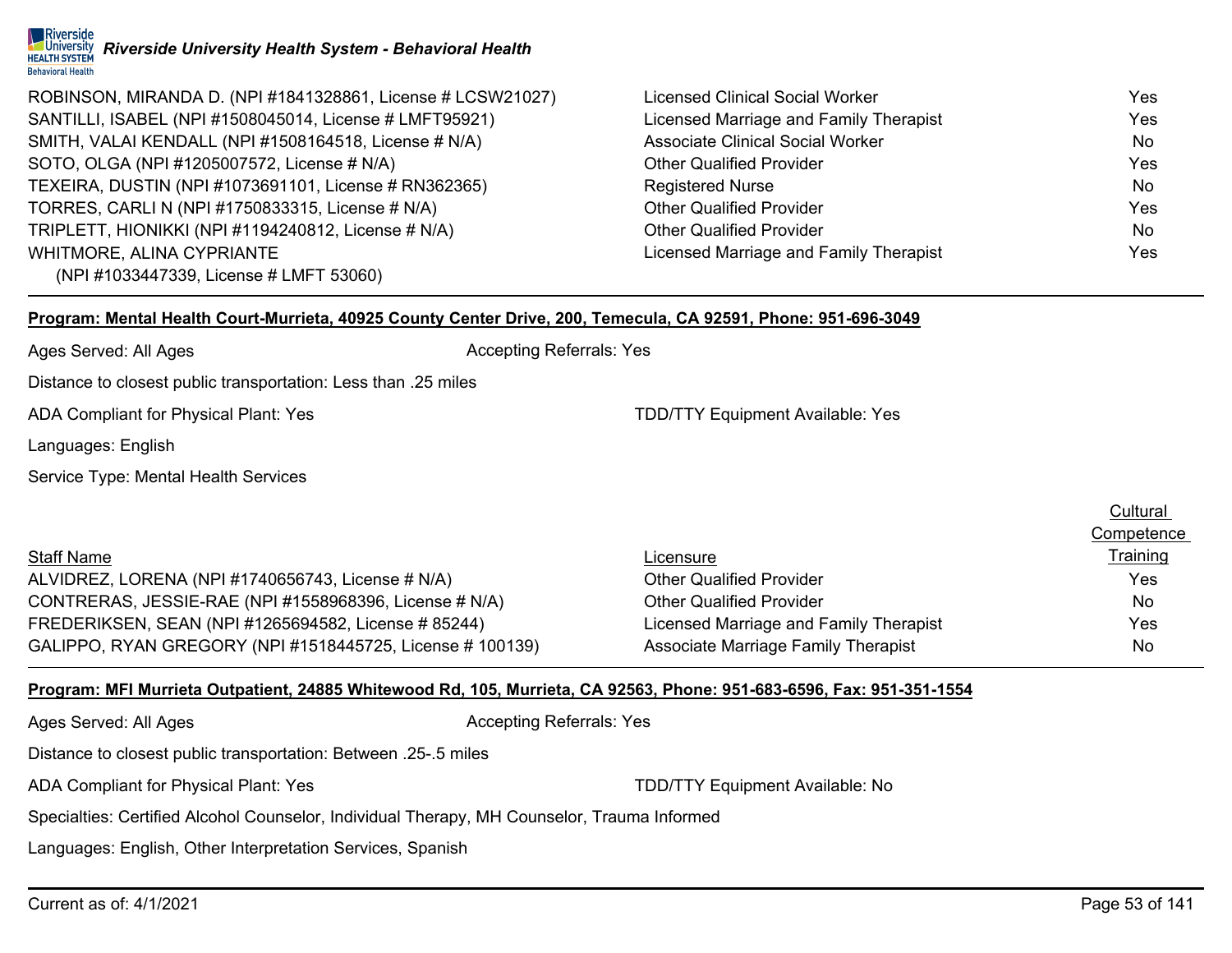| | | |
|---|---|---|
| ROBINSON, MIRANDA D. (NPI #1841328861, License # LCSW21027) | Licensed Clinical Social Worker | Yes |
| SANTILLI, ISABEL (NPI #1508045014, License # LMFT95921) | Licensed Marriage and Family Therapist | Yes |
| SMITH, VALAI KENDALL (NPI #1508164518, License # N/A) | Associate Clinical Social Worker | No |
| SOTO, OLGA (NPI #1205007572, License # N/A) | Other Qualified Provider | Yes |
| TEXEIRA, DUSTIN (NPI #1073691101, License # RN362365) | Registered Nurse | No |
| TORRES, CARLI N (NPI #1750833315, License # N/A) | Other Qualified Provider | Yes |
| TRIPLETT, HIONIKKI (NPI #1194240812, License # N/A) | Other Qualified Provider | No |
| WHITMORE, ALINA CYPRIANTE (NPI #1033447339, License # LMFT 53060) | Licensed Marriage and Family Therapist | Yes |

**Program: Mental Health Court-Murrieta, 40925 County Center Drive, 200, Temecula, CA 92591, Phone: 951-696-3049**

Ages Served: All Ages

Accepting Referrals: Yes

Distance to closest public transportation: Less than .25 miles

ADA Compliant for Physical Plant: Yes

TDD/TTY Equipment Available: Yes

Languages: English

Service Type: Mental Health Services

| Staff Name | Licensure | Cultural Competence Training |
|---|---|---|
| ALVIDREZ, LORENA (NPI #1740656743, License # N/A) | Other Qualified Provider | Yes |
| CONTRERAS, JESSIE-RAE (NPI #1558968396, License # N/A) | Other Qualified Provider | No |
| FREDERIKSEN, SEAN (NPI #1265694582, License # 85244) | Licensed Marriage and Family Therapist | Yes |
| GALIPPO, RYAN GREGORY (NPI #1518445725, License # 100139) | Associate Marriage Family Therapist | No |

**Program: MFI Murrieta Outpatient, 24885 Whitewood Rd, 105, Murrieta, CA 92563, Phone: 951-683-6596, Fax: 951-351-1554**

Ages Served: All Ages

Accepting Referrals: Yes

Distance to closest public transportation: Between .25-.5 miles

ADA Compliant for Physical Plant: Yes

TDD/TTY Equipment Available: No

Specialties: Certified Alcohol Counselor, Individual Therapy, MH Counselor, Trauma Informed

Languages: English, Other Interpretation Services, Spanish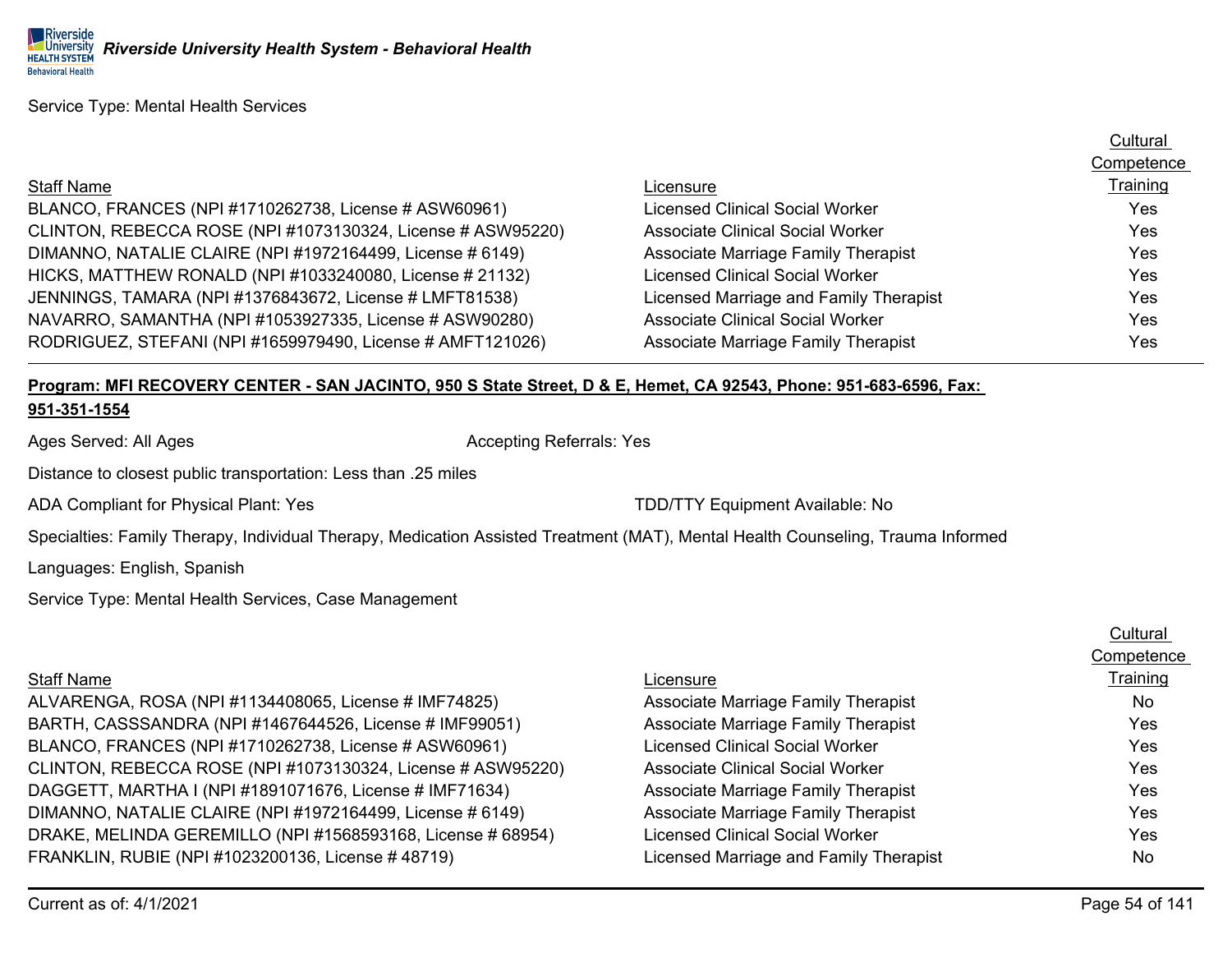Service Type: Mental Health Services

| Staff Name | Licensure | Cultural Competence Training |
|---|---|---|
| BLANCO, FRANCES (NPI #1710262738, License # ASW60961) | Licensed Clinical Social Worker | Yes |
| CLINTON, REBECCA ROSE (NPI #1073130324, License # ASW95220) | Associate Clinical Social Worker | Yes |
| DIMANNO, NATALIE CLAIRE (NPI #1972164499, License # 6149) | Associate Marriage Family Therapist | Yes |
| HICKS, MATTHEW RONALD (NPI #1033240080, License # 21132) | Licensed Clinical Social Worker | Yes |
| JENNINGS, TAMARA (NPI #1376843672, License # LMFT81538) | Licensed Marriage and Family Therapist | Yes |
| NAVARRO, SAMANTHA (NPI #1053927335, License # ASW90280) | Associate Clinical Social Worker | Yes |
| RODRIGUEZ, STEFANI (NPI #1659979490, License # AMFT121026) | Associate Marriage Family Therapist | Yes |

**Program: MFI RECOVERY CENTER - SAN JACINTO, 950 S State Street, D & E, Hemet, CA 92543, Phone: 951-683-6596, Fax: 951-351-1554**

Ages Served: All Ages

Accepting Referrals: Yes

Distance to closest public transportation: Less than .25 miles

ADA Compliant for Physical Plant: Yes

TDD/TTY Equipment Available: No

Specialties: Family Therapy, Individual Therapy, Medication Assisted Treatment (MAT), Mental Health Counseling, Trauma Informed

Languages: English, Spanish

Service Type: Mental Health Services, Case Management

| Staff Name | Licensure | Cultural Competence Training |
|---|---|---|
| ALVARENGA, ROSA (NPI #1134408065, License # IMF74825) | Associate Marriage Family Therapist | No |
| BARTH, CASSSANDRA (NPI #1467644526, License # IMF99051) | Associate Marriage Family Therapist | Yes |
| BLANCO, FRANCES (NPI #1710262738, License # ASW60961) | Licensed Clinical Social Worker | Yes |
| CLINTON, REBECCA ROSE (NPI #1073130324, License # ASW95220) | Associate Clinical Social Worker | Yes |
| DAGGETT, MARTHA I (NPI #1891071676, License # IMF71634) | Associate Marriage Family Therapist | Yes |
| DIMANNO, NATALIE CLAIRE (NPI #1972164499, License # 6149) | Associate Marriage Family Therapist | Yes |
| DRAKE, MELINDA GEREMILLO (NPI #1568593168, License # 68954) | Licensed Clinical Social Worker | Yes |
| FRANKLIN, RUBIE (NPI #1023200136, License # 48719) | Licensed Marriage and Family Therapist | No |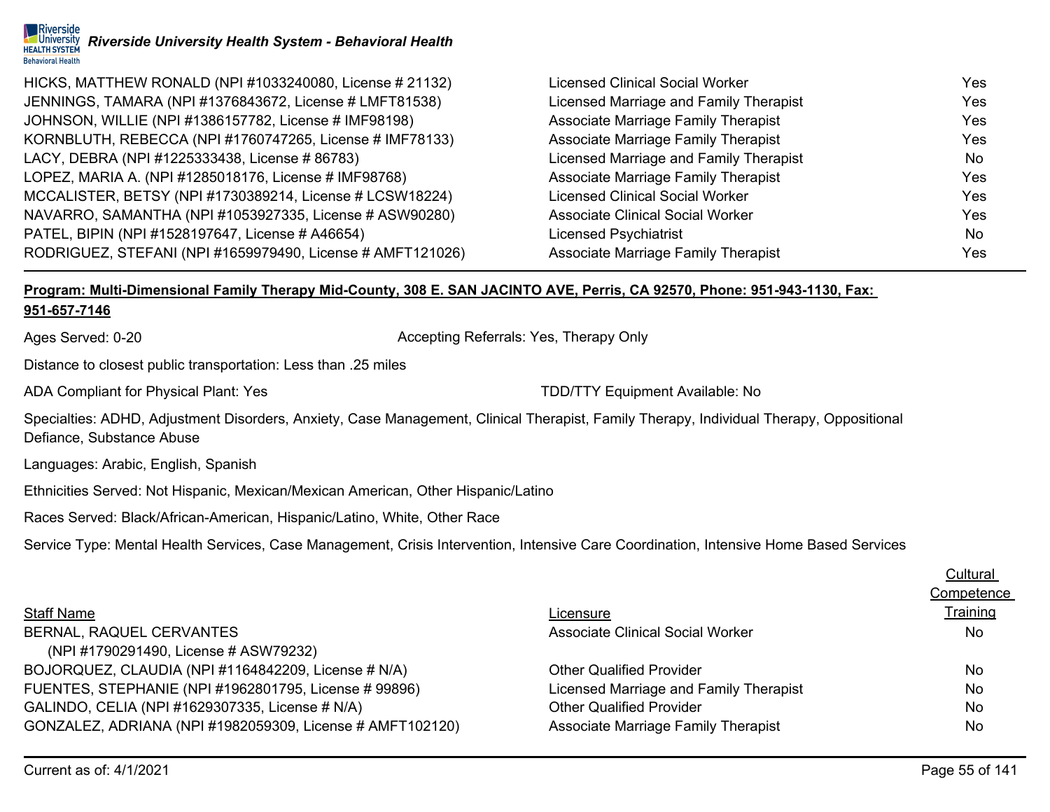| | | |
|---|---|---|
| HICKS, MATTHEW RONALD (NPI #1033240080, License # 21132) | Licensed Clinical Social Worker | Yes |
| JENNINGS, TAMARA (NPI #1376843672, License # LMFT81538) | Licensed Marriage and Family Therapist | Yes |
| JOHNSON, WILLIE (NPI #1386157782, License # IMF98198) | Associate Marriage Family Therapist | Yes |
| KORNBLUTH, REBECCA (NPI #1760747265, License # IMF78133) | Associate Marriage Family Therapist | Yes |
| LACY, DEBRA (NPI #1225333438, License # 86783) | Licensed Marriage and Family Therapist | No |
| LOPEZ, MARIA A. (NPI #1285018176, License # IMF98768) | Associate Marriage Family Therapist | Yes |
| MCCALISTER, BETSY (NPI #1730389214, License # LCSW18224) | Licensed Clinical Social Worker | Yes |
| NAVARRO, SAMANTHA (NPI #1053927335, License # ASW90280) | Associate Clinical Social Worker | Yes |
| PATEL, BIPIN (NPI #1528197647, License # A46654) | Licensed Psychiatrist | No |
| RODRIGUEZ, STEFANI (NPI #1659979490, License # AMFT121026) | Associate Marriage Family Therapist | Yes |

**Program: Multi-Dimensional Family Therapy Mid-County, 308 E. SAN JACINTO AVE, Perris, CA 92570, Phone: 951-943-1130, Fax: 951-657-7146**

Ages Served: 0-20

Accepting Referrals: Yes, Therapy Only

Distance to closest public transportation: Less than .25 miles

ADA Compliant for Physical Plant: Yes

TDD/TTY Equipment Available: No

Specialties: ADHD, Adjustment Disorders, Anxiety, Case Management, Clinical Therapist, Family Therapy, Individual Therapy, Oppositional Defiance, Substance Abuse

Languages: Arabic, English, Spanish

Ethnicities Served: Not Hispanic, Mexican/Mexican American, Other Hispanic/Latino

Races Served: Black/African-American, Hispanic/Latino, White, Other Race

Service Type: Mental Health Services, Case Management, Crisis Intervention, Intensive Care Coordination, Intensive Home Based Services

| Staff Name | Licensure | Cultural Competence Training |
|---|---|---|
| BERNAL, RAQUEL CERVANTES (NPI #1790291490, License # ASW79232) | Associate Clinical Social Worker | No |
| BOJORQUEZ, CLAUDIA (NPI #1164842209, License # N/A) | Other Qualified Provider | No |
| FUENTES, STEPHANIE (NPI #1962801795, License # 99896) | Licensed Marriage and Family Therapist | No |
| GALINDO, CELIA (NPI #1629307335, License # N/A) | Other Qualified Provider | No |
| GONZALEZ, ADRIANA (NPI #1982059309, License # AMFT102120) | Associate Marriage Family Therapist | No |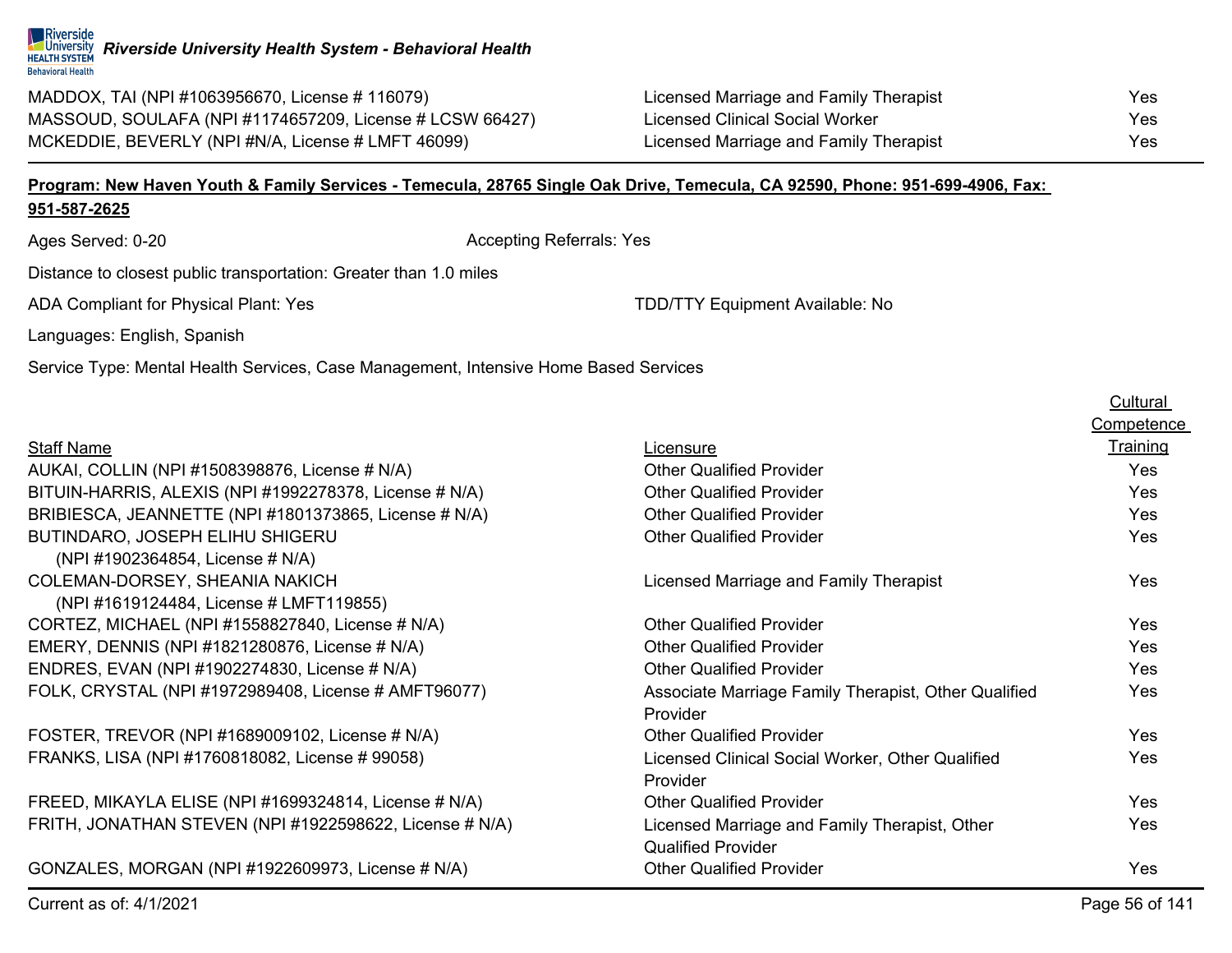| | | |
|---|---|---|
| MADDOX, TAI (NPI #1063956670, License # 116079) | Licensed Marriage and Family Therapist | Yes |
| MASSOUD, SOULAFA (NPI #1174657209, License # LCSW 66427) | Licensed Clinical Social Worker | Yes |
| MCKEDDIE, BEVERLY (NPI #N/A, License # LMFT 46099) | Licensed Marriage and Family Therapist | Yes |

**Program: New Haven Youth & Family Services - Temecula, 28765 Single Oak Drive, Temecula, CA 92590, Phone: 951-699-4906, Fax: 951-587-2625**

Ages Served: 0-20 Accepting Referrals: Yes

Distance to closest public transportation: Greater than 1.0 miles

ADA Compliant for Physical Plant: Yes TDD/TTY Equipment Available: No

Languages: English, Spanish

Service Type: Mental Health Services, Case Management, Intensive Home Based Services

| Staff Name | Licensure | Cultural Competence Training |
|---|---|---|
| AUKAI, COLLIN (NPI #1508398876, License # N/A) | Other Qualified Provider | Yes |
| BITUIN-HARRIS, ALEXIS (NPI #1992278378, License # N/A) | Other Qualified Provider | Yes |
| BRIBIESCA, JEANNETTE (NPI #1801373865, License # N/A) | Other Qualified Provider | Yes |
| BUTINDARO, JOSEPH ELIHU SHIGERU (NPI #1902364854, License # N/A) | Other Qualified Provider | Yes |
| COLEMAN-DORSEY, SHEANIA NAKICH (NPI #1619124484, License # LMFT119855) | Licensed Marriage and Family Therapist | Yes |
| CORTEZ, MICHAEL (NPI #1558827840, License # N/A) | Other Qualified Provider | Yes |
| EMERY, DENNIS (NPI #1821280876, License # N/A) | Other Qualified Provider | Yes |
| ENDRES, EVAN (NPI #1902274830, License # N/A) | Other Qualified Provider | Yes |
| FOLK, CRYSTAL (NPI #1972989408, License # AMFT96077) | Associate Marriage Family Therapist, Other Qualified Provider | Yes |
| FOSTER, TREVOR (NPI #1689009102, License # N/A) | Other Qualified Provider | Yes |
| FRANKS, LISA (NPI #1760818082, License # 99058) | Licensed Clinical Social Worker, Other Qualified Provider | Yes |
| FREED, MIKAYLA ELISE (NPI #1699324814, License # N/A) | Other Qualified Provider | Yes |
| FRITH, JONATHAN STEVEN (NPI #1922598622, License # N/A) | Licensed Marriage and Family Therapist, Other Qualified Provider | Yes |
| GONZALES, MORGAN (NPI #1922609973, License # N/A) | Other Qualified Provider | Yes |

Current as of: 4/1/2021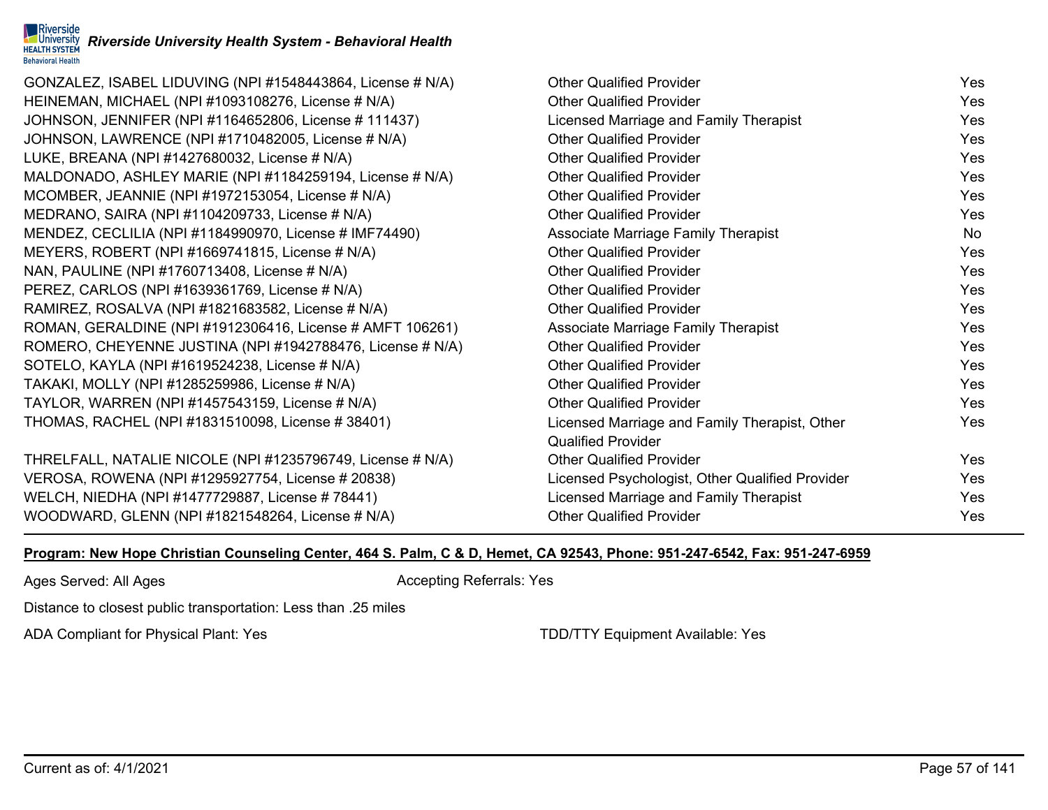| | | |
|---|---|---|
| GONZALEZ, ISABEL LIDUVING (NPI #1548443864, License # N/A) | Other Qualified Provider | Yes |
| HEINEMAN, MICHAEL (NPI #1093108276, License # N/A) | Other Qualified Provider | Yes |
| JOHNSON, JENNIFER (NPI #1164652806, License # 111437) | Licensed Marriage and Family Therapist | Yes |
| JOHNSON, LAWRENCE (NPI #1710482005, License # N/A) | Other Qualified Provider | Yes |
| LUKE, BREANA (NPI #1427680032, License # N/A) | Other Qualified Provider | Yes |
| MALDONADO, ASHLEY MARIE (NPI #1184259194, License # N/A) | Other Qualified Provider | Yes |
| MCOMBER, JEANNIE (NPI #1972153054, License # N/A) | Other Qualified Provider | Yes |
| MEDRANO, SAIRA (NPI #1104209733, License # N/A) | Other Qualified Provider | Yes |
| MENDEZ, CECLILIA (NPI #1184990970, License # IMF74490) | Associate Marriage Family Therapist | No |
| MEYERS, ROBERT (NPI #1669741815, License # N/A) | Other Qualified Provider | Yes |
| NAN, PAULINE (NPI #1760713408, License # N/A) | Other Qualified Provider | Yes |
| PEREZ, CARLOS (NPI #1639361769, License # N/A) | Other Qualified Provider | Yes |
| RAMIREZ, ROSALVA (NPI #1821683582, License # N/A) | Other Qualified Provider | Yes |
| ROMAN, GERALDINE (NPI #1912306416, License # AMFT 106261) | Associate Marriage Family Therapist | Yes |
| ROMERO, CHEYENNE JUSTINA (NPI #1942788476, License # N/A) | Other Qualified Provider | Yes |
| SOTELO, KAYLA (NPI #1619524238, License # N/A) | Other Qualified Provider | Yes |
| TAKAKI, MOLLY (NPI #1285259986, License # N/A) | Other Qualified Provider | Yes |
| TAYLOR, WARREN (NPI #1457543159, License # N/A) | Other Qualified Provider | Yes |
| THOMAS, RACHEL (NPI #1831510098, License # 38401) | Licensed Marriage and Family Therapist, Other Qualified Provider | Yes |
| THRELFALL, NATALIE NICOLE (NPI #1235796749, License # N/A) | Other Qualified Provider | Yes |
| VEROSA, ROWENA (NPI #1295927754, License # 20838) | Licensed Psychologist, Other Qualified Provider | Yes |
| WELCH, NIEDHA (NPI #1477729887, License # 78441) | Licensed Marriage and Family Therapist | Yes |
| WOODWARD, GLENN (NPI #1821548264, License # N/A) | Other Qualified Provider | Yes |

**Program: New Hope Christian Counseling Center, 464 S. Palm, C & D, Hemet, CA 92543, Phone: 951-247-6542, Fax: 951-247-6959**

Ages Served: All Ages

Accepting Referrals: Yes

Distance to closest public transportation: Less than .25 miles

ADA Compliant for Physical Plant: Yes

TDD/TTY Equipment Available: Yes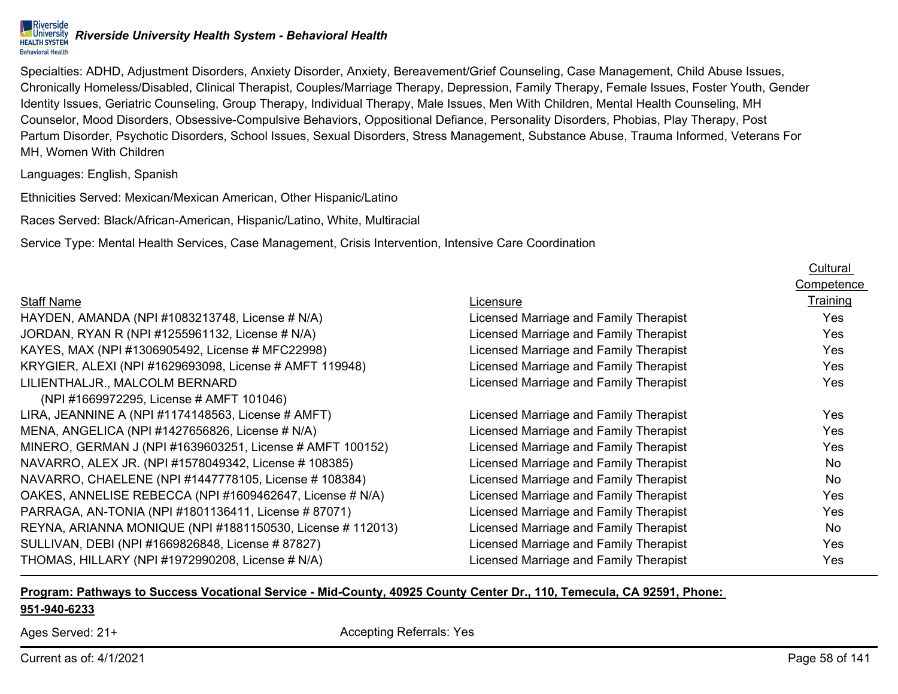Specialties: ADHD, Adjustment Disorders, Anxiety Disorder, Anxiety, Bereavement/Grief Counseling, Case Management, Child Abuse Issues, Chronically Homeless/Disabled, Clinical Therapist, Couples/Marriage Therapy, Depression, Family Therapy, Female Issues, Foster Youth, Gender Identity Issues, Geriatric Counseling, Group Therapy, Individual Therapy, Male Issues, Men With Children, Mental Health Counseling, MH Counselor, Mood Disorders, Obsessive-Compulsive Behaviors, Oppositional Defiance, Personality Disorders, Phobias, Play Therapy, Post Partum Disorder, Psychotic Disorders, School Issues, Sexual Disorders, Stress Management, Substance Abuse, Trauma Informed, Veterans For MH, Women With Children

Languages: English, Spanish

Ethnicities Served: Mexican/Mexican American, Other Hispanic/Latino

Races Served: Black/African-American, Hispanic/Latino, White, Multiracial

Service Type: Mental Health Services, Case Management, Crisis Intervention, Intensive Care Coordination

| Staff Name | Licensure | Cultural Competence Training |
|---|---|---|
| HAYDEN, AMANDA (NPI #1083213748, License # N/A) | Licensed Marriage and Family Therapist | Yes |
| JORDAN, RYAN R (NPI #1255961132, License # N/A) | Licensed Marriage and Family Therapist | Yes |
| KAYES, MAX (NPI #1306905492, License # MFC22998) | Licensed Marriage and Family Therapist | Yes |
| KRYGIER, ALEXI (NPI #1629693098, License # AMFT 119948) | Licensed Marriage and Family Therapist | Yes |
| LILIENTHALJR., MALCOLM BERNARD (NPI #1669972295, License # AMFT 101046) | Licensed Marriage and Family Therapist | Yes |
| LIRA, JEANNINE A (NPI #1174148563, License # AMFT) | Licensed Marriage and Family Therapist | Yes |
| MENA, ANGELICA (NPI #1427656826, License # N/A) | Licensed Marriage and Family Therapist | Yes |
| MINERO, GERMAN J (NPI #1639603251, License # AMFT 100152) | Licensed Marriage and Family Therapist | Yes |
| NAVARRO, ALEX JR. (NPI #1578049342, License # 108385) | Licensed Marriage and Family Therapist | No |
| NAVARRO, CHAELENE (NPI #1447778105, License # 108384) | Licensed Marriage and Family Therapist | No |
| OAKES, ANNELISE REBECCA (NPI #1609462647, License # N/A) | Licensed Marriage and Family Therapist | Yes |
| PARRAGA, AN-TONIA (NPI #1801136411, License # 87071) | Licensed Marriage and Family Therapist | Yes |
| REYNA, ARIANNA MONIQUE (NPI #1881150530, License # 112013) | Licensed Marriage and Family Therapist | No |
| SULLIVAN, DEBI (NPI #1669826848, License # 87827) | Licensed Marriage and Family Therapist | Yes |
| THOMAS, HILLARY (NPI #1972990208, License # N/A) | Licensed Marriage and Family Therapist | Yes |

**Program: Pathways to Success Vocational Service - Mid-County, 40925 County Center Dr., 110, Temecula, CA 92591, Phone: 951-940-6233**

Ages Served: 21+

Accepting Referrals: Yes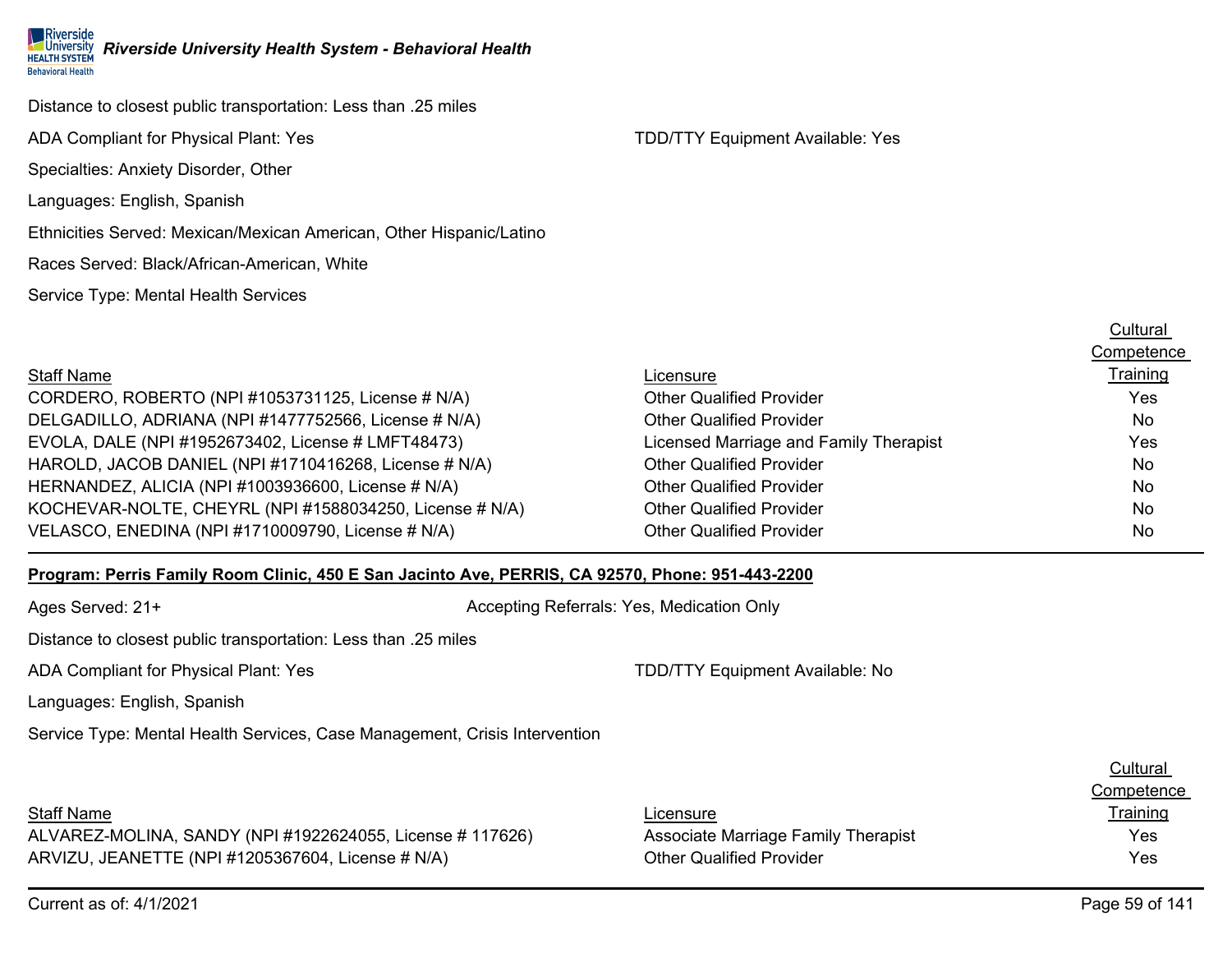Distance to closest public transportation: Less than .25 miles

ADA Compliant for Physical Plant: Yes

TDD/TTY Equipment Available: Yes

Specialties: Anxiety Disorder, Other

Languages: English, Spanish

Ethnicities Served: Mexican/Mexican American, Other Hispanic/Latino

Races Served: Black/African-American, White

Service Type: Mental Health Services

| Staff Name | Licensure | Cultural Competence Training |
|---|---|---|
| CORDERO, ROBERTO (NPI #1053731125, License # N/A) | Other Qualified Provider | Yes |
| DELGADILLO, ADRIANA (NPI #1477752566, License # N/A) | Other Qualified Provider | No |
| EVOLA, DALE (NPI #1952673402, License # LMFT48473) | Licensed Marriage and Family Therapist | Yes |
| HAROLD, JACOB DANIEL (NPI #1710416268, License # N/A) | Other Qualified Provider | No |
| HERNANDEZ, ALICIA (NPI #1003936600, License # N/A) | Other Qualified Provider | No |
| KOCHEVAR-NOLTE, CHEYRL (NPI #1588034250, License # N/A) | Other Qualified Provider | No |
| VELASCO, ENEDINA (NPI #1710009790, License # N/A) | Other Qualified Provider | No |

**Program: Perris Family Room Clinic, 450 E San Jacinto Ave, PERRIS, CA 92570, Phone: 951-443-2200**

Ages Served: 21+

Accepting Referrals: Yes, Medication Only

Distance to closest public transportation: Less than .25 miles

ADA Compliant for Physical Plant: Yes

TDD/TTY Equipment Available: No

Languages: English, Spanish

Service Type: Mental Health Services, Case Management, Crisis Intervention

| Staff Name | Licensure | Cultural Competence Training |
|---|---|---|
| ALVAREZ-MOLINA, SANDY (NPI #1922624055, License # 117626) | Associate Marriage Family Therapist | Yes |
| ARVIZU, JEANETTE (NPI #1205367604, License # N/A) | Other Qualified Provider | Yes |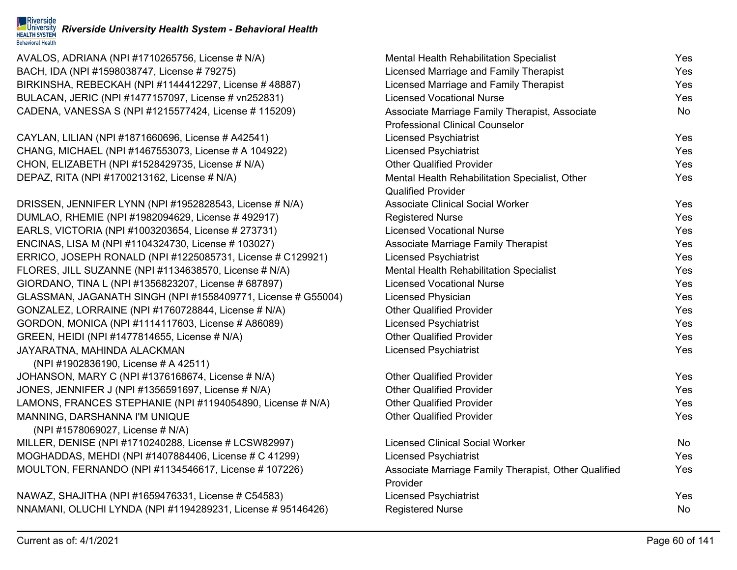| | | |
|---|---|---|
| AVALOS, ADRIANA (NPI #1710265756, License # N/A) | Mental Health Rehabilitation Specialist | Yes |
| BACH, IDA (NPI #1598038747, License # 79275) | Licensed Marriage and Family Therapist | Yes |
| BIRKINSHA, REBECKAH (NPI #1144412297, License # 48887) | Licensed Marriage and Family Therapist | Yes |
| BULACAN, JERIC (NPI #1477157097, License # vn252831) | Licensed Vocational Nurse | Yes |
| CADENA, VANESSA S (NPI #1215577424, License # 115209) | Associate Marriage Family Therapist, Associate Professional Clinical Counselor | No |
| CAYLAN, LILIAN (NPI #1871660696, License # A42541) | Licensed Psychiatrist | Yes |
| CHANG, MICHAEL (NPI #1467553073, License # A 104922) | Licensed Psychiatrist | Yes |
| CHON, ELIZABETH (NPI #1528429735, License # N/A) | Other Qualified Provider | Yes |
| DEPAZ, RITA (NPI #1700213162, License # N/A) | Mental Health Rehabilitation Specialist, Other Qualified Provider | Yes |
| DRISSEN, JENNIFER LYNN (NPI #1952828543, License # N/A) | Associate Clinical Social Worker | Yes |
| DUMLAO, RHEMIE (NPI #1982094629, License # 492917) | Registered Nurse | Yes |
| EARLS, VICTORIA (NPI #1003203654, License # 273731) | Licensed Vocational Nurse | Yes |
| ENCINAS, LISA M (NPI #1104324730, License # 103027) | Associate Marriage Family Therapist | Yes |
| ERRICO, JOSEPH RONALD (NPI #1225085731, License # C129921) | Licensed Psychiatrist | Yes |
| FLORES, JILL SUZANNE (NPI #1134638570, License # N/A) | Mental Health Rehabilitation Specialist | Yes |
| GIORDANO, TINA L (NPI #1356823207, License # 687897) | Licensed Vocational Nurse | Yes |
| GLASSMAN, JAGANATH SINGH (NPI #1558409771, License # G55004) | Licensed Physician | Yes |
| GONZALEZ, LORRAINE (NPI #1760728844, License # N/A) | Other Qualified Provider | Yes |
| GORDON, MONICA (NPI #1114117603, License # A86089) | Licensed Psychiatrist | Yes |
| GREEN, HEIDI (NPI #1477814655, License # N/A) | Other Qualified Provider | Yes |
| JAYARATNA, MAHINDA ALACKMAN (NPI #1902836190, License # A 42511) | Licensed Psychiatrist | Yes |
| JOHANSON, MARY C (NPI #1376168674, License # N/A) | Other Qualified Provider | Yes |
| JONES, JENNIFER J (NPI #1356591697, License # N/A) | Other Qualified Provider | Yes |
| LAMONS, FRANCES STEPHANIE (NPI #1194054890, License # N/A) | Other Qualified Provider | Yes |
| MANNING, DARSHANNA I'M UNIQUE (NPI #1578069027, License # N/A) | Other Qualified Provider | Yes |
| MILLER, DENISE (NPI #1710240288, License # LCSW82997) | Licensed Clinical Social Worker | No |
| MOGHADDAS, MEHDI (NPI #1407884406, License # C 41299) | Licensed Psychiatrist | Yes |
| MOULTON, FERNANDO (NPI #1134546617, License # 107226) | Associate Marriage Family Therapist, Other Qualified Provider | Yes |
| NAWAZ, SHAJITHA (NPI #1659476331, License # C54583) | Licensed Psychiatrist | Yes |
| NNAMANI, OLUCHI LYNDA (NPI #1194289231, License # 95146426) | Registered Nurse | No |

Current as of: 4/1/2021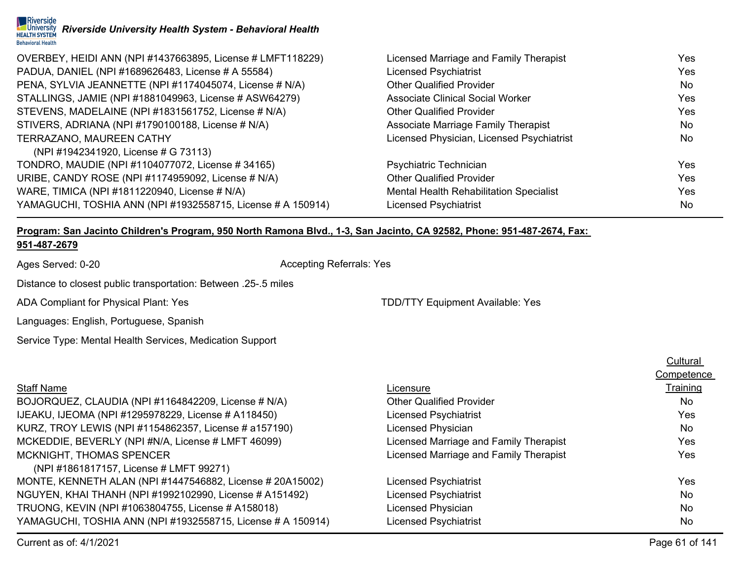| | | |
|---|---|---|
| OVERBEY, HEIDI ANN (NPI #1437663895, License # LMFT118229) | Licensed Marriage and Family Therapist | Yes |
| PADUA, DANIEL (NPI #1689626483, License # A 55584) | Licensed Psychiatrist | Yes |
| PENA, SYLVIA JEANNETTE (NPI #1174045074, License # N/A) | Other Qualified Provider | No |
| STALLINGS, JAMIE (NPI #1881049963, License # ASW64279) | Associate Clinical Social Worker | Yes |
| STEVENS, MADELAINE (NPI #1831561752, License # N/A) | Other Qualified Provider | Yes |
| STIVERS, ADRIANA (NPI #1790100188, License # N/A) | Associate Marriage Family Therapist | No |
| TERRAZANO, MAUREEN CATHY (NPI #1942341920, License # G 73113) | Licensed Physician, Licensed Psychiatrist | No |
| TONDRO, MAUDIE (NPI #1104077072, License # 34165) | Psychiatric Technician | Yes |
| URIBE, CANDY ROSE (NPI #1174959092, License # N/A) | Other Qualified Provider | Yes |
| WARE, TIMICA (NPI #1811220940, License # N/A) | Mental Health Rehabilitation Specialist | Yes |
| YAMAGUCHI, TOSHIA ANN (NPI #1932558715, License # A 150914) | Licensed Psychiatrist | No |

**Program: San Jacinto Children's Program, 950 North Ramona Blvd., 1-3, San Jacinto, CA 92582, Phone: 951-487-2674, Fax: 951-487-2679**

Ages Served: 0-20 Accepting Referrals: Yes

Distance to closest public transportation: Between .25-.5 miles

ADA Compliant for Physical Plant: Yes TDD/TTY Equipment Available: Yes

Languages: English, Portuguese, Spanish

Service Type: Mental Health Services, Medication Support

| Staff Name | Licensure | Cultural Competence Training |
|---|---|---|
| BOJORQUEZ, CLAUDIA (NPI #1164842209, License # N/A) | Other Qualified Provider | No |
| IJEAKU, IJEOMA (NPI #1295978229, License # A118450) | Licensed Psychiatrist | Yes |
| KURZ, TROY LEWIS (NPI #1154862357, License # a157190) | Licensed Physician | No |
| MCKEDDIE, BEVERLY (NPI #N/A, License # LMFT 46099) | Licensed Marriage and Family Therapist | Yes |
| MCKNIGHT, THOMAS SPENCER (NPI #1861817157, License # LMFT 99271) | Licensed Marriage and Family Therapist | Yes |
| MONTE, KENNETH ALAN (NPI #1447546882, License # 20A15002) | Licensed Psychiatrist | Yes |
| NGUYEN, KHAI THANH (NPI #1992102990, License # A151492) | Licensed Psychiatrist | No |
| TRUONG, KEVIN (NPI #1063804755, License # A158018) | Licensed Physician | No |
| YAMAGUCHI, TOSHIA ANN (NPI #1932558715, License # A 150914) | Licensed Psychiatrist | No |

Current as of: 4/1/2021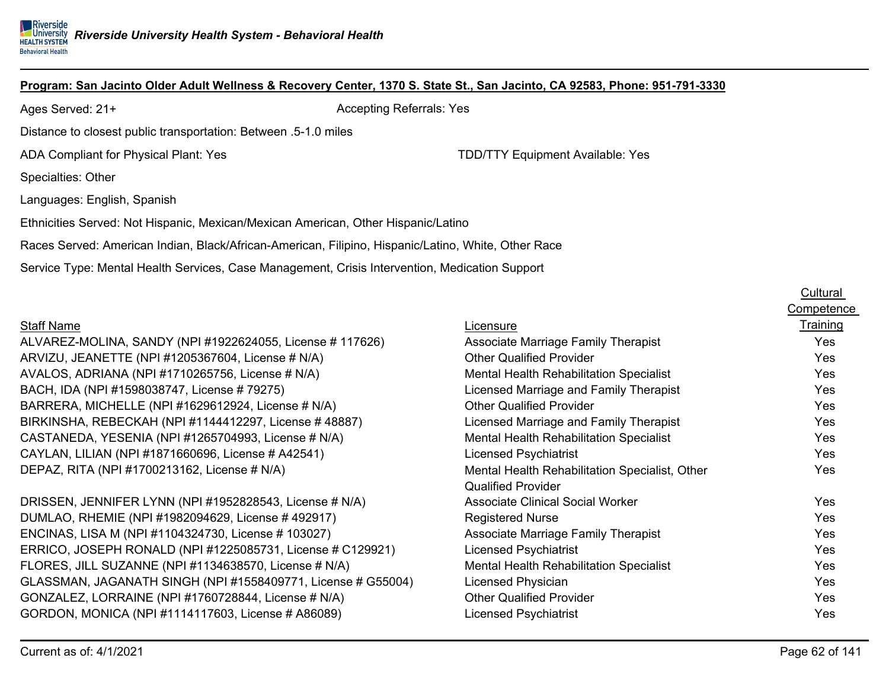**Program: San Jacinto Older Adult Wellness & Recovery Center, 1370 S. State St., San Jacinto, CA 92583, Phone: 951-791-3330**

Ages Served: 21+ Accepting Referrals: Yes

Distance to closest public transportation: Between .5-1.0 miles

ADA Compliant for Physical Plant: Yes TDD/TTY Equipment Available: Yes

Specialties: Other

Languages: English, Spanish

Ethnicities Served: Not Hispanic, Mexican/Mexican American, Other Hispanic/Latino

Races Served: American Indian, Black/African-American, Filipino, Hispanic/Latino, White, Other Race

Service Type: Mental Health Services, Case Management, Crisis Intervention, Medication Support

| Staff Name | Licensure | Cultural Competence Training |
|---|---|---|
| ALVAREZ-MOLINA, SANDY (NPI #1922624055, License # 117626) | Associate Marriage Family Therapist | Yes |
| ARVIZU, JEANETTE (NPI #1205367604, License # N/A) | Other Qualified Provider | Yes |
| AVALOS, ADRIANA (NPI #1710265756, License # N/A) | Mental Health Rehabilitation Specialist | Yes |
| BACH, IDA (NPI #1598038747, License # 79275) | Licensed Marriage and Family Therapist | Yes |
| BARRERA, MICHELLE (NPI #1629612924, License # N/A) | Other Qualified Provider | Yes |
| BIRKINSHA, REBECKAH (NPI #1144412297, License # 48887) | Licensed Marriage and Family Therapist | Yes |
| CASTANEDA, YESENIA (NPI #1265704993, License # N/A) | Mental Health Rehabilitation Specialist | Yes |
| CAYLAN, LILIAN (NPI #1871660696, License # A42541) | Licensed Psychiatrist | Yes |
| DEPAZ, RITA (NPI #1700213162, License # N/A) | Mental Health Rehabilitation Specialist, Other Qualified Provider | Yes |
| DRISSEN, JENNIFER LYNN (NPI #1952828543, License # N/A) | Associate Clinical Social Worker | Yes |
| DUMLAO, RHEMIE (NPI #1982094629, License # 492917) | Registered Nurse | Yes |
| ENCINAS, LISA M (NPI #1104324730, License # 103027) | Associate Marriage Family Therapist | Yes |
| ERRICO, JOSEPH RONALD (NPI #1225085731, License # C129921) | Licensed Psychiatrist | Yes |
| FLORES, JILL SUZANNE (NPI #1134638570, License # N/A) | Mental Health Rehabilitation Specialist | Yes |
| GLASSMAN, JAGANATH SINGH (NPI #1558409771, License # G55004) | Licensed Physician | Yes |
| GONZALEZ, LORRAINE (NPI #1760728844, License # N/A) | Other Qualified Provider | Yes |
| GORDON, MONICA (NPI #1114117603, License # A86089) | Licensed Psychiatrist | Yes |

Current as of: 4/1/2021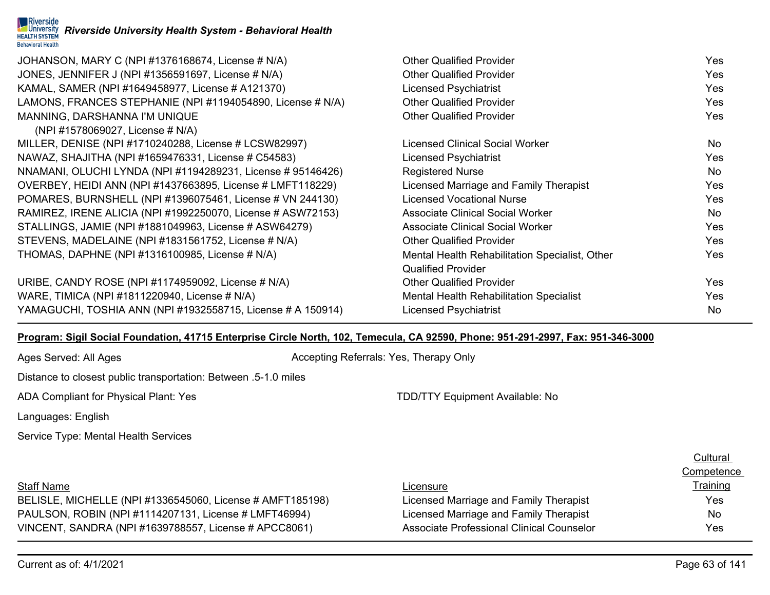| | | |
|---|---|---|
| JOHANSON, MARY C (NPI #1376168674, License # N/A) | Other Qualified Provider | Yes |
| JONES, JENNIFER J (NPI #1356591697, License # N/A) | Other Qualified Provider | Yes |
| KAMAL, SAMER (NPI #1649458977, License # A121370) | Licensed Psychiatrist | Yes |
| LAMONS, FRANCES STEPHANIE (NPI #1194054890, License # N/A) | Other Qualified Provider | Yes |
| MANNING, DARSHANNA I'M UNIQUE (NPI #1578069027, License # N/A) | Other Qualified Provider | Yes |
| MILLER, DENISE (NPI #1710240288, License # LCSW82997) | Licensed Clinical Social Worker | No |
| NAWAZ, SHAJITHA (NPI #1659476331, License # C54583) | Licensed Psychiatrist | Yes |
| NNAMANI, OLUCHI LYNDA (NPI #1194289231, License # 95146426) | Registered Nurse | No |
| OVERBEY, HEIDI ANN (NPI #1437663895, License # LMFT118229) | Licensed Marriage and Family Therapist | Yes |
| POMARES, BURNSHELL (NPI #1396075461, License # VN 244130) | Licensed Vocational Nurse | Yes |
| RAMIREZ, IRENE ALICIA (NPI #1992250070, License # ASW72153) | Associate Clinical Social Worker | No |
| STALLINGS, JAMIE (NPI #1881049963, License # ASW64279) | Associate Clinical Social Worker | Yes |
| STEVENS, MADELAINE (NPI #1831561752, License # N/A) | Other Qualified Provider | Yes |
| THOMAS, DAPHNE (NPI #1316100985, License # N/A) | Mental Health Rehabilitation Specialist, Other Qualified Provider | Yes |
| URIBE, CANDY ROSE (NPI #1174959092, License # N/A) | Other Qualified Provider | Yes |
| WARE, TIMICA (NPI #1811220940, License # N/A) | Mental Health Rehabilitation Specialist | Yes |
| YAMAGUCHI, TOSHIA ANN (NPI #1932558715, License # A 150914) | Licensed Psychiatrist | No |

**Program: Sigil Social Foundation, 41715 Enterprise Circle North, 102, Temecula, CA 92590, Phone: 951-291-2997, Fax: 951-346-3000**

Ages Served: All Ages

Accepting Referrals: Yes, Therapy Only

Distance to closest public transportation: Between .5-1.0 miles

ADA Compliant for Physical Plant: Yes

TDD/TTY Equipment Available: No

Languages: English

Service Type: Mental Health Services

| Staff Name | Licensure | Cultural Competence Training |
|---|---|---|
| BELISLE, MICHELLE (NPI #1336545060, License # AMFT185198) | Licensed Marriage and Family Therapist | Yes |
| PAULSON, ROBIN (NPI #1114207131, License # LMFT46994) | Licensed Marriage and Family Therapist | No |
| VINCENT, SANDRA (NPI #1639788557, License # APCC8061) | Associate Professional Clinical Counselor | Yes |

Current as of: 4/1/2021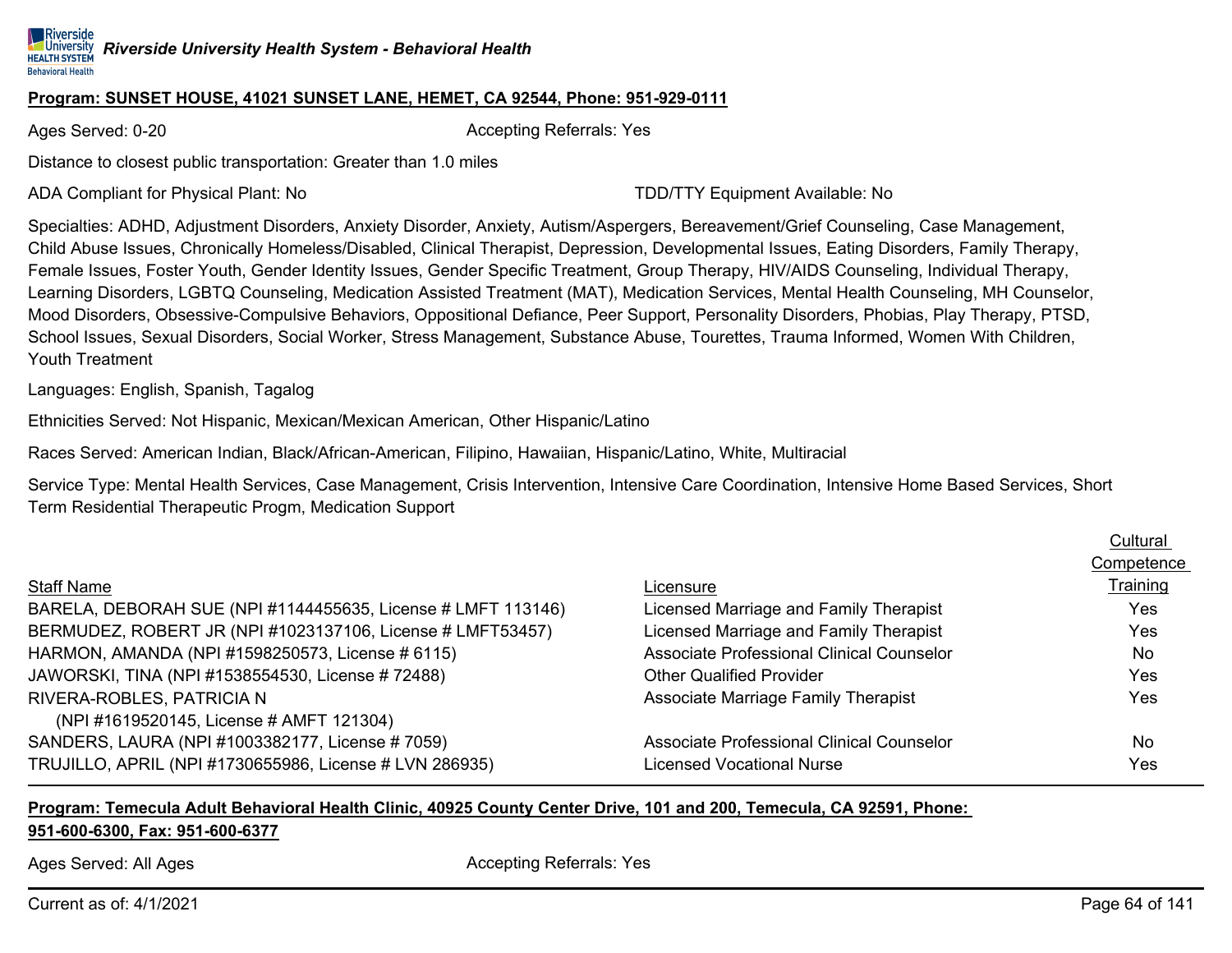**Program: SUNSET HOUSE, 41021 SUNSET LANE, HEMET, CA 92544, Phone: 951-929-0111**

Ages Served: 0-20

Accepting Referrals: Yes

Distance to closest public transportation: Greater than 1.0 miles

ADA Compliant for Physical Plant: No

TDD/TTY Equipment Available: No

Specialties: ADHD, Adjustment Disorders, Anxiety Disorder, Anxiety, Autism/Aspergers, Bereavement/Grief Counseling, Case Management, Child Abuse Issues, Chronically Homeless/Disabled, Clinical Therapist, Depression, Developmental Issues, Eating Disorders, Family Therapy, Female Issues, Foster Youth, Gender Identity Issues, Gender Specific Treatment, Group Therapy, HIV/AIDS Counseling, Individual Therapy, Learning Disorders, LGBTQ Counseling, Medication Assisted Treatment (MAT), Medication Services, Mental Health Counseling, MH Counselor, Mood Disorders, Obsessive-Compulsive Behaviors, Oppositional Defiance, Peer Support, Personality Disorders, Phobias, Play Therapy, PTSD, School Issues, Sexual Disorders, Social Worker, Stress Management, Substance Abuse, Tourettes, Trauma Informed, Women With Children, Youth Treatment

Languages: English, Spanish, Tagalog

Ethnicities Served: Not Hispanic, Mexican/Mexican American, Other Hispanic/Latino

Races Served: American Indian, Black/African-American, Filipino, Hawaiian, Hispanic/Latino, White, Multiracial

Service Type: Mental Health Services, Case Management, Crisis Intervention, Intensive Care Coordination, Intensive Home Based Services, Short Term Residential Therapeutic Progm, Medication Support

| Staff Name | Licensure | Cultural Competence Training |
|---|---|---|
| BARELA, DEBORAH SUE (NPI #1144455635, License # LMFT 113146) | Licensed Marriage and Family Therapist | Yes |
| BERMUDEZ, ROBERT JR (NPI #1023137106, License # LMFT53457) | Licensed Marriage and Family Therapist | Yes |
| HARMON, AMANDA (NPI #1598250573, License # 6115) | Associate Professional Clinical Counselor | No |
| JAWORSKI, TINA (NPI #1538554530, License # 72488) | Other Qualified Provider | Yes |
| RIVERA-ROBLES, PATRICIA N (NPI #1619520145, License # AMFT 121304) | Associate Marriage Family Therapist | Yes |
| SANDERS, LAURA (NPI #1003382177, License # 7059) | Associate Professional Clinical Counselor | No |
| TRUJILLO, APRIL (NPI #1730655986, License # LVN 286935) | Licensed Vocational Nurse | Yes |

**Program: Temecula Adult Behavioral Health Clinic, 40925 County Center Drive, 101 and 200, Temecula, CA 92591, Phone: 951-600-6300, Fax: 951-600-6377**

Ages Served: All Ages

Accepting Referrals: Yes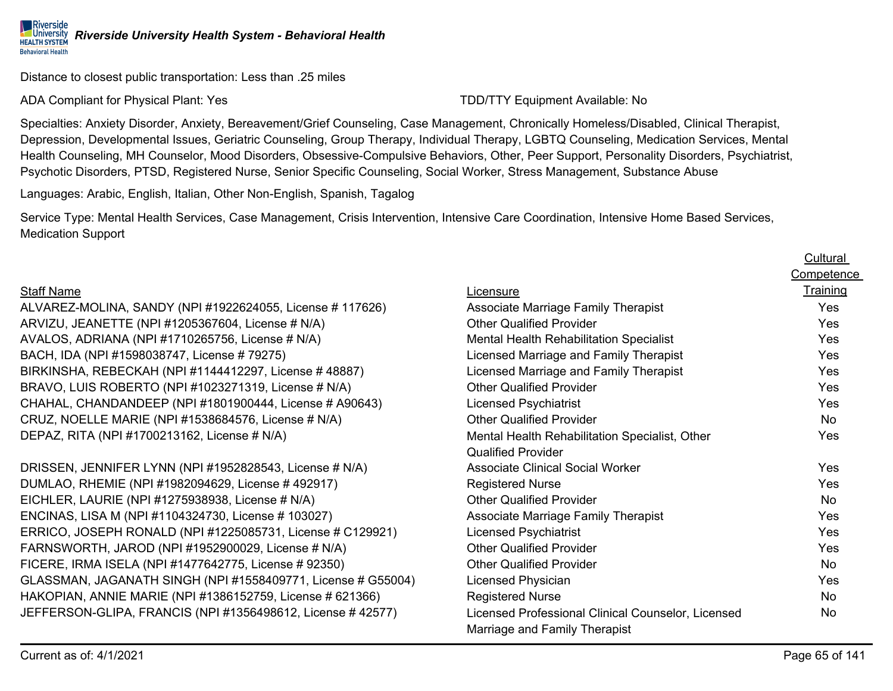Distance to closest public transportation: Less than .25 miles

ADA Compliant for Physical Plant: Yes

TDD/TTY Equipment Available: No

Specialties: Anxiety Disorder, Anxiety, Bereavement/Grief Counseling, Case Management, Chronically Homeless/Disabled, Clinical Therapist, Depression, Developmental Issues, Geriatric Counseling, Group Therapy, Individual Therapy, LGBTQ Counseling, Medication Services, Mental Health Counseling, MH Counselor, Mood Disorders, Obsessive-Compulsive Behaviors, Other, Peer Support, Personality Disorders, Psychiatrist, Psychotic Disorders, PTSD, Registered Nurse, Senior Specific Counseling, Social Worker, Stress Management, Substance Abuse

Languages: Arabic, English, Italian, Other Non-English, Spanish, Tagalog

Service Type: Mental Health Services, Case Management, Crisis Intervention, Intensive Care Coordination, Intensive Home Based Services, Medication Support

| Staff Name | Licensure | Cultural Competence Training |
|---|---|---|
| ALVAREZ-MOLINA, SANDY (NPI #1922624055, License # 117626) | Associate Marriage Family Therapist | Yes |
| ARVIZU, JEANETTE (NPI #1205367604, License # N/A) | Other Qualified Provider | Yes |
| AVALOS, ADRIANA (NPI #1710265756, License # N/A) | Mental Health Rehabilitation Specialist | Yes |
| BACH, IDA (NPI #1598038747, License # 79275) | Licensed Marriage and Family Therapist | Yes |
| BIRKINSHA, REBECKAH (NPI #1144412297, License # 48887) | Licensed Marriage and Family Therapist | Yes |
| BRAVO, LUIS ROBERTO (NPI #1023271319, License # N/A) | Other Qualified Provider | Yes |
| CHAHAL, CHANDANDEEP (NPI #1801900444, License # A90643) | Licensed Psychiatrist | Yes |
| CRUZ, NOELLE MARIE (NPI #1538684576, License # N/A) | Other Qualified Provider | No |
| DEPAZ, RITA (NPI #1700213162, License # N/A) | Mental Health Rehabilitation Specialist, Other Qualified Provider | Yes |
| DRISSEN, JENNIFER LYNN (NPI #1952828543, License # N/A) | Associate Clinical Social Worker | Yes |
| DUMLAO, RHEMIE (NPI #1982094629, License # 492917) | Registered Nurse | Yes |
| EICHLER, LAURIE (NPI #1275938938, License # N/A) | Other Qualified Provider | No |
| ENCINAS, LISA M (NPI #1104324730, License # 103027) | Associate Marriage Family Therapist | Yes |
| ERRICO, JOSEPH RONALD (NPI #1225085731, License # C129921) | Licensed Psychiatrist | Yes |
| FARNSWORTH, JAROD (NPI #1952900029, License # N/A) | Other Qualified Provider | Yes |
| FICERE, IRMA ISELA (NPI #1477642775, License # 92350) | Other Qualified Provider | No |
| GLASSMAN, JAGANATH SINGH (NPI #1558409771, License # G55004) | Licensed Physician | Yes |
| HAKOPIAN, ANNIE MARIE (NPI #1386152759, License # 621366) | Registered Nurse | No |
| JEFFERSON-GLIPA, FRANCIS (NPI #1356498612, License # 42577) | Licensed Professional Clinical Counselor, Licensed Marriage and Family Therapist | No |

Current as of: 4/1/2021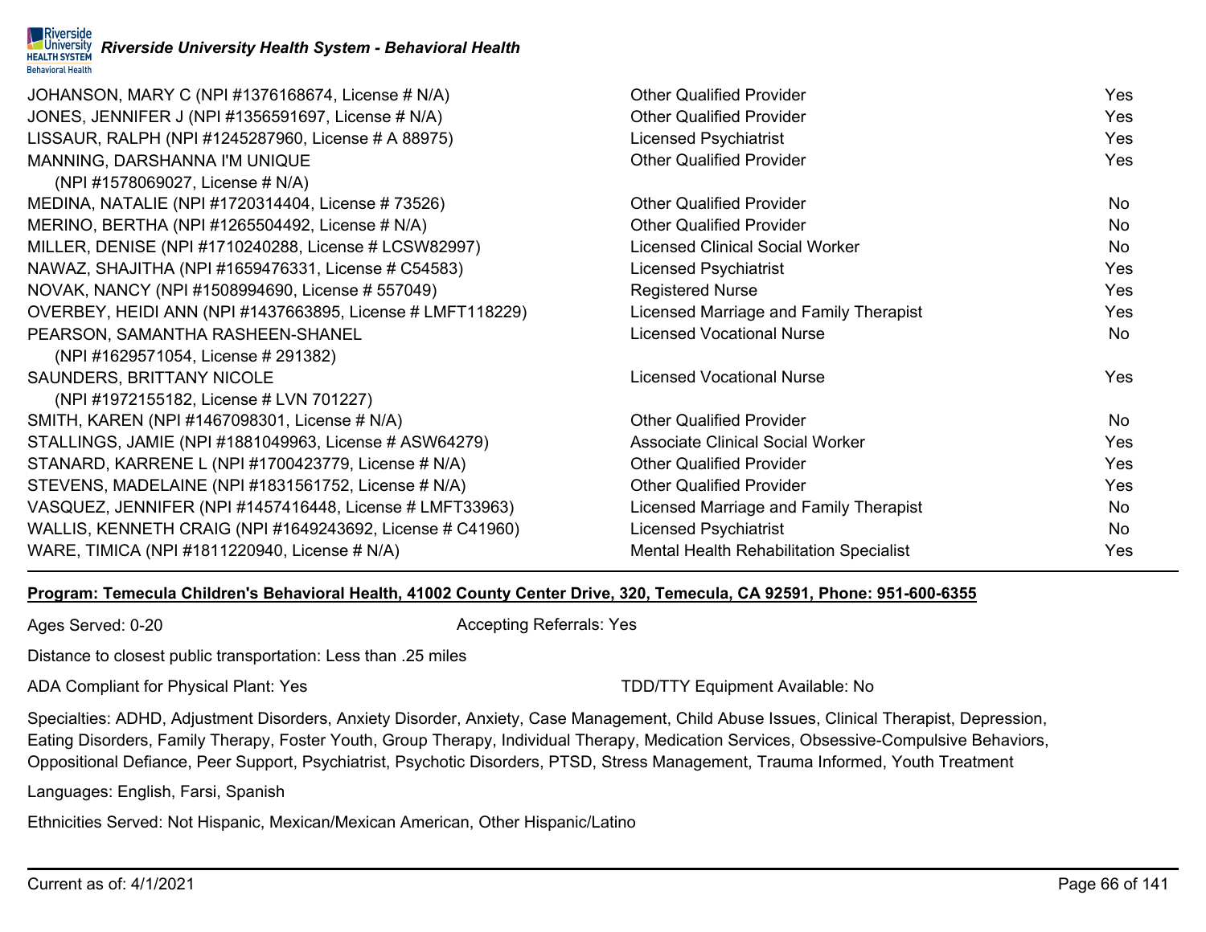| | | |
|---|---|---|
| JOHANSON, MARY C (NPI #1376168674, License # N/A) | Other Qualified Provider | Yes |
| JONES, JENNIFER J (NPI #1356591697, License # N/A) | Other Qualified Provider | Yes |
| LISSAUR, RALPH (NPI #1245287960, License # A 88975) | Licensed Psychiatrist | Yes |
| MANNING, DARSHANNA I'M UNIQUE (NPI #1578069027, License # N/A) | Other Qualified Provider | Yes |
| MEDINA, NATALIE (NPI #1720314404, License # 73526) | Other Qualified Provider | No |
| MERINO, BERTHA (NPI #1265504492, License # N/A) | Other Qualified Provider | No |
| MILLER, DENISE (NPI #1710240288, License # LCSW82997) | Licensed Clinical Social Worker | No |
| NAWAZ, SHAJITHA (NPI #1659476331, License # C54583) | Licensed Psychiatrist | Yes |
| NOVAK, NANCY (NPI #1508994690, License # 557049) | Registered Nurse | Yes |
| OVERBEY, HEIDI ANN (NPI #1437663895, License # LMFT118229) | Licensed Marriage and Family Therapist | Yes |
| PEARSON, SAMANTHA RASHEEN-SHANEL (NPI #1629571054, License # 291382) | Licensed Vocational Nurse | No |
| SAUNDERS, BRITTANY NICOLE (NPI #1972155182, License # LVN 701227) | Licensed Vocational Nurse | Yes |
| SMITH, KAREN (NPI #1467098301, License # N/A) | Other Qualified Provider | No |
| STALLINGS, JAMIE (NPI #1881049963, License # ASW64279) | Associate Clinical Social Worker | Yes |
| STANARD, KARRENE L (NPI #1700423779, License # N/A) | Other Qualified Provider | Yes |
| STEVENS, MADELAINE (NPI #1831561752, License # N/A) | Other Qualified Provider | Yes |
| VASQUEZ, JENNIFER (NPI #1457416448, License # LMFT33963) | Licensed Marriage and Family Therapist | No |
| WALLIS, KENNETH CRAIG (NPI #1649243692, License # C41960) | Licensed Psychiatrist | No |
| WARE, TIMICA (NPI #1811220940, License # N/A) | Mental Health Rehabilitation Specialist | Yes |

**Program: Temecula Children's Behavioral Health, 41002 County Center Drive, 320, Temecula, CA 92591, Phone: 951-600-6355**

Ages Served: 0-20 | Accepting Referrals: Yes

Distance to closest public transportation: Less than .25 miles

ADA Compliant for Physical Plant: Yes | TDD/TTY Equipment Available: No

Specialties: ADHD, Adjustment Disorders, Anxiety Disorder, Anxiety, Case Management, Child Abuse Issues, Clinical Therapist, Depression, Eating Disorders, Family Therapy, Foster Youth, Group Therapy, Individual Therapy, Medication Services, Obsessive-Compulsive Behaviors, Oppositional Defiance, Peer Support, Psychiatrist, Psychotic Disorders, PTSD, Stress Management, Trauma Informed, Youth Treatment

Languages: English, Farsi, Spanish

Ethnicities Served: Not Hispanic, Mexican/Mexican American, Other Hispanic/Latino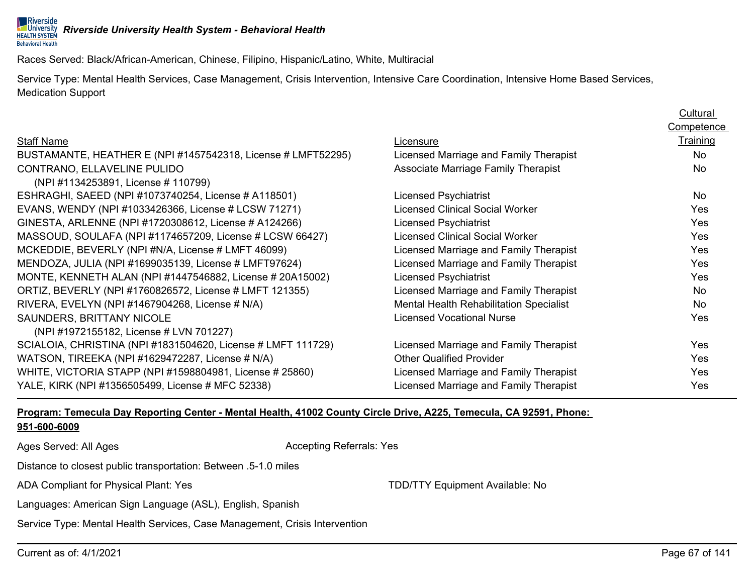Races Served: Black/African-American, Chinese, Filipino, Hispanic/Latino, White, Multiracial

Service Type: Mental Health Services, Case Management, Crisis Intervention, Intensive Care Coordination, Intensive Home Based Services, Medication Support

| Staff Name | Licensure | Cultural Competence Training |
|---|---|---|
| BUSTAMANTE, HEATHER E (NPI #1457542318, License # LMFT52295) | Licensed Marriage and Family Therapist | No |
| CONTRANO, ELLAVELINE PULIDO (NPI #1134253891, License # 110799) | Associate Marriage Family Therapist | No |
| ESHRAGHI, SAEED (NPI #1073740254, License # A118501) | Licensed Psychiatrist | No |
| EVANS, WENDY (NPI #1033426366, License # LCSW 71271) | Licensed Clinical Social Worker | Yes |
| GINESTA, ARLENNE (NPI #1720308612, License # A124266) | Licensed Psychiatrist | Yes |
| MASSOUD, SOULAFA (NPI #1174657209, License # LCSW 66427) | Licensed Clinical Social Worker | Yes |
| MCKEDDIE, BEVERLY (NPI #N/A, License # LMFT 46099) | Licensed Marriage and Family Therapist | Yes |
| MENDOZA, JULIA (NPI #1699035139, License # LMFT97624) | Licensed Marriage and Family Therapist | Yes |
| MONTE, KENNETH ALAN (NPI #1447546882, License # 20A15002) | Licensed Psychiatrist | Yes |
| ORTIZ, BEVERLY (NPI #1760826572, License # LMFT 121355) | Licensed Marriage and Family Therapist | No |
| RIVERA, EVELYN (NPI #1467904268, License # N/A) | Mental Health Rehabilitation Specialist | No |
| SAUNDERS, BRITTANY NICOLE (NPI #1972155182, License # LVN 701227) | Licensed Vocational Nurse | Yes |
| SCIALOIA, CHRISTINA (NPI #1831504620, License # LMFT 111729) | Licensed Marriage and Family Therapist | Yes |
| WATSON, TIREEKA (NPI #1629472287, License # N/A) | Other Qualified Provider | Yes |
| WHITE, VICTORIA STAPP (NPI #1598804981, License # 25860) | Licensed Marriage and Family Therapist | Yes |
| YALE, KIRK (NPI #1356505499, License # MFC 52338) | Licensed Marriage and Family Therapist | Yes |

**Program: Temecula Day Reporting Center - Mental Health, 41002 County Circle Drive, A225, Temecula, CA 92591, Phone: 951-600-6009**

Ages Served: All Ages

Accepting Referrals: Yes

Distance to closest public transportation: Between .5-1.0 miles

ADA Compliant for Physical Plant: Yes

TDD/TTY Equipment Available: No

Languages: American Sign Language (ASL), English, Spanish

Service Type: Mental Health Services, Case Management, Crisis Intervention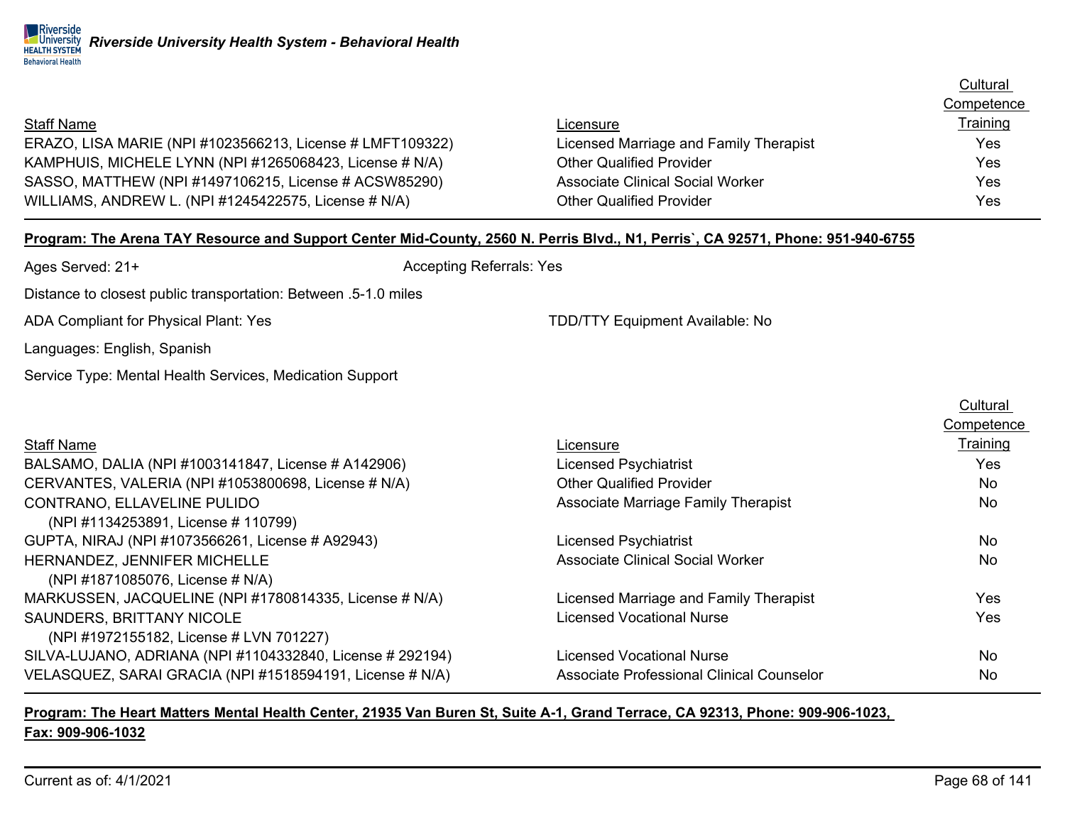| Staff Name | Licensure | Cultural Competence Training |
|---|---|---|
| ERAZO, LISA MARIE (NPI #1023566213, License # LMFT109322) | Licensed Marriage and Family Therapist | Yes |
| KAMPHUIS, MICHELE LYNN (NPI #1265068423, License # N/A) | Other Qualified Provider | Yes |
| SASSO, MATTHEW (NPI #1497106215, License # ACSW85290) | Associate Clinical Social Worker | Yes |
| WILLIAMS, ANDREW L. (NPI #1245422575, License # N/A) | Other Qualified Provider | Yes |

**Program: The Arena TAY Resource and Support Center Mid-County, 2560 N. Perris Blvd., N1, Perris`, CA 92571, Phone: 951-940-6755**

Ages Served: 21+ Accepting Referrals: Yes

Distance to closest public transportation: Between .5-1.0 miles

ADA Compliant for Physical Plant: Yes TDD/TTY Equipment Available: No

Languages: English, Spanish

Service Type: Mental Health Services, Medication Support

| Staff Name | Licensure | Cultural Competence Training |
|---|---|---|
| BALSAMO, DALIA (NPI #1003141847, License # A142906) | Licensed Psychiatrist | Yes |
| CERVANTES, VALERIA (NPI #1053800698, License # N/A) | Other Qualified Provider | No |
| CONTRANO, ELLAVELINE PULIDO (NPI #1134253891, License # 110799) | Associate Marriage Family Therapist | No |
| GUPTA, NIRAJ (NPI #1073566261, License # A92943) | Licensed Psychiatrist | No |
| HERNANDEZ, JENNIFER MICHELLE (NPI #1871085076, License # N/A) | Associate Clinical Social Worker | No |
| MARKUSSEN, JACQUELINE (NPI #1780814335, License # N/A) | Licensed Marriage and Family Therapist | Yes |
| SAUNDERS, BRITTANY NICOLE (NPI #1972155182, License # LVN 701227) | Licensed Vocational Nurse | Yes |
| SILVA-LUJANO, ADRIANA (NPI #1104332840, License # 292194) | Licensed Vocational Nurse | No |
| VELASQUEZ, SARAI GRACIA (NPI #1518594191, License # N/A) | Associate Professional Clinical Counselor | No |

**Program: The Heart Matters Mental Health Center, 21935 Van Buren St, Suite A-1, Grand Terrace, CA 92313, Phone: 909-906-1023, Fax: 909-906-1032**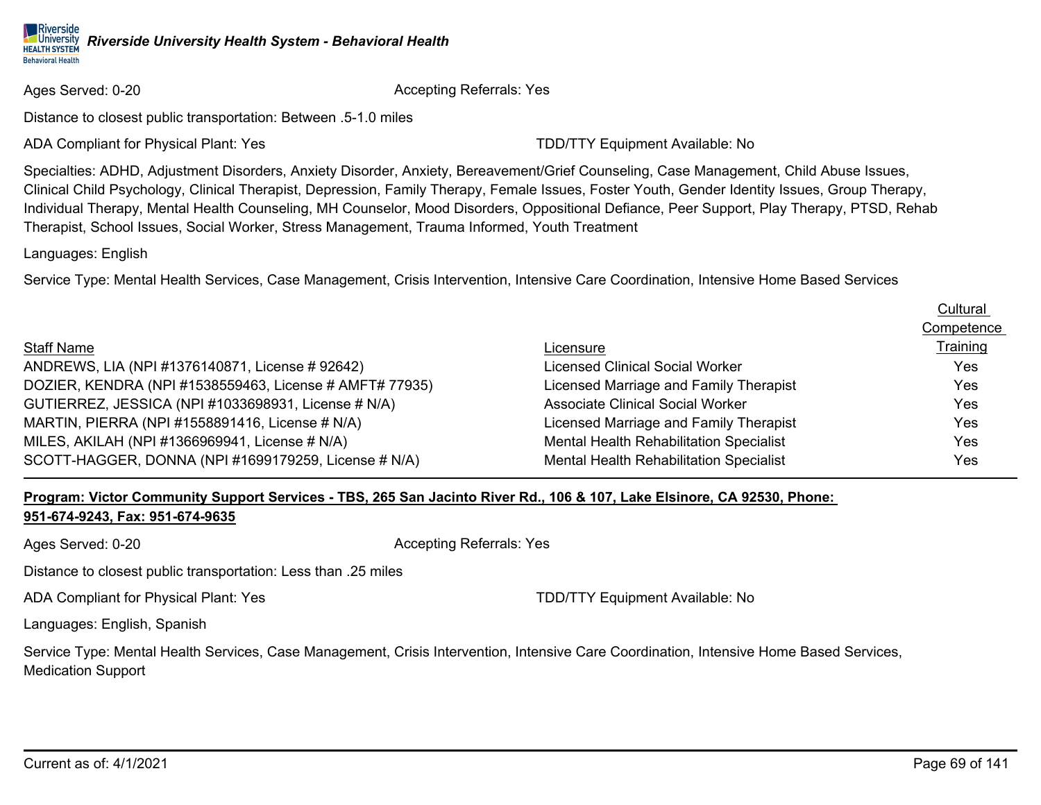Ages Served: 0-20

Accepting Referrals: Yes

Distance to closest public transportation: Between .5-1.0 miles

ADA Compliant for Physical Plant: Yes

TDD/TTY Equipment Available: No

Specialties: ADHD, Adjustment Disorders, Anxiety Disorder, Anxiety, Bereavement/Grief Counseling, Case Management, Child Abuse Issues, Clinical Child Psychology, Clinical Therapist, Depression, Family Therapy, Female Issues, Foster Youth, Gender Identity Issues, Group Therapy, Individual Therapy, Mental Health Counseling, MH Counselor, Mood Disorders, Oppositional Defiance, Peer Support, Play Therapy, PTSD, Rehab Therapist, School Issues, Social Worker, Stress Management, Trauma Informed, Youth Treatment

Languages: English

Service Type: Mental Health Services, Case Management, Crisis Intervention, Intensive Care Coordination, Intensive Home Based Services

| Staff Name | Licensure | Cultural Competence Training |
|---|---|---|
| ANDREWS, LIA (NPI #1376140871, License # 92642) | Licensed Clinical Social Worker | Yes |
| DOZIER, KENDRA (NPI #1538559463, License # AMFT# 77935) | Licensed Marriage and Family Therapist | Yes |
| GUTIERREZ, JESSICA (NPI #1033698931, License # N/A) | Associate Clinical Social Worker | Yes |
| MARTIN, PIERRA (NPI #1558891416, License # N/A) | Licensed Marriage and Family Therapist | Yes |
| MILES, AKILAH (NPI #1366969941, License # N/A) | Mental Health Rehabilitation Specialist | Yes |
| SCOTT-HAGGER, DONNA (NPI #1699179259, License # N/A) | Mental Health Rehabilitation Specialist | Yes |

**Program: Victor Community Support Services - TBS, 265 San Jacinto River Rd., 106 & 107, Lake Elsinore, CA 92530, Phone: 951-674-9243, Fax: 951-674-9635**

Ages Served: 0-20

Accepting Referrals: Yes

Distance to closest public transportation: Less than .25 miles

ADA Compliant for Physical Plant: Yes

TDD/TTY Equipment Available: No

Languages: English, Spanish

Service Type: Mental Health Services, Case Management, Crisis Intervention, Intensive Care Coordination, Intensive Home Based Services, Medication Support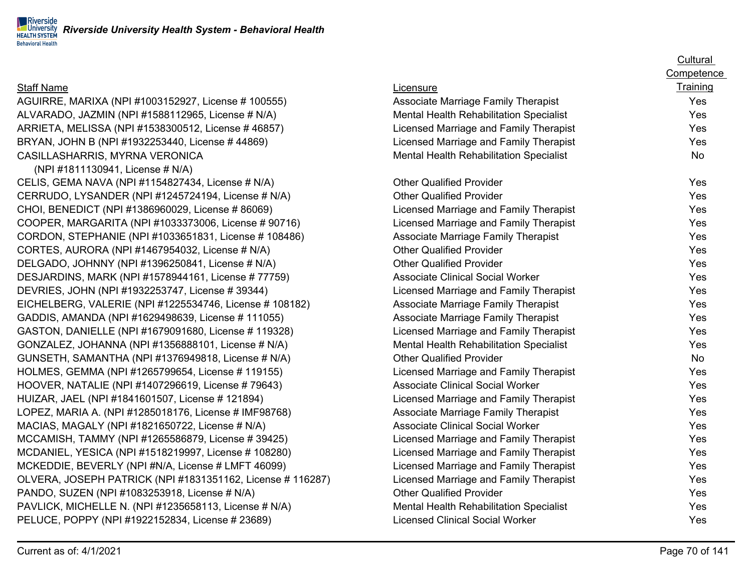| Staff Name | Licensure | Cultural Competence Training |
|---|---|---|
| AGUIRRE, MARIXA (NPI #1003152927, License # 100555) | Associate Marriage Family Therapist | Yes |
| ALVARADO, JAZMIN (NPI #1588112965, License # N/A) | Mental Health Rehabilitation Specialist | Yes |
| ARRIETA, MELISSA (NPI #1538300512, License # 46857) | Licensed Marriage and Family Therapist | Yes |
| BRYAN, JOHN B (NPI #1932253440, License # 44869) | Licensed Marriage and Family Therapist | Yes |
| CASILLASHARRIS, MYRNA VERONICA (NPI #1811130941, License # N/A) | Mental Health Rehabilitation Specialist | No |
| CELIS, GEMA NAVA (NPI #1154827434, License # N/A) | Other Qualified Provider | Yes |
| CERRUDO, LYSANDER (NPI #1245724194, License # N/A) | Other Qualified Provider | Yes |
| CHOI, BENEDICT (NPI #1386960029, License # 86069) | Licensed Marriage and Family Therapist | Yes |
| COOPER, MARGARITA (NPI #1033373006, License # 90716) | Licensed Marriage and Family Therapist | Yes |
| CORDON, STEPHANIE (NPI #1033651831, License # 108486) | Associate Marriage Family Therapist | Yes |
| CORTES, AURORA (NPI #1467954032, License # N/A) | Other Qualified Provider | Yes |
| DELGADO, JOHNNY (NPI #1396250841, License # N/A) | Other Qualified Provider | Yes |
| DESJARDINS, MARK (NPI #1578944161, License # 77759) | Associate Clinical Social Worker | Yes |
| DEVRIES, JOHN (NPI #1932253747, License # 39344) | Licensed Marriage and Family Therapist | Yes |
| EICHELBERG, VALERIE (NPI #1225534746, License # 108182) | Associate Marriage Family Therapist | Yes |
| GADDIS, AMANDA (NPI #1629498639, License # 111055) | Associate Marriage Family Therapist | Yes |
| GASTON, DANIELLE (NPI #1679091680, License # 119328) | Licensed Marriage and Family Therapist | Yes |
| GONZALEZ, JOHANNA (NPI #1356888101, License # N/A) | Mental Health Rehabilitation Specialist | Yes |
| GUNSETH, SAMANTHA (NPI #1376949818, License # N/A) | Other Qualified Provider | No |
| HOLMES, GEMMA (NPI #1265799654, License # 119155) | Licensed Marriage and Family Therapist | Yes |
| HOOVER, NATALIE (NPI #1407296619, License # 79643) | Associate Clinical Social Worker | Yes |
| HUIZAR, JAEL (NPI #1841601507, License # 121894) | Licensed Marriage and Family Therapist | Yes |
| LOPEZ, MARIA A. (NPI #1285018176, License # IMF98768) | Associate Marriage Family Therapist | Yes |
| MACIAS, MAGALY (NPI #1821650722, License # N/A) | Associate Clinical Social Worker | Yes |
| MCCAMISH, TAMMY (NPI #1265586879, License # 39425) | Licensed Marriage and Family Therapist | Yes |
| MCDANIEL, YESICA (NPI #1518219997, License # 108280) | Licensed Marriage and Family Therapist | Yes |
| MCKEDDIE, BEVERLY (NPI #N/A, License # LMFT 46099) | Licensed Marriage and Family Therapist | Yes |
| OLVERA, JOSEPH PATRICK (NPI #1831351162, License # 116287) | Licensed Marriage and Family Therapist | Yes |
| PANDO, SUZEN (NPI #1083253918, License # N/A) | Other Qualified Provider | Yes |
| PAVLICK, MICHELLE N. (NPI #1235658113, License # N/A) | Mental Health Rehabilitation Specialist | Yes |
| PELUCE, POPPY (NPI #1922152834, License # 23689) | Licensed Clinical Social Worker | Yes |

Current as of: 4/1/2021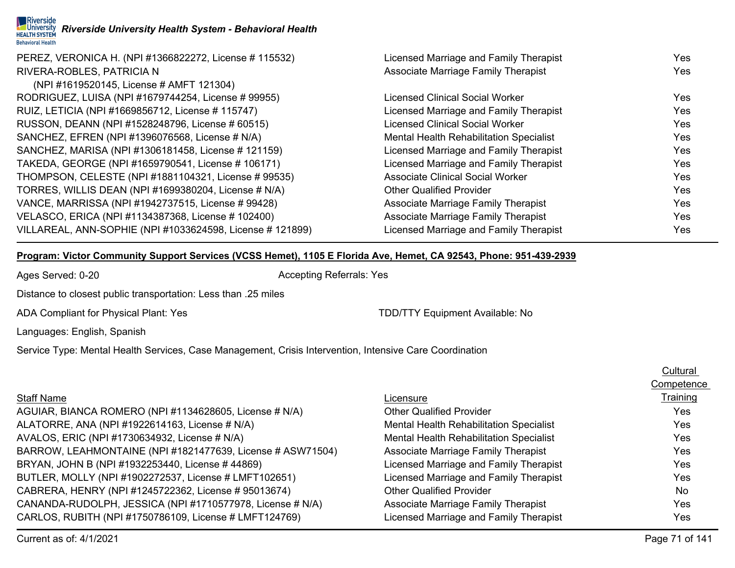| | | |
|---|---|---|
| PEREZ, VERONICA H. (NPI #1366822272, License # 115532) | Licensed Marriage and Family Therapist | Yes |
| RIVERA-ROBLES, PATRICIA N (NPI #1619520145, License # AMFT 121304) | Associate Marriage Family Therapist | Yes |
| RODRIGUEZ, LUISA (NPI #1679744254, License # 99955) | Licensed Clinical Social Worker | Yes |
| RUIZ, LETICIA (NPI #1669856712, License # 115747) | Licensed Marriage and Family Therapist | Yes |
| RUSSON, DEANN (NPI #1528248796, License # 60515) | Licensed Clinical Social Worker | Yes |
| SANCHEZ, EFREN (NPI #1396076568, License # N/A) | Mental Health Rehabilitation Specialist | Yes |
| SANCHEZ, MARISA (NPI #1306181458, License # 121159) | Licensed Marriage and Family Therapist | Yes |
| TAKEDA, GEORGE (NPI #1659790541, License # 106171) | Licensed Marriage and Family Therapist | Yes |
| THOMPSON, CELESTE (NPI #1881104321, License # 99535) | Associate Clinical Social Worker | Yes |
| TORRES, WILLIS DEAN (NPI #1699380204, License # N/A) | Other Qualified Provider | Yes |
| VANCE, MARRISSA (NPI #1942737515, License # 99428) | Associate Marriage Family Therapist | Yes |
| VELASCO, ERICA (NPI #1134387368, License # 102400) | Associate Marriage Family Therapist | Yes |
| VILLAREAL, ANN-SOPHIE (NPI #1033624598, License # 121899) | Licensed Marriage and Family Therapist | Yes |

**Program: Victor Community Support Services (VCSS Hemet), 1105 E Florida Ave, Hemet, CA 92543, Phone: 951-439-2939**

Ages Served: 0-20 Accepting Referrals: Yes

Distance to closest public transportation: Less than .25 miles

ADA Compliant for Physical Plant: Yes TDD/TTY Equipment Available: No

Languages: English, Spanish

Service Type: Mental Health Services, Case Management, Crisis Intervention, Intensive Care Coordination

| Staff Name | Licensure | Cultural Competence Training |
|---|---|---|
| AGUIAR, BIANCA ROMERO (NPI #1134628605, License # N/A) | Other Qualified Provider | Yes |
| ALATORRE, ANA (NPI #1922614163, License # N/A) | Mental Health Rehabilitation Specialist | Yes |
| AVALOS, ERIC (NPI #1730634932, License # N/A) | Mental Health Rehabilitation Specialist | Yes |
| BARROW, LEAHMONTAINE (NPI #1821477639, License # ASW71504) | Associate Marriage Family Therapist | Yes |
| BRYAN, JOHN B (NPI #1932253440, License # 44869) | Licensed Marriage and Family Therapist | Yes |
| BUTLER, MOLLY (NPI #1902272537, License # LMFT102651) | Licensed Marriage and Family Therapist | Yes |
| CABRERA, HENRY (NPI #1245722362, License # 95013674) | Other Qualified Provider | No |
| CANANDA-RUDOLPH, JESSICA (NPI #1710577978, License # N/A) | Associate Marriage Family Therapist | Yes |
| CARLOS, RUBITH (NPI #1750786109, License # LMFT124769) | Licensed Marriage and Family Therapist | Yes |

Current as of: 4/1/2021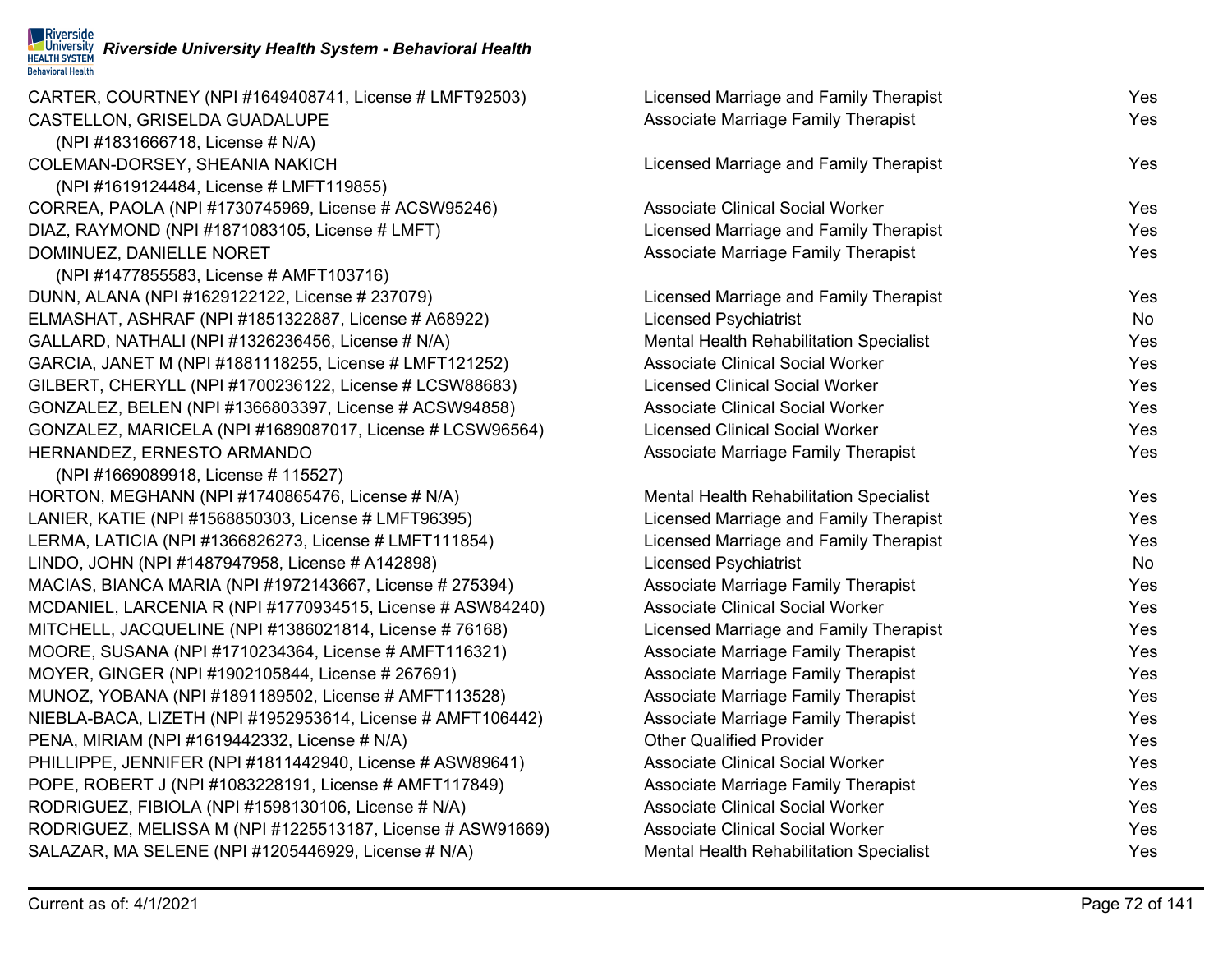| | | |
|---|---|---|
| CARTER, COURTNEY (NPI #1649408741, License # LMFT92503) | Licensed Marriage and Family Therapist | Yes |
| CASTELLON, GRISELDA GUADALUPE (NPI #1831666718, License # N/A) | Associate Marriage Family Therapist | Yes |
| COLEMAN-DORSEY, SHEANIA NAKICH (NPI #1619124484, License # LMFT119855) | Licensed Marriage and Family Therapist | Yes |
| CORREA, PAOLA (NPI #1730745969, License # ACSW95246) | Associate Clinical Social Worker | Yes |
| DIAZ, RAYMOND (NPI #1871083105, License # LMFT) | Licensed Marriage and Family Therapist | Yes |
| DOMINUEZ, DANIELLE NORET (NPI #1477855583, License # AMFT103716) | Associate Marriage Family Therapist | Yes |
| DUNN, ALANA (NPI #1629122122, License # 237079) | Licensed Marriage and Family Therapist | Yes |
| ELMASHAT, ASHRAF (NPI #1851322887, License # A68922) | Licensed Psychiatrist | No |
| GALLARD, NATHALI (NPI #1326236456, License # N/A) | Mental Health Rehabilitation Specialist | Yes |
| GARCIA, JANET M (NPI #1881118255, License # LMFT121252) | Associate Clinical Social Worker | Yes |
| GILBERT, CHERYLL (NPI #1700236122, License # LCSW88683) | Licensed Clinical Social Worker | Yes |
| GONZALEZ, BELEN (NPI #1366803397, License # ACSW94858) | Associate Clinical Social Worker | Yes |
| GONZALEZ, MARICELA (NPI #1689087017, License # LCSW96564) | Licensed Clinical Social Worker | Yes |
| HERNANDEZ, ERNESTO ARMANDO (NPI #1669089918, License # 115527) | Associate Marriage Family Therapist | Yes |
| HORTON, MEGHANN (NPI #1740865476, License # N/A) | Mental Health Rehabilitation Specialist | Yes |
| LANIER, KATIE (NPI #1568850303, License # LMFT96395) | Licensed Marriage and Family Therapist | Yes |
| LERMA, LATICIA (NPI #1366826273, License # LMFT111854) | Licensed Marriage and Family Therapist | Yes |
| LINDO, JOHN (NPI #1487947958, License # A142898) | Licensed Psychiatrist | No |
| MACIAS, BIANCA MARIA (NPI #1972143667, License # 275394) | Associate Marriage Family Therapist | Yes |
| MCDANIEL, LARCENIA R (NPI #1770934515, License # ASW84240) | Associate Clinical Social Worker | Yes |
| MITCHELL, JACQUELINE (NPI #1386021814, License # 76168) | Licensed Marriage and Family Therapist | Yes |
| MOORE, SUSANA (NPI #1710234364, License # AMFT116321) | Associate Marriage Family Therapist | Yes |
| MOYER, GINGER (NPI #1902105844, License # 267691) | Associate Marriage Family Therapist | Yes |
| MUNOZ, YOBANA (NPI #1891189502, License # AMFT113528) | Associate Marriage Family Therapist | Yes |
| NIEBLA-BACA, LIZETH (NPI #1952953614, License # AMFT106442) | Associate Marriage Family Therapist | Yes |
| PENA, MIRIAM (NPI #1619442332, License # N/A) | Other Qualified Provider | Yes |
| PHILLIPPE, JENNIFER (NPI #1811442940, License # ASW89641) | Associate Clinical Social Worker | Yes |
| POPE, ROBERT J (NPI #1083228191, License # AMFT117849) | Associate Marriage Family Therapist | Yes |
| RODRIGUEZ, FIBIOLA (NPI #1598130106, License # N/A) | Associate Clinical Social Worker | Yes |
| RODRIGUEZ, MELISSA M (NPI #1225513187, License # ASW91669) | Associate Clinical Social Worker | Yes |
| SALAZAR, MA SELENE (NPI #1205446929, License # N/A) | Mental Health Rehabilitation Specialist | Yes |

Current as of: 4/1/2021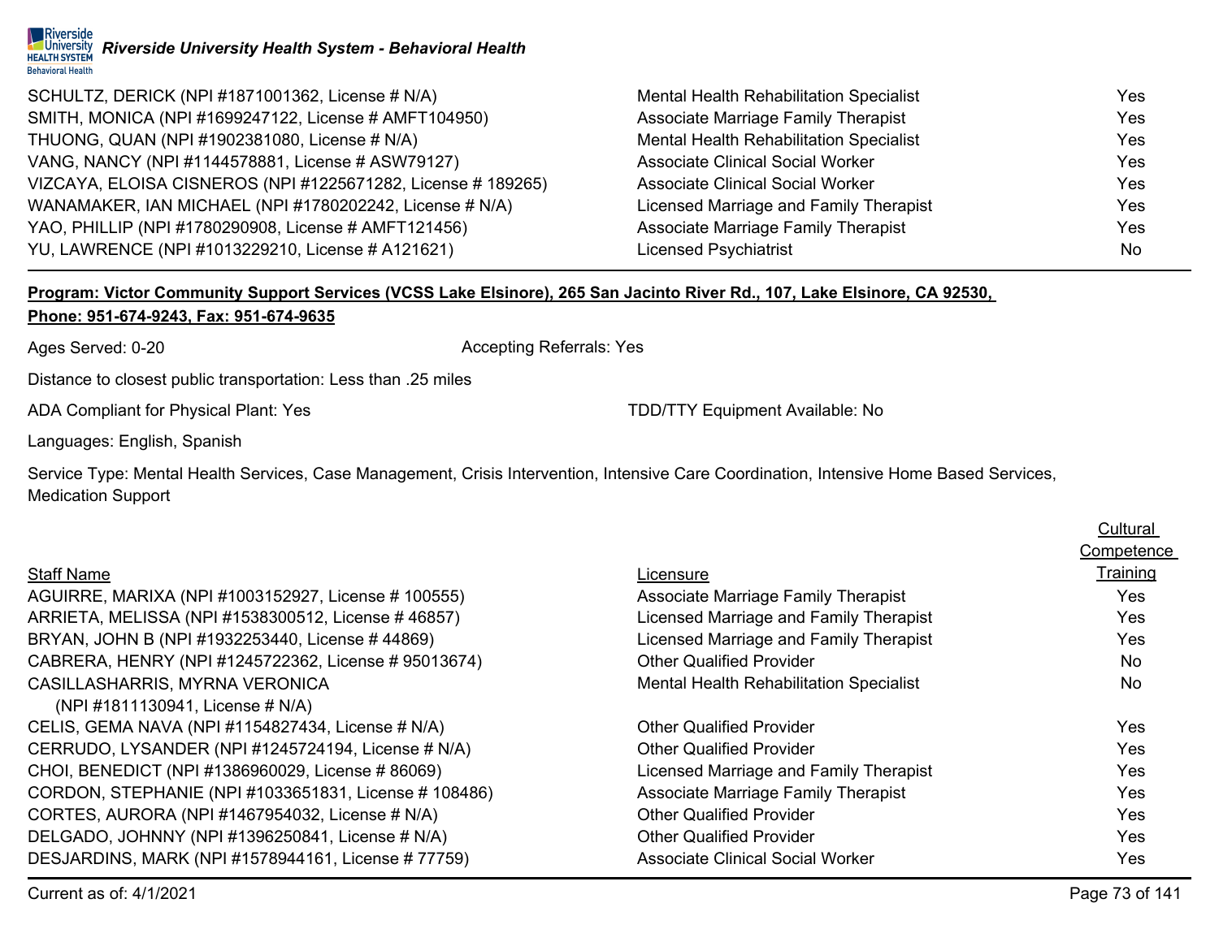| | | |
|---|---|---|
| SCHULTZ, DERICK (NPI #1871001362, License # N/A) | Mental Health Rehabilitation Specialist | Yes |
| SMITH, MONICA (NPI #1699247122, License # AMFT104950) | Associate Marriage Family Therapist | Yes |
| THUONG, QUAN (NPI #1902381080, License # N/A) | Mental Health Rehabilitation Specialist | Yes |
| VANG, NANCY (NPI #1144578881, License # ASW79127) | Associate Clinical Social Worker | Yes |
| VIZCAYA, ELOISA CISNEROS (NPI #1225671282, License # 189265) | Associate Clinical Social Worker | Yes |
| WANAMAKER, IAN MICHAEL (NPI #1780202242, License # N/A) | Licensed Marriage and Family Therapist | Yes |
| YAO, PHILLIP (NPI #1780290908, License # AMFT121456) | Associate Marriage Family Therapist | Yes |
| YU, LAWRENCE (NPI #1013229210, License # A121621) | Licensed Psychiatrist | No |

**Program: Victor Community Support Services (VCSS Lake Elsinore), 265 San Jacinto River Rd., 107, Lake Elsinore, CA 92530, Phone: 951-674-9243, Fax: 951-674-9635**

Ages Served: 0-20    Accepting Referrals: Yes

Distance to closest public transportation: Less than .25 miles

ADA Compliant for Physical Plant: Yes    TDD/TTY Equipment Available: No

Languages: English, Spanish

Service Type: Mental Health Services, Case Management, Crisis Intervention, Intensive Care Coordination, Intensive Home Based Services, Medication Support

| Staff Name | Licensure | Cultural Competence Training |
|---|---|---|
| AGUIRRE, MARIXA (NPI #1003152927, License # 100555) | Associate Marriage Family Therapist | Yes |
| ARRIETA, MELISSA (NPI #1538300512, License # 46857) | Licensed Marriage and Family Therapist | Yes |
| BRYAN, JOHN B (NPI #1932253440, License # 44869) | Licensed Marriage and Family Therapist | Yes |
| CABRERA, HENRY (NPI #1245722362, License # 95013674) | Other Qualified Provider | No |
| CASILLASHARRIS, MYRNA VERONICA (NPI #1811130941, License # N/A) | Mental Health Rehabilitation Specialist | No |
| CELIS, GEMA NAVA (NPI #1154827434, License # N/A) | Other Qualified Provider | Yes |
| CERRUDO, LYSANDER (NPI #1245724194, License # N/A) | Other Qualified Provider | Yes |
| CHOI, BENEDICT (NPI #1386960029, License # 86069) | Licensed Marriage and Family Therapist | Yes |
| CORDON, STEPHANIE (NPI #1033651831, License # 108486) | Associate Marriage Family Therapist | Yes |
| CORTES, AURORA (NPI #1467954032, License # N/A) | Other Qualified Provider | Yes |
| DELGADO, JOHNNY (NPI #1396250841, License # N/A) | Other Qualified Provider | Yes |
| DESJARDINS, MARK (NPI #1578944161, License # 77759) | Associate Clinical Social Worker | Yes |

Current as of: 4/1/2021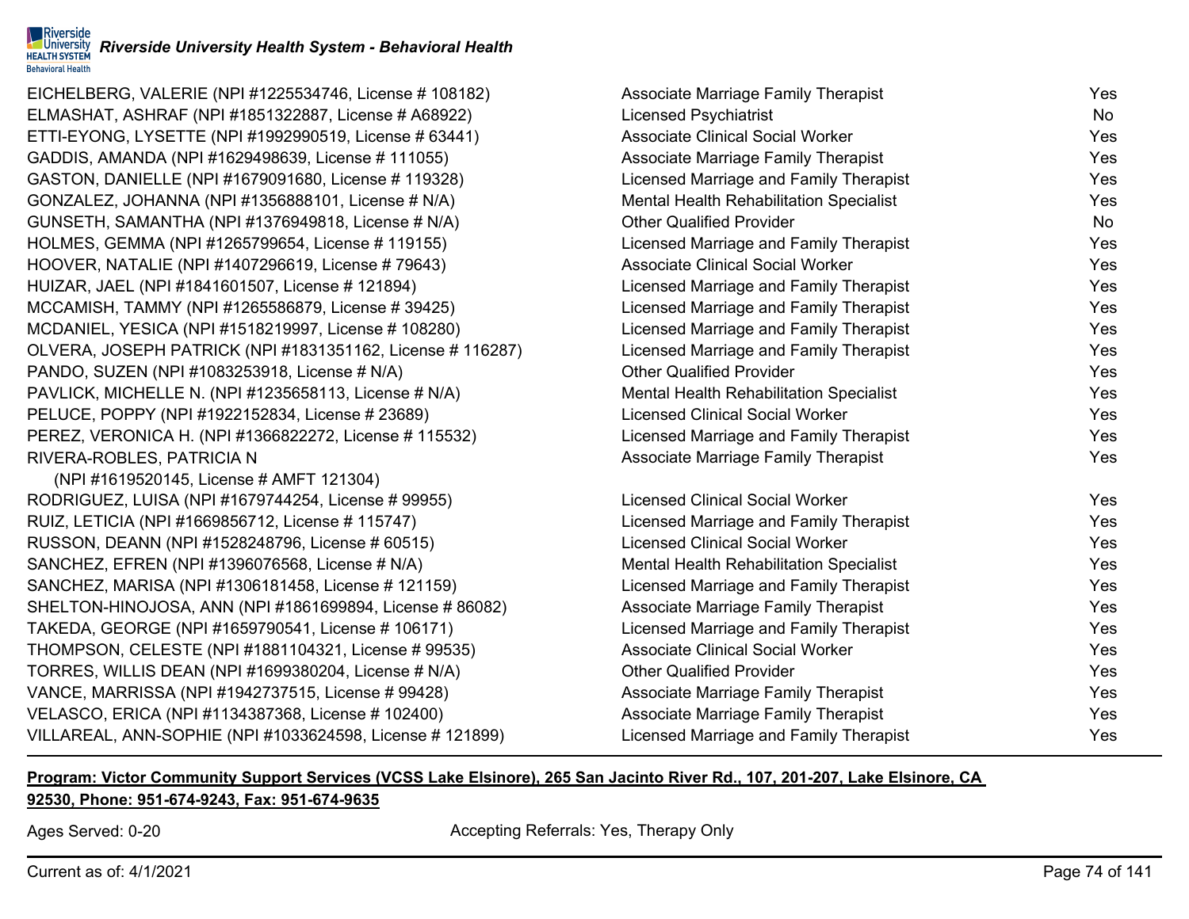| | | |
|---|---|---|
| EICHELBERG, VALERIE (NPI #1225534746, License # 108182) | Associate Marriage Family Therapist | Yes |
| ELMASHAT, ASHRAF (NPI #1851322887, License # A68922) | Licensed Psychiatrist | No |
| ETTI-EYONG, LYSETTE (NPI #1992990519, License # 63441) | Associate Clinical Social Worker | Yes |
| GADDIS, AMANDA (NPI #1629498639, License # 111055) | Associate Marriage Family Therapist | Yes |
| GASTON, DANIELLE (NPI #1679091680, License # 119328) | Licensed Marriage and Family Therapist | Yes |
| GONZALEZ, JOHANNA (NPI #1356888101, License # N/A) | Mental Health Rehabilitation Specialist | Yes |
| GUNSETH, SAMANTHA (NPI #1376949818, License # N/A) | Other Qualified Provider | No |
| HOLMES, GEMMA (NPI #1265799654, License # 119155) | Licensed Marriage and Family Therapist | Yes |
| HOOVER, NATALIE (NPI #1407296619, License # 79643) | Associate Clinical Social Worker | Yes |
| HUIZAR, JAEL (NPI #1841601507, License # 121894) | Licensed Marriage and Family Therapist | Yes |
| MCCAMISH, TAMMY (NPI #1265586879, License # 39425) | Licensed Marriage and Family Therapist | Yes |
| MCDANIEL, YESICA (NPI #1518219997, License # 108280) | Licensed Marriage and Family Therapist | Yes |
| OLVERA, JOSEPH PATRICK (NPI #1831351162, License # 116287) | Licensed Marriage and Family Therapist | Yes |
| PANDO, SUZEN (NPI #1083253918, License # N/A) | Other Qualified Provider | Yes |
| PAVLICK, MICHELLE N. (NPI #1235658113, License # N/A) | Mental Health Rehabilitation Specialist | Yes |
| PELUCE, POPPY (NPI #1922152834, License # 23689) | Licensed Clinical Social Worker | Yes |
| PEREZ, VERONICA H. (NPI #1366822272, License # 115532) | Licensed Marriage and Family Therapist | Yes |
| RIVERA-ROBLES, PATRICIA N (NPI #1619520145, License # AMFT 121304) | Associate Marriage Family Therapist | Yes |
| RODRIGUEZ, LUISA (NPI #1679744254, License # 99955) | Licensed Clinical Social Worker | Yes |
| RUIZ, LETICIA (NPI #1669856712, License # 115747) | Licensed Marriage and Family Therapist | Yes |
| RUSSON, DEANN (NPI #1528248796, License # 60515) | Licensed Clinical Social Worker | Yes |
| SANCHEZ, EFREN (NPI #1396076568, License # N/A) | Mental Health Rehabilitation Specialist | Yes |
| SANCHEZ, MARISA (NPI #1306181458, License # 121159) | Licensed Marriage and Family Therapist | Yes |
| SHELTON-HINOJOSA, ANN (NPI #1861699894, License # 86082) | Associate Marriage Family Therapist | Yes |
| TAKEDA, GEORGE (NPI #1659790541, License # 106171) | Licensed Marriage and Family Therapist | Yes |
| THOMPSON, CELESTE (NPI #1881104321, License # 99535) | Associate Clinical Social Worker | Yes |
| TORRES, WILLIS DEAN (NPI #1699380204, License # N/A) | Other Qualified Provider | Yes |
| VANCE, MARRISSA (NPI #1942737515, License # 99428) | Associate Marriage Family Therapist | Yes |
| VELASCO, ERICA (NPI #1134387368, License # 102400) | Associate Marriage Family Therapist | Yes |
| VILLAREAL, ANN-SOPHIE (NPI #1033624598, License # 121899) | Licensed Marriage and Family Therapist | Yes |

**Program: Victor Community Support Services (VCSS Lake Elsinore), 265 San Jacinto River Rd., 107, 201-207, Lake Elsinore, CA 92530, Phone: 951-674-9243, Fax: 951-674-9635**

Ages Served: 0-20 Accepting Referrals: Yes, Therapy Only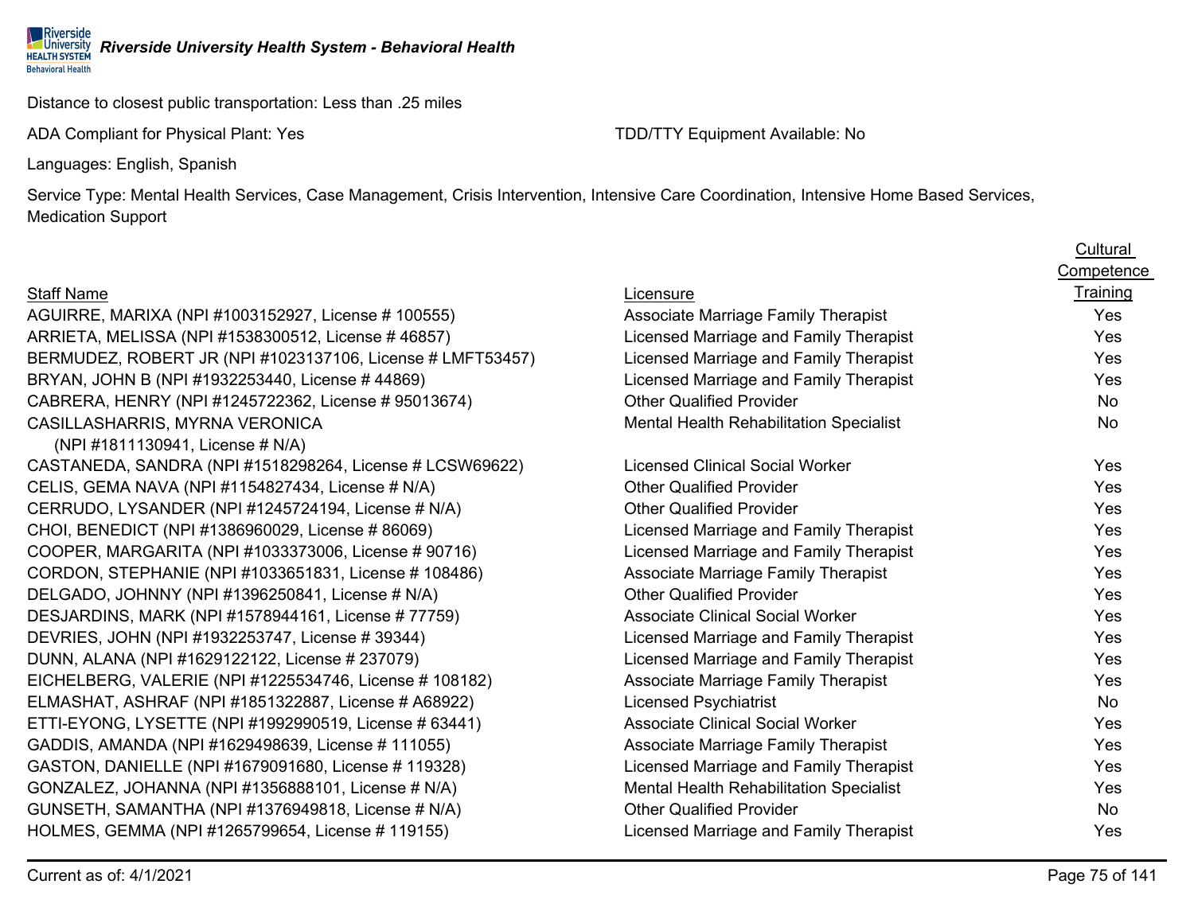Distance to closest public transportation: Less than .25 miles

ADA Compliant for Physical Plant: Yes

TDD/TTY Equipment Available: No

Languages: English, Spanish

Service Type: Mental Health Services, Case Management, Crisis Intervention, Intensive Care Coordination, Intensive Home Based Services, Medication Support

| Staff Name | Licensure | Cultural Competence Training |
|---|---|---|
| AGUIRRE, MARIXA (NPI #1003152927, License # 100555) | Associate Marriage Family Therapist | Yes |
| ARRIETA, MELISSA (NPI #1538300512, License # 46857) | Licensed Marriage and Family Therapist | Yes |
| BERMUDEZ, ROBERT JR (NPI #1023137106, License # LMFT53457) | Licensed Marriage and Family Therapist | Yes |
| BRYAN, JOHN B (NPI #1932253440, License # 44869) | Licensed Marriage and Family Therapist | Yes |
| CABRERA, HENRY (NPI #1245722362, License # 95013674) | Other Qualified Provider | No |
| CASILLASHARRIS, MYRNA VERONICA (NPI #1811130941, License # N/A) | Mental Health Rehabilitation Specialist | No |
| CASTANEDA, SANDRA (NPI #1518298264, License # LCSW69622) | Licensed Clinical Social Worker | Yes |
| CELIS, GEMA NAVA (NPI #1154827434, License # N/A) | Other Qualified Provider | Yes |
| CERRUDO, LYSANDER (NPI #1245724194, License # N/A) | Other Qualified Provider | Yes |
| CHOI, BENEDICT (NPI #1386960029, License # 86069) | Licensed Marriage and Family Therapist | Yes |
| COOPER, MARGARITA (NPI #1033373006, License # 90716) | Licensed Marriage and Family Therapist | Yes |
| CORDON, STEPHANIE (NPI #1033651831, License # 108486) | Associate Marriage Family Therapist | Yes |
| DELGADO, JOHNNY (NPI #1396250841, License # N/A) | Other Qualified Provider | Yes |
| DESJARDINS, MARK (NPI #1578944161, License # 77759) | Associate Clinical Social Worker | Yes |
| DEVRIES, JOHN (NPI #1932253747, License # 39344) | Licensed Marriage and Family Therapist | Yes |
| DUNN, ALANA (NPI #1629122122, License # 237079) | Licensed Marriage and Family Therapist | Yes |
| EICHELBERG, VALERIE (NPI #1225534746, License # 108182) | Associate Marriage Family Therapist | Yes |
| ELMASHAT, ASHRAF (NPI #1851322887, License # A68922) | Licensed Psychiatrist | No |
| ETTI-EYONG, LYSETTE (NPI #1992990519, License # 63441) | Associate Clinical Social Worker | Yes |
| GADDIS, AMANDA (NPI #1629498639, License # 111055) | Associate Marriage Family Therapist | Yes |
| GASTON, DANIELLE (NPI #1679091680, License # 119328) | Licensed Marriage and Family Therapist | Yes |
| GONZALEZ, JOHANNA (NPI #1356888101, License # N/A) | Mental Health Rehabilitation Specialist | Yes |
| GUNSETH, SAMANTHA (NPI #1376949818, License # N/A) | Other Qualified Provider | No |
| HOLMES, GEMMA (NPI #1265799654, License # 119155) | Licensed Marriage and Family Therapist | Yes |

Current as of: 4/1/2021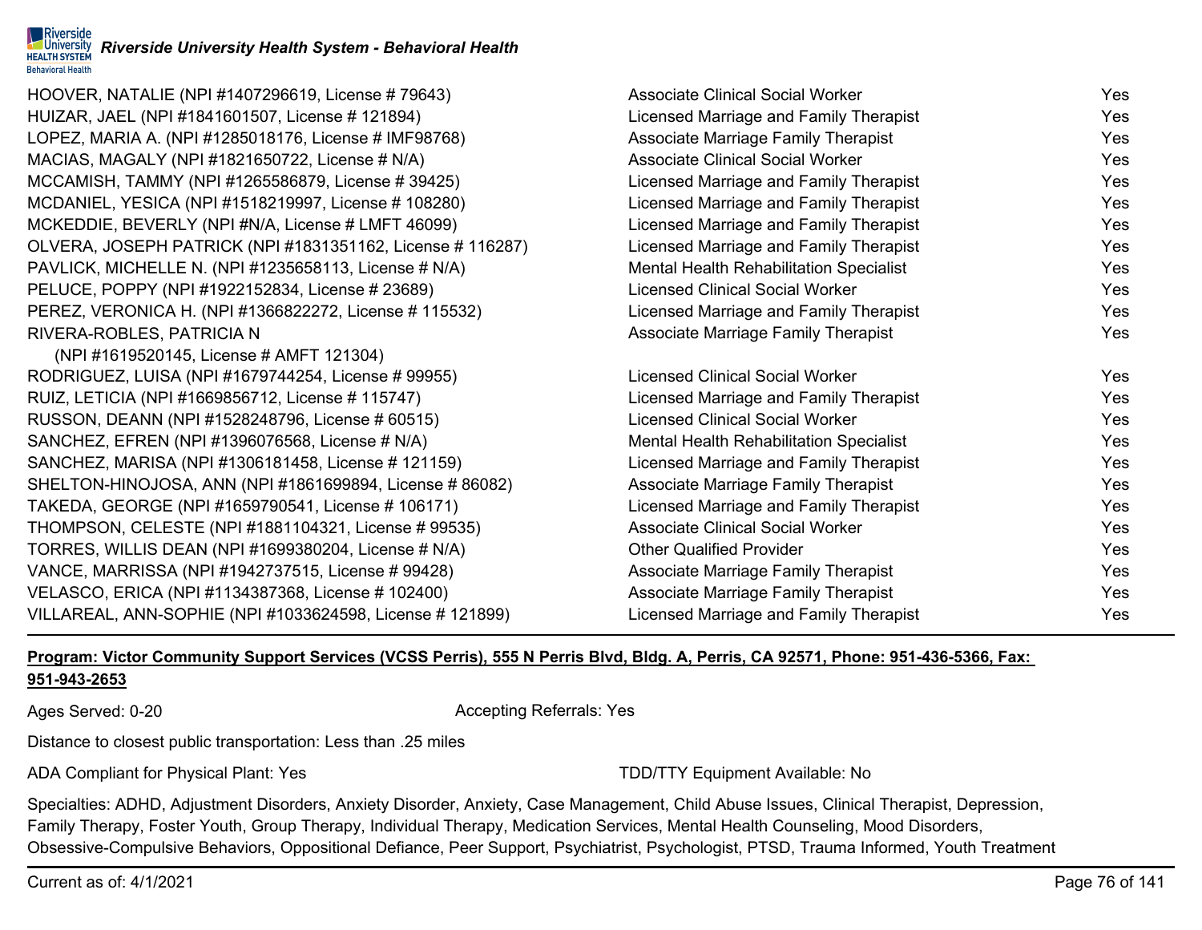| | | |
|---|---|---|
| HOOVER, NATALIE (NPI #1407296619, License # 79643) | Associate Clinical Social Worker | Yes |
| HUIZAR, JAEL (NPI #1841601507, License # 121894) | Licensed Marriage and Family Therapist | Yes |
| LOPEZ, MARIA A. (NPI #1285018176, License # IMF98768) | Associate Marriage Family Therapist | Yes |
| MACIAS, MAGALY (NPI #1821650722, License # N/A) | Associate Clinical Social Worker | Yes |
| MCCAMISH, TAMMY (NPI #1265586879, License # 39425) | Licensed Marriage and Family Therapist | Yes |
| MCDANIEL, YESICA (NPI #1518219997, License # 108280) | Licensed Marriage and Family Therapist | Yes |
| MCKEDDIE, BEVERLY (NPI #N/A, License # LMFT 46099) | Licensed Marriage and Family Therapist | Yes |
| OLVERA, JOSEPH PATRICK (NPI #1831351162, License # 116287) | Licensed Marriage and Family Therapist | Yes |
| PAVLICK, MICHELLE N. (NPI #1235658113, License # N/A) | Mental Health Rehabilitation Specialist | Yes |
| PELUCE, POPPY (NPI #1922152834, License # 23689) | Licensed Clinical Social Worker | Yes |
| PEREZ, VERONICA H. (NPI #1366822272, License # 115532) | Licensed Marriage and Family Therapist | Yes |
| RIVERA-ROBLES, PATRICIA N (NPI #1619520145, License # AMFT 121304) | Associate Marriage Family Therapist | Yes |
| RODRIGUEZ, LUISA (NPI #1679744254, License # 99955) | Licensed Clinical Social Worker | Yes |
| RUIZ, LETICIA (NPI #1669856712, License # 115747) | Licensed Marriage and Family Therapist | Yes |
| RUSSON, DEANN (NPI #1528248796, License # 60515) | Licensed Clinical Social Worker | Yes |
| SANCHEZ, EFREN (NPI #1396076568, License # N/A) | Mental Health Rehabilitation Specialist | Yes |
| SANCHEZ, MARISA (NPI #1306181458, License # 121159) | Licensed Marriage and Family Therapist | Yes |
| SHELTON-HINOJOSA, ANN (NPI #1861699894, License # 86082) | Associate Marriage Family Therapist | Yes |
| TAKEDA, GEORGE (NPI #1659790541, License # 106171) | Licensed Marriage and Family Therapist | Yes |
| THOMPSON, CELESTE (NPI #1881104321, License # 99535) | Associate Clinical Social Worker | Yes |
| TORRES, WILLIS DEAN (NPI #1699380204, License # N/A) | Other Qualified Provider | Yes |
| VANCE, MARRISSA (NPI #1942737515, License # 99428) | Associate Marriage Family Therapist | Yes |
| VELASCO, ERICA (NPI #1134387368, License # 102400) | Associate Marriage Family Therapist | Yes |
| VILLAREAL, ANN-SOPHIE (NPI #1033624598, License # 121899) | Licensed Marriage and Family Therapist | Yes |

**Program: Victor Community Support Services (VCSS Perris), 555 N Perris Blvd, Bldg. A, Perris, CA 92571, Phone: 951-436-5366, Fax: 951-943-2653**

Ages Served: 0-20 Accepting Referrals: Yes

Distance to closest public transportation: Less than .25 miles

ADA Compliant for Physical Plant: Yes TDD/TTY Equipment Available: No

Specialties: ADHD, Adjustment Disorders, Anxiety Disorder, Anxiety, Case Management, Child Abuse Issues, Clinical Therapist, Depression, Family Therapy, Foster Youth, Group Therapy, Individual Therapy, Medication Services, Mental Health Counseling, Mood Disorders, Obsessive-Compulsive Behaviors, Oppositional Defiance, Peer Support, Psychiatrist, Psychologist, PTSD, Trauma Informed, Youth Treatment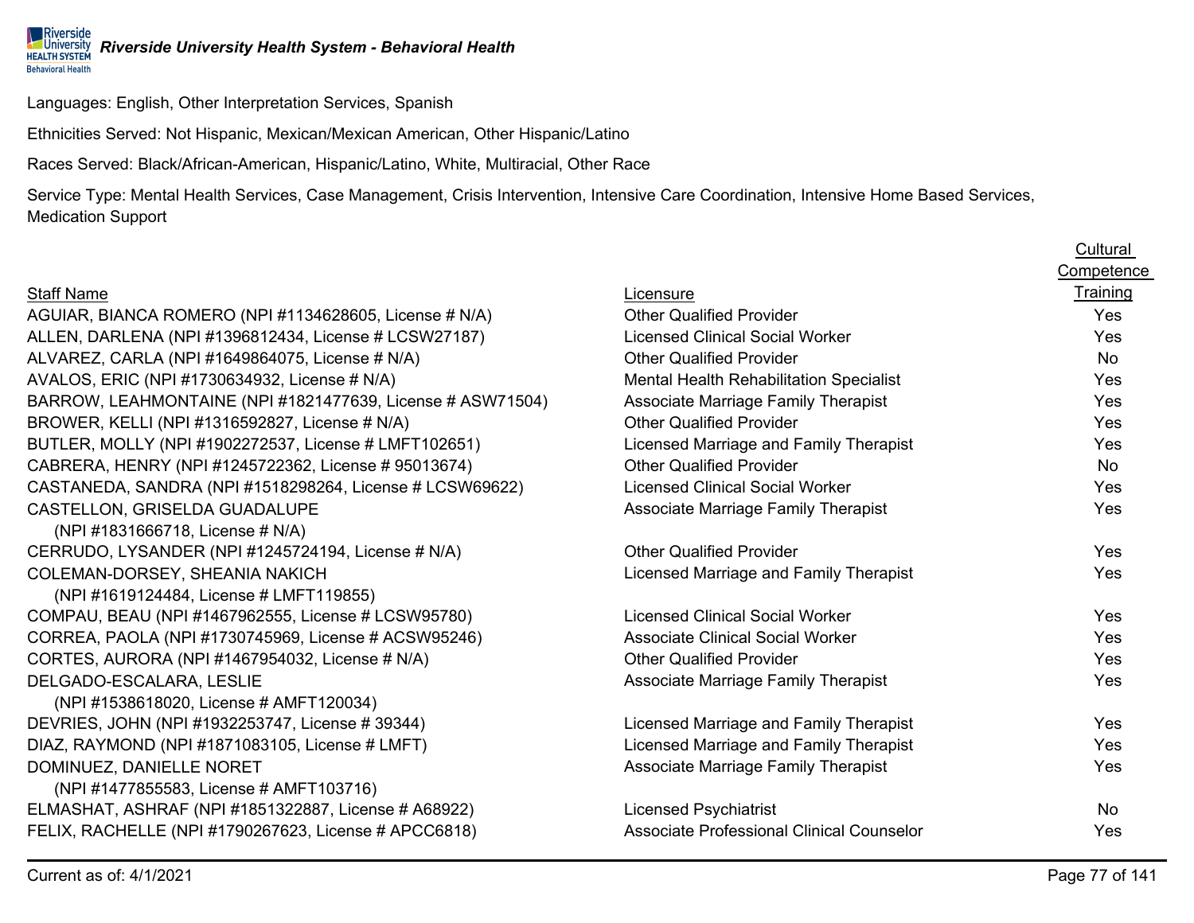Languages: English, Other Interpretation Services, Spanish

Ethnicities Served: Not Hispanic, Mexican/Mexican American, Other Hispanic/Latino

Races Served: Black/African-American, Hispanic/Latino, White, Multiracial, Other Race

Service Type: Mental Health Services, Case Management, Crisis Intervention, Intensive Care Coordination, Intensive Home Based Services, Medication Support

| Staff Name | Licensure | Cultural Competence Training |
|---|---|---|
| AGUIAR, BIANCA ROMERO (NPI #1134628605, License # N/A) | Other Qualified Provider | Yes |
| ALLEN, DARLENA (NPI #1396812434, License # LCSW27187) | Licensed Clinical Social Worker | Yes |
| ALVAREZ, CARLA (NPI #1649864075, License # N/A) | Other Qualified Provider | No |
| AVALOS, ERIC (NPI #1730634932, License # N/A) | Mental Health Rehabilitation Specialist | Yes |
| BARROW, LEAHMONTAINE (NPI #1821477639, License # ASW71504) | Associate Marriage Family Therapist | Yes |
| BROWER, KELLI (NPI #1316592827, License # N/A) | Other Qualified Provider | Yes |
| BUTLER, MOLLY (NPI #1902272537, License # LMFT102651) | Licensed Marriage and Family Therapist | Yes |
| CABRERA, HENRY (NPI #1245722362, License # 95013674) | Other Qualified Provider | No |
| CASTANEDA, SANDRA (NPI #1518298264, License # LCSW69622) | Licensed Clinical Social Worker | Yes |
| CASTELLON, GRISELDA GUADALUPE (NPI #1831666718, License # N/A) | Associate Marriage Family Therapist | Yes |
| CERRUDO, LYSANDER (NPI #1245724194, License # N/A) | Other Qualified Provider | Yes |
| COLEMAN-DORSEY, SHEANIA NAKICH (NPI #1619124484, License # LMFT119855) | Licensed Marriage and Family Therapist | Yes |
| COMPAU, BEAU (NPI #1467962555, License # LCSW95780) | Licensed Clinical Social Worker | Yes |
| CORREA, PAOLA (NPI #1730745969, License # ACSW95246) | Associate Clinical Social Worker | Yes |
| CORTES, AURORA (NPI #1467954032, License # N/A) | Other Qualified Provider | Yes |
| DELGADO-ESCALARA, LESLIE (NPI #1538618020, License # AMFT120034) | Associate Marriage Family Therapist | Yes |
| DEVRIES, JOHN (NPI #1932253747, License # 39344) | Licensed Marriage and Family Therapist | Yes |
| DIAZ, RAYMOND (NPI #1871083105, License # LMFT) | Licensed Marriage and Family Therapist | Yes |
| DOMINUEZ, DANIELLE NORET (NPI #1477855583, License # AMFT103716) | Associate Marriage Family Therapist | Yes |
| ELMASHAT, ASHRAF (NPI #1851322887, License # A68922) | Licensed Psychiatrist | No |
| FELIX, RACHELLE (NPI #1790267623, License # APCC6818) | Associate Professional Clinical Counselor | Yes |

Current as of: 4/1/2021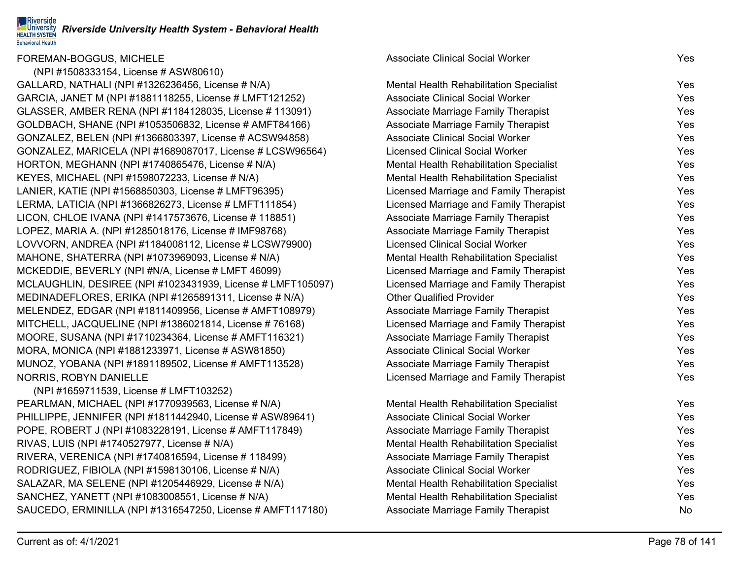| | | |
|---|---|---|
| FOREMAN-BOGGUS, MICHELE (NPI #1508333154, License # ASW80610) | Associate Clinical Social Worker | Yes |
| GALLARD, NATHALI (NPI #1326236456, License # N/A) | Mental Health Rehabilitation Specialist | Yes |
| GARCIA, JANET M (NPI #1881118255, License # LMFT121252) | Associate Clinical Social Worker | Yes |
| GLASSER, AMBER RENA (NPI #1184128035, License # 113091) | Associate Marriage Family Therapist | Yes |
| GOLDBACH, SHANE (NPI #1053506832, License # AMFT84166) | Associate Marriage Family Therapist | Yes |
| GONZALEZ, BELEN (NPI #1366803397, License # ACSW94858) | Associate Clinical Social Worker | Yes |
| GONZALEZ, MARICELA (NPI #1689087017, License # LCSW96564) | Licensed Clinical Social Worker | Yes |
| HORTON, MEGHANN (NPI #1740865476, License # N/A) | Mental Health Rehabilitation Specialist | Yes |
| KEYES, MICHAEL (NPI #1598072233, License # N/A) | Mental Health Rehabilitation Specialist | Yes |
| LANIER, KATIE (NPI #1568850303, License # LMFT96395) | Licensed Marriage and Family Therapist | Yes |
| LERMA, LATICIA (NPI #1366826273, License # LMFT111854) | Licensed Marriage and Family Therapist | Yes |
| LICON, CHLOE IVANA (NPI #1417573676, License # 118851) | Associate Marriage Family Therapist | Yes |
| LOPEZ, MARIA A. (NPI #1285018176, License # IMF98768) | Associate Marriage Family Therapist | Yes |
| LOVVORN, ANDREA (NPI #1184008112, License # LCSW79900) | Licensed Clinical Social Worker | Yes |
| MAHONE, SHATERRA (NPI #1073969093, License # N/A) | Mental Health Rehabilitation Specialist | Yes |
| MCKEDDIE, BEVERLY (NPI #N/A, License # LMFT 46099) | Licensed Marriage and Family Therapist | Yes |
| MCLAUGHLIN, DESIREE (NPI #1023431939, License # LMFT105097) | Licensed Marriage and Family Therapist | Yes |
| MEDINADEFLORES, ERIKA (NPI #1265891311, License # N/A) | Other Qualified Provider | Yes |
| MELENDEZ, EDGAR (NPI #1811409956, License # AMFT108979) | Associate Marriage Family Therapist | Yes |
| MITCHELL, JACQUELINE (NPI #1386021814, License # 76168) | Licensed Marriage and Family Therapist | Yes |
| MOORE, SUSANA (NPI #1710234364, License # AMFT116321) | Associate Marriage Family Therapist | Yes |
| MORA, MONICA (NPI #1881233971, License # ASW81850) | Associate Clinical Social Worker | Yes |
| MUNOZ, YOBANA (NPI #1891189502, License # AMFT113528) | Associate Marriage Family Therapist | Yes |
| NORRIS, ROBYN DANIELLE (NPI #1659711539, License # LMFT103252) | Licensed Marriage and Family Therapist | Yes |
| PEARLMAN, MICHAEL (NPI #1770939563, License # N/A) | Mental Health Rehabilitation Specialist | Yes |
| PHILLIPPE, JENNIFER (NPI #1811442940, License # ASW89641) | Associate Clinical Social Worker | Yes |
| POPE, ROBERT J (NPI #1083228191, License # AMFT117849) | Associate Marriage Family Therapist | Yes |
| RIVAS, LUIS (NPI #1740527977, License # N/A) | Mental Health Rehabilitation Specialist | Yes |
| RIVERA, VERENICA (NPI #1740816594, License # 118499) | Associate Marriage Family Therapist | Yes |
| RODRIGUEZ, FIBIOLA (NPI #1598130106, License # N/A) | Associate Clinical Social Worker | Yes |
| SALAZAR, MA SELENE (NPI #1205446929, License # N/A) | Mental Health Rehabilitation Specialist | Yes |
| SANCHEZ, YANETT (NPI #1083008551, License # N/A) | Mental Health Rehabilitation Specialist | Yes |
| SAUCEDO, ERMINILLA (NPI #1316547250, License # AMFT117180) | Associate Marriage Family Therapist | No |

Current as of: 4/1/2021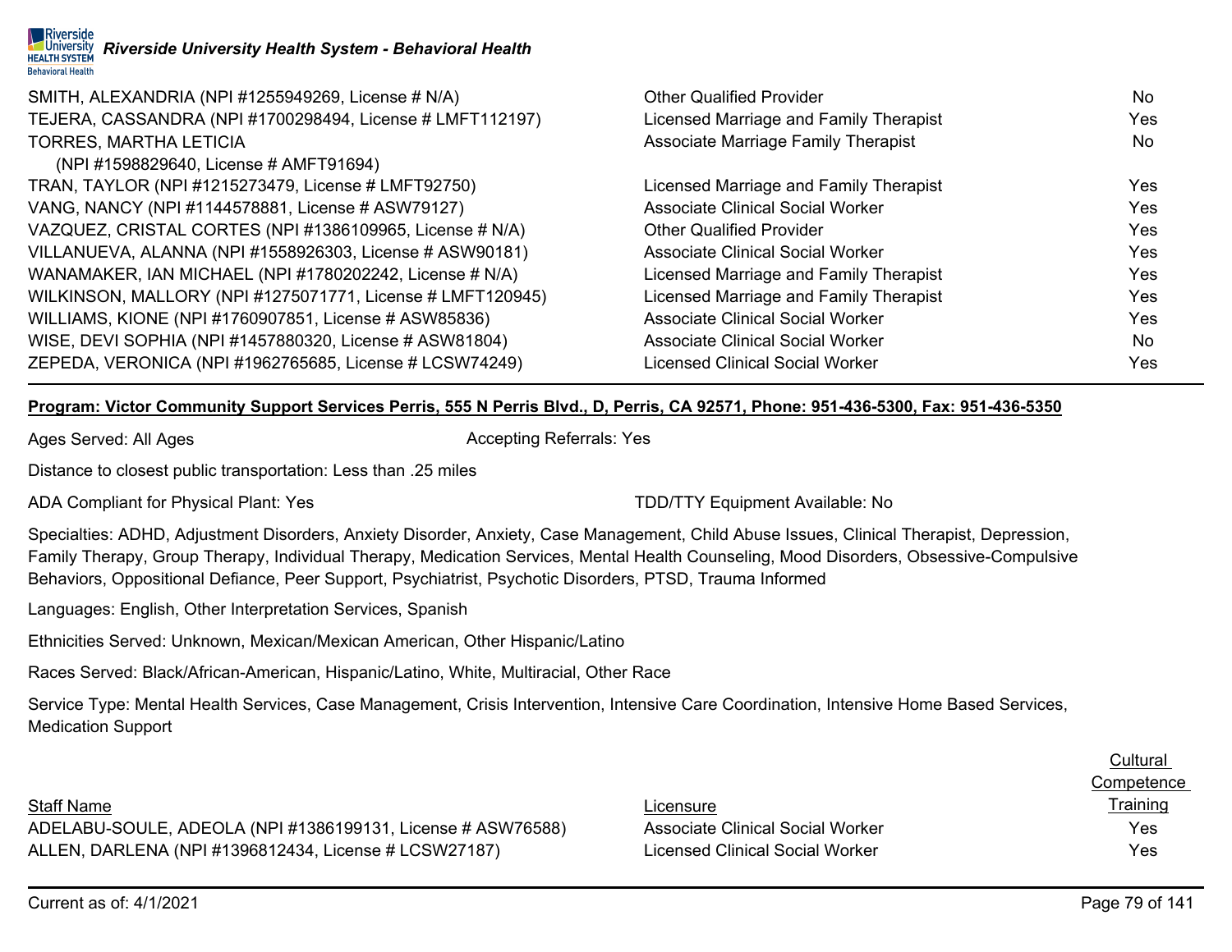| | | |
|---|---|---|
| SMITH, ALEXANDRIA (NPI #1255949269, License # N/A) | Other Qualified Provider | No |
| TEJERA, CASSANDRA (NPI #1700298494, License # LMFT112197) | Licensed Marriage and Family Therapist | Yes |
| TORRES, MARTHA LETICIA (NPI #1598829640, License # AMFT91694) | Associate Marriage Family Therapist | No |
| TRAN, TAYLOR (NPI #1215273479, License # LMFT92750) | Licensed Marriage and Family Therapist | Yes |
| VANG, NANCY (NPI #1144578881, License # ASW79127) | Associate Clinical Social Worker | Yes |
| VAZQUEZ, CRISTAL CORTES (NPI #1386109965, License # N/A) | Other Qualified Provider | Yes |
| VILLANUEVA, ALANNA (NPI #1558926303, License # ASW90181) | Associate Clinical Social Worker | Yes |
| WANAMAKER, IAN MICHAEL (NPI #1780202242, License # N/A) | Licensed Marriage and Family Therapist | Yes |
| WILKINSON, MALLORY (NPI #1275071771, License # LMFT120945) | Licensed Marriage and Family Therapist | Yes |
| WILLIAMS, KIONE (NPI #1760907851, License # ASW85836) | Associate Clinical Social Worker | Yes |
| WISE, DEVI SOPHIA (NPI #1457880320, License # ASW81804) | Associate Clinical Social Worker | No |
| ZEPEDA, VERONICA (NPI #1962765685, License # LCSW74249) | Licensed Clinical Social Worker | Yes |

**Program: Victor Community Support Services Perris, 555 N Perris Blvd., D, Perris, CA 92571, Phone: 951-436-5300, Fax: 951-436-5350**

Ages Served: All Ages

Accepting Referrals: Yes

Distance to closest public transportation: Less than .25 miles

ADA Compliant for Physical Plant: Yes

TDD/TTY Equipment Available: No

Specialties: ADHD, Adjustment Disorders, Anxiety Disorder, Anxiety, Case Management, Child Abuse Issues, Clinical Therapist, Depression, Family Therapy, Group Therapy, Individual Therapy, Medication Services, Mental Health Counseling, Mood Disorders, Obsessive-Compulsive Behaviors, Oppositional Defiance, Peer Support, Psychiatrist, Psychotic Disorders, PTSD, Trauma Informed

Languages: English, Other Interpretation Services, Spanish

Ethnicities Served: Unknown, Mexican/Mexican American, Other Hispanic/Latino

Races Served: Black/African-American, Hispanic/Latino, White, Multiracial, Other Race

Service Type: Mental Health Services, Case Management, Crisis Intervention, Intensive Care Coordination, Intensive Home Based Services, Medication Support

| Staff Name | Licensure | Cultural Competence Training |
|---|---|---|
| ADELABU-SOULE, ADEOLA (NPI #1386199131, License # ASW76588) | Associate Clinical Social Worker | Yes |
| ALLEN, DARLENA (NPI #1396812434, License # LCSW27187) | Licensed Clinical Social Worker | Yes |

Current as of: 4/1/2021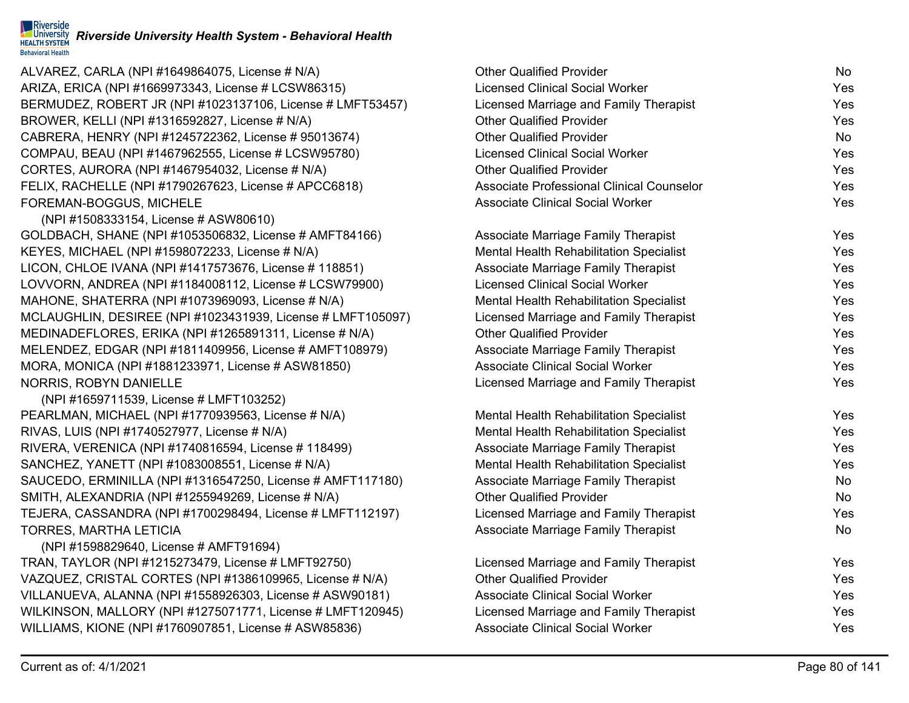| | | |
|---|---|---|
| ALVAREZ, CARLA (NPI #1649864075, License # N/A) | Other Qualified Provider | No |
| ARIZA, ERICA (NPI #1669973343, License # LCSW86315) | Licensed Clinical Social Worker | Yes |
| BERMUDEZ, ROBERT JR (NPI #1023137106, License # LMFT53457) | Licensed Marriage and Family Therapist | Yes |
| BROWER, KELLI (NPI #1316592827, License # N/A) | Other Qualified Provider | Yes |
| CABRERA, HENRY (NPI #1245722362, License # 95013674) | Other Qualified Provider | No |
| COMPAU, BEAU (NPI #1467962555, License # LCSW95780) | Licensed Clinical Social Worker | Yes |
| CORTES, AURORA (NPI #1467954032, License # N/A) | Other Qualified Provider | Yes |
| FELIX, RACHELLE (NPI #1790267623, License # APCC6818) | Associate Professional Clinical Counselor | Yes |
| FOREMAN-BOGGUS, MICHELE (NPI #1508333154, License # ASW80610) | Associate Clinical Social Worker | Yes |
| GOLDBACH, SHANE (NPI #1053506832, License # AMFT84166) | Associate Marriage Family Therapist | Yes |
| KEYES, MICHAEL (NPI #1598072233, License # N/A) | Mental Health Rehabilitation Specialist | Yes |
| LICON, CHLOE IVANA (NPI #1417573676, License # 118851) | Associate Marriage Family Therapist | Yes |
| LOVVORN, ANDREA (NPI #1184008112, License # LCSW79900) | Licensed Clinical Social Worker | Yes |
| MAHONE, SHATERRA (NPI #1073969093, License # N/A) | Mental Health Rehabilitation Specialist | Yes |
| MCLAUGHLIN, DESIREE (NPI #1023431939, License # LMFT105097) | Licensed Marriage and Family Therapist | Yes |
| MEDINADEFLORES, ERIKA (NPI #1265891311, License # N/A) | Other Qualified Provider | Yes |
| MELENDEZ, EDGAR (NPI #1811409956, License # AMFT108979) | Associate Marriage Family Therapist | Yes |
| MORA, MONICA (NPI #1881233971, License # ASW81850) | Associate Clinical Social Worker | Yes |
| NORRIS, ROBYN DANIELLE (NPI #1659711539, License # LMFT103252) | Licensed Marriage and Family Therapist | Yes |
| PEARLMAN, MICHAEL (NPI #1770939563, License # N/A) | Mental Health Rehabilitation Specialist | Yes |
| RIVAS, LUIS (NPI #1740527977, License # N/A) | Mental Health Rehabilitation Specialist | Yes |
| RIVERA, VERENICA (NPI #1740816594, License # 118499) | Associate Marriage Family Therapist | Yes |
| SANCHEZ, YANETT (NPI #1083008551, License # N/A) | Mental Health Rehabilitation Specialist | Yes |
| SAUCEDO, ERMINILLA (NPI #1316547250, License # AMFT117180) | Associate Marriage Family Therapist | No |
| SMITH, ALEXANDRIA (NPI #1255949269, License # N/A) | Other Qualified Provider | No |
| TEJERA, CASSANDRA (NPI #1700298494, License # LMFT112197) | Licensed Marriage and Family Therapist | Yes |
| TORRES, MARTHA LETICIA (NPI #1598829640, License # AMFT91694) | Associate Marriage Family Therapist | No |
| TRAN, TAYLOR (NPI #1215273479, License # LMFT92750) | Licensed Marriage and Family Therapist | Yes |
| VAZQUEZ, CRISTAL CORTES (NPI #1386109965, License # N/A) | Other Qualified Provider | Yes |
| VILLANUEVA, ALANNA (NPI #1558926303, License # ASW90181) | Associate Clinical Social Worker | Yes |
| WILKINSON, MALLORY (NPI #1275071771, License # LMFT120945) | Licensed Marriage and Family Therapist | Yes |
| WILLIAMS, KIONE (NPI #1760907851, License # ASW85836) | Associate Clinical Social Worker | Yes |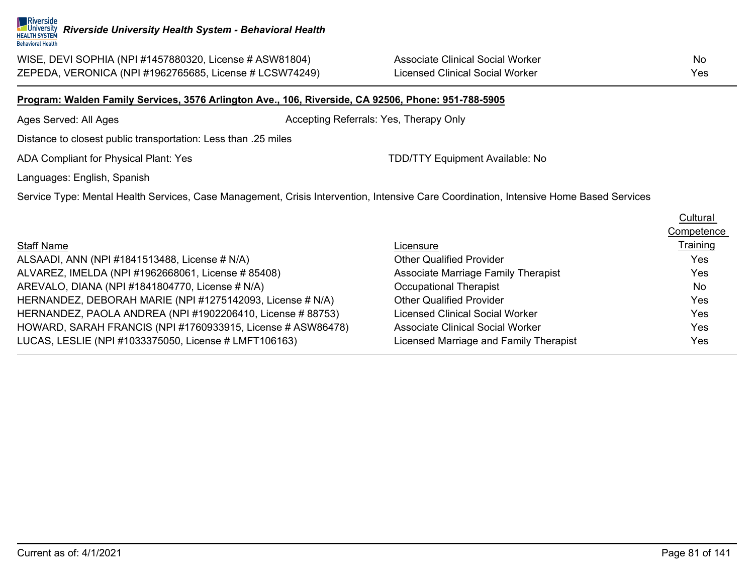| | | |
|---|---|---|
| WISE, DEVI SOPHIA (NPI #1457880320, License # ASW81804) | Associate Clinical Social Worker | No |
| ZEPEDA, VERONICA (NPI #1962765685, License # LCSW74249) | Licensed Clinical Social Worker | Yes |

**Program: Walden Family Services, 3576 Arlington Ave., 106, Riverside, CA 92506, Phone: 951-788-5905**

Ages Served: All Ages

Accepting Referrals: Yes, Therapy Only

Distance to closest public transportation: Less than .25 miles

ADA Compliant for Physical Plant: Yes

TDD/TTY Equipment Available: No

Languages: English, Spanish

Service Type: Mental Health Services, Case Management, Crisis Intervention, Intensive Care Coordination, Intensive Home Based Services

| Staff Name | Licensure | Cultural Competence Training |
|---|---|---|
| ALSAADI, ANN (NPI #1841513488, License # N/A) | Other Qualified Provider | Yes |
| ALVAREZ, IMELDA (NPI #1962668061, License # 85408) | Associate Marriage Family Therapist | Yes |
| AREVALO, DIANA (NPI #1841804770, License # N/A) | Occupational Therapist | No |
| HERNANDEZ, DEBORAH MARIE (NPI #1275142093, License # N/A) | Other Qualified Provider | Yes |
| HERNANDEZ, PAOLA ANDREA (NPI #1902206410, License # 88753) | Licensed Clinical Social Worker | Yes |
| HOWARD, SARAH FRANCIS (NPI #1760933915, License # ASW86478) | Associate Clinical Social Worker | Yes |
| LUCAS, LESLIE (NPI #1033375050, License # LMFT106163) | Licensed Marriage and Family Therapist | Yes |

Current as of: 4/1/2021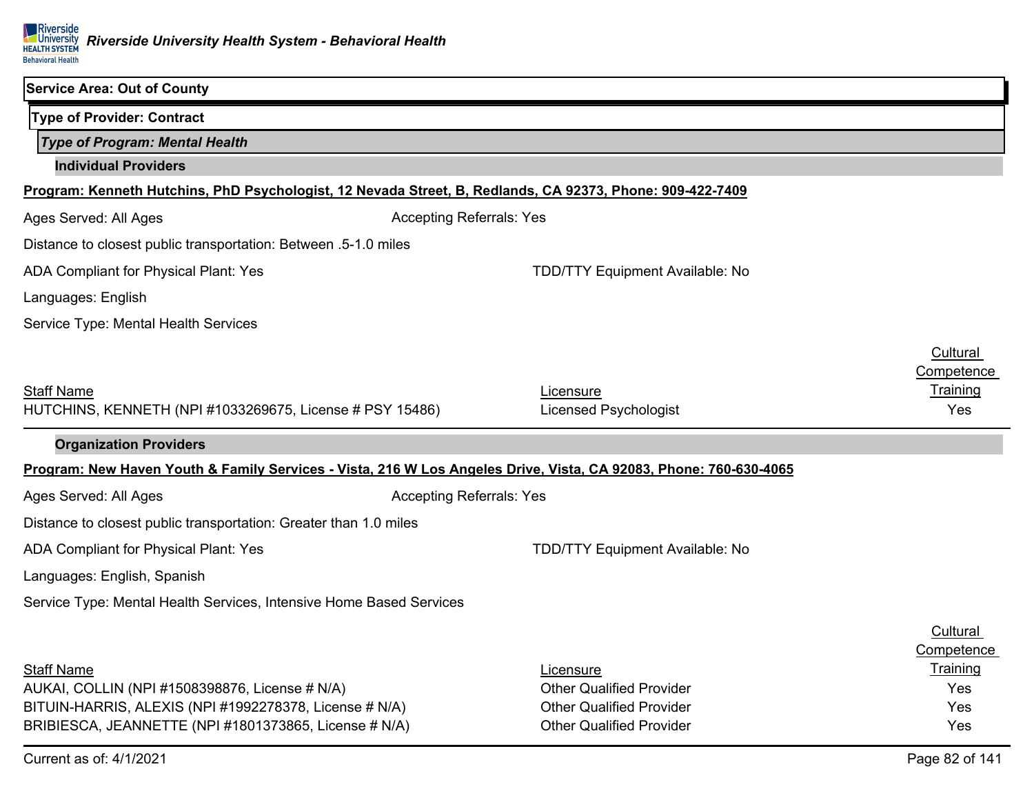**Service Area: Out of County**

**Type of Provider: Contract**

***Type of Program: Mental Health***

**Individual Providers**

**Program: Kenneth Hutchins, PhD Psychologist, 12 Nevada Street, B, Redlands, CA 92373, Phone: 909-422-7409**

Ages Served: All Ages    Accepting Referrals: Yes

Distance to closest public transportation: Between .5-1.0 miles

ADA Compliant for Physical Plant: Yes    TDD/TTY Equipment Available: No

Languages: English

Service Type: Mental Health Services

| Staff Name | Licensure | Cultural Competence Training |
|---|---|---|
| HUTCHINS, KENNETH (NPI #1033269675, License # PSY 15486) | Licensed Psychologist | Yes |

**Organization Providers**

**Program: New Haven Youth & Family Services - Vista, 216 W Los Angeles Drive, Vista, CA 92083, Phone: 760-630-4065**

Ages Served: All Ages    Accepting Referrals: Yes

Distance to closest public transportation: Greater than 1.0 miles

ADA Compliant for Physical Plant: Yes    TDD/TTY Equipment Available: No

Languages: English, Spanish

Service Type: Mental Health Services, Intensive Home Based Services

| Staff Name | Licensure | Cultural Competence Training |
|---|---|---|
| AUKAI, COLLIN (NPI #1508398876, License # N/A) | Other Qualified Provider | Yes |
| BITUIN-HARRIS, ALEXIS (NPI #1992278378, License # N/A) | Other Qualified Provider | Yes |
| BRIBIESCA, JEANNETTE (NPI #1801373865, License # N/A) | Other Qualified Provider | Yes |

Current as of: 4/1/2021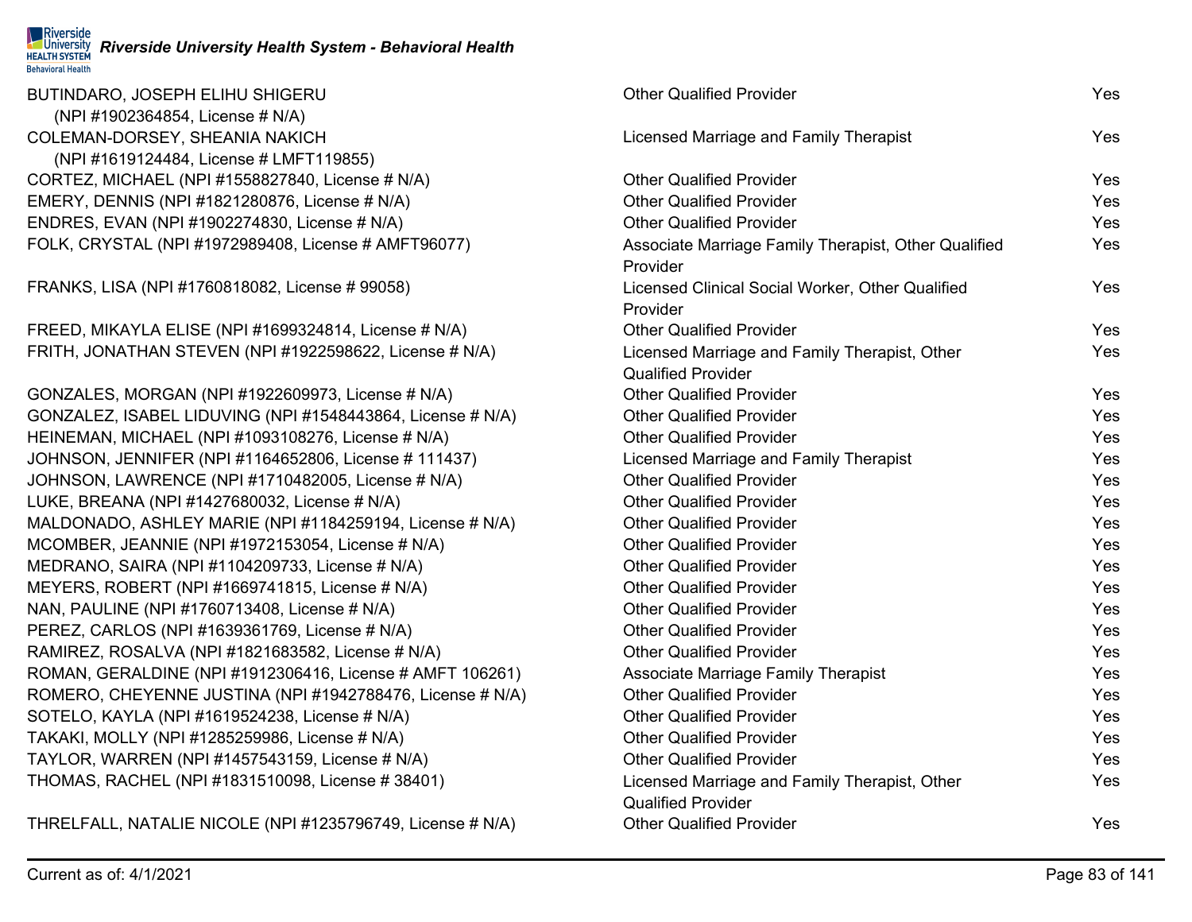| | | |
|---|---|---|
| BUTINDARO, JOSEPH ELIHU SHIGERU (NPI #1902364854, License # N/A) | Other Qualified Provider | Yes |
| COLEMAN-DORSEY, SHEANIA NAKICH (NPI #1619124484, License # LMFT119855) | Licensed Marriage and Family Therapist | Yes |
| CORTEZ, MICHAEL (NPI #1558827840, License # N/A) | Other Qualified Provider | Yes |
| EMERY, DENNIS (NPI #1821280876, License # N/A) | Other Qualified Provider | Yes |
| ENDRES, EVAN (NPI #1902274830, License # N/A) | Other Qualified Provider | Yes |
| FOLK, CRYSTAL (NPI #1972989408, License # AMFT96077) | Associate Marriage Family Therapist, Other Qualified Provider | Yes |
| FRANKS, LISA (NPI #1760818082, License # 99058) | Licensed Clinical Social Worker, Other Qualified Provider | Yes |
| FREED, MIKAYLA ELISE (NPI #1699324814, License # N/A) | Other Qualified Provider | Yes |
| FRITH, JONATHAN STEVEN (NPI #1922598622, License # N/A) | Licensed Marriage and Family Therapist, Other Qualified Provider | Yes |
| GONZALES, MORGAN (NPI #1922609973, License # N/A) | Other Qualified Provider | Yes |
| GONZALEZ, ISABEL LIDUVING (NPI #1548443864, License # N/A) | Other Qualified Provider | Yes |
| HEINEMAN, MICHAEL (NPI #1093108276, License # N/A) | Other Qualified Provider | Yes |
| JOHNSON, JENNIFER (NPI #1164652806, License # 111437) | Licensed Marriage and Family Therapist | Yes |
| JOHNSON, LAWRENCE (NPI #1710482005, License # N/A) | Other Qualified Provider | Yes |
| LUKE, BREANA (NPI #1427680032, License # N/A) | Other Qualified Provider | Yes |
| MALDONADO, ASHLEY MARIE (NPI #1184259194, License # N/A) | Other Qualified Provider | Yes |
| MCOMBER, JEANNIE (NPI #1972153054, License # N/A) | Other Qualified Provider | Yes |
| MEDRANO, SAIRA (NPI #1104209733, License # N/A) | Other Qualified Provider | Yes |
| MEYERS, ROBERT (NPI #1669741815, License # N/A) | Other Qualified Provider | Yes |
| NAN, PAULINE (NPI #1760713408, License # N/A) | Other Qualified Provider | Yes |
| PEREZ, CARLOS (NPI #1639361769, License # N/A) | Other Qualified Provider | Yes |
| RAMIREZ, ROSALVA (NPI #1821683582, License # N/A) | Other Qualified Provider | Yes |
| ROMAN, GERALDINE (NPI #1912306416, License # AMFT 106261) | Associate Marriage Family Therapist | Yes |
| ROMERO, CHEYENNE JUSTINA (NPI #1942788476, License # N/A) | Other Qualified Provider | Yes |
| SOTELO, KAYLA (NPI #1619524238, License # N/A) | Other Qualified Provider | Yes |
| TAKAKI, MOLLY (NPI #1285259986, License # N/A) | Other Qualified Provider | Yes |
| TAYLOR, WARREN (NPI #1457543159, License # N/A) | Other Qualified Provider | Yes |
| THOMAS, RACHEL (NPI #1831510098, License # 38401) | Licensed Marriage and Family Therapist, Other Qualified Provider | Yes |
| THRELFALL, NATALIE NICOLE (NPI #1235796749, License # N/A) | Other Qualified Provider | Yes |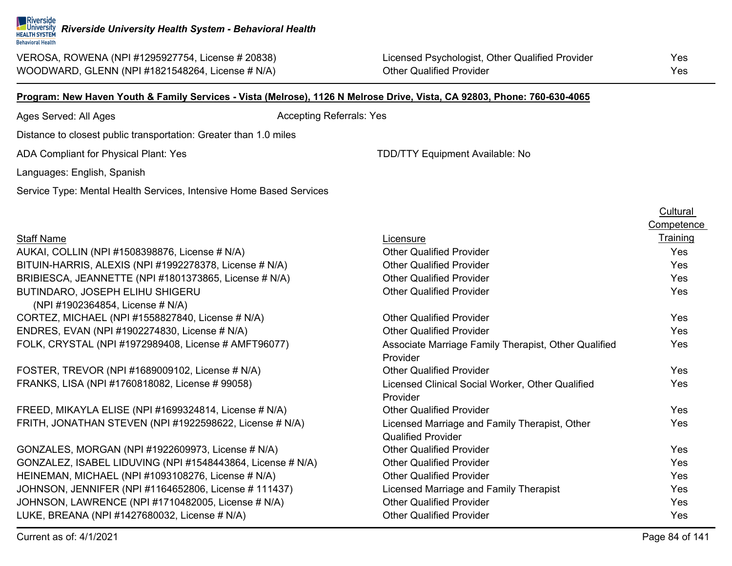| | | |
|---|---|---|
| VEROSA, ROWENA (NPI #1295927754, License # 20838) | Licensed Psychologist, Other Qualified Provider | Yes |
| WOODWARD, GLENN (NPI #1821548264, License # N/A) | Other Qualified Provider | Yes |

**Program: New Haven Youth & Family Services - Vista (Melrose), 1126 N Melrose Drive, Vista, CA 92803, Phone: 760-630-4065**

Ages Served: All Ages

Accepting Referrals: Yes

Distance to closest public transportation: Greater than 1.0 miles

ADA Compliant for Physical Plant: Yes

TDD/TTY Equipment Available: No

Languages: English, Spanish

Service Type: Mental Health Services, Intensive Home Based Services

| Staff Name | Licensure | Cultural Competence Training |
|---|---|---|
| AUKAI, COLLIN (NPI #1508398876, License # N/A) | Other Qualified Provider | Yes |
| BITUIN-HARRIS, ALEXIS (NPI #1992278378, License # N/A) | Other Qualified Provider | Yes |
| BRIBIESCA, JEANNETTE (NPI #1801373865, License # N/A) | Other Qualified Provider | Yes |
| BUTINDARO, JOSEPH ELIHU SHIGERU (NPI #1902364854, License # N/A) | Other Qualified Provider | Yes |
| CORTEZ, MICHAEL (NPI #1558827840, License # N/A) | Other Qualified Provider | Yes |
| ENDRES, EVAN (NPI #1902274830, License # N/A) | Other Qualified Provider | Yes |
| FOLK, CRYSTAL (NPI #1972989408, License # AMFT96077) | Associate Marriage Family Therapist, Other Qualified Provider | Yes |
| FOSTER, TREVOR (NPI #1689009102, License # N/A) | Other Qualified Provider | Yes |
| FRANKS, LISA (NPI #1760818082, License # 99058) | Licensed Clinical Social Worker, Other Qualified Provider | Yes |
| FREED, MIKAYLA ELISE (NPI #1699324814, License # N/A) | Other Qualified Provider | Yes |
| FRITH, JONATHAN STEVEN (NPI #1922598622, License # N/A) | Licensed Marriage and Family Therapist, Other Qualified Provider | Yes |
| GONZALES, MORGAN (NPI #1922609973, License # N/A) | Other Qualified Provider | Yes |
| GONZALEZ, ISABEL LIDUVING (NPI #1548443864, License # N/A) | Other Qualified Provider | Yes |
| HEINEMAN, MICHAEL (NPI #1093108276, License # N/A) | Other Qualified Provider | Yes |
| JOHNSON, JENNIFER (NPI #1164652806, License # 111437) | Licensed Marriage and Family Therapist | Yes |
| JOHNSON, LAWRENCE (NPI #1710482005, License # N/A) | Other Qualified Provider | Yes |
| LUKE, BREANA (NPI #1427680032, License # N/A) | Other Qualified Provider | Yes |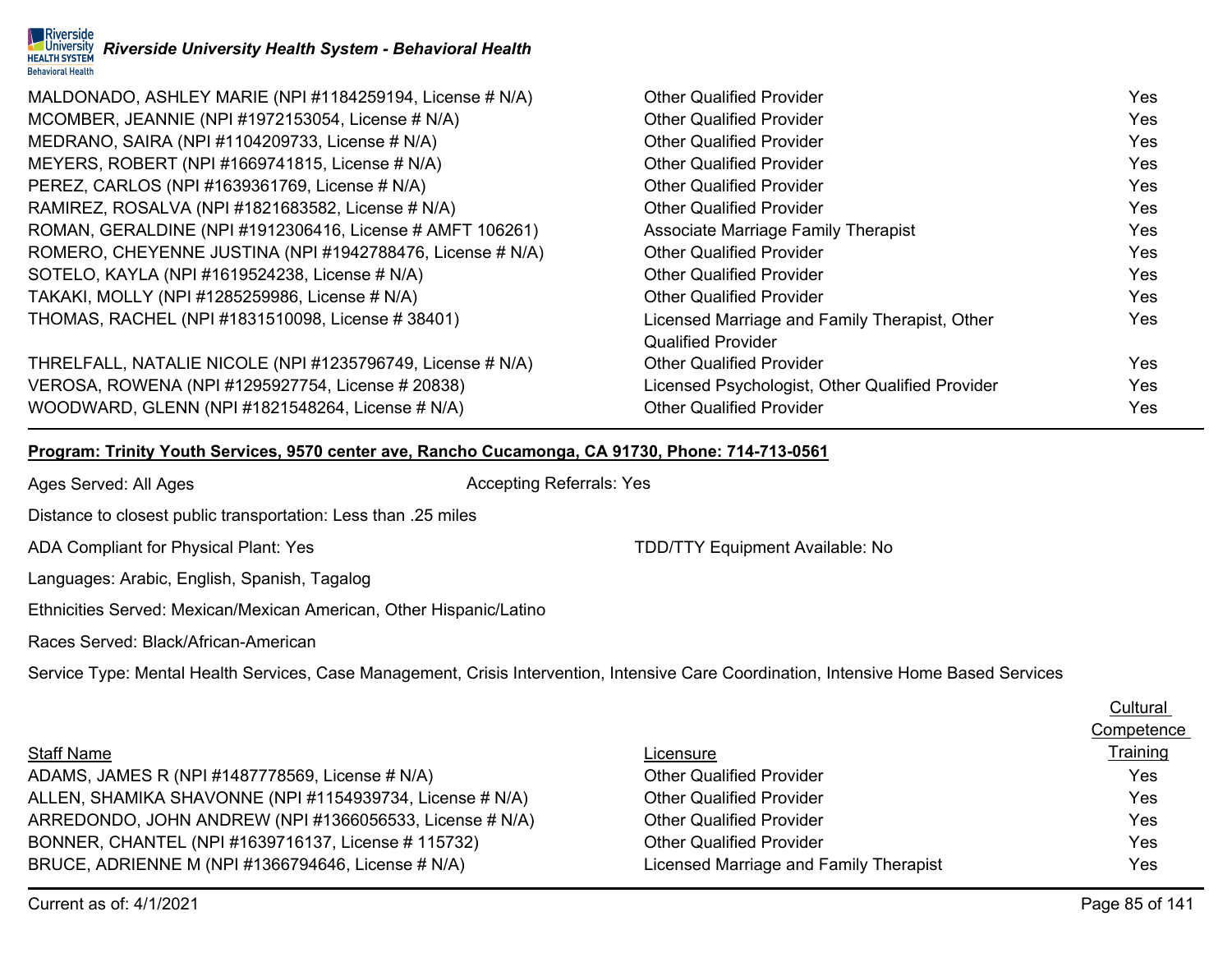| | | |
|---|---|---|
| MALDONADO, ASHLEY MARIE (NPI #1184259194, License # N/A) | Other Qualified Provider | Yes |
| MCOMBER, JEANNIE (NPI #1972153054, License # N/A) | Other Qualified Provider | Yes |
| MEDRANO, SAIRA (NPI #1104209733, License # N/A) | Other Qualified Provider | Yes |
| MEYERS, ROBERT (NPI #1669741815, License # N/A) | Other Qualified Provider | Yes |
| PEREZ, CARLOS (NPI #1639361769, License # N/A) | Other Qualified Provider | Yes |
| RAMIREZ, ROSALVA (NPI #1821683582, License # N/A) | Other Qualified Provider | Yes |
| ROMAN, GERALDINE (NPI #1912306416, License # AMFT 106261) | Associate Marriage Family Therapist | Yes |
| ROMERO, CHEYENNE JUSTINA (NPI #1942788476, License # N/A) | Other Qualified Provider | Yes |
| SOTELO, KAYLA (NPI #1619524238, License # N/A) | Other Qualified Provider | Yes |
| TAKAKI, MOLLY (NPI #1285259986, License # N/A) | Other Qualified Provider | Yes |
| THOMAS, RACHEL (NPI #1831510098, License # 38401) | Licensed Marriage and Family Therapist, Other Qualified Provider | Yes |
| THRELFALL, NATALIE NICOLE (NPI #1235796749, License # N/A) | Other Qualified Provider | Yes |
| VEROSA, ROWENA (NPI #1295927754, License # 20838) | Licensed Psychologist, Other Qualified Provider | Yes |
| WOODWARD, GLENN (NPI #1821548264, License # N/A) | Other Qualified Provider | Yes |

**Program: Trinity Youth Services, 9570 center ave, Rancho Cucamonga, CA 91730, Phone: 714-713-0561**

Ages Served: All Ages

Accepting Referrals: Yes

Distance to closest public transportation: Less than .25 miles

ADA Compliant for Physical Plant: Yes

TDD/TTY Equipment Available: No

Languages: Arabic, English, Spanish, Tagalog

Ethnicities Served: Mexican/Mexican American, Other Hispanic/Latino

Races Served: Black/African-American

Service Type: Mental Health Services, Case Management, Crisis Intervention, Intensive Care Coordination, Intensive Home Based Services

| Staff Name | Licensure | Cultural Competence Training |
|---|---|---|
| ADAMS, JAMES R (NPI #1487778569, License # N/A) | Other Qualified Provider | Yes |
| ALLEN, SHAMIKA SHAVONNE (NPI #1154939734, License # N/A) | Other Qualified Provider | Yes |
| ARREDONDO, JOHN ANDREW (NPI #1366056533, License # N/A) | Other Qualified Provider | Yes |
| BONNER, CHANTEL (NPI #1639716137, License # 115732) | Other Qualified Provider | Yes |
| BRUCE, ADRIENNE M (NPI #1366794646, License # N/A) | Licensed Marriage and Family Therapist | Yes |

Current as of: 4/1/2021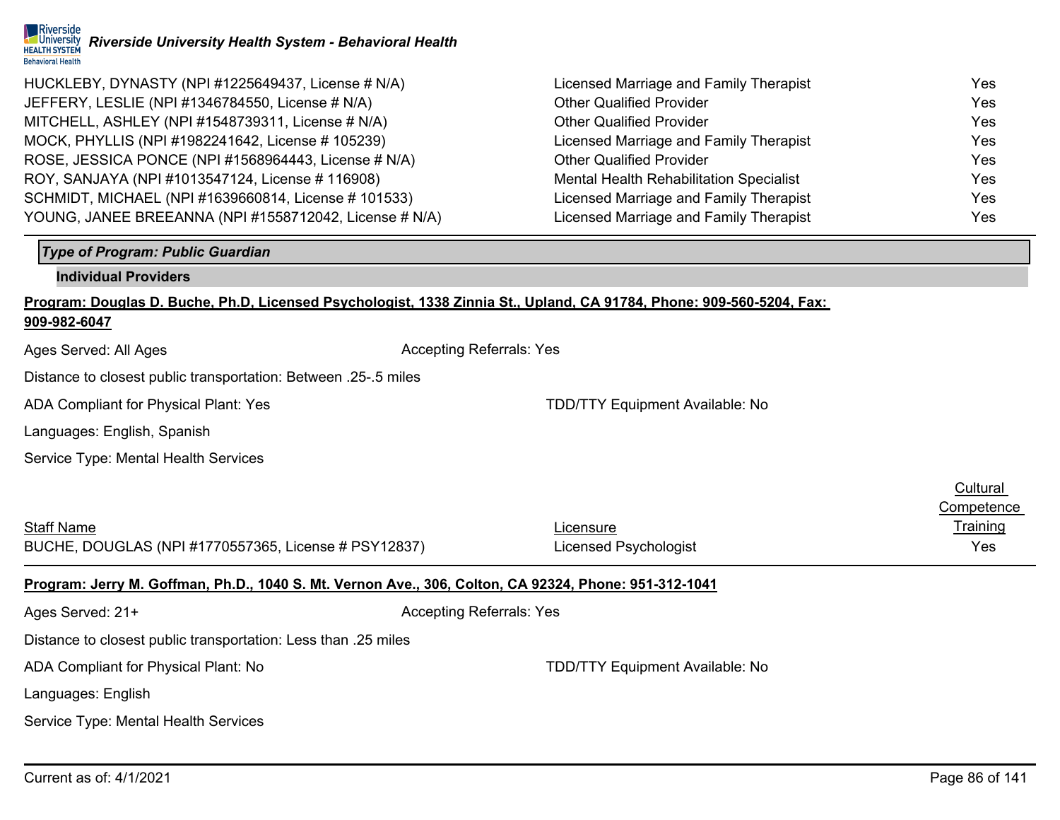| | | |
|---|---|---|
| HUCKLEBY, DYNASTY (NPI #1225649437, License # N/A) | Licensed Marriage and Family Therapist | Yes |
| JEFFERY, LESLIE (NPI #1346784550, License # N/A) | Other Qualified Provider | Yes |
| MITCHELL, ASHLEY (NPI #1548739311, License # N/A) | Other Qualified Provider | Yes |
| MOCK, PHYLLIS (NPI #1982241642, License # 105239) | Licensed Marriage and Family Therapist | Yes |
| ROSE, JESSICA PONCE (NPI #1568964443, License # N/A) | Other Qualified Provider | Yes |
| ROY, SANJAYA (NPI #1013547124, License # 116908) | Mental Health Rehabilitation Specialist | Yes |
| SCHMIDT, MICHAEL (NPI #1639660814, License # 101533) | Licensed Marriage and Family Therapist | Yes |
| YOUNG, JANEE BREEANNA (NPI #1558712042, License # N/A) | Licensed Marriage and Family Therapist | Yes |

## *Type of Program: Public Guardian*

### Individual Providers

**Program: Douglas D. Buche, Ph.D, Licensed Psychologist, 1338 Zinnia St., Upland, CA 91784, Phone: 909-560-5204, Fax: 909-982-6047**

Ages Served: All Ages — Accepting Referrals: Yes

Distance to closest public transportation: Between .25-.5 miles

ADA Compliant for Physical Plant: Yes — TDD/TTY Equipment Available: No

Languages: English, Spanish

Service Type: Mental Health Services

| Staff Name | Licensure | Cultural Competence Training |
|---|---|---|
| BUCHE, DOUGLAS (NPI #1770557365, License # PSY12837) | Licensed Psychologist | Yes |

**Program: Jerry M. Goffman, Ph.D., 1040 S. Mt. Vernon Ave., 306, Colton, CA 92324, Phone: 951-312-1041**

Ages Served: 21+ — Accepting Referrals: Yes

Distance to closest public transportation: Less than .25 miles

ADA Compliant for Physical Plant: No — TDD/TTY Equipment Available: No

Languages: English

Service Type: Mental Health Services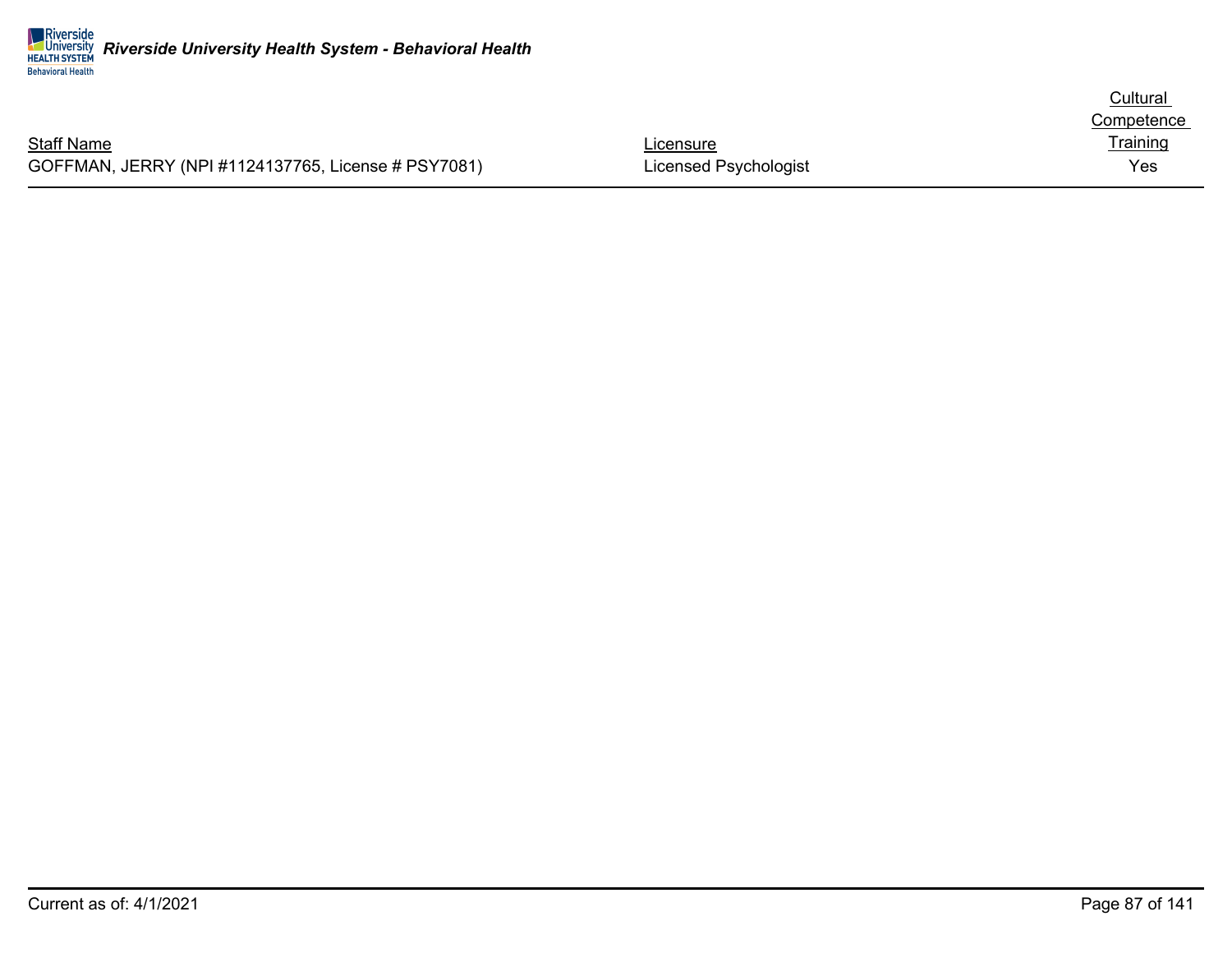| Staff Name | Licensure | Cultural Competence Training |
|---|---|---|
| GOFFMAN, JERRY (NPI #1124137765, License # PSY7081) | Licensed Psychologist | Yes |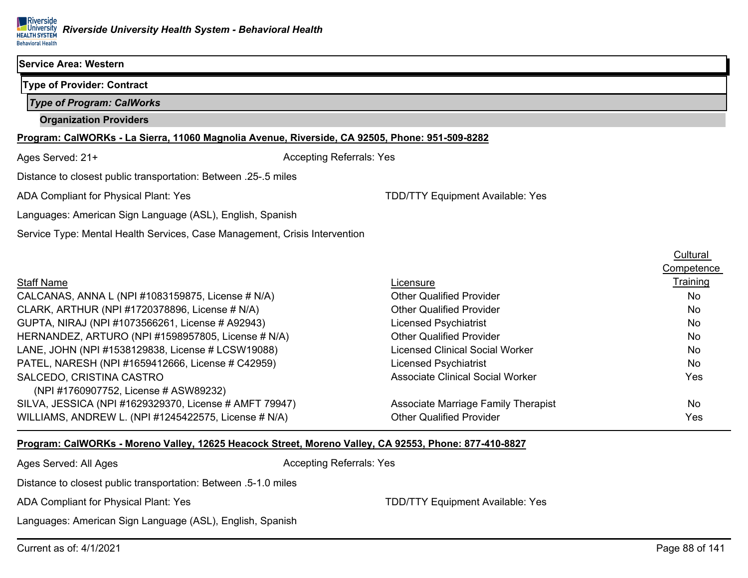**Service Area: Western**

**Type of Provider: Contract**

***Type of Program: CalWorks***

**Organization Providers**

**Program: CalWORKs - La Sierra, 11060 Magnolia Avenue, Riverside, CA 92505, Phone: 951-509-8282**

Ages Served: 21+    Accepting Referrals: Yes

Distance to closest public transportation: Between .25-.5 miles

ADA Compliant for Physical Plant: Yes    TDD/TTY Equipment Available: Yes

Languages: American Sign Language (ASL), English, Spanish

Service Type: Mental Health Services, Case Management, Crisis Intervention

| Staff Name | Licensure | Cultural Competence Training |
| --- | --- | --- |
| CALCANAS, ANNA L (NPI #1083159875, License # N/A) | Other Qualified Provider | No |
| CLARK, ARTHUR (NPI #1720378896, License # N/A) | Other Qualified Provider | No |
| GUPTA, NIRAJ (NPI #1073566261, License # A92943) | Licensed Psychiatrist | No |
| HERNANDEZ, ARTURO (NPI #1598957805, License # N/A) | Other Qualified Provider | No |
| LANE, JOHN (NPI #1538129838, License # LCSW19088) | Licensed Clinical Social Worker | No |
| PATEL, NARESH (NPI #1659412666, License # C42959) | Licensed Psychiatrist | No |
| SALCEDO, CRISTINA CASTRO (NPI #1760907752, License # ASW89232) | Associate Clinical Social Worker | Yes |
| SILVA, JESSICA (NPI #1629329370, License # AMFT 79947) | Associate Marriage Family Therapist | No |
| WILLIAMS, ANDREW L. (NPI #1245422575, License # N/A) | Other Qualified Provider | Yes |

**Program: CalWORKs - Moreno Valley, 12625 Heacock Street, Moreno Valley, CA 92553, Phone: 877-410-8827**

Ages Served: All Ages    Accepting Referrals: Yes

Distance to closest public transportation: Between .5-1.0 miles

ADA Compliant for Physical Plant: Yes    TDD/TTY Equipment Available: Yes

Languages: American Sign Language (ASL), English, Spanish

Current as of: 4/1/2021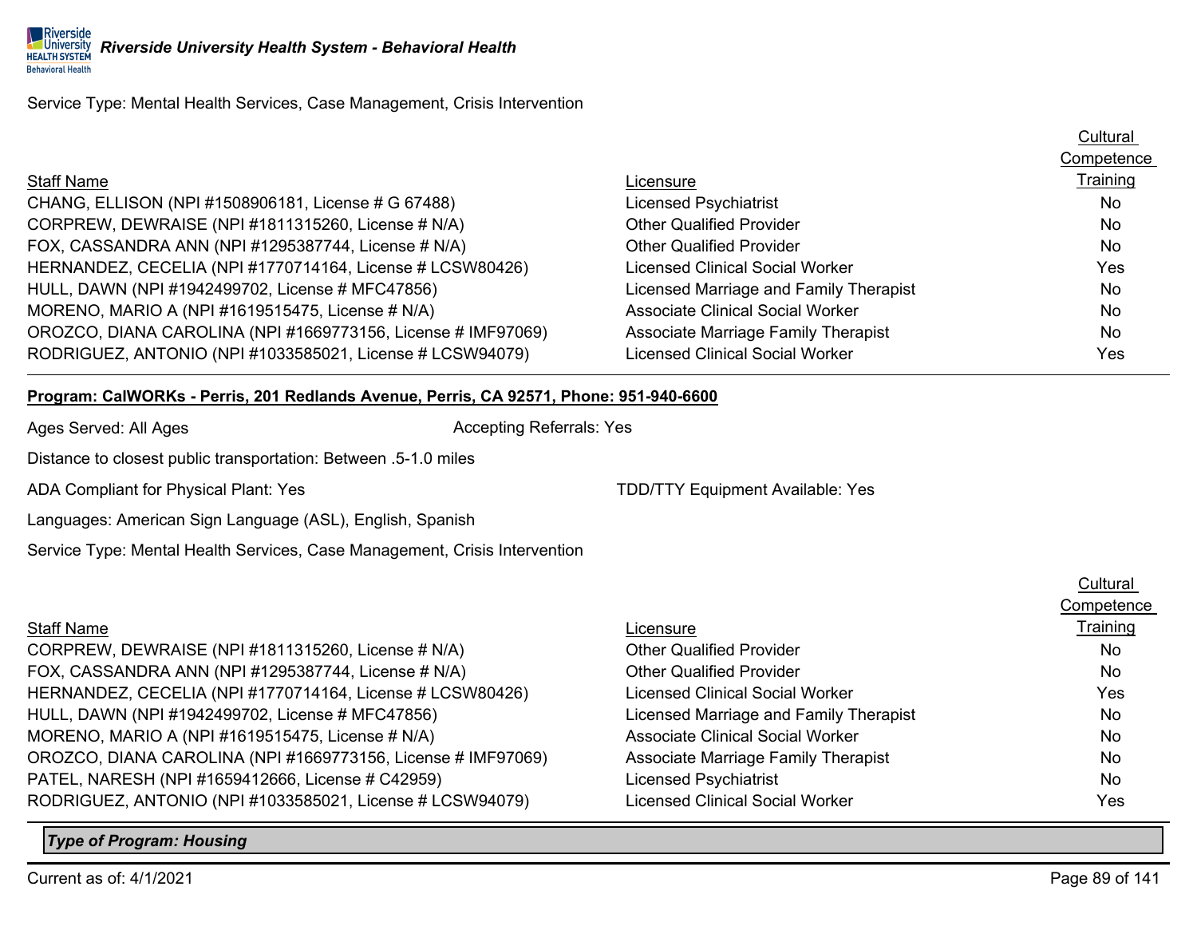Service Type: Mental Health Services, Case Management, Crisis Intervention

| Staff Name | Licensure | Cultural Competence Training |
|---|---|---|
| CHANG, ELLISON (NPI #1508906181, License # G 67488) | Licensed Psychiatrist | No |
| CORPREW, DEWRAISE (NPI #1811315260, License # N/A) | Other Qualified Provider | No |
| FOX, CASSANDRA ANN (NPI #1295387744, License # N/A) | Other Qualified Provider | No |
| HERNANDEZ, CECELIA (NPI #1770714164, License # LCSW80426) | Licensed Clinical Social Worker | Yes |
| HULL, DAWN (NPI #1942499702, License # MFC47856) | Licensed Marriage and Family Therapist | No |
| MORENO, MARIO A (NPI #1619515475, License # N/A) | Associate Clinical Social Worker | No |
| OROZCO, DIANA CAROLINA (NPI #1669773156, License # IMF97069) | Associate Marriage Family Therapist | No |
| RODRIGUEZ, ANTONIO (NPI #1033585021, License # LCSW94079) | Licensed Clinical Social Worker | Yes |

**Program: CalWORKs - Perris, 201 Redlands Avenue, Perris, CA 92571, Phone: 951-940-6600**

Ages Served: All Ages

Accepting Referrals: Yes

Distance to closest public transportation: Between .5-1.0 miles

ADA Compliant for Physical Plant: Yes

TDD/TTY Equipment Available: Yes

Languages: American Sign Language (ASL), English, Spanish

Service Type: Mental Health Services, Case Management, Crisis Intervention

| Staff Name | Licensure | Cultural Competence Training |
|---|---|---|
| CORPREW, DEWRAISE (NPI #1811315260, License # N/A) | Other Qualified Provider | No |
| FOX, CASSANDRA ANN (NPI #1295387744, License # N/A) | Other Qualified Provider | No |
| HERNANDEZ, CECELIA (NPI #1770714164, License # LCSW80426) | Licensed Clinical Social Worker | Yes |
| HULL, DAWN (NPI #1942499702, License # MFC47856) | Licensed Marriage and Family Therapist | No |
| MORENO, MARIO A (NPI #1619515475, License # N/A) | Associate Clinical Social Worker | No |
| OROZCO, DIANA CAROLINA (NPI #1669773156, License # IMF97069) | Associate Marriage Family Therapist | No |
| PATEL, NARESH (NPI #1659412666, License # C42959) | Licensed Psychiatrist | No |
| RODRIGUEZ, ANTONIO (NPI #1033585021, License # LCSW94079) | Licensed Clinical Social Worker | Yes |

***Type of Program: Housing***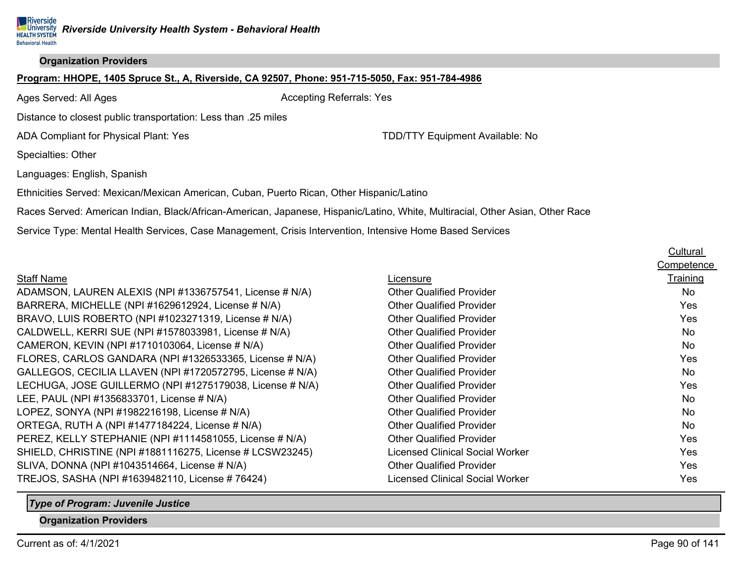### Organization Providers

**Program: HHOPE, 1405 Spruce St., A, Riverside, CA 92507, Phone: 951-715-5050, Fax: 951-784-4986**

Ages Served: All Ages

Accepting Referrals: Yes

Distance to closest public transportation: Less than .25 miles

ADA Compliant for Physical Plant: Yes

TDD/TTY Equipment Available: No

Specialties: Other

Languages: English, Spanish

Ethnicities Served: Mexican/Mexican American, Cuban, Puerto Rican, Other Hispanic/Latino

Races Served: American Indian, Black/African-American, Japanese, Hispanic/Latino, White, Multiracial, Other Asian, Other Race

Service Type: Mental Health Services, Case Management, Crisis Intervention, Intensive Home Based Services

| Staff Name | Licensure | Cultural Competence Training |
|---|---|---|
| ADAMSON, LAUREN ALEXIS (NPI #1336757541, License # N/A) | Other Qualified Provider | No |
| BARRERA, MICHELLE (NPI #1629612924, License # N/A) | Other Qualified Provider | Yes |
| BRAVO, LUIS ROBERTO (NPI #1023271319, License # N/A) | Other Qualified Provider | Yes |
| CALDWELL, KERRI SUE (NPI #1578033981, License # N/A) | Other Qualified Provider | No |
| CAMERON, KEVIN (NPI #1710103064, License # N/A) | Other Qualified Provider | No |
| FLORES, CARLOS GANDARA (NPI #1326533365, License # N/A) | Other Qualified Provider | Yes |
| GALLEGOS, CECILIA LLAVEN (NPI #1720572795, License # N/A) | Other Qualified Provider | No |
| LECHUGA, JOSE GUILLERMO (NPI #1275179038, License # N/A) | Other Qualified Provider | Yes |
| LEE, PAUL (NPI #1356833701, License # N/A) | Other Qualified Provider | No |
| LOPEZ, SONYA (NPI #1982216198, License # N/A) | Other Qualified Provider | No |
| ORTEGA, RUTH A (NPI #1477184224, License # N/A) | Other Qualified Provider | No |
| PEREZ, KELLY STEPHANIE (NPI #1114581055, License # N/A) | Other Qualified Provider | Yes |
| SHIELD, CHRISTINE (NPI #1881116275, License # LCSW23245) | Licensed Clinical Social Worker | Yes |
| SLIVA, DONNA (NPI #1043514664, License # N/A) | Other Qualified Provider | Yes |
| TREJOS, SASHA (NPI #1639482110, License # 76424) | Licensed Clinical Social Worker | Yes |

***Type of Program: Juvenile Justice***

### Organization Providers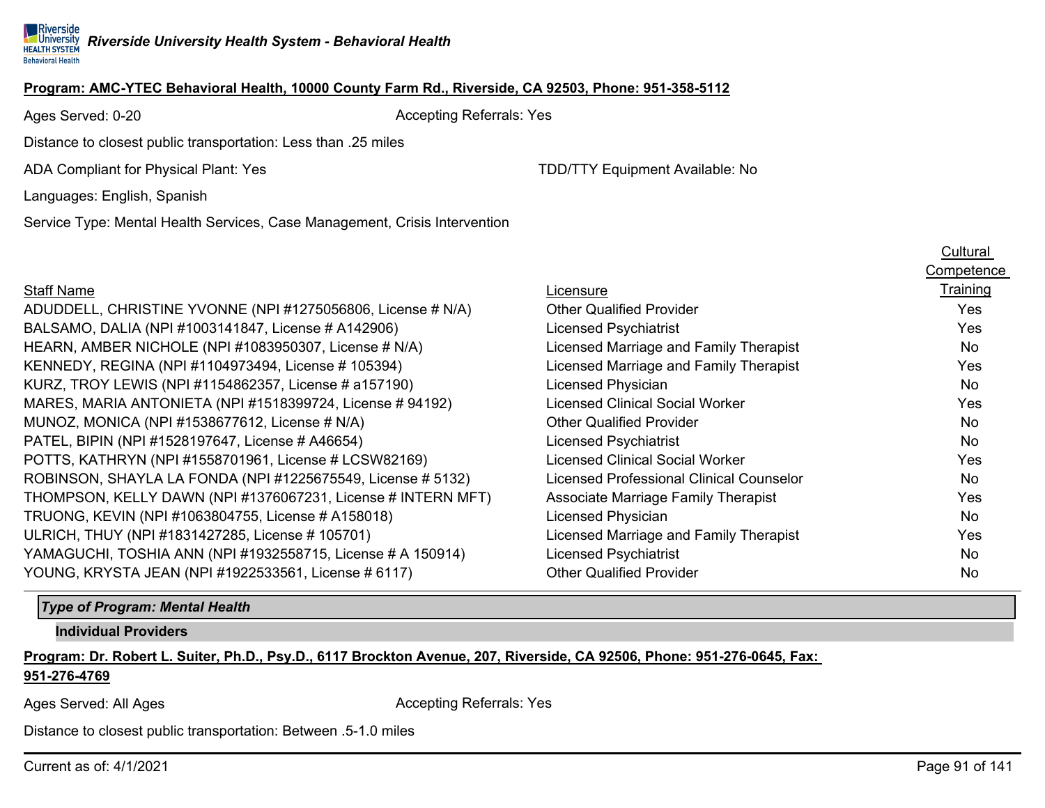**Program: AMC-YTEC Behavioral Health, 10000 County Farm Rd., Riverside, CA 92503, Phone: 951-358-5112**

Ages Served: 0-20 &nbsp;&nbsp;&nbsp;&nbsp; Accepting Referrals: Yes

Distance to closest public transportation: Less than .25 miles

ADA Compliant for Physical Plant: Yes &nbsp;&nbsp;&nbsp;&nbsp; TDD/TTY Equipment Available: No

Languages: English, Spanish

Service Type: Mental Health Services, Case Management, Crisis Intervention

| Staff Name | Licensure | Cultural Competence Training |
|---|---|---|
| ADUDDELL, CHRISTINE YVONNE (NPI #1275056806, License # N/A) | Other Qualified Provider | Yes |
| BALSAMO, DALIA (NPI #1003141847, License # A142906) | Licensed Psychiatrist | Yes |
| HEARN, AMBER NICHOLE (NPI #1083950307, License # N/A) | Licensed Marriage and Family Therapist | No |
| KENNEDY, REGINA (NPI #1104973494, License # 105394) | Licensed Marriage and Family Therapist | Yes |
| KURZ, TROY LEWIS (NPI #1154862357, License # a157190) | Licensed Physician | No |
| MARES, MARIA ANTONIETA (NPI #1518399724, License # 94192) | Licensed Clinical Social Worker | Yes |
| MUNOZ, MONICA (NPI #1538677612, License # N/A) | Other Qualified Provider | No |
| PATEL, BIPIN (NPI #1528197647, License # A46654) | Licensed Psychiatrist | No |
| POTTS, KATHRYN (NPI #1558701961, License # LCSW82169) | Licensed Clinical Social Worker | Yes |
| ROBINSON, SHAYLA LA FONDA (NPI #1225675549, License # 5132) | Licensed Professional Clinical Counselor | No |
| THOMPSON, KELLY DAWN (NPI #1376067231, License # INTERN MFT) | Associate Marriage Family Therapist | Yes |
| TRUONG, KEVIN (NPI #1063804755, License # A158018) | Licensed Physician | No |
| ULRICH, THUY (NPI #1831427285, License # 105701) | Licensed Marriage and Family Therapist | Yes |
| YAMAGUCHI, TOSHIA ANN (NPI #1932558715, License # A 150914) | Licensed Psychiatrist | No |
| YOUNG, KRYSTA JEAN (NPI #1922533561, License # 6117) | Other Qualified Provider | No |

***Type of Program: Mental Health***

**Individual Providers**

**Program: Dr. Robert L. Suiter, Ph.D., Psy.D., 6117 Brockton Avenue, 207, Riverside, CA 92506, Phone: 951-276-0645, Fax: 951-276-4769**

Ages Served: All Ages &nbsp;&nbsp;&nbsp;&nbsp; Accepting Referrals: Yes

Distance to closest public transportation: Between .5-1.0 miles

Current as of: 4/1/2021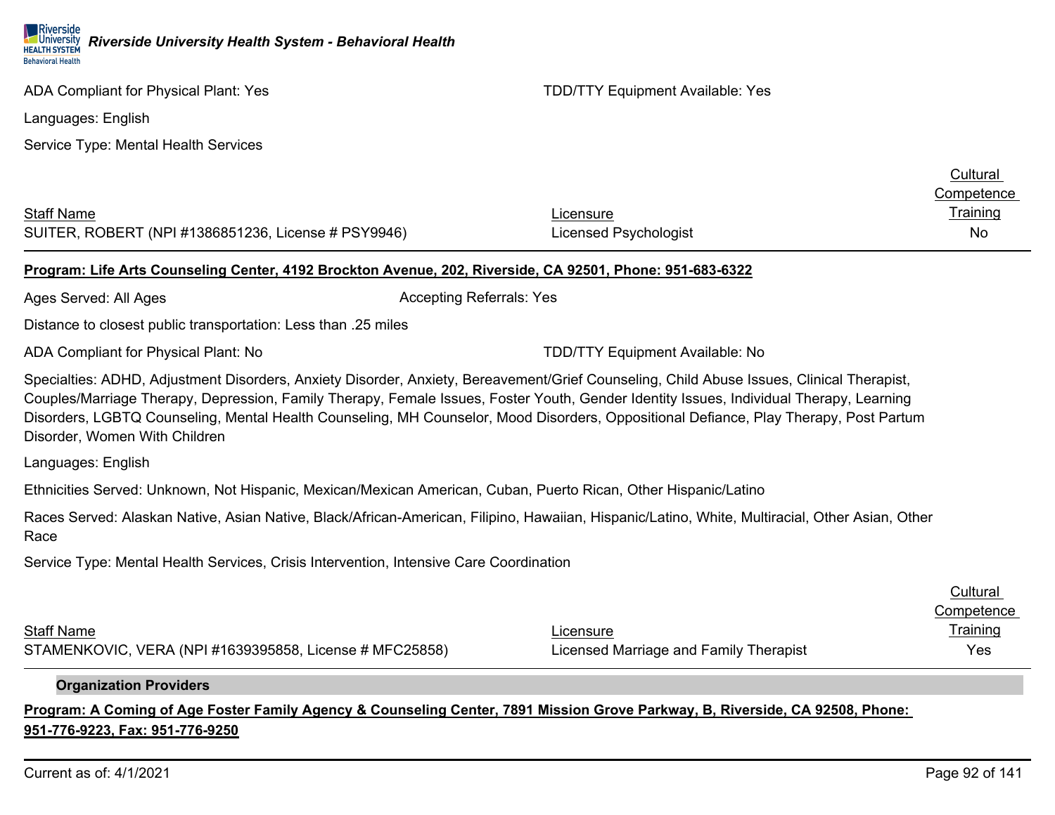ADA Compliant for Physical Plant: Yes

TDD/TTY Equipment Available: Yes

Languages: English

Service Type: Mental Health Services

| Staff Name | Licensure | Cultural Competence Training |
|---|---|---|
| SUITER, ROBERT (NPI #1386851236, License # PSY9946) | Licensed Psychologist | No |

**Program: Life Arts Counseling Center, 4192 Brockton Avenue, 202, Riverside, CA 92501, Phone: 951-683-6322**

Ages Served: All Ages

Accepting Referrals: Yes

Distance to closest public transportation: Less than .25 miles

ADA Compliant for Physical Plant: No

TDD/TTY Equipment Available: No

Specialties: ADHD, Adjustment Disorders, Anxiety Disorder, Anxiety, Bereavement/Grief Counseling, Child Abuse Issues, Clinical Therapist, Couples/Marriage Therapy, Depression, Family Therapy, Female Issues, Foster Youth, Gender Identity Issues, Individual Therapy, Learning Disorders, LGBTQ Counseling, Mental Health Counseling, MH Counselor, Mood Disorders, Oppositional Defiance, Play Therapy, Post Partum Disorder, Women With Children

Languages: English

Ethnicities Served: Unknown, Not Hispanic, Mexican/Mexican American, Cuban, Puerto Rican, Other Hispanic/Latino

Races Served: Alaskan Native, Asian Native, Black/African-American, Filipino, Hawaiian, Hispanic/Latino, White, Multiracial, Other Asian, Other Race

Service Type: Mental Health Services, Crisis Intervention, Intensive Care Coordination

| Staff Name | Licensure | Cultural Competence Training |
|---|---|---|
| STAMENKOVIC, VERA (NPI #1639395858, License # MFC25858) | Licensed Marriage and Family Therapist | Yes |

## Organization Providers

**Program: A Coming of Age Foster Family Agency & Counseling Center, 7891 Mission Grove Parkway, B, Riverside, CA 92508, Phone: 951-776-9223, Fax: 951-776-9250**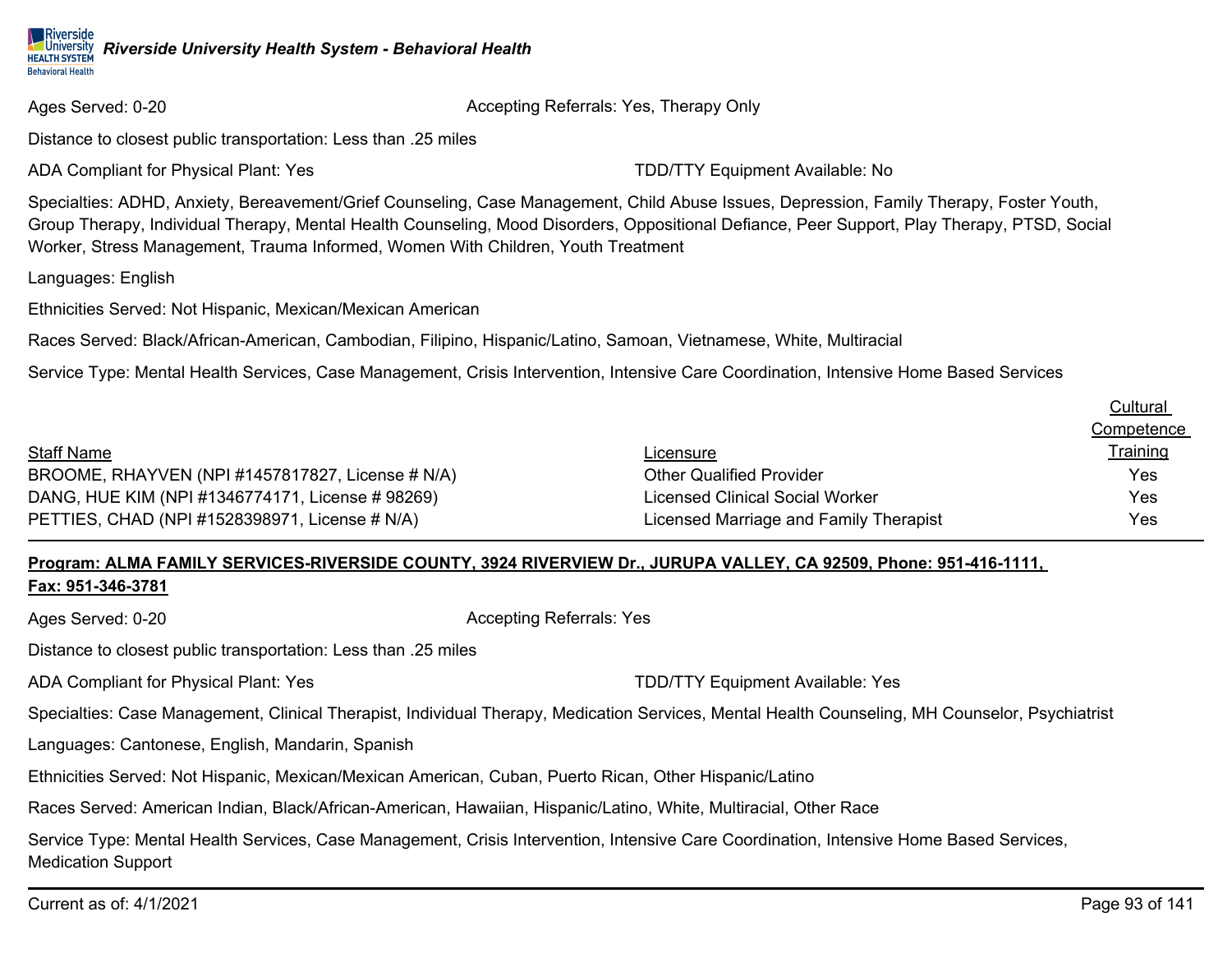Ages Served: 0-20 Accepting Referrals: Yes, Therapy Only

Distance to closest public transportation: Less than .25 miles

ADA Compliant for Physical Plant: Yes TDD/TTY Equipment Available: No

Specialties: ADHD, Anxiety, Bereavement/Grief Counseling, Case Management, Child Abuse Issues, Depression, Family Therapy, Foster Youth, Group Therapy, Individual Therapy, Mental Health Counseling, Mood Disorders, Oppositional Defiance, Peer Support, Play Therapy, PTSD, Social Worker, Stress Management, Trauma Informed, Women With Children, Youth Treatment

Languages: English

Ethnicities Served: Not Hispanic, Mexican/Mexican American

Races Served: Black/African-American, Cambodian, Filipino, Hispanic/Latino, Samoan, Vietnamese, White, Multiracial

Service Type: Mental Health Services, Case Management, Crisis Intervention, Intensive Care Coordination, Intensive Home Based Services

| Staff Name | Licensure | Cultural Competence Training |
|---|---|---|
| BROOME, RHAYVEN (NPI #1457817827, License # N/A) | Other Qualified Provider | Yes |
| DANG, HUE KIM (NPI #1346774171, License # 98269) | Licensed Clinical Social Worker | Yes |
| PETTIES, CHAD (NPI #1528398971, License # N/A) | Licensed Marriage and Family Therapist | Yes |

**Program: ALMA FAMILY SERVICES-RIVERSIDE COUNTY, 3924 RIVERVIEW Dr., JURUPA VALLEY, CA 92509, Phone: 951-416-1111, Fax: 951-346-3781**

Ages Served: 0-20 Accepting Referrals: Yes

Distance to closest public transportation: Less than .25 miles

ADA Compliant for Physical Plant: Yes TDD/TTY Equipment Available: Yes

Specialties: Case Management, Clinical Therapist, Individual Therapy, Medication Services, Mental Health Counseling, MH Counselor, Psychiatrist

Languages: Cantonese, English, Mandarin, Spanish

Ethnicities Served: Not Hispanic, Mexican/Mexican American, Cuban, Puerto Rican, Other Hispanic/Latino

Races Served: American Indian, Black/African-American, Hawaiian, Hispanic/Latino, White, Multiracial, Other Race

Service Type: Mental Health Services, Case Management, Crisis Intervention, Intensive Care Coordination, Intensive Home Based Services, Medication Support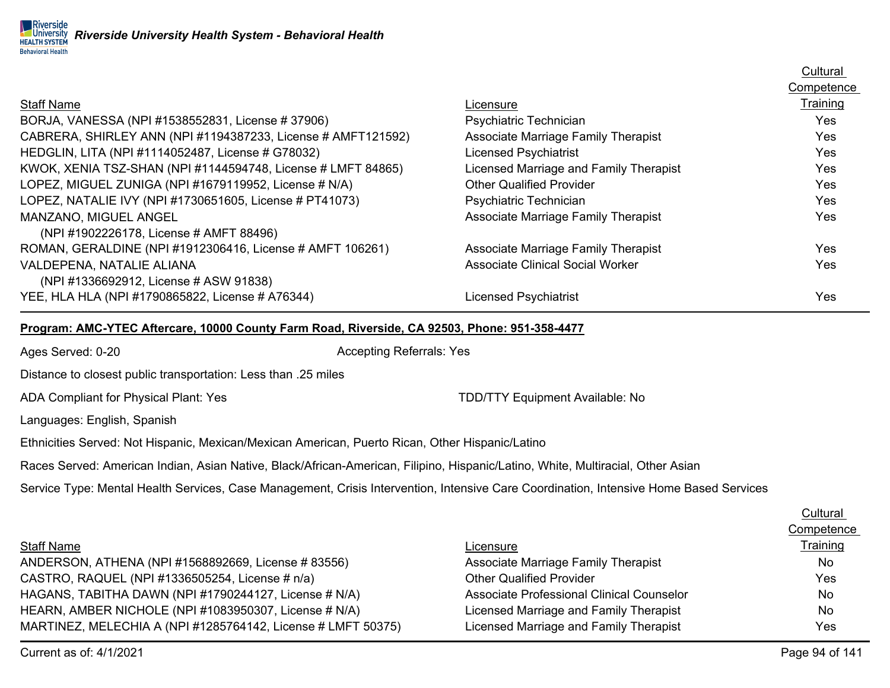| Staff Name | Licensure | Cultural Competence Training |
|---|---|---|
| BORJA, VANESSA (NPI #1538552831, License # 37906) | Psychiatric Technician | Yes |
| CABRERA, SHIRLEY ANN (NPI #1194387233, License # AMFT121592) | Associate Marriage Family Therapist | Yes |
| HEDGLIN, LITA (NPI #1114052487, License # G78032) | Licensed Psychiatrist | Yes |
| KWOK, XENIA TSZ-SHAN (NPI #1144594748, License # LMFT 84865) | Licensed Marriage and Family Therapist | Yes |
| LOPEZ, MIGUEL ZUNIGA (NPI #1679119952, License # N/A) | Other Qualified Provider | Yes |
| LOPEZ, NATALIE IVY (NPI #1730651605, License # PT41073) | Psychiatric Technician | Yes |
| MANZANO, MIGUEL ANGEL (NPI #1902226178, License # AMFT 88496) | Associate Marriage Family Therapist | Yes |
| ROMAN, GERALDINE (NPI #1912306416, License # AMFT 106261) | Associate Marriage Family Therapist | Yes |
| VALDEPENA, NATALIE ALIANA (NPI #1336692912, License # ASW 91838) | Associate Clinical Social Worker | Yes |
| YEE, HLA HLA (NPI #1790865822, License # A76344) | Licensed Psychiatrist | Yes |

**Program: AMC-YTEC Aftercare, 10000 County Farm Road, Riverside, CA 92503, Phone: 951-358-4477**

Ages Served: 0-20 Accepting Referrals: Yes

Distance to closest public transportation: Less than .25 miles

ADA Compliant for Physical Plant: Yes TDD/TTY Equipment Available: No

Languages: English, Spanish

Ethnicities Served: Not Hispanic, Mexican/Mexican American, Puerto Rican, Other Hispanic/Latino

Races Served: American Indian, Asian Native, Black/African-American, Filipino, Hispanic/Latino, White, Multiracial, Other Asian

Service Type: Mental Health Services, Case Management, Crisis Intervention, Intensive Care Coordination, Intensive Home Based Services

| Staff Name | Licensure | Cultural Competence Training |
|---|---|---|
| ANDERSON, ATHENA (NPI #1568892669, License # 83556) | Associate Marriage Family Therapist | No |
| CASTRO, RAQUEL (NPI #1336505254, License # n/a) | Other Qualified Provider | Yes |
| HAGANS, TABITHA DAWN (NPI #1790244127, License # N/A) | Associate Professional Clinical Counselor | No |
| HEARN, AMBER NICHOLE (NPI #1083950307, License # N/A) | Licensed Marriage and Family Therapist | No |
| MARTINEZ, MELECHIA A (NPI #1285764142, License # LMFT 50375) | Licensed Marriage and Family Therapist | Yes |

Current as of: 4/1/2021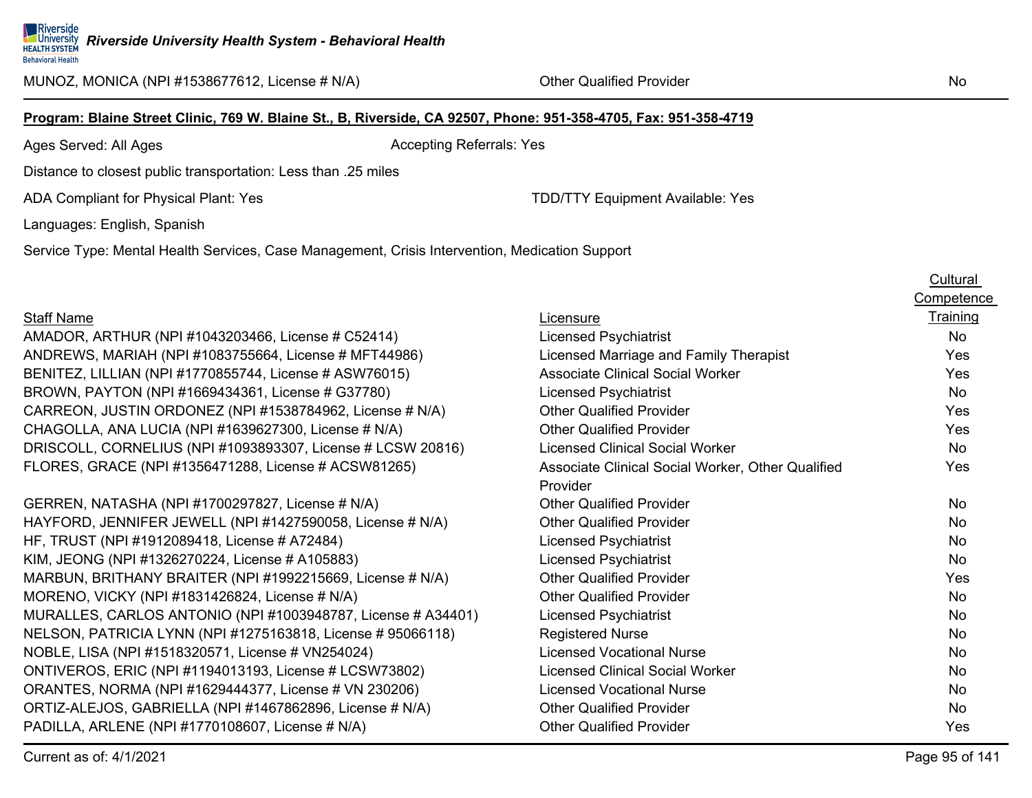| | | |
|---|---|---|
| MUNOZ, MONICA (NPI #1538677612, License # N/A) | Other Qualified Provider | No |

**Program: Blaine Street Clinic, 769 W. Blaine St., B, Riverside, CA 92507, Phone: 951-358-4705, Fax: 951-358-4719**

Ages Served: All Ages

Accepting Referrals: Yes

Distance to closest public transportation: Less than .25 miles

ADA Compliant for Physical Plant: Yes

TDD/TTY Equipment Available: Yes

Languages: English, Spanish

Service Type: Mental Health Services, Case Management, Crisis Intervention, Medication Support

| Staff Name | Licensure | Cultural Competence Training |
|---|---|---|
| AMADOR, ARTHUR (NPI #1043203466, License # C52414) | Licensed Psychiatrist | No |
| ANDREWS, MARIAH (NPI #1083755664, License # MFT44986) | Licensed Marriage and Family Therapist | Yes |
| BENITEZ, LILLIAN (NPI #1770855744, License # ASW76015) | Associate Clinical Social Worker | Yes |
| BROWN, PAYTON (NPI #1669434361, License # G37780) | Licensed Psychiatrist | No |
| CARREON, JUSTIN ORDONEZ (NPI #1538784962, License # N/A) | Other Qualified Provider | Yes |
| CHAGOLLA, ANA LUCIA (NPI #1639627300, License # N/A) | Other Qualified Provider | Yes |
| DRISCOLL, CORNELIUS (NPI #1093893307, License # LCSW 20816) | Licensed Clinical Social Worker | No |
| FLORES, GRACE (NPI #1356471288, License # ACSW81265) | Associate Clinical Social Worker, Other Qualified Provider | Yes |
| GERREN, NATASHA (NPI #1700297827, License # N/A) | Other Qualified Provider | No |
| HAYFORD, JENNIFER JEWELL (NPI #1427590058, License # N/A) | Other Qualified Provider | No |
| HF, TRUST (NPI #1912089418, License # A72484) | Licensed Psychiatrist | No |
| KIM, JEONG (NPI #1326270224, License # A105883) | Licensed Psychiatrist | No |
| MARBUN, BRITHANY BRAITER (NPI #1992215669, License # N/A) | Other Qualified Provider | Yes |
| MORENO, VICKY (NPI #1831426824, License # N/A) | Other Qualified Provider | No |
| MURALLES, CARLOS ANTONIO (NPI #1003948787, License # A34401) | Licensed Psychiatrist | No |
| NELSON, PATRICIA LYNN (NPI #1275163818, License # 95066118) | Registered Nurse | No |
| NOBLE, LISA (NPI #1518320571, License # VN254024) | Licensed Vocational Nurse | No |
| ONTIVEROS, ERIC (NPI #1194013193, License # LCSW73802) | Licensed Clinical Social Worker | No |
| ORANTES, NORMA (NPI #1629444377, License # VN 230206) | Licensed Vocational Nurse | No |
| ORTIZ-ALEJOS, GABRIELLA (NPI #1467862896, License # N/A) | Other Qualified Provider | No |
| PADILLA, ARLENE (NPI #1770108607, License # N/A) | Other Qualified Provider | Yes |

Current as of: 4/1/2021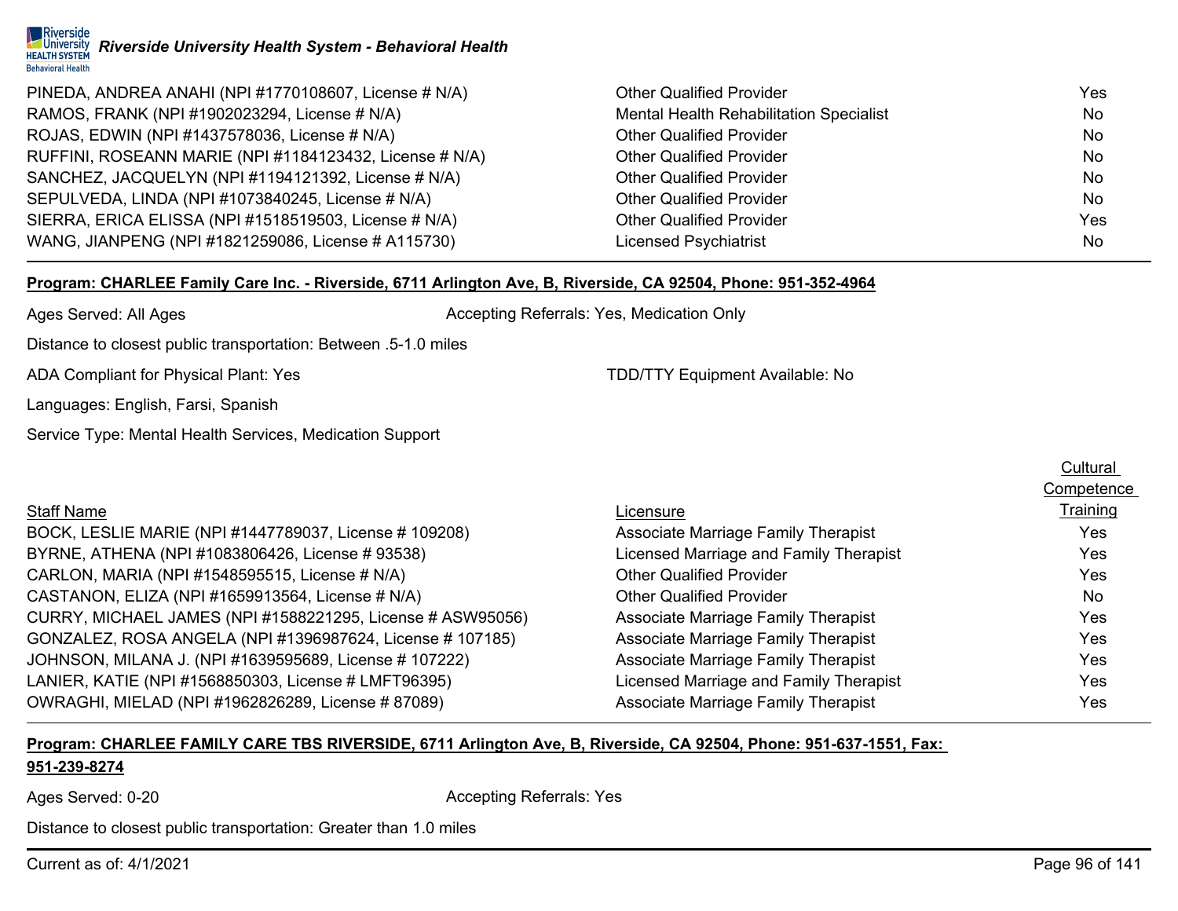| | | |
|---|---|---|
| PINEDA, ANDREA ANAHI (NPI #1770108607, License # N/A) | Other Qualified Provider | Yes |
| RAMOS, FRANK (NPI #1902023294, License # N/A) | Mental Health Rehabilitation Specialist | No |
| ROJAS, EDWIN (NPI #1437578036, License # N/A) | Other Qualified Provider | No |
| RUFFINI, ROSEANN MARIE (NPI #1184123432, License # N/A) | Other Qualified Provider | No |
| SANCHEZ, JACQUELYN (NPI #1194121392, License # N/A) | Other Qualified Provider | No |
| SEPULVEDA, LINDA (NPI #1073840245, License # N/A) | Other Qualified Provider | No |
| SIERRA, ERICA ELISSA (NPI #1518519503, License # N/A) | Other Qualified Provider | Yes |
| WANG, JIANPENG (NPI #1821259086, License # A115730) | Licensed Psychiatrist | No |

**Program: CHARLEE Family Care Inc. - Riverside, 6711 Arlington Ave, B, Riverside, CA 92504, Phone: 951-352-4964**

Ages Served: All Ages

Accepting Referrals: Yes, Medication Only

Distance to closest public transportation: Between .5-1.0 miles

ADA Compliant for Physical Plant: Yes

TDD/TTY Equipment Available: No

Languages: English, Farsi, Spanish

Service Type: Mental Health Services, Medication Support

| Staff Name | Licensure | Cultural Competence Training |
|---|---|---|
| BOCK, LESLIE MARIE (NPI #1447789037, License # 109208) | Associate Marriage Family Therapist | Yes |
| BYRNE, ATHENA (NPI #1083806426, License # 93538) | Licensed Marriage and Family Therapist | Yes |
| CARLON, MARIA (NPI #1548595515, License # N/A) | Other Qualified Provider | Yes |
| CASTANON, ELIZA (NPI #1659913564, License # N/A) | Other Qualified Provider | No |
| CURRY, MICHAEL JAMES (NPI #1588221295, License # ASW95056) | Associate Marriage Family Therapist | Yes |
| GONZALEZ, ROSA ANGELA (NPI #1396987624, License # 107185) | Associate Marriage Family Therapist | Yes |
| JOHNSON, MILANA J. (NPI #1639595689, License # 107222) | Associate Marriage Family Therapist | Yes |
| LANIER, KATIE (NPI #1568850303, License # LMFT96395) | Licensed Marriage and Family Therapist | Yes |
| OWRAGHI, MIELAD (NPI #1962826289, License # 87089) | Associate Marriage Family Therapist | Yes |

**Program: CHARLEE FAMILY CARE TBS RIVERSIDE, 6711 Arlington Ave, B, Riverside, CA 92504, Phone: 951-637-1551, Fax: 951-239-8274**

Ages Served: 0-20

Accepting Referrals: Yes

Distance to closest public transportation: Greater than 1.0 miles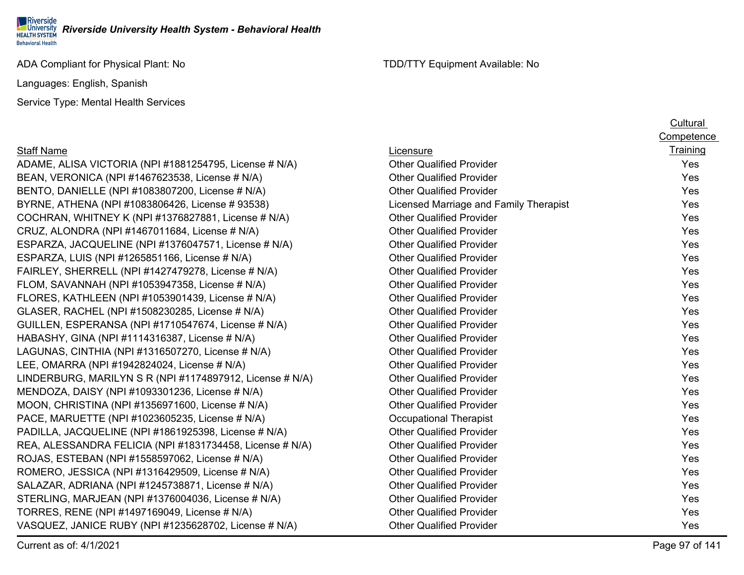ADA Compliant for Physical Plant: No

TDD/TTY Equipment Available: No

Languages: English, Spanish

Service Type: Mental Health Services

| Staff Name | Licensure | Cultural Competence Training |
|---|---|---|
| ADAME, ALISA VICTORIA (NPI #1881254795, License # N/A) | Other Qualified Provider | Yes |
| BEAN, VERONICA (NPI #1467623538, License # N/A) | Other Qualified Provider | Yes |
| BENTO, DANIELLE (NPI #1083807200, License # N/A) | Other Qualified Provider | Yes |
| BYRNE, ATHENA (NPI #1083806426, License # 93538) | Licensed Marriage and Family Therapist | Yes |
| COCHRAN, WHITNEY K (NPI #1376827881, License # N/A) | Other Qualified Provider | Yes |
| CRUZ, ALONDRA (NPI #1467011684, License # N/A) | Other Qualified Provider | Yes |
| ESPARZA, JACQUELINE (NPI #1376047571, License # N/A) | Other Qualified Provider | Yes |
| ESPARZA, LUIS (NPI #1265851166, License # N/A) | Other Qualified Provider | Yes |
| FAIRLEY, SHERRELL (NPI #1427479278, License # N/A) | Other Qualified Provider | Yes |
| FLOM, SAVANNAH (NPI #1053947358, License # N/A) | Other Qualified Provider | Yes |
| FLORES, KATHLEEN (NPI #1053901439, License # N/A) | Other Qualified Provider | Yes |
| GLASER, RACHEL (NPI #1508230285, License # N/A) | Other Qualified Provider | Yes |
| GUILLEN, ESPERANSA (NPI #1710547674, License # N/A) | Other Qualified Provider | Yes |
| HABASHY, GINA (NPI #1114316387, License # N/A) | Other Qualified Provider | Yes |
| LAGUNAS, CINTHIA (NPI #1316507270, License # N/A) | Other Qualified Provider | Yes |
| LEE, OMARRA (NPI #1942824024, License # N/A) | Other Qualified Provider | Yes |
| LINDERBURG, MARILYN S R (NPI #1174897912, License # N/A) | Other Qualified Provider | Yes |
| MENDOZA, DAISY (NPI #1093301236, License # N/A) | Other Qualified Provider | Yes |
| MOON, CHRISTINA (NPI #1356971600, License # N/A) | Other Qualified Provider | Yes |
| PACE, MARUETTE (NPI #1023605235, License # N/A) | Occupational Therapist | Yes |
| PADILLA, JACQUELINE (NPI #1861925398, License # N/A) | Other Qualified Provider | Yes |
| REA, ALESSANDRA FELICIA (NPI #1831734458, License # N/A) | Other Qualified Provider | Yes |
| ROJAS, ESTEBAN (NPI #1558597062, License # N/A) | Other Qualified Provider | Yes |
| ROMERO, JESSICA (NPI #1316429509, License # N/A) | Other Qualified Provider | Yes |
| SALAZAR, ADRIANA (NPI #1245738871, License # N/A) | Other Qualified Provider | Yes |
| STERLING, MARJEAN (NPI #1376004036, License # N/A) | Other Qualified Provider | Yes |
| TORRES, RENE (NPI #1497169049, License # N/A) | Other Qualified Provider | Yes |
| VASQUEZ, JANICE RUBY (NPI #1235628702, License # N/A) | Other Qualified Provider | Yes |

Current as of: 4/1/2021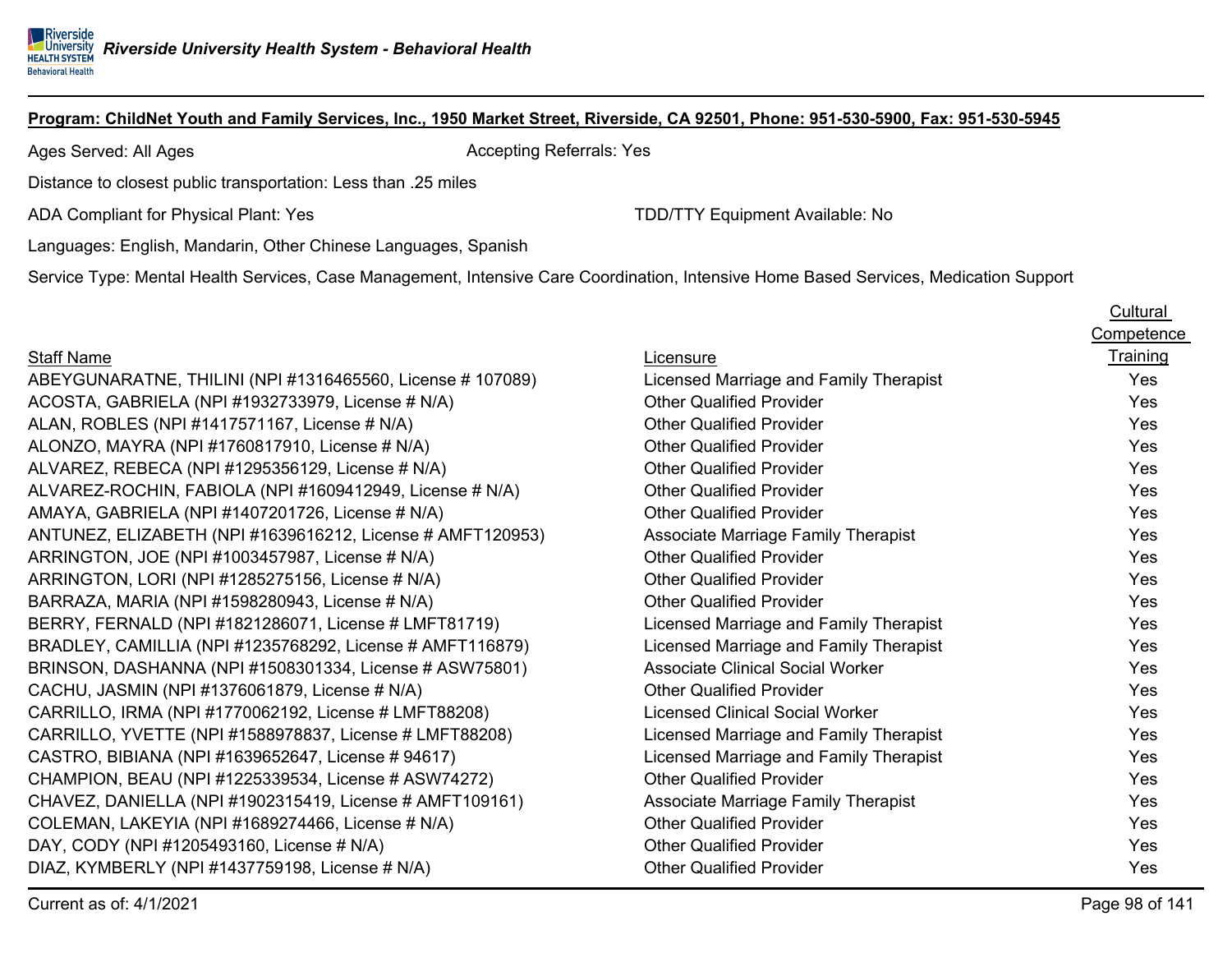**Program: ChildNet Youth and Family Services, Inc., 1950 Market Street, Riverside, CA 92501, Phone: 951-530-5900, Fax: 951-530-5945**

Ages Served: All Ages

Accepting Referrals: Yes

Distance to closest public transportation: Less than .25 miles

ADA Compliant for Physical Plant: Yes

TDD/TTY Equipment Available: No

Languages: English, Mandarin, Other Chinese Languages, Spanish

Service Type: Mental Health Services, Case Management, Intensive Care Coordination, Intensive Home Based Services, Medication Support

| Staff Name | Licensure | Cultural Competence Training |
|---|---|---|
| ABEYGUNARATNE, THILINI (NPI #1316465560, License # 107089) | Licensed Marriage and Family Therapist | Yes |
| ACOSTA, GABRIELA (NPI #1932733979, License # N/A) | Other Qualified Provider | Yes |
| ALAN, ROBLES (NPI #1417571167, License # N/A) | Other Qualified Provider | Yes |
| ALONZO, MAYRA (NPI #1760817910, License # N/A) | Other Qualified Provider | Yes |
| ALVAREZ, REBECA (NPI #1295356129, License # N/A) | Other Qualified Provider | Yes |
| ALVAREZ-ROCHIN, FABIOLA (NPI #1609412949, License # N/A) | Other Qualified Provider | Yes |
| AMAYA, GABRIELA (NPI #1407201726, License # N/A) | Other Qualified Provider | Yes |
| ANTUNEZ, ELIZABETH (NPI #1639616212, License # AMFT120953) | Associate Marriage Family Therapist | Yes |
| ARRINGTON, JOE (NPI #1003457987, License # N/A) | Other Qualified Provider | Yes |
| ARRINGTON, LORI (NPI #1285275156, License # N/A) | Other Qualified Provider | Yes |
| BARRAZA, MARIA (NPI #1598280943, License # N/A) | Other Qualified Provider | Yes |
| BERRY, FERNALD (NPI #1821286071, License # LMFT81719) | Licensed Marriage and Family Therapist | Yes |
| BRADLEY, CAMILLIA (NPI #1235768292, License # AMFT116879) | Licensed Marriage and Family Therapist | Yes |
| BRINSON, DASHANNA (NPI #1508301334, License # ASW75801) | Associate Clinical Social Worker | Yes |
| CACHU, JASMIN (NPI #1376061879, License # N/A) | Other Qualified Provider | Yes |
| CARRILLO, IRMA (NPI #1770062192, License # LMFT88208) | Licensed Clinical Social Worker | Yes |
| CARRILLO, YVETTE (NPI #1588978837, License # LMFT88208) | Licensed Marriage and Family Therapist | Yes |
| CASTRO, BIBIANA (NPI #1639652647, License # 94617) | Licensed Marriage and Family Therapist | Yes |
| CHAMPION, BEAU (NPI #1225339534, License # ASW74272) | Other Qualified Provider | Yes |
| CHAVEZ, DANIELLA (NPI #1902315419, License # AMFT109161) | Associate Marriage Family Therapist | Yes |
| COLEMAN, LAKEYIA (NPI #1689274466, License # N/A) | Other Qualified Provider | Yes |
| DAY, CODY (NPI #1205493160, License # N/A) | Other Qualified Provider | Yes |
| DIAZ, KYMBERLY (NPI #1437759198, License # N/A) | Other Qualified Provider | Yes |

Current as of: 4/1/2021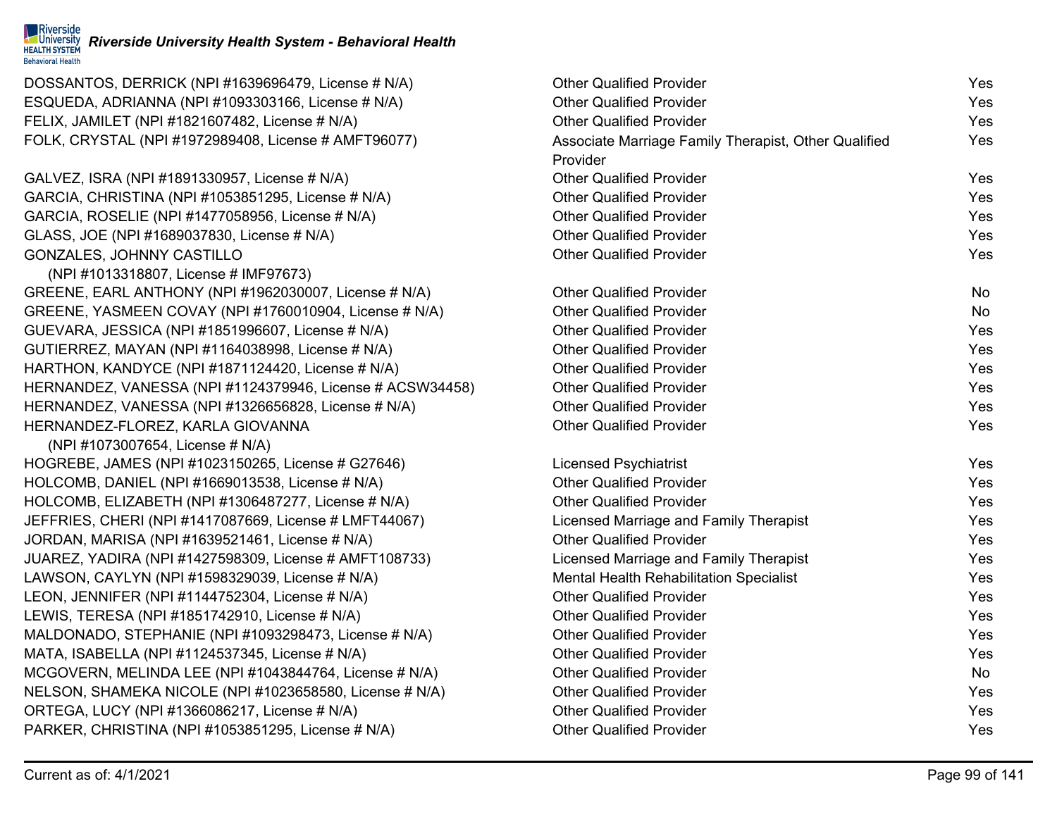| | | |
|---|---|---|
| DOSSANTOS, DERRICK (NPI #1639696479, License # N/A) | Other Qualified Provider | Yes |
| ESQUEDA, ADRIANNA (NPI #1093303166, License # N/A) | Other Qualified Provider | Yes |
| FELIX, JAMILET (NPI #1821607482, License # N/A) | Other Qualified Provider | Yes |
| FOLK, CRYSTAL (NPI #1972989408, License # AMFT96077) | Associate Marriage Family Therapist, Other Qualified Provider | Yes |
| GALVEZ, ISRA (NPI #1891330957, License # N/A) | Other Qualified Provider | Yes |
| GARCIA, CHRISTINA (NPI #1053851295, License # N/A) | Other Qualified Provider | Yes |
| GARCIA, ROSELIE (NPI #1477058956, License # N/A) | Other Qualified Provider | Yes |
| GLASS, JOE (NPI #1689037830, License # N/A) | Other Qualified Provider | Yes |
| GONZALES, JOHNNY CASTILLO (NPI #1013318807, License # IMF97673) | Other Qualified Provider | Yes |
| GREENE, EARL ANTHONY (NPI #1962030007, License # N/A) | Other Qualified Provider | No |
| GREENE, YASMEEN COVAY (NPI #1760010904, License # N/A) | Other Qualified Provider | No |
| GUEVARA, JESSICA (NPI #1851996607, License # N/A) | Other Qualified Provider | Yes |
| GUTIERREZ, MAYAN (NPI #1164038998, License # N/A) | Other Qualified Provider | Yes |
| HARTHON, KANDYCE (NPI #1871124420, License # N/A) | Other Qualified Provider | Yes |
| HERNANDEZ, VANESSA (NPI #1124379946, License # ACSW34458) | Other Qualified Provider | Yes |
| HERNANDEZ, VANESSA (NPI #1326656828, License # N/A) | Other Qualified Provider | Yes |
| HERNANDEZ-FLOREZ, KARLA GIOVANNA (NPI #1073007654, License # N/A) | Other Qualified Provider | Yes |
| HOGREBE, JAMES (NPI #1023150265, License # G27646) | Licensed Psychiatrist | Yes |
| HOLCOMB, DANIEL (NPI #1669013538, License # N/A) | Other Qualified Provider | Yes |
| HOLCOMB, ELIZABETH (NPI #1306487277, License # N/A) | Other Qualified Provider | Yes |
| JEFFRIES, CHERI (NPI #1417087669, License # LMFT44067) | Licensed Marriage and Family Therapist | Yes |
| JORDAN, MARISA (NPI #1639521461, License # N/A) | Other Qualified Provider | Yes |
| JUAREZ, YADIRA (NPI #1427598309, License # AMFT108733) | Licensed Marriage and Family Therapist | Yes |
| LAWSON, CAYLYN (NPI #1598329039, License # N/A) | Mental Health Rehabilitation Specialist | Yes |
| LEON, JENNIFER (NPI #1144752304, License # N/A) | Other Qualified Provider | Yes |
| LEWIS, TERESA (NPI #1851742910, License # N/A) | Other Qualified Provider | Yes |
| MALDONADO, STEPHANIE (NPI #1093298473, License # N/A) | Other Qualified Provider | Yes |
| MATA, ISABELLA (NPI #1124537345, License # N/A) | Other Qualified Provider | Yes |
| MCGOVERN, MELINDA LEE (NPI #1043844764, License # N/A) | Other Qualified Provider | No |
| NELSON, SHAMEKA NICOLE (NPI #1023658580, License # N/A) | Other Qualified Provider | Yes |
| ORTEGA, LUCY (NPI #1366086217, License # N/A) | Other Qualified Provider | Yes |
| PARKER, CHRISTINA (NPI #1053851295, License # N/A) | Other Qualified Provider | Yes |

Current as of: 4/1/2021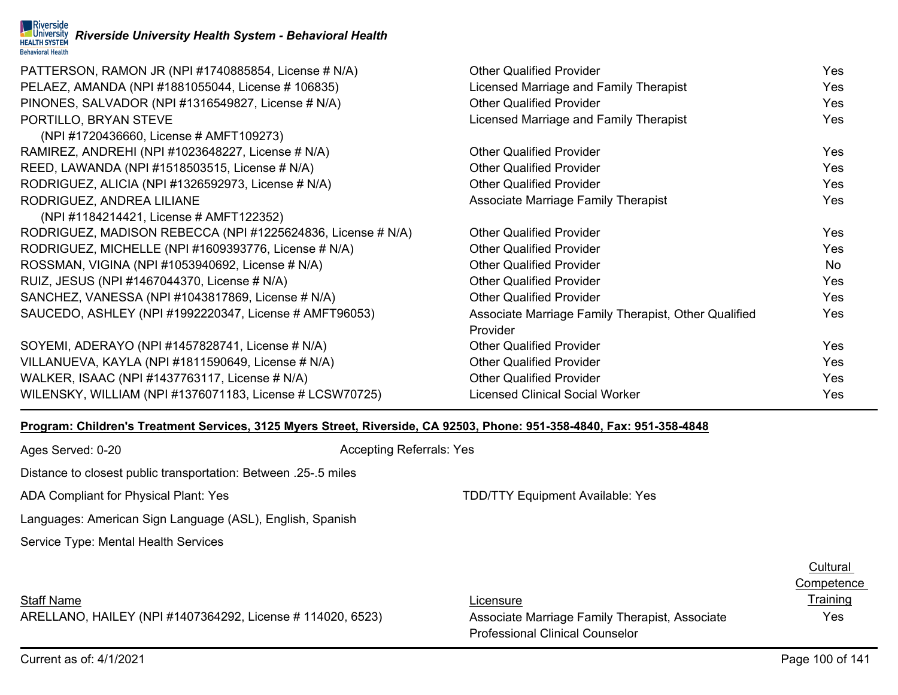| | | |
|---|---|---|
| PATTERSON, RAMON JR (NPI #1740885854, License # N/A) | Other Qualified Provider | Yes |
| PELAEZ, AMANDA (NPI #1881055044, License # 106835) | Licensed Marriage and Family Therapist | Yes |
| PINONES, SALVADOR (NPI #1316549827, License # N/A) | Other Qualified Provider | Yes |
| PORTILLO, BRYAN STEVE (NPI #1720436660, License # AMFT109273) | Licensed Marriage and Family Therapist | Yes |
| RAMIREZ, ANDREHI (NPI #1023648227, License # N/A) | Other Qualified Provider | Yes |
| REED, LAWANDA (NPI #1518503515, License # N/A) | Other Qualified Provider | Yes |
| RODRIGUEZ, ALICIA (NPI #1326592973, License # N/A) | Other Qualified Provider | Yes |
| RODRIGUEZ, ANDREA LILIANE (NPI #1184214421, License # AMFT122352) | Associate Marriage Family Therapist | Yes |
| RODRIGUEZ, MADISON REBECCA (NPI #1225624836, License # N/A) | Other Qualified Provider | Yes |
| RODRIGUEZ, MICHELLE (NPI #1609393776, License # N/A) | Other Qualified Provider | Yes |
| ROSSMAN, VIGINA (NPI #1053940692, License # N/A) | Other Qualified Provider | No |
| RUIZ, JESUS (NPI #1467044370, License # N/A) | Other Qualified Provider | Yes |
| SANCHEZ, VANESSA (NPI #1043817869, License # N/A) | Other Qualified Provider | Yes |
| SAUCEDO, ASHLEY (NPI #1992220347, License # AMFT96053) | Associate Marriage Family Therapist, Other Qualified Provider | Yes |
| SOYEMI, ADERAYO (NPI #1457828741, License # N/A) | Other Qualified Provider | Yes |
| VILLANUEVA, KAYLA (NPI #1811590649, License # N/A) | Other Qualified Provider | Yes |
| WALKER, ISAAC (NPI #1437763117, License # N/A) | Other Qualified Provider | Yes |
| WILENSKY, WILLIAM (NPI #1376071183, License # LCSW70725) | Licensed Clinical Social Worker | Yes |

**Program: Children's Treatment Services, 3125 Myers Street, Riverside, CA 92503, Phone: 951-358-4840, Fax: 951-358-4848**

Ages Served: 0-20

Accepting Referrals: Yes

Distance to closest public transportation: Between .25-.5 miles

ADA Compliant for Physical Plant: Yes

TDD/TTY Equipment Available: Yes

Languages: American Sign Language (ASL), English, Spanish

Service Type: Mental Health Services

| Staff Name | Licensure | Cultural Competence Training |
|---|---|---|
| ARELLANO, HAILEY (NPI #1407364292, License # 114020, 6523) | Associate Marriage Family Therapist, Associate Professional Clinical Counselor | Yes |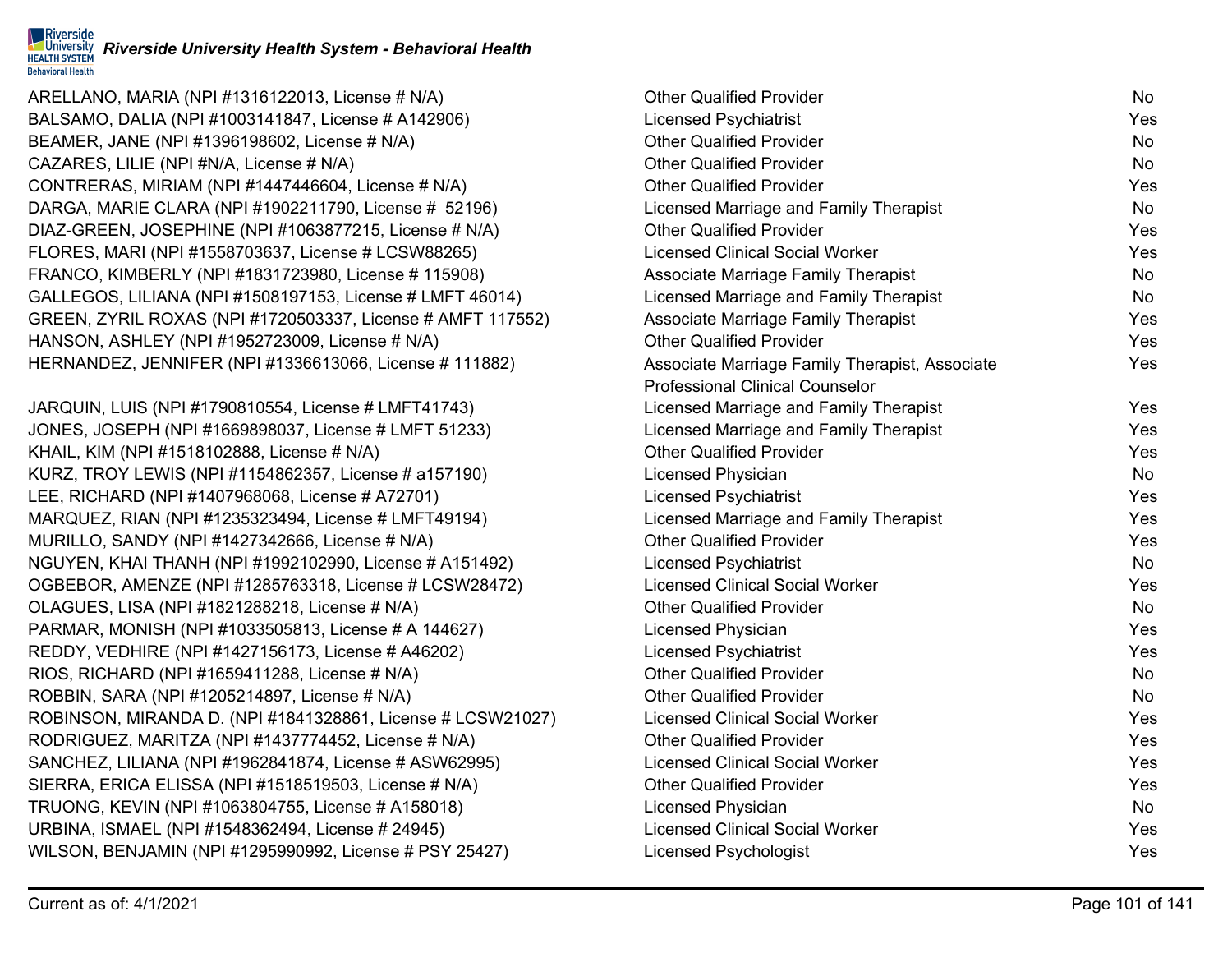| | | |
|---|---|---|
| ARELLANO, MARIA (NPI #1316122013, License # N/A) | Other Qualified Provider | No |
| BALSAMO, DALIA (NPI #1003141847, License # A142906) | Licensed Psychiatrist | Yes |
| BEAMER, JANE (NPI #1396198602, License # N/A) | Other Qualified Provider | No |
| CAZARES, LILIE (NPI #N/A, License # N/A) | Other Qualified Provider | No |
| CONTRERAS, MIRIAM (NPI #1447446604, License # N/A) | Other Qualified Provider | Yes |
| DARGA, MARIE CLARA (NPI #1902211790, License # 52196) | Licensed Marriage and Family Therapist | No |
| DIAZ-GREEN, JOSEPHINE (NPI #1063877215, License # N/A) | Other Qualified Provider | Yes |
| FLORES, MARI (NPI #1558703637, License # LCSW88265) | Licensed Clinical Social Worker | Yes |
| FRANCO, KIMBERLY (NPI #1831723980, License # 115908) | Associate Marriage Family Therapist | No |
| GALLEGOS, LILIANA (NPI #1508197153, License # LMFT 46014) | Licensed Marriage and Family Therapist | No |
| GREEN, ZYRIL ROXAS (NPI #1720503337, License # AMFT 117552) | Associate Marriage Family Therapist | Yes |
| HANSON, ASHLEY (NPI #1952723009, License # N/A) | Other Qualified Provider | Yes |
| HERNANDEZ, JENNIFER (NPI #1336613066, License # 111882) | Associate Marriage Family Therapist, Associate Professional Clinical Counselor | Yes |
| JARQUIN, LUIS (NPI #1790810554, License # LMFT41743) | Licensed Marriage and Family Therapist | Yes |
| JONES, JOSEPH (NPI #1669898037, License # LMFT 51233) | Licensed Marriage and Family Therapist | Yes |
| KHAIL, KIM (NPI #1518102888, License # N/A) | Other Qualified Provider | Yes |
| KURZ, TROY LEWIS (NPI #1154862357, License # a157190) | Licensed Physician | No |
| LEE, RICHARD (NPI #1407968068, License # A72701) | Licensed Psychiatrist | Yes |
| MARQUEZ, RIAN (NPI #1235323494, License # LMFT49194) | Licensed Marriage and Family Therapist | Yes |
| MURILLO, SANDY (NPI #1427342666, License # N/A) | Other Qualified Provider | Yes |
| NGUYEN, KHAI THANH (NPI #1992102990, License # A151492) | Licensed Psychiatrist | No |
| OGBEBOR, AMENZE (NPI #1285763318, License # LCSW28472) | Licensed Clinical Social Worker | Yes |
| OLAGUES, LISA (NPI #1821288218, License # N/A) | Other Qualified Provider | No |
| PARMAR, MONISH (NPI #1033505813, License # A 144627) | Licensed Physician | Yes |
| REDDY, VEDHIRE (NPI #1427156173, License # A46202) | Licensed Psychiatrist | Yes |
| RIOS, RICHARD (NPI #1659411288, License # N/A) | Other Qualified Provider | No |
| ROBBIN, SARA (NPI #1205214897, License # N/A) | Other Qualified Provider | No |
| ROBINSON, MIRANDA D. (NPI #1841328861, License # LCSW21027) | Licensed Clinical Social Worker | Yes |
| RODRIGUEZ, MARITZA (NPI #1437774452, License # N/A) | Other Qualified Provider | Yes |
| SANCHEZ, LILIANA (NPI #1962841874, License # ASW62995) | Licensed Clinical Social Worker | Yes |
| SIERRA, ERICA ELISSA (NPI #1518519503, License # N/A) | Other Qualified Provider | Yes |
| TRUONG, KEVIN (NPI #1063804755, License # A158018) | Licensed Physician | No |
| URBINA, ISMAEL (NPI #1548362494, License # 24945) | Licensed Clinical Social Worker | Yes |
| WILSON, BENJAMIN (NPI #1295990992, License # PSY 25427) | Licensed Psychologist | Yes |

Current as of: 4/1/2021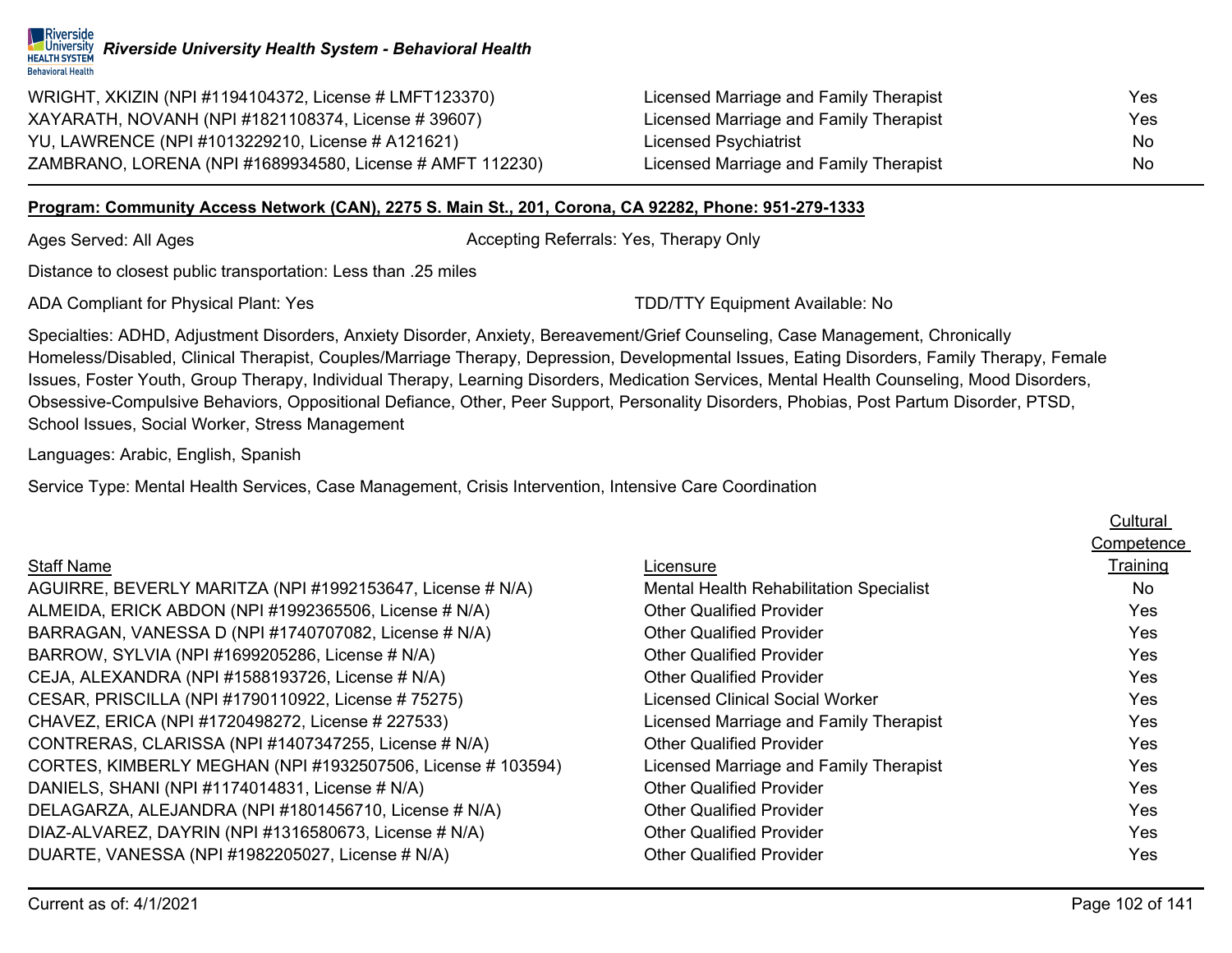| | | |
|---|---|---|
| WRIGHT, XKIZIN (NPI #1194104372, License # LMFT123370) | Licensed Marriage and Family Therapist | Yes |
| XAYARATH, NOVANH (NPI #1821108374, License # 39607) | Licensed Marriage and Family Therapist | Yes |
| YU, LAWRENCE (NPI #1013229210, License # A121621) | Licensed Psychiatrist | No |
| ZAMBRANO, LORENA (NPI #1689934580, License # AMFT 112230) | Licensed Marriage and Family Therapist | No |

**Program: Community Access Network (CAN), 2275 S. Main St., 201, Corona, CA 92282, Phone: 951-279-1333**

Ages Served: All Ages

Accepting Referrals: Yes, Therapy Only

Distance to closest public transportation: Less than .25 miles

ADA Compliant for Physical Plant: Yes

TDD/TTY Equipment Available: No

Specialties: ADHD, Adjustment Disorders, Anxiety Disorder, Anxiety, Bereavement/Grief Counseling, Case Management, Chronically Homeless/Disabled, Clinical Therapist, Couples/Marriage Therapy, Depression, Developmental Issues, Eating Disorders, Family Therapy, Female Issues, Foster Youth, Group Therapy, Individual Therapy, Learning Disorders, Medication Services, Mental Health Counseling, Mood Disorders, Obsessive-Compulsive Behaviors, Oppositional Defiance, Other, Peer Support, Personality Disorders, Phobias, Post Partum Disorder, PTSD, School Issues, Social Worker, Stress Management

Languages: Arabic, English, Spanish

Service Type: Mental Health Services, Case Management, Crisis Intervention, Intensive Care Coordination

| Staff Name | Licensure | Cultural Competence Training |
|---|---|---|
| AGUIRRE, BEVERLY MARITZA (NPI #1992153647, License # N/A) | Mental Health Rehabilitation Specialist | No |
| ALMEIDA, ERICK ABDON (NPI #1992365506, License # N/A) | Other Qualified Provider | Yes |
| BARRAGAN, VANESSA D (NPI #1740707082, License # N/A) | Other Qualified Provider | Yes |
| BARROW, SYLVIA (NPI #1699205286, License # N/A) | Other Qualified Provider | Yes |
| CEJA, ALEXANDRA (NPI #1588193726, License # N/A) | Other Qualified Provider | Yes |
| CESAR, PRISCILLA (NPI #1790110922, License # 75275) | Licensed Clinical Social Worker | Yes |
| CHAVEZ, ERICA (NPI #1720498272, License # 227533) | Licensed Marriage and Family Therapist | Yes |
| CONTRERAS, CLARISSA (NPI #1407347255, License # N/A) | Other Qualified Provider | Yes |
| CORTES, KIMBERLY MEGHAN (NPI #1932507506, License # 103594) | Licensed Marriage and Family Therapist | Yes |
| DANIELS, SHANI (NPI #1174014831, License # N/A) | Other Qualified Provider | Yes |
| DELAGARZA, ALEJANDRA (NPI #1801456710, License # N/A) | Other Qualified Provider | Yes |
| DIAZ-ALVAREZ, DAYRIN (NPI #1316580673, License # N/A) | Other Qualified Provider | Yes |
| DUARTE, VANESSA (NPI #1982205027, License # N/A) | Other Qualified Provider | Yes |

Current as of: 4/1/2021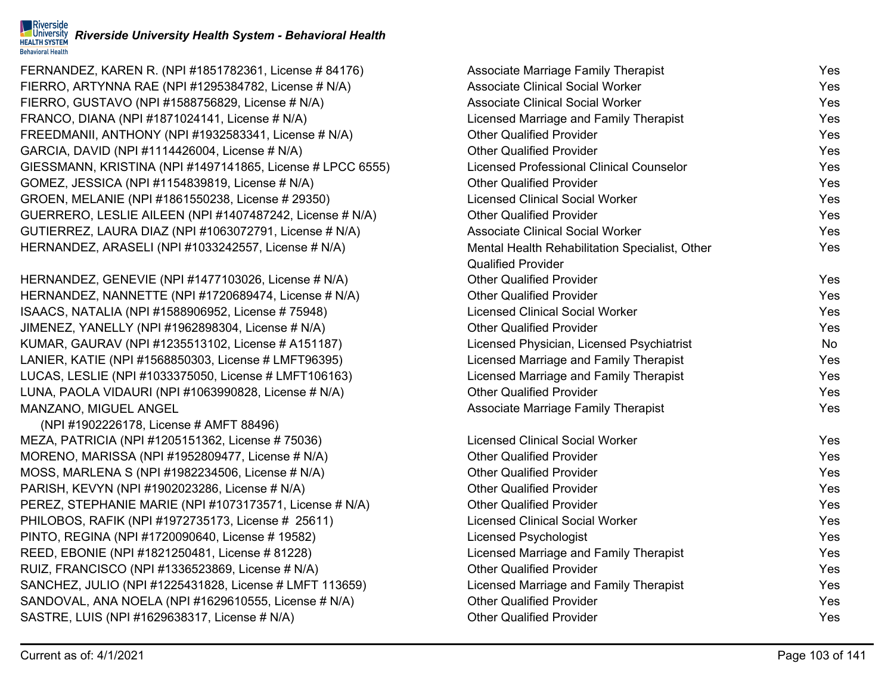| | | |
|---|---|---|
| FERNANDEZ, KAREN R. (NPI #1851782361, License # 84176) | Associate Marriage Family Therapist | Yes |
| FIERRO, ARTYNNA RAE (NPI #1295384782, License # N/A) | Associate Clinical Social Worker | Yes |
| FIERRO, GUSTAVO (NPI #1588756829, License # N/A) | Associate Clinical Social Worker | Yes |
| FRANCO, DIANA (NPI #1871024141, License # N/A) | Licensed Marriage and Family Therapist | Yes |
| FREEDMANII, ANTHONY (NPI #1932583341, License # N/A) | Other Qualified Provider | Yes |
| GARCIA, DAVID (NPI #1114426004, License # N/A) | Other Qualified Provider | Yes |
| GIESSMANN, KRISTINA (NPI #1497141865, License # LPCC 6555) | Licensed Professional Clinical Counselor | Yes |
| GOMEZ, JESSICA (NPI #1154839819, License # N/A) | Other Qualified Provider | Yes |
| GROEN, MELANIE (NPI #1861550238, License # 29350) | Licensed Clinical Social Worker | Yes |
| GUERRERO, LESLIE AILEEN (NPI #1407487242, License # N/A) | Other Qualified Provider | Yes |
| GUTIERREZ, LAURA DIAZ (NPI #1063072791, License # N/A) | Associate Clinical Social Worker | Yes |
| HERNANDEZ, ARASELI (NPI #1033242557, License # N/A) | Mental Health Rehabilitation Specialist, Other Qualified Provider | Yes |
| HERNANDEZ, GENEVIE (NPI #1477103026, License # N/A) | Other Qualified Provider | Yes |
| HERNANDEZ, NANNETTE (NPI #1720689474, License # N/A) | Other Qualified Provider | Yes |
| ISAACS, NATALIA (NPI #1588906952, License # 75948) | Licensed Clinical Social Worker | Yes |
| JIMENEZ, YANELLY (NPI #1962898304, License # N/A) | Other Qualified Provider | Yes |
| KUMAR, GAURAV (NPI #1235513102, License # A151187) | Licensed Physician, Licensed Psychiatrist | No |
| LANIER, KATIE (NPI #1568850303, License # LMFT96395) | Licensed Marriage and Family Therapist | Yes |
| LUCAS, LESLIE (NPI #1033375050, License # LMFT106163) | Licensed Marriage and Family Therapist | Yes |
| LUNA, PAOLA VIDAURI (NPI #1063990828, License # N/A) | Other Qualified Provider | Yes |
| MANZANO, MIGUEL ANGEL (NPI #1902226178, License # AMFT 88496) | Associate Marriage Family Therapist | Yes |
| MEZA, PATRICIA (NPI #1205151362, License # 75036) | Licensed Clinical Social Worker | Yes |
| MORENO, MARISSA (NPI #1952809477, License # N/A) | Other Qualified Provider | Yes |
| MOSS, MARLENA S (NPI #1982234506, License # N/A) | Other Qualified Provider | Yes |
| PARISH, KEVYN (NPI #1902023286, License # N/A) | Other Qualified Provider | Yes |
| PEREZ, STEPHANIE MARIE (NPI #1073173571, License # N/A) | Other Qualified Provider | Yes |
| PHILOBOS, RAFIK (NPI #1972735173, License # 25611) | Licensed Clinical Social Worker | Yes |
| PINTO, REGINA (NPI #1720090640, License # 19582) | Licensed Psychologist | Yes |
| REED, EBONIE (NPI #1821250481, License # 81228) | Licensed Marriage and Family Therapist | Yes |
| RUIZ, FRANCISCO (NPI #1336523869, License # N/A) | Other Qualified Provider | Yes |
| SANCHEZ, JULIO (NPI #1225431828, License # LMFT 113659) | Licensed Marriage and Family Therapist | Yes |
| SANDOVAL, ANA NOELA (NPI #1629610555, License # N/A) | Other Qualified Provider | Yes |
| SASTRE, LUIS (NPI #1629638317, License # N/A) | Other Qualified Provider | Yes |

Current as of: 4/1/2021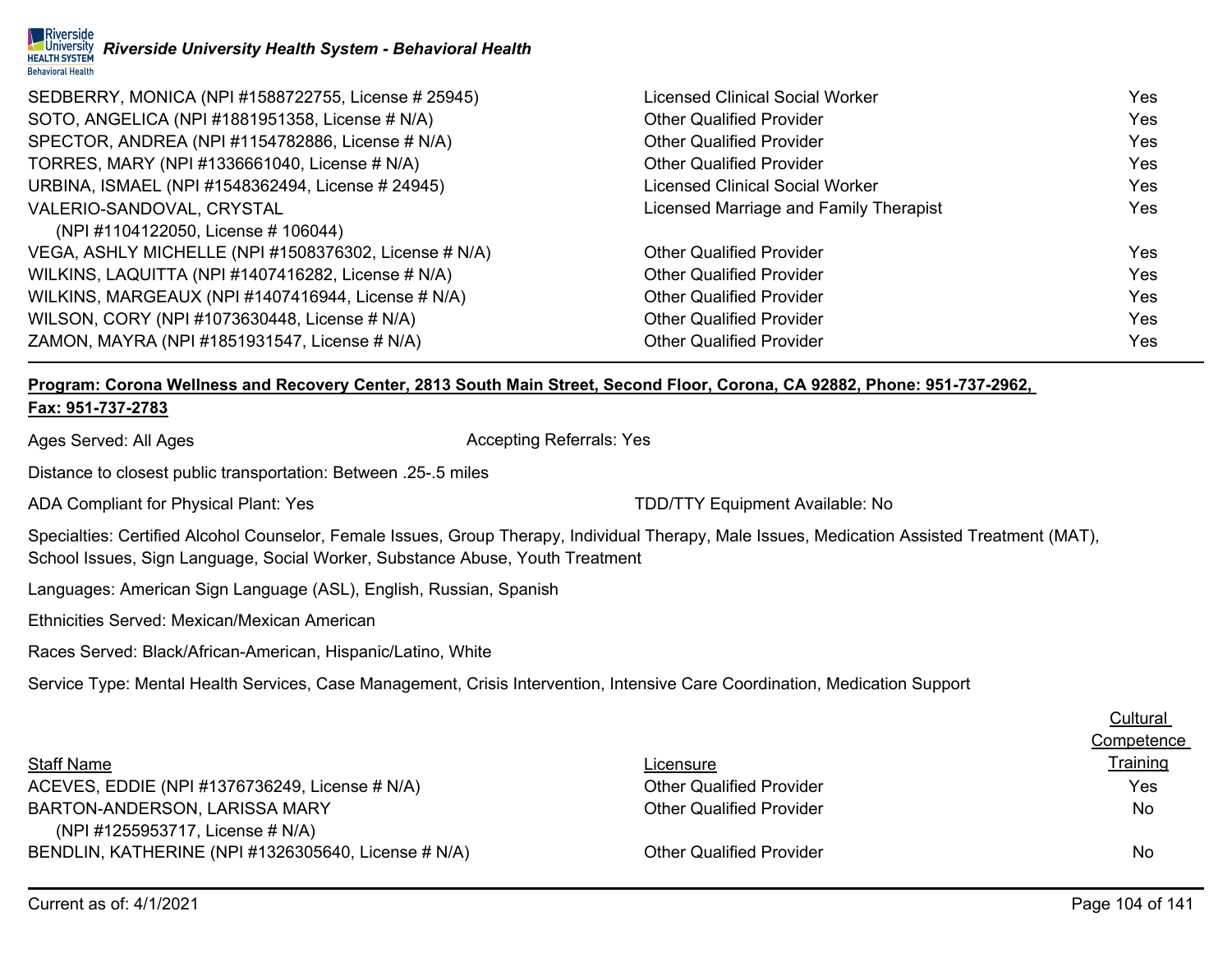| | | |
|---|---|---|
| SEDBERRY, MONICA (NPI #1588722755, License # 25945) | Licensed Clinical Social Worker | Yes |
| SOTO, ANGELICA (NPI #1881951358, License # N/A) | Other Qualified Provider | Yes |
| SPECTOR, ANDREA (NPI #1154782886, License # N/A) | Other Qualified Provider | Yes |
| TORRES, MARY (NPI #1336661040, License # N/A) | Other Qualified Provider | Yes |
| URBINA, ISMAEL (NPI #1548362494, License # 24945) | Licensed Clinical Social Worker | Yes |
| VALERIO-SANDOVAL, CRYSTAL (NPI #1104122050, License # 106044) | Licensed Marriage and Family Therapist | Yes |
| VEGA, ASHLY MICHELLE (NPI #1508376302, License # N/A) | Other Qualified Provider | Yes |
| WILKINS, LAQUITTA (NPI #1407416282, License # N/A) | Other Qualified Provider | Yes |
| WILKINS, MARGEAUX (NPI #1407416944, License # N/A) | Other Qualified Provider | Yes |
| WILSON, CORY (NPI #1073630448, License # N/A) | Other Qualified Provider | Yes |
| ZAMON, MAYRA (NPI #1851931547, License # N/A) | Other Qualified Provider | Yes |

**Program: Corona Wellness and Recovery Center, 2813 South Main Street, Second Floor, Corona, CA 92882, Phone: 951-737-2962, Fax: 951-737-2783**

Ages Served: All Ages

Accepting Referrals: Yes

Distance to closest public transportation: Between .25-.5 miles

ADA Compliant for Physical Plant: Yes

TDD/TTY Equipment Available: No

Specialties: Certified Alcohol Counselor, Female Issues, Group Therapy, Individual Therapy, Male Issues, Medication Assisted Treatment (MAT), School Issues, Sign Language, Social Worker, Substance Abuse, Youth Treatment

Languages: American Sign Language (ASL), English, Russian, Spanish

Ethnicities Served: Mexican/Mexican American

Races Served: Black/African-American, Hispanic/Latino, White

Service Type: Mental Health Services, Case Management, Crisis Intervention, Intensive Care Coordination, Medication Support

| Staff Name | Licensure | Cultural Competence Training |
|---|---|---|
| ACEVES, EDDIE (NPI #1376736249, License # N/A) | Other Qualified Provider | Yes |
| BARTON-ANDERSON, LARISSA MARY (NPI #1255953717, License # N/A) | Other Qualified Provider | No |
| BENDLIN, KATHERINE (NPI #1326305640, License # N/A) | Other Qualified Provider | No |

Current as of: 4/1/2021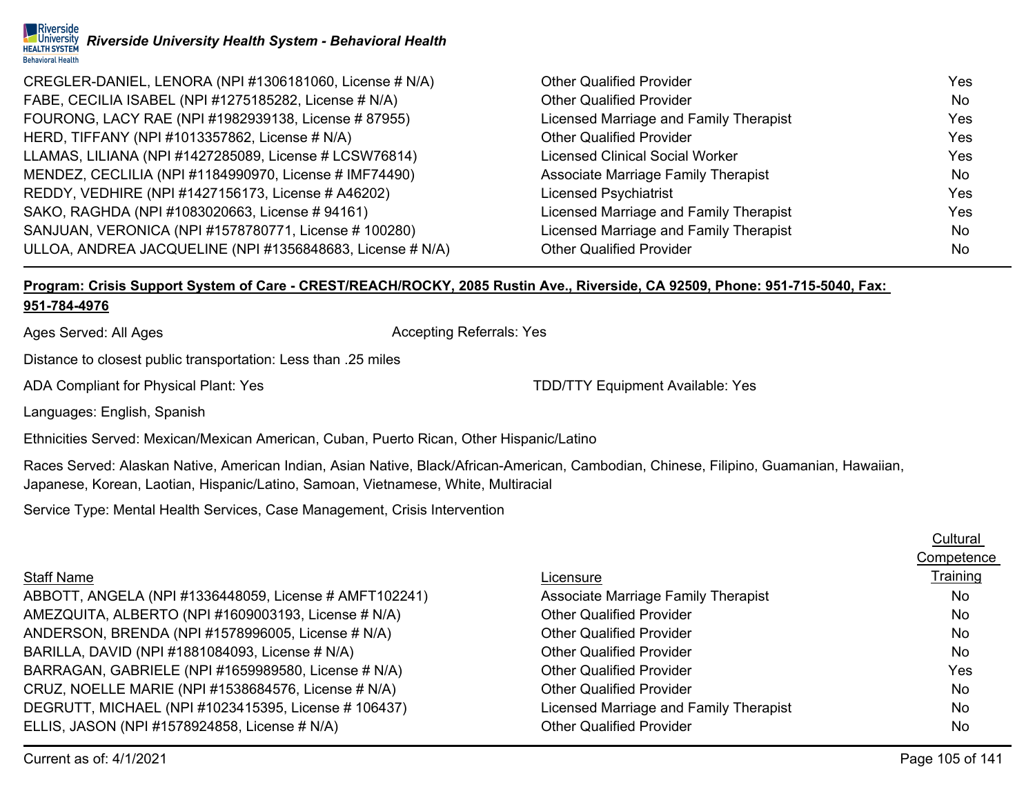| | | |
|---|---|---|
| CREGLER-DANIEL, LENORA (NPI #1306181060, License # N/A) | Other Qualified Provider | Yes |
| FABE, CECILIA ISABEL (NPI #1275185282, License # N/A) | Other Qualified Provider | No |
| FOURONG, LACY RAE (NPI #1982939138, License # 87955) | Licensed Marriage and Family Therapist | Yes |
| HERD, TIFFANY (NPI #1013357862, License # N/A) | Other Qualified Provider | Yes |
| LLAMAS, LILIANA (NPI #1427285089, License # LCSW76814) | Licensed Clinical Social Worker | Yes |
| MENDEZ, CECLILIA (NPI #1184990970, License # IMF74490) | Associate Marriage Family Therapist | No |
| REDDY, VEDHIRE (NPI #1427156173, License # A46202) | Licensed Psychiatrist | Yes |
| SAKO, RAGHDA (NPI #1083020663, License # 94161) | Licensed Marriage and Family Therapist | Yes |
| SANJUAN, VERONICA (NPI #1578780771, License # 100280) | Licensed Marriage and Family Therapist | No |
| ULLOA, ANDREA JACQUELINE (NPI #1356848683, License # N/A) | Other Qualified Provider | No |

**Program: Crisis Support System of Care - CREST/REACH/ROCKY, 2085 Rustin Ave., Riverside, CA 92509, Phone: 951-715-5040, Fax: 951-784-4976**

Ages Served: All Ages

Accepting Referrals: Yes

Distance to closest public transportation: Less than .25 miles

ADA Compliant for Physical Plant: Yes

TDD/TTY Equipment Available: Yes

Languages: English, Spanish

Ethnicities Served: Mexican/Mexican American, Cuban, Puerto Rican, Other Hispanic/Latino

Races Served: Alaskan Native, American Indian, Asian Native, Black/African-American, Cambodian, Chinese, Filipino, Guamanian, Hawaiian, Japanese, Korean, Laotian, Hispanic/Latino, Samoan, Vietnamese, White, Multiracial

Service Type: Mental Health Services, Case Management, Crisis Intervention

| Staff Name | Licensure | Cultural Competence Training |
|---|---|---|
| ABBOTT, ANGELA (NPI #1336448059, License # AMFT102241) | Associate Marriage Family Therapist | No |
| AMEZQUITA, ALBERTO (NPI #1609003193, License # N/A) | Other Qualified Provider | No |
| ANDERSON, BRENDA (NPI #1578996005, License # N/A) | Other Qualified Provider | No |
| BARILLA, DAVID (NPI #1881084093, License # N/A) | Other Qualified Provider | No |
| BARRAGAN, GABRIELE (NPI #1659989580, License # N/A) | Other Qualified Provider | Yes |
| CRUZ, NOELLE MARIE (NPI #1538684576, License # N/A) | Other Qualified Provider | No |
| DEGRUTT, MICHAEL (NPI #1023415395, License # 106437) | Licensed Marriage and Family Therapist | No |
| ELLIS, JASON (NPI #1578924858, License # N/A) | Other Qualified Provider | No |

Current as of: 4/1/2021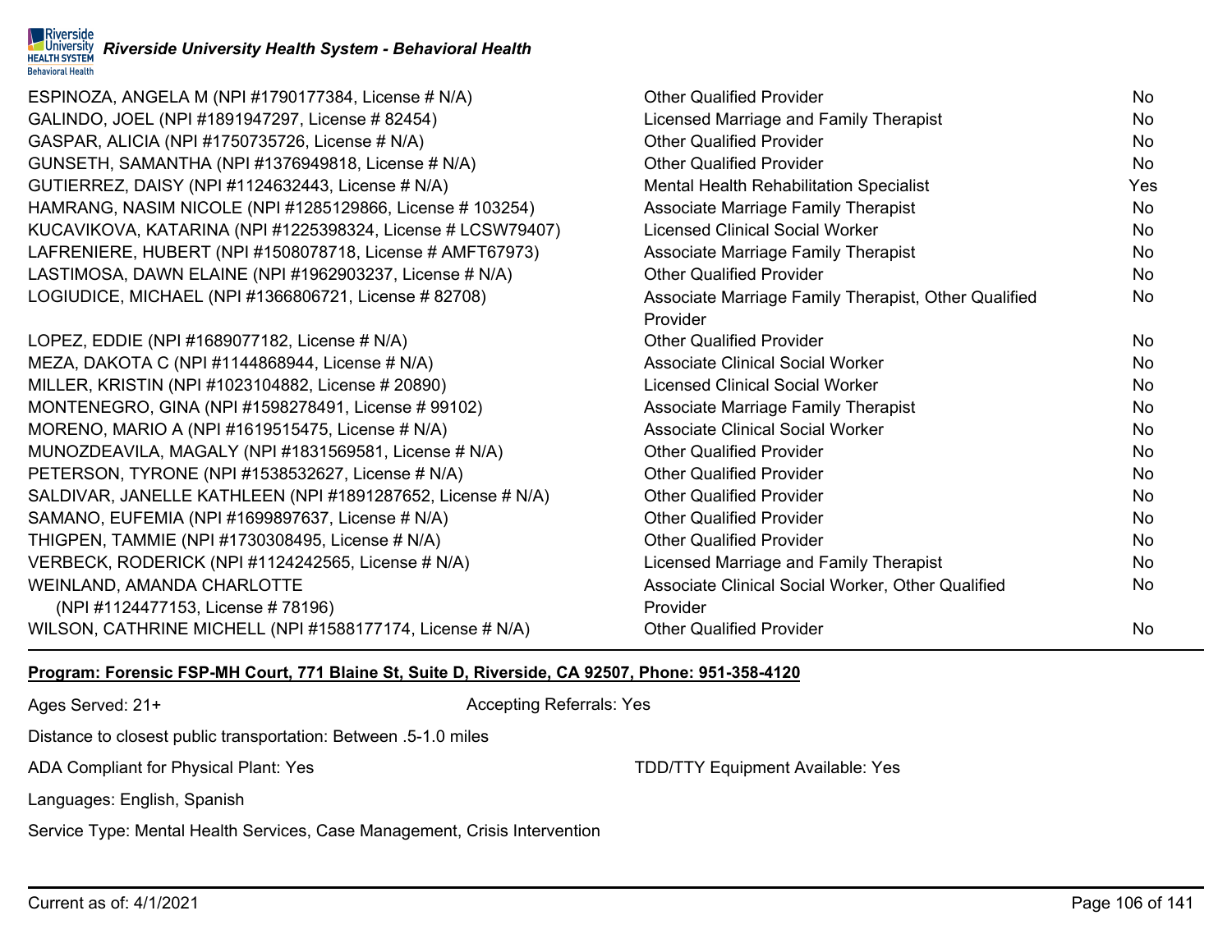| | | |
|---|---|---|
| ESPINOZA, ANGELA M (NPI #1790177384, License # N/A) | Other Qualified Provider | No |
| GALINDO, JOEL (NPI #1891947297, License # 82454) | Licensed Marriage and Family Therapist | No |
| GASPAR, ALICIA (NPI #1750735726, License # N/A) | Other Qualified Provider | No |
| GUNSETH, SAMANTHA (NPI #1376949818, License # N/A) | Other Qualified Provider | No |
| GUTIERREZ, DAISY (NPI #1124632443, License # N/A) | Mental Health Rehabilitation Specialist | Yes |
| HAMRANG, NASIM NICOLE (NPI #1285129866, License # 103254) | Associate Marriage Family Therapist | No |
| KUCAVIKOVA, KATARINA (NPI #1225398324, License # LCSW79407) | Licensed Clinical Social Worker | No |
| LAFRENIERE, HUBERT (NPI #1508078718, License # AMFT67973) | Associate Marriage Family Therapist | No |
| LASTIMOSA, DAWN ELAINE (NPI #1962903237, License # N/A) | Other Qualified Provider | No |
| LOGIUDICE, MICHAEL (NPI #1366806721, License # 82708) | Associate Marriage Family Therapist, Other Qualified Provider | No |
| LOPEZ, EDDIE (NPI #1689077182, License # N/A) | Other Qualified Provider | No |
| MEZA, DAKOTA C (NPI #1144868944, License # N/A) | Associate Clinical Social Worker | No |
| MILLER, KRISTIN (NPI #1023104882, License # 20890) | Licensed Clinical Social Worker | No |
| MONTENEGRO, GINA (NPI #1598278491, License # 99102) | Associate Marriage Family Therapist | No |
| MORENO, MARIO A (NPI #1619515475, License # N/A) | Associate Clinical Social Worker | No |
| MUNOZDEAVILA, MAGALY (NPI #1831569581, License # N/A) | Other Qualified Provider | No |
| PETERSON, TYRONE (NPI #1538532627, License # N/A) | Other Qualified Provider | No |
| SALDIVAR, JANELLE KATHLEEN (NPI #1891287652, License # N/A) | Other Qualified Provider | No |
| SAMANO, EUFEMIA (NPI #1699897637, License # N/A) | Other Qualified Provider | No |
| THIGPEN, TAMMIE (NPI #1730308495, License # N/A) | Other Qualified Provider | No |
| VERBECK, RODERICK (NPI #1124242565, License # N/A) | Licensed Marriage and Family Therapist | No |
| WEINLAND, AMANDA CHARLOTTE (NPI #1124477153, License # 78196) | Associate Clinical Social Worker, Other Qualified Provider | No |
| WILSON, CATHRINE MICHELL (NPI #1588177174, License # N/A) | Other Qualified Provider | No |

**Program: Forensic FSP-MH Court, 771 Blaine St, Suite D, Riverside, CA 92507, Phone: 951-358-4120**

Ages Served: 21+ Accepting Referrals: Yes

Distance to closest public transportation: Between .5-1.0 miles

ADA Compliant for Physical Plant: Yes TDD/TTY Equipment Available: Yes

Languages: English, Spanish

Service Type: Mental Health Services, Case Management, Crisis Intervention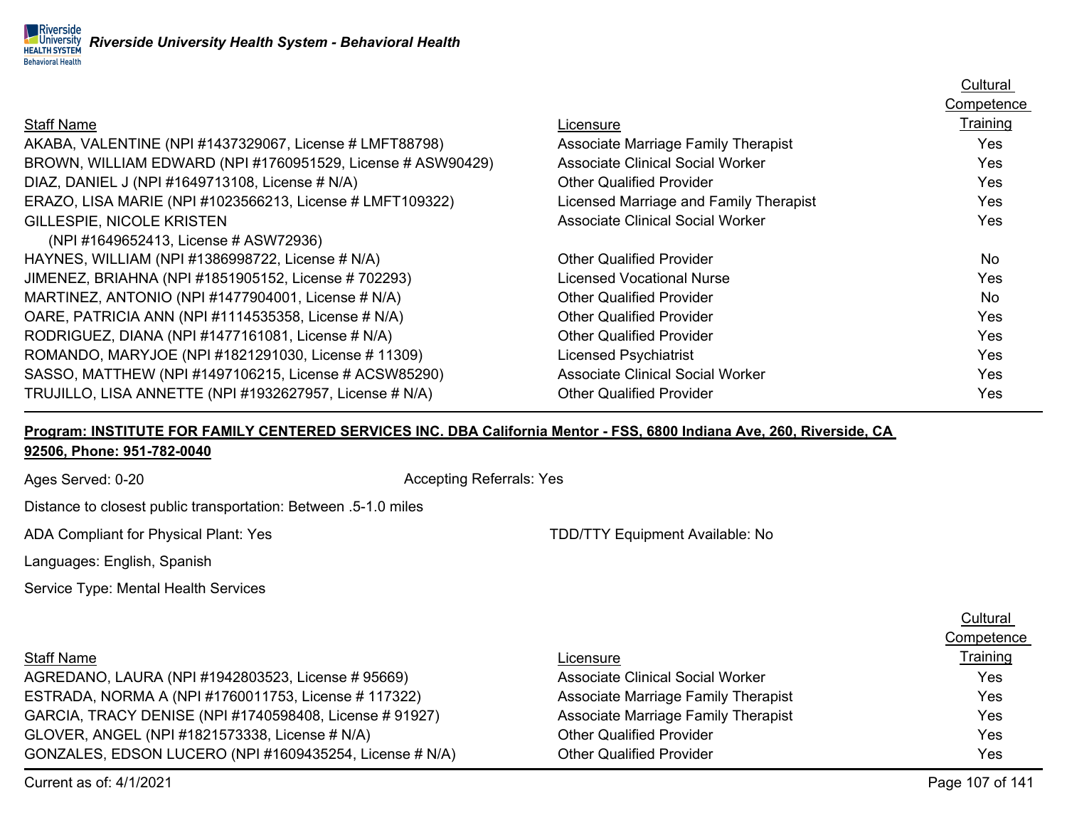| Staff Name | Licensure | Cultural Competence Training |
| --- | --- | --- |
| AKABA, VALENTINE (NPI #1437329067, License # LMFT88798) | Associate Marriage Family Therapist | Yes |
| BROWN, WILLIAM EDWARD (NPI #1760951529, License # ASW90429) | Associate Clinical Social Worker | Yes |
| DIAZ, DANIEL J (NPI #1649713108, License # N/A) | Other Qualified Provider | Yes |
| ERAZO, LISA MARIE (NPI #1023566213, License # LMFT109322) | Licensed Marriage and Family Therapist | Yes |
| GILLESPIE, NICOLE KRISTEN (NPI #1649652413, License # ASW72936) | Associate Clinical Social Worker | Yes |
| HAYNES, WILLIAM (NPI #1386998722, License # N/A) | Other Qualified Provider | No |
| JIMENEZ, BRIAHNA (NPI #1851905152, License # 702293) | Licensed Vocational Nurse | Yes |
| MARTINEZ, ANTONIO (NPI #1477904001, License # N/A) | Other Qualified Provider | No |
| OARE, PATRICIA ANN (NPI #1114535358, License # N/A) | Other Qualified Provider | Yes |
| RODRIGUEZ, DIANA (NPI #1477161081, License # N/A) | Other Qualified Provider | Yes |
| ROMANDO, MARYJOE (NPI #1821291030, License # 11309) | Licensed Psychiatrist | Yes |
| SASSO, MATTHEW (NPI #1497106215, License # ACSW85290) | Associate Clinical Social Worker | Yes |
| TRUJILLO, LISA ANNETTE (NPI #1932627957, License # N/A) | Other Qualified Provider | Yes |

**Program: INSTITUTE FOR FAMILY CENTERED SERVICES INC. DBA California Mentor - FSS, 6800 Indiana Ave, 260, Riverside, CA 92506, Phone: 951-782-0040**

Ages Served: 0-20 Accepting Referrals: Yes

Distance to closest public transportation: Between .5-1.0 miles

ADA Compliant for Physical Plant: Yes TDD/TTY Equipment Available: No

Languages: English, Spanish

Service Type: Mental Health Services

| Staff Name | Licensure | Cultural Competence Training |
| --- | --- | --- |
| AGREDANO, LAURA (NPI #1942803523, License # 95669) | Associate Clinical Social Worker | Yes |
| ESTRADA, NORMA A (NPI #1760011753, License # 117322) | Associate Marriage Family Therapist | Yes |
| GARCIA, TRACY DENISE (NPI #1740598408, License # 91927) | Associate Marriage Family Therapist | Yes |
| GLOVER, ANGEL (NPI #1821573338, License # N/A) | Other Qualified Provider | Yes |
| GONZALES, EDSON LUCERO (NPI #1609435254, License # N/A) | Other Qualified Provider | Yes |

Current as of: 4/1/2021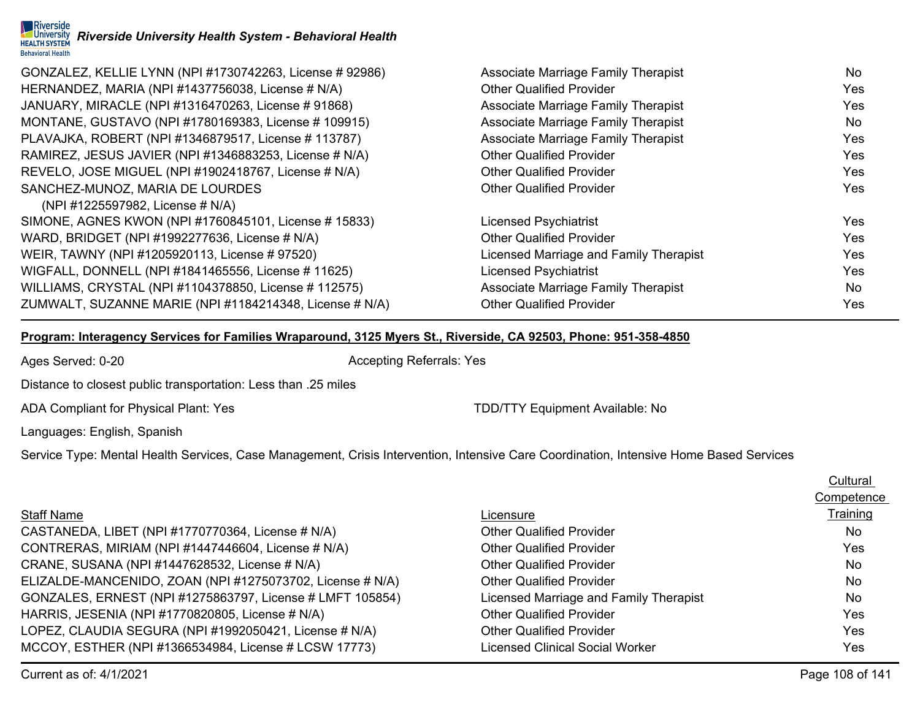| Staff Name | Licensure | Cultural Competence Training |
|---|---|---|
| GONZALEZ, KELLIE LYNN (NPI #1730742263, License # 92986) | Associate Marriage Family Therapist | No |
| HERNANDEZ, MARIA (NPI #1437756038, License # N/A) | Other Qualified Provider | Yes |
| JANUARY, MIRACLE (NPI #1316470263, License # 91868) | Associate Marriage Family Therapist | Yes |
| MONTANE, GUSTAVO (NPI #1780169383, License # 109915) | Associate Marriage Family Therapist | No |
| PLAVAJKA, ROBERT (NPI #1346879517, License # 113787) | Associate Marriage Family Therapist | Yes |
| RAMIREZ, JESUS JAVIER (NPI #1346883253, License # N/A) | Other Qualified Provider | Yes |
| REVELO, JOSE MIGUEL (NPI #1902418767, License # N/A) | Other Qualified Provider | Yes |
| SANCHEZ-MUNOZ, MARIA DE LOURDES (NPI #1225597982, License # N/A) | Other Qualified Provider | Yes |
| SIMONE, AGNES KWON (NPI #1760845101, License # 15833) | Licensed Psychiatrist | Yes |
| WARD, BRIDGET (NPI #1992277636, License # N/A) | Other Qualified Provider | Yes |
| WEIR, TAWNY (NPI #1205920113, License # 97520) | Licensed Marriage and Family Therapist | Yes |
| WIGFALL, DONNELL (NPI #1841465556, License # 11625) | Licensed Psychiatrist | Yes |
| WILLIAMS, CRYSTAL (NPI #1104378850, License # 112575) | Associate Marriage Family Therapist | No |
| ZUMWALT, SUZANNE MARIE (NPI #1184214348, License # N/A) | Other Qualified Provider | Yes |

**Program: Interagency Services for Families Wraparound, 3125 Myers St., Riverside, CA 92503, Phone: 951-358-4850**

Ages Served: 0-20 Accepting Referrals: Yes

Distance to closest public transportation: Less than .25 miles

ADA Compliant for Physical Plant: Yes TDD/TTY Equipment Available: No

Languages: English, Spanish

Service Type: Mental Health Services, Case Management, Crisis Intervention, Intensive Care Coordination, Intensive Home Based Services

| Staff Name | Licensure | Cultural Competence Training |
|---|---|---|
| CASTANEDA, LIBET (NPI #1770770364, License # N/A) | Other Qualified Provider | No |
| CONTRERAS, MIRIAM (NPI #1447446604, License # N/A) | Other Qualified Provider | Yes |
| CRANE, SUSANA (NPI #1447628532, License # N/A) | Other Qualified Provider | No |
| ELIZALDE-MANCENIDO, ZOAN (NPI #1275073702, License # N/A) | Other Qualified Provider | No |
| GONZALES, ERNEST (NPI #1275863797, License # LMFT 105854) | Licensed Marriage and Family Therapist | No |
| HARRIS, JESENIA (NPI #1770820805, License # N/A) | Other Qualified Provider | Yes |
| LOPEZ, CLAUDIA SEGURA (NPI #1992050421, License # N/A) | Other Qualified Provider | Yes |
| MCCOY, ESTHER (NPI #1366534984, License # LCSW 17773) | Licensed Clinical Social Worker | Yes |

Current as of: 4/1/2021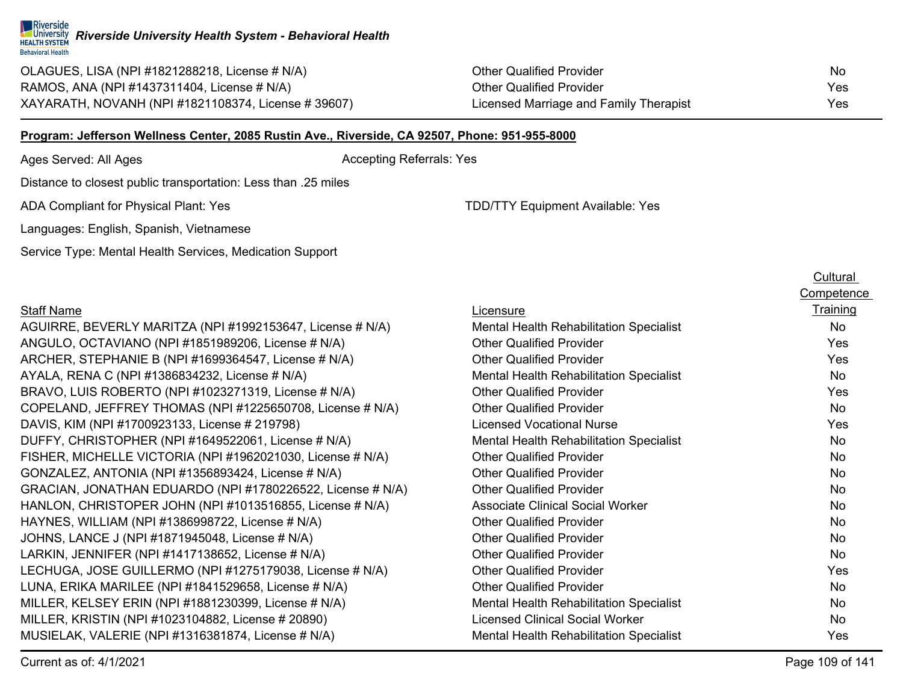| | | |
|---|---|---|
| OLAGUES, LISA (NPI #1821288218, License # N/A) | Other Qualified Provider | No |
| RAMOS, ANA (NPI #1437311404, License # N/A) | Other Qualified Provider | Yes |
| XAYARATH, NOVANH (NPI #1821108374, License # 39607) | Licensed Marriage and Family Therapist | Yes |

**Program: Jefferson Wellness Center, 2085 Rustin Ave., Riverside, CA 92507, Phone: 951-955-8000**

Ages Served: All Ages

Accepting Referrals: Yes

Distance to closest public transportation: Less than .25 miles

ADA Compliant for Physical Plant: Yes

TDD/TTY Equipment Available: Yes

Languages: English, Spanish, Vietnamese

Service Type: Mental Health Services, Medication Support

| Staff Name | Licensure | Cultural Competence Training |
|---|---|---|
| AGUIRRE, BEVERLY MARITZA (NPI #1992153647, License # N/A) | Mental Health Rehabilitation Specialist | No |
| ANGULO, OCTAVIANO (NPI #1851989206, License # N/A) | Other Qualified Provider | Yes |
| ARCHER, STEPHANIE B (NPI #1699364547, License # N/A) | Other Qualified Provider | Yes |
| AYALA, RENA C (NPI #1386834232, License # N/A) | Mental Health Rehabilitation Specialist | No |
| BRAVO, LUIS ROBERTO (NPI #1023271319, License # N/A) | Other Qualified Provider | Yes |
| COPELAND, JEFFREY THOMAS (NPI #1225650708, License # N/A) | Other Qualified Provider | No |
| DAVIS, KIM (NPI #1700923133, License # 219798) | Licensed Vocational Nurse | Yes |
| DUFFY, CHRISTOPHER (NPI #1649522061, License # N/A) | Mental Health Rehabilitation Specialist | No |
| FISHER, MICHELLE VICTORIA (NPI #1962021030, License # N/A) | Other Qualified Provider | No |
| GONZALEZ, ANTONIA (NPI #1356893424, License # N/A) | Other Qualified Provider | No |
| GRACIAN, JONATHAN EDUARDO (NPI #1780226522, License # N/A) | Other Qualified Provider | No |
| HANLON, CHRISTOPER JOHN (NPI #1013516855, License # N/A) | Associate Clinical Social Worker | No |
| HAYNES, WILLIAM (NPI #1386998722, License # N/A) | Other Qualified Provider | No |
| JOHNS, LANCE J (NPI #1871945048, License # N/A) | Other Qualified Provider | No |
| LARKIN, JENNIFER (NPI #1417138652, License # N/A) | Other Qualified Provider | No |
| LECHUGA, JOSE GUILLERMO (NPI #1275179038, License # N/A) | Other Qualified Provider | Yes |
| LUNA, ERIKA MARILEE (NPI #1841529658, License # N/A) | Other Qualified Provider | No |
| MILLER, KELSEY ERIN (NPI #1881230399, License # N/A) | Mental Health Rehabilitation Specialist | No |
| MILLER, KRISTIN (NPI #1023104882, License # 20890) | Licensed Clinical Social Worker | No |
| MUSIELAK, VALERIE (NPI #1316381874, License # N/A) | Mental Health Rehabilitation Specialist | Yes |

Current as of: 4/1/2021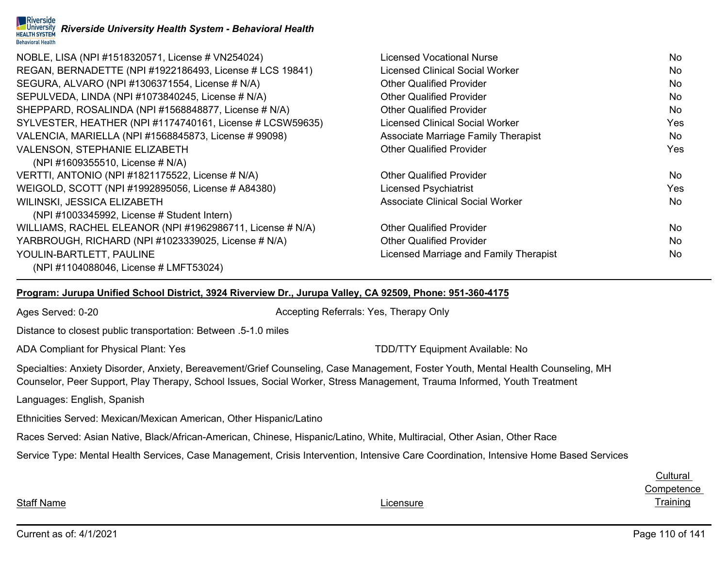| | | |
|---|---|---|
| NOBLE, LISA (NPI #1518320571, License # VN254024) | Licensed Vocational Nurse | No |
| REGAN, BERNADETTE (NPI #1922186493, License # LCS 19841) | Licensed Clinical Social Worker | No |
| SEGURA, ALVARO (NPI #1306371554, License # N/A) | Other Qualified Provider | No |
| SEPULVEDA, LINDA (NPI #1073840245, License # N/A) | Other Qualified Provider | No |
| SHEPPARD, ROSALINDA (NPI #1568848877, License # N/A) | Other Qualified Provider | No |
| SYLVESTER, HEATHER (NPI #1174740161, License # LCSW59635) | Licensed Clinical Social Worker | Yes |
| VALENCIA, MARIELLA (NPI #1568845873, License # 99098) | Associate Marriage Family Therapist | No |
| VALENSON, STEPHANIE ELIZABETH (NPI #1609355510, License # N/A) | Other Qualified Provider | Yes |
| VERTTI, ANTONIO (NPI #1821175522, License # N/A) | Other Qualified Provider | No |
| WEIGOLD, SCOTT (NPI #1992895056, License # A84380) | Licensed Psychiatrist | Yes |
| WILINSKI, JESSICA ELIZABETH (NPI #1003345992, License # Student Intern) | Associate Clinical Social Worker | No |
| WILLIAMS, RACHEL ELEANOR (NPI #1962986711, License # N/A) | Other Qualified Provider | No |
| YARBROUGH, RICHARD (NPI #1023339025, License # N/A) | Other Qualified Provider | No |
| YOULIN-BARTLETT, PAULINE (NPI #1104088046, License # LMFT53024) | Licensed Marriage and Family Therapist | No |

**Program: Jurupa Unified School District, 3924 Riverview Dr., Jurupa Valley, CA 92509, Phone: 951-360-4175**

Ages Served: 0-20

Accepting Referrals: Yes, Therapy Only

Distance to closest public transportation: Between .5-1.0 miles

ADA Compliant for Physical Plant: Yes

TDD/TTY Equipment Available: No

Specialties: Anxiety Disorder, Anxiety, Bereavement/Grief Counseling, Case Management, Foster Youth, Mental Health Counseling, MH Counselor, Peer Support, Play Therapy, School Issues, Social Worker, Stress Management, Trauma Informed, Youth Treatment

Languages: English, Spanish

Ethnicities Served: Mexican/Mexican American, Other Hispanic/Latino

Races Served: Asian Native, Black/African-American, Chinese, Hispanic/Latino, White, Multiracial, Other Asian, Other Race

Service Type: Mental Health Services, Case Management, Crisis Intervention, Intensive Care Coordination, Intensive Home Based Services

| Staff Name | Licensure | Cultural Competence Training |
|---|---|---|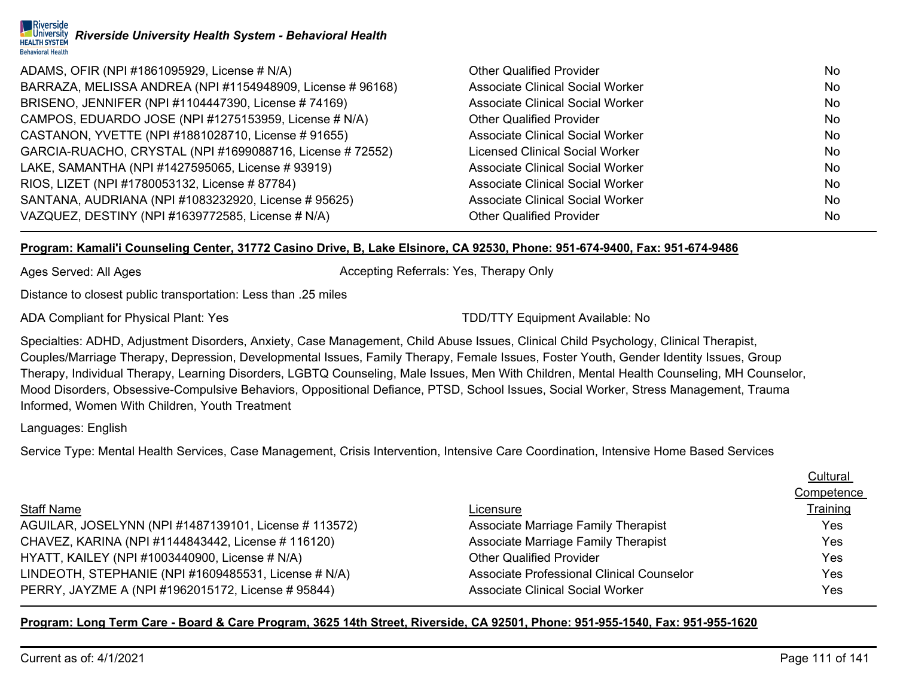| | | |
|---|---|---|
| ADAMS, OFIR (NPI #1861095929, License # N/A) | Other Qualified Provider | No |
| BARRAZA, MELISSA ANDREA (NPI #1154948909, License # 96168) | Associate Clinical Social Worker | No |
| BRISENO, JENNIFER (NPI #1104447390, License # 74169) | Associate Clinical Social Worker | No |
| CAMPOS, EDUARDO JOSE (NPI #1275153959, License # N/A) | Other Qualified Provider | No |
| CASTANON, YVETTE (NPI #1881028710, License # 91655) | Associate Clinical Social Worker | No |
| GARCIA-RUACHO, CRYSTAL (NPI #1699088716, License # 72552) | Licensed Clinical Social Worker | No |
| LAKE, SAMANTHA (NPI #1427595065, License # 93919) | Associate Clinical Social Worker | No |
| RIOS, LIZET (NPI #1780053132, License # 87784) | Associate Clinical Social Worker | No |
| SANTANA, AUDRIANA (NPI #1083232920, License # 95625) | Associate Clinical Social Worker | No |
| VAZQUEZ, DESTINY (NPI #1639772585, License # N/A) | Other Qualified Provider | No |

**Program: Kamali'i Counseling Center, 31772 Casino Drive, B, Lake Elsinore, CA 92530, Phone: 951-674-9400, Fax: 951-674-9486**

Ages Served: All Ages

Accepting Referrals: Yes, Therapy Only

Distance to closest public transportation: Less than .25 miles

ADA Compliant for Physical Plant: Yes

TDD/TTY Equipment Available: No

Specialties: ADHD, Adjustment Disorders, Anxiety, Case Management, Child Abuse Issues, Clinical Child Psychology, Clinical Therapist, Couples/Marriage Therapy, Depression, Developmental Issues, Family Therapy, Female Issues, Foster Youth, Gender Identity Issues, Group Therapy, Individual Therapy, Learning Disorders, LGBTQ Counseling, Male Issues, Men With Children, Mental Health Counseling, MH Counselor, Mood Disorders, Obsessive-Compulsive Behaviors, Oppositional Defiance, PTSD, School Issues, Social Worker, Stress Management, Trauma Informed, Women With Children, Youth Treatment

Languages: English

Service Type: Mental Health Services, Case Management, Crisis Intervention, Intensive Care Coordination, Intensive Home Based Services

| Staff Name | Licensure | Cultural Competence Training |
|---|---|---|
| AGUILAR, JOSELYNN (NPI #1487139101, License # 113572) | Associate Marriage Family Therapist | Yes |
| CHAVEZ, KARINA (NPI #1144843442, License # 116120) | Associate Marriage Family Therapist | Yes |
| HYATT, KAILEY (NPI #1003440900, License # N/A) | Other Qualified Provider | Yes |
| LINDEOTH, STEPHANIE (NPI #1609485531, License # N/A) | Associate Professional Clinical Counselor | Yes |
| PERRY, JAYZME A (NPI #1962015172, License # 95844) | Associate Clinical Social Worker | Yes |

**Program: Long Term Care - Board & Care Program, 3625 14th Street, Riverside, CA 92501, Phone: 951-955-1540, Fax: 951-955-1620**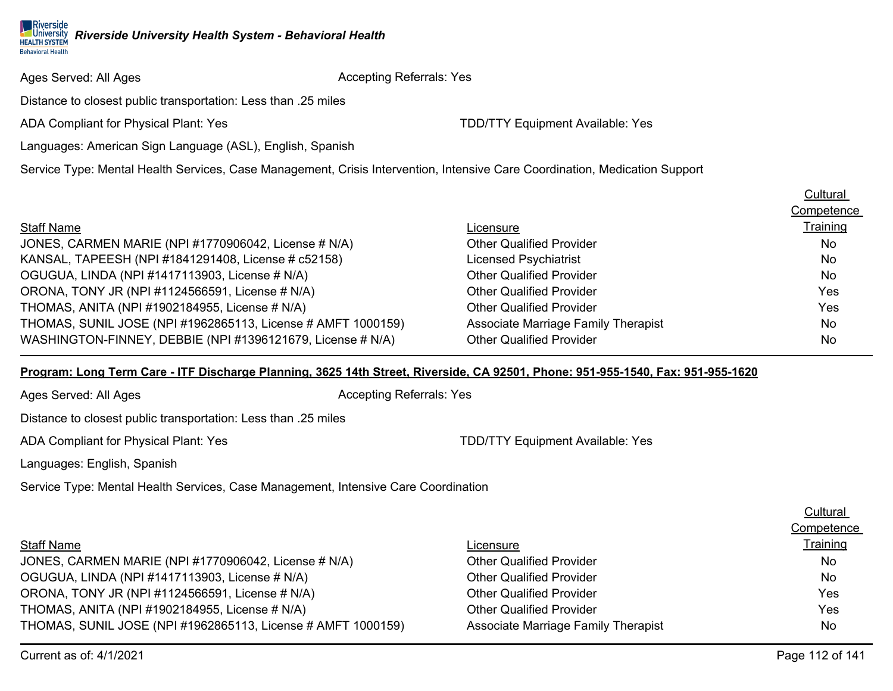Ages Served: All Ages    Accepting Referrals: Yes

Distance to closest public transportation: Less than .25 miles

ADA Compliant for Physical Plant: Yes    TDD/TTY Equipment Available: Yes

Languages: American Sign Language (ASL), English, Spanish

Service Type: Mental Health Services, Case Management, Crisis Intervention, Intensive Care Coordination, Medication Support

| Staff Name | Licensure | Cultural Competence Training |
|---|---|---|
| JONES, CARMEN MARIE (NPI #1770906042, License # N/A) | Other Qualified Provider | No |
| KANSAL, TAPEESH (NPI #1841291408, License # c52158) | Licensed Psychiatrist | No |
| OGUGUA, LINDA (NPI #1417113903, License # N/A) | Other Qualified Provider | No |
| ORONA, TONY JR (NPI #1124566591, License # N/A) | Other Qualified Provider | Yes |
| THOMAS, ANITA (NPI #1902184955, License # N/A) | Other Qualified Provider | Yes |
| THOMAS, SUNIL JOSE (NPI #1962865113, License # AMFT 1000159) | Associate Marriage Family Therapist | No |
| WASHINGTON-FINNEY, DEBBIE (NPI #1396121679, License # N/A) | Other Qualified Provider | No |

**Program: Long Term Care - ITF Discharge Planning, 3625 14th Street, Riverside, CA 92501, Phone: 951-955-1540, Fax: 951-955-1620**

Ages Served: All Ages    Accepting Referrals: Yes

Distance to closest public transportation: Less than .25 miles

ADA Compliant for Physical Plant: Yes    TDD/TTY Equipment Available: Yes

Languages: English, Spanish

Service Type: Mental Health Services, Case Management, Intensive Care Coordination

| Staff Name | Licensure | Cultural Competence Training |
|---|---|---|
| JONES, CARMEN MARIE (NPI #1770906042, License # N/A) | Other Qualified Provider | No |
| OGUGUA, LINDA (NPI #1417113903, License # N/A) | Other Qualified Provider | No |
| ORONA, TONY JR (NPI #1124566591, License # N/A) | Other Qualified Provider | Yes |
| THOMAS, ANITA (NPI #1902184955, License # N/A) | Other Qualified Provider | Yes |
| THOMAS, SUNIL JOSE (NPI #1962865113, License # AMFT 1000159) | Associate Marriage Family Therapist | No |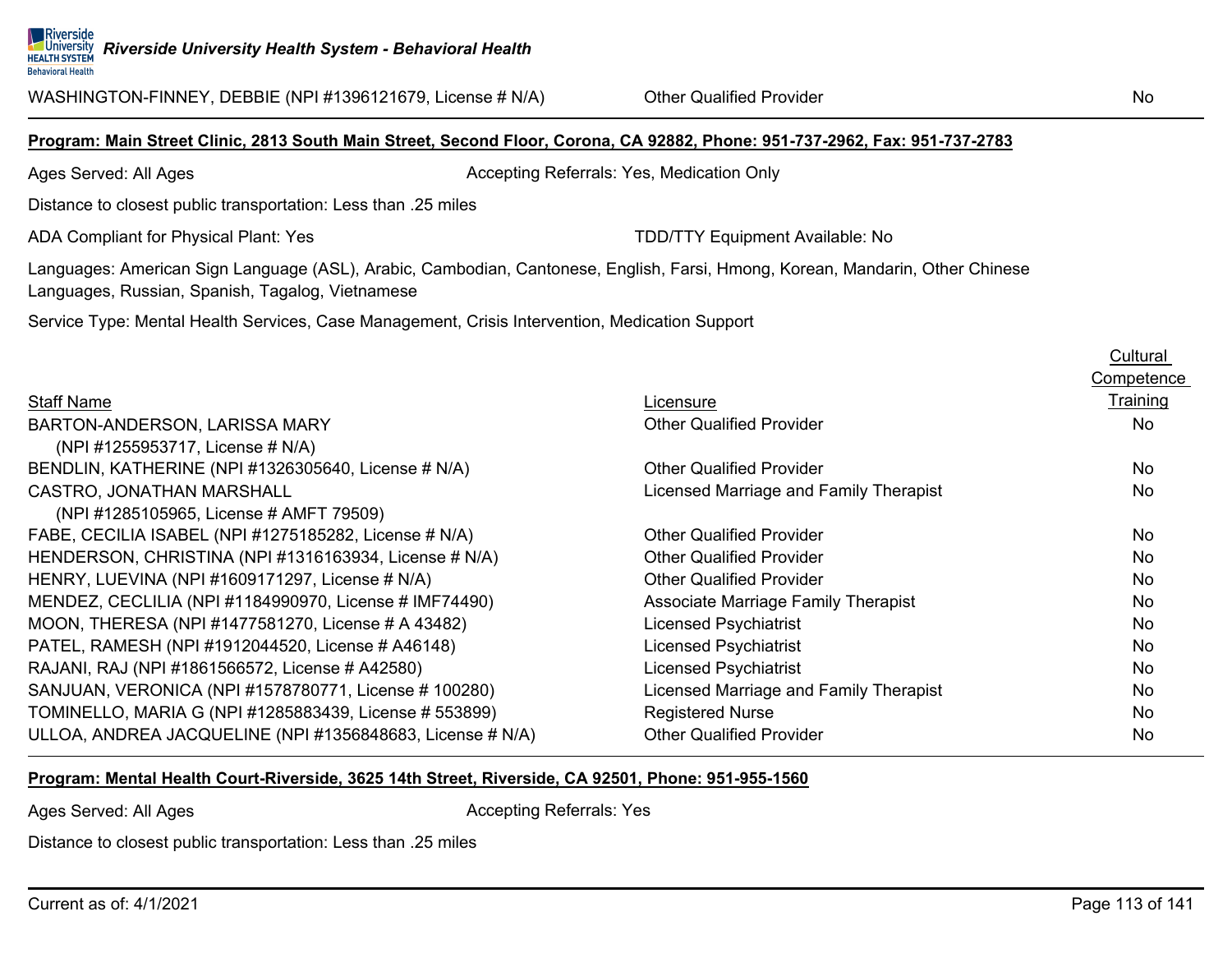| | | |
|---|---|---|
| WASHINGTON-FINNEY, DEBBIE (NPI #1396121679, License # N/A) | Other Qualified Provider | No |

**Program: Main Street Clinic, 2813 South Main Street, Second Floor, Corona, CA 92882, Phone: 951-737-2962, Fax: 951-737-2783**

Ages Served: All Ages

Accepting Referrals: Yes, Medication Only

Distance to closest public transportation: Less than .25 miles

ADA Compliant for Physical Plant: Yes

TDD/TTY Equipment Available: No

Languages: American Sign Language (ASL), Arabic, Cambodian, Cantonese, English, Farsi, Hmong, Korean, Mandarin, Other Chinese Languages, Russian, Spanish, Tagalog, Vietnamese

Service Type: Mental Health Services, Case Management, Crisis Intervention, Medication Support

| Staff Name | Licensure | Cultural Competence Training |
|---|---|---|
| BARTON-ANDERSON, LARISSA MARY (NPI #1255953717, License # N/A) | Other Qualified Provider | No |
| BENDLIN, KATHERINE (NPI #1326305640, License # N/A) | Other Qualified Provider | No |
| CASTRO, JONATHAN MARSHALL (NPI #1285105965, License # AMFT 79509) | Licensed Marriage and Family Therapist | No |
| FABE, CECILIA ISABEL (NPI #1275185282, License # N/A) | Other Qualified Provider | No |
| HENDERSON, CHRISTINA (NPI #1316163934, License # N/A) | Other Qualified Provider | No |
| HENRY, LUEVINA (NPI #1609171297, License # N/A) | Other Qualified Provider | No |
| MENDEZ, CECLILIA (NPI #1184990970, License # IMF74490) | Associate Marriage Family Therapist | No |
| MOON, THERESA (NPI #1477581270, License # A 43482) | Licensed Psychiatrist | No |
| PATEL, RAMESH (NPI #1912044520, License # A46148) | Licensed Psychiatrist | No |
| RAJANI, RAJ (NPI #1861566572, License # A42580) | Licensed Psychiatrist | No |
| SANJUAN, VERONICA (NPI #1578780771, License # 100280) | Licensed Marriage and Family Therapist | No |
| TOMINELLO, MARIA G (NPI #1285883439, License # 553899) | Registered Nurse | No |
| ULLOA, ANDREA JACQUELINE (NPI #1356848683, License # N/A) | Other Qualified Provider | No |

**Program: Mental Health Court-Riverside, 3625 14th Street, Riverside, CA 92501, Phone: 951-955-1560**

Ages Served: All Ages

Accepting Referrals: Yes

Distance to closest public transportation: Less than .25 miles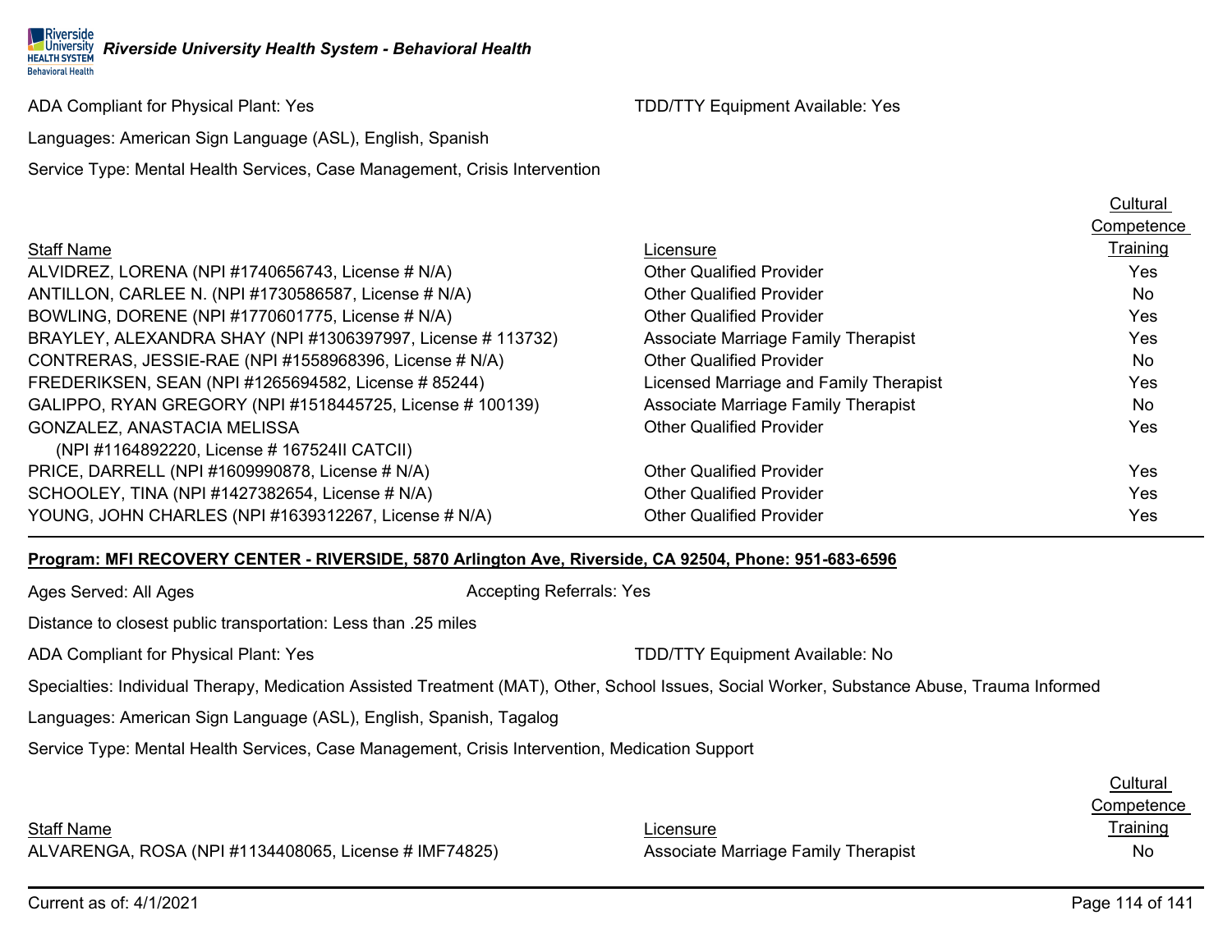ADA Compliant for Physical Plant: Yes

TDD/TTY Equipment Available: Yes

Languages: American Sign Language (ASL), English, Spanish

Service Type: Mental Health Services, Case Management, Crisis Intervention

| Staff Name | Licensure | Cultural Competence Training |
|---|---|---|
| ALVIDREZ, LORENA (NPI #1740656743, License # N/A) | Other Qualified Provider | Yes |
| ANTILLON, CARLEE N. (NPI #1730586587, License # N/A) | Other Qualified Provider | No |
| BOWLING, DORENE (NPI #1770601775, License # N/A) | Other Qualified Provider | Yes |
| BRAYLEY, ALEXANDRA SHAY (NPI #1306397997, License # 113732) | Associate Marriage Family Therapist | Yes |
| CONTRERAS, JESSIE-RAE (NPI #1558968396, License # N/A) | Other Qualified Provider | No |
| FREDERIKSEN, SEAN (NPI #1265694582, License # 85244) | Licensed Marriage and Family Therapist | Yes |
| GALIPPO, RYAN GREGORY (NPI #1518445725, License # 100139) | Associate Marriage Family Therapist | No |
| GONZALEZ, ANASTACIA MELISSA (NPI #1164892220, License # 167524II CATCII) | Other Qualified Provider | Yes |
| PRICE, DARRELL (NPI #1609990878, License # N/A) | Other Qualified Provider | Yes |
| SCHOOLEY, TINA (NPI #1427382654, License # N/A) | Other Qualified Provider | Yes |
| YOUNG, JOHN CHARLES (NPI #1639312267, License # N/A) | Other Qualified Provider | Yes |

**Program: MFI RECOVERY CENTER - RIVERSIDE, 5870 Arlington Ave, Riverside, CA 92504, Phone: 951-683-6596**

Ages Served: All Ages

Accepting Referrals: Yes

Distance to closest public transportation: Less than .25 miles

ADA Compliant for Physical Plant: Yes

TDD/TTY Equipment Available: No

Specialties: Individual Therapy, Medication Assisted Treatment (MAT), Other, School Issues, Social Worker, Substance Abuse, Trauma Informed

Languages: American Sign Language (ASL), English, Spanish, Tagalog

Service Type: Mental Health Services, Case Management, Crisis Intervention, Medication Support

| Staff Name | Licensure | Cultural Competence Training |
|---|---|---|
| ALVARENGA, ROSA (NPI #1134408065, License # IMF74825) | Associate Marriage Family Therapist | No |

Current as of: 4/1/2021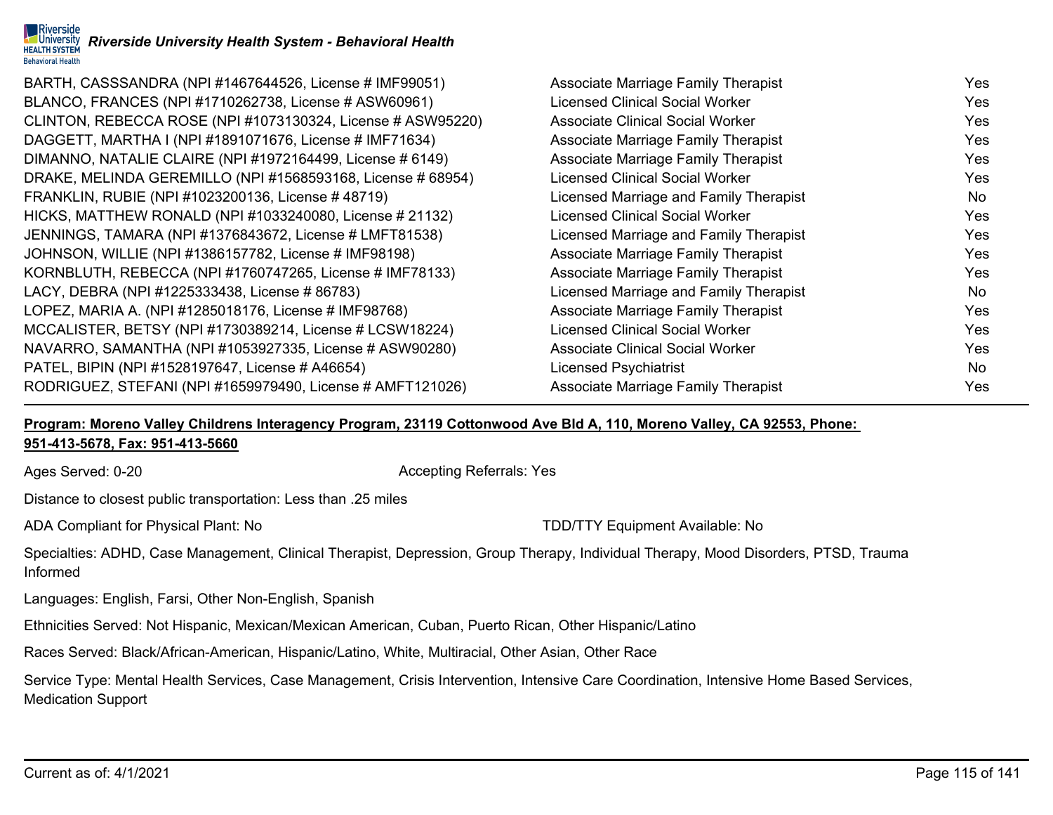| | | |
|---|---|---|
| BARTH, CASSSANDRA (NPI #1467644526, License # IMF99051) | Associate Marriage Family Therapist | Yes |
| BLANCO, FRANCES (NPI #1710262738, License # ASW60961) | Licensed Clinical Social Worker | Yes |
| CLINTON, REBECCA ROSE (NPI #1073130324, License # ASW95220) | Associate Clinical Social Worker | Yes |
| DAGGETT, MARTHA I (NPI #1891071676, License # IMF71634) | Associate Marriage Family Therapist | Yes |
| DIMANNO, NATALIE CLAIRE (NPI #1972164499, License # 6149) | Associate Marriage Family Therapist | Yes |
| DRAKE, MELINDA GEREMILLO (NPI #1568593168, License # 68954) | Licensed Clinical Social Worker | Yes |
| FRANKLIN, RUBIE (NPI #1023200136, License # 48719) | Licensed Marriage and Family Therapist | No |
| HICKS, MATTHEW RONALD (NPI #1033240080, License # 21132) | Licensed Clinical Social Worker | Yes |
| JENNINGS, TAMARA (NPI #1376843672, License # LMFT81538) | Licensed Marriage and Family Therapist | Yes |
| JOHNSON, WILLIE (NPI #1386157782, License # IMF98198) | Associate Marriage Family Therapist | Yes |
| KORNBLUTH, REBECCA (NPI #1760747265, License # IMF78133) | Associate Marriage Family Therapist | Yes |
| LACY, DEBRA (NPI #1225333438, License # 86783) | Licensed Marriage and Family Therapist | No |
| LOPEZ, MARIA A. (NPI #1285018176, License # IMF98768) | Associate Marriage Family Therapist | Yes |
| MCCALISTER, BETSY (NPI #1730389214, License # LCSW18224) | Licensed Clinical Social Worker | Yes |
| NAVARRO, SAMANTHA (NPI #1053927335, License # ASW90280) | Associate Clinical Social Worker | Yes |
| PATEL, BIPIN (NPI #1528197647, License # A46654) | Licensed Psychiatrist | No |
| RODRIGUEZ, STEFANI (NPI #1659979490, License # AMFT121026) | Associate Marriage Family Therapist | Yes |

**Program: Moreno Valley Childrens Interagency Program, 23119 Cottonwood Ave Bld A, 110, Moreno Valley, CA 92553, Phone: 951-413-5678, Fax: 951-413-5660**

Ages Served: 0-20

Accepting Referrals: Yes

Distance to closest public transportation: Less than .25 miles

ADA Compliant for Physical Plant: No

TDD/TTY Equipment Available: No

Specialties: ADHD, Case Management, Clinical Therapist, Depression, Group Therapy, Individual Therapy, Mood Disorders, PTSD, Trauma Informed

Languages: English, Farsi, Other Non-English, Spanish

Ethnicities Served: Not Hispanic, Mexican/Mexican American, Cuban, Puerto Rican, Other Hispanic/Latino

Races Served: Black/African-American, Hispanic/Latino, White, Multiracial, Other Asian, Other Race

Service Type: Mental Health Services, Case Management, Crisis Intervention, Intensive Care Coordination, Intensive Home Based Services, Medication Support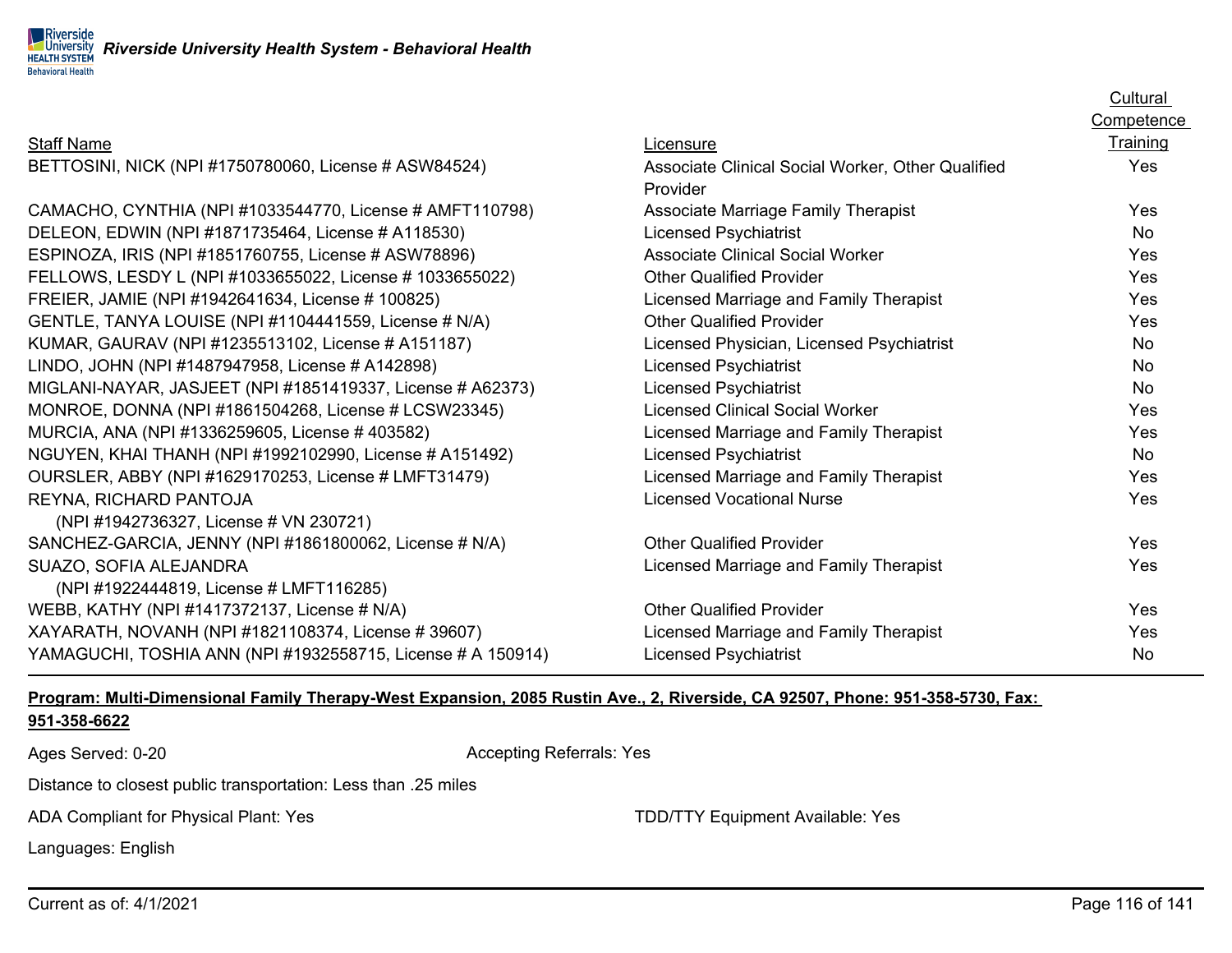| Staff Name | Licensure | Cultural Competence Training |
|---|---|---|
| BETTOSINI, NICK (NPI #1750780060, License # ASW84524) | Associate Clinical Social Worker, Other Qualified Provider | Yes |
| CAMACHO, CYNTHIA (NPI #1033544770, License # AMFT110798) | Associate Marriage Family Therapist | Yes |
| DELEON, EDWIN (NPI #1871735464, License # A118530) | Licensed Psychiatrist | No |
| ESPINOZA, IRIS (NPI #1851760755, License # ASW78896) | Associate Clinical Social Worker | Yes |
| FELLOWS, LESDY L (NPI #1033655022, License # 1033655022) | Other Qualified Provider | Yes |
| FREIER, JAMIE (NPI #1942641634, License # 100825) | Licensed Marriage and Family Therapist | Yes |
| GENTLE, TANYA LOUISE (NPI #1104441559, License # N/A) | Other Qualified Provider | Yes |
| KUMAR, GAURAV (NPI #1235513102, License # A151187) | Licensed Physician, Licensed Psychiatrist | No |
| LINDO, JOHN (NPI #1487947958, License # A142898) | Licensed Psychiatrist | No |
| MIGLANI-NAYAR, JASJEET (NPI #1851419337, License # A62373) | Licensed Psychiatrist | No |
| MONROE, DONNA (NPI #1861504268, License # LCSW23345) | Licensed Clinical Social Worker | Yes |
| MURCIA, ANA (NPI #1336259605, License # 403582) | Licensed Marriage and Family Therapist | Yes |
| NGUYEN, KHAI THANH (NPI #1992102990, License # A151492) | Licensed Psychiatrist | No |
| OURSLER, ABBY (NPI #1629170253, License # LMFT31479) | Licensed Marriage and Family Therapist | Yes |
| REYNA, RICHARD PANTOJA (NPI #1942736327, License # VN 230721) | Licensed Vocational Nurse | Yes |
| SANCHEZ-GARCIA, JENNY (NPI #1861800062, License # N/A) | Other Qualified Provider | Yes |
| SUAZO, SOFIA ALEJANDRA (NPI #1922444819, License # LMFT116285) | Licensed Marriage and Family Therapist | Yes |
| WEBB, KATHY (NPI #1417372137, License # N/A) | Other Qualified Provider | Yes |
| XAYARATH, NOVANH (NPI #1821108374, License # 39607) | Licensed Marriage and Family Therapist | Yes |
| YAMAGUCHI, TOSHIA ANN (NPI #1932558715, License # A 150914) | Licensed Psychiatrist | No |

**Program: Multi-Dimensional Family Therapy-West Expansion, 2085 Rustin Ave., 2, Riverside, CA 92507, Phone: 951-358-5730, Fax: 951-358-6622**

Ages Served: 0-20

Accepting Referrals: Yes

Distance to closest public transportation: Less than .25 miles

ADA Compliant for Physical Plant: Yes

TDD/TTY Equipment Available: Yes

Languages: English

Current as of: 4/1/2021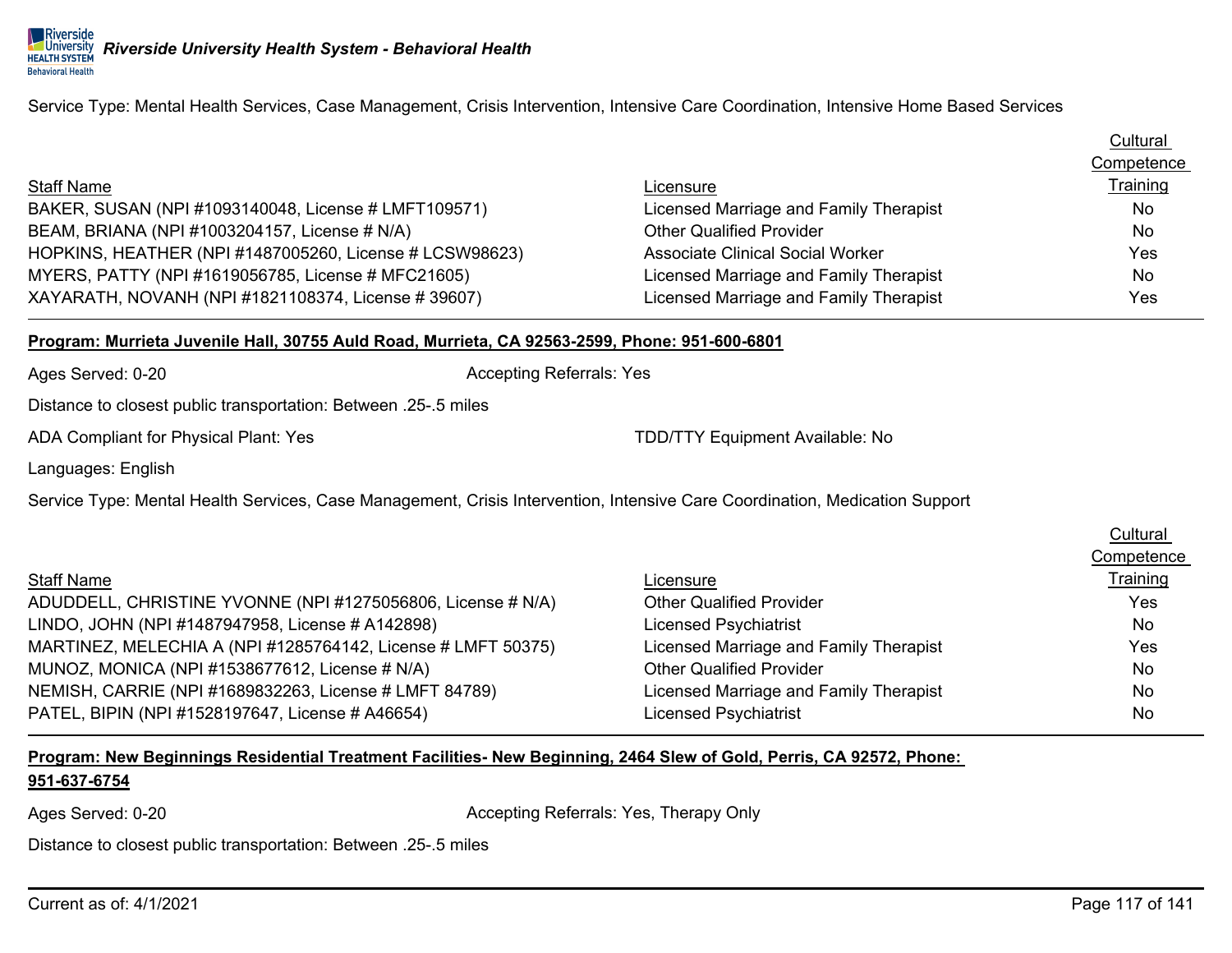Service Type: Mental Health Services, Case Management, Crisis Intervention, Intensive Care Coordination, Intensive Home Based Services

| Staff Name | Licensure | Cultural Competence Training |
|---|---|---|
| BAKER, SUSAN (NPI #1093140048, License # LMFT109571) | Licensed Marriage and Family Therapist | No |
| BEAM, BRIANA (NPI #1003204157, License # N/A) | Other Qualified Provider | No |
| HOPKINS, HEATHER (NPI #1487005260, License # LCSW98623) | Associate Clinical Social Worker | Yes |
| MYERS, PATTY (NPI #1619056785, License # MFC21605) | Licensed Marriage and Family Therapist | No |
| XAYARATH, NOVANH (NPI #1821108374, License # 39607) | Licensed Marriage and Family Therapist | Yes |

**Program: Murrieta Juvenile Hall, 30755 Auld Road, Murrieta, CA 92563-2599, Phone: 951-600-6801**

Ages Served: 0-20

Accepting Referrals: Yes

Distance to closest public transportation: Between .25-.5 miles

ADA Compliant for Physical Plant: Yes

TDD/TTY Equipment Available: No

Languages: English

Service Type: Mental Health Services, Case Management, Crisis Intervention, Intensive Care Coordination, Medication Support

| Staff Name | Licensure | Cultural Competence Training |
|---|---|---|
| ADUDDELL, CHRISTINE YVONNE (NPI #1275056806, License # N/A) | Other Qualified Provider | Yes |
| LINDO, JOHN (NPI #1487947958, License # A142898) | Licensed Psychiatrist | No |
| MARTINEZ, MELECHIA A (NPI #1285764142, License # LMFT 50375) | Licensed Marriage and Family Therapist | Yes |
| MUNOZ, MONICA (NPI #1538677612, License # N/A) | Other Qualified Provider | No |
| NEMISH, CARRIE (NPI #1689832263, License # LMFT 84789) | Licensed Marriage and Family Therapist | No |
| PATEL, BIPIN (NPI #1528197647, License # A46654) | Licensed Psychiatrist | No |

**Program: New Beginnings Residential Treatment Facilities- New Beginning, 2464 Slew of Gold, Perris, CA 92572, Phone: 951-637-6754**

Ages Served: 0-20

Accepting Referrals: Yes, Therapy Only

Distance to closest public transportation: Between .25-.5 miles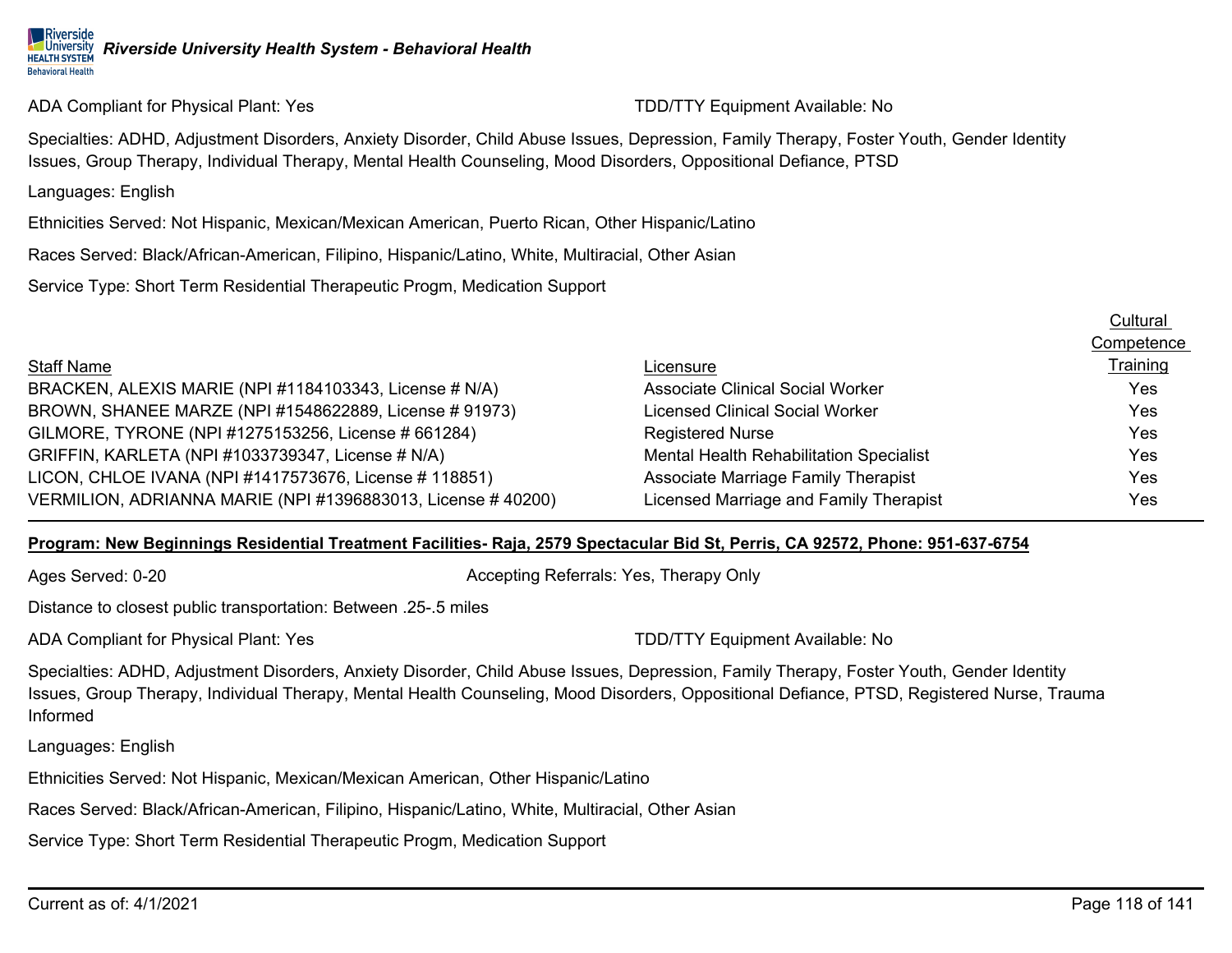ADA Compliant for Physical Plant: Yes TDD/TTY Equipment Available: No

Specialties: ADHD, Adjustment Disorders, Anxiety Disorder, Child Abuse Issues, Depression, Family Therapy, Foster Youth, Gender Identity Issues, Group Therapy, Individual Therapy, Mental Health Counseling, Mood Disorders, Oppositional Defiance, PTSD

Languages: English

Ethnicities Served: Not Hispanic, Mexican/Mexican American, Puerto Rican, Other Hispanic/Latino

Races Served: Black/African-American, Filipino, Hispanic/Latino, White, Multiracial, Other Asian

Service Type: Short Term Residential Therapeutic Progm, Medication Support

| Staff Name | Licensure | Cultural Competence Training |
|---|---|---|
| BRACKEN, ALEXIS MARIE (NPI #1184103343, License # N/A) | Associate Clinical Social Worker | Yes |
| BROWN, SHANEE MARZE (NPI #1548622889, License # 91973) | Licensed Clinical Social Worker | Yes |
| GILMORE, TYRONE (NPI #1275153256, License # 661284) | Registered Nurse | Yes |
| GRIFFIN, KARLETA (NPI #1033739347, License # N/A) | Mental Health Rehabilitation Specialist | Yes |
| LICON, CHLOE IVANA (NPI #1417573676, License # 118851) | Associate Marriage Family Therapist | Yes |
| VERMILION, ADRIANNA MARIE (NPI #1396883013, License # 40200) | Licensed Marriage and Family Therapist | Yes |

**Program: New Beginnings Residential Treatment Facilities- Raja, 2579 Spectacular Bid St, Perris, CA 92572, Phone: 951-637-6754**

Ages Served: 0-20 Accepting Referrals: Yes, Therapy Only

Distance to closest public transportation: Between .25-.5 miles

ADA Compliant for Physical Plant: Yes TDD/TTY Equipment Available: No

Specialties: ADHD, Adjustment Disorders, Anxiety Disorder, Child Abuse Issues, Depression, Family Therapy, Foster Youth, Gender Identity Issues, Group Therapy, Individual Therapy, Mental Health Counseling, Mood Disorders, Oppositional Defiance, PTSD, Registered Nurse, Trauma Informed

Languages: English

Ethnicities Served: Not Hispanic, Mexican/Mexican American, Other Hispanic/Latino

Races Served: Black/African-American, Filipino, Hispanic/Latino, White, Multiracial, Other Asian

Service Type: Short Term Residential Therapeutic Progm, Medication Support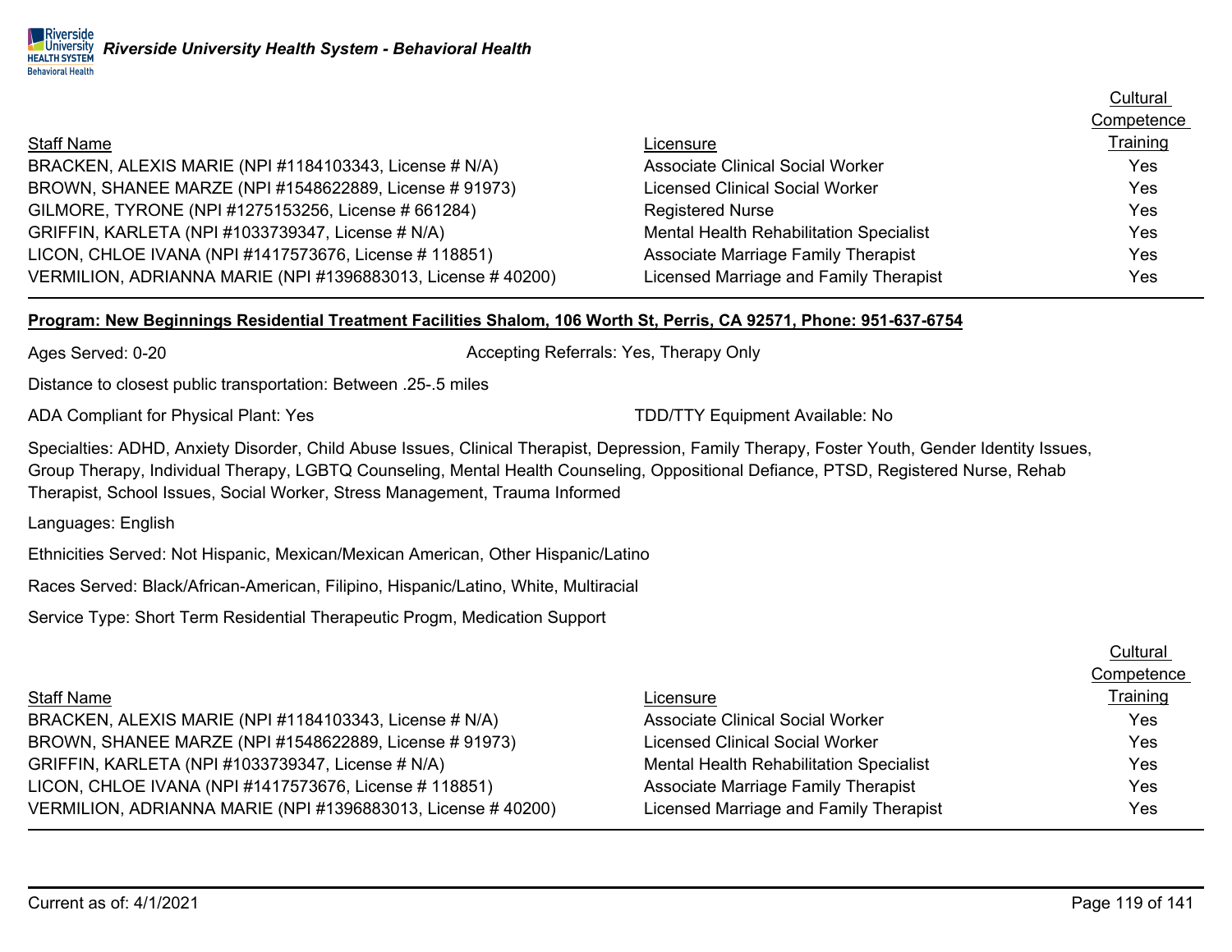| Staff Name | Licensure | Cultural Competence Training |
|---|---|---|
| BRACKEN, ALEXIS MARIE (NPI #1184103343, License # N/A) | Associate Clinical Social Worker | Yes |
| BROWN, SHANEE MARZE (NPI #1548622889, License # 91973) | Licensed Clinical Social Worker | Yes |
| GILMORE, TYRONE (NPI #1275153256, License # 661284) | Registered Nurse | Yes |
| GRIFFIN, KARLETA (NPI #1033739347, License # N/A) | Mental Health Rehabilitation Specialist | Yes |
| LICON, CHLOE IVANA (NPI #1417573676, License # 118851) | Associate Marriage Family Therapist | Yes |
| VERMILION, ADRIANNA MARIE (NPI #1396883013, License # 40200) | Licensed Marriage and Family Therapist | Yes |

**Program: New Beginnings Residential Treatment Facilities Shalom, 106 Worth St, Perris, CA 92571, Phone: 951-637-6754**

Ages Served: 0-20

Accepting Referrals: Yes, Therapy Only

Distance to closest public transportation: Between .25-.5 miles

ADA Compliant for Physical Plant: Yes

TDD/TTY Equipment Available: No

Specialties: ADHD, Anxiety Disorder, Child Abuse Issues, Clinical Therapist, Depression, Family Therapy, Foster Youth, Gender Identity Issues, Group Therapy, Individual Therapy, LGBTQ Counseling, Mental Health Counseling, Oppositional Defiance, PTSD, Registered Nurse, Rehab Therapist, School Issues, Social Worker, Stress Management, Trauma Informed

Languages: English

Ethnicities Served: Not Hispanic, Mexican/Mexican American, Other Hispanic/Latino

Races Served: Black/African-American, Filipino, Hispanic/Latino, White, Multiracial

Service Type: Short Term Residential Therapeutic Progm, Medication Support

| Staff Name | Licensure | Cultural Competence Training |
|---|---|---|
| BRACKEN, ALEXIS MARIE (NPI #1184103343, License # N/A) | Associate Clinical Social Worker | Yes |
| BROWN, SHANEE MARZE (NPI #1548622889, License # 91973) | Licensed Clinical Social Worker | Yes |
| GRIFFIN, KARLETA (NPI #1033739347, License # N/A) | Mental Health Rehabilitation Specialist | Yes |
| LICON, CHLOE IVANA (NPI #1417573676, License # 118851) | Associate Marriage Family Therapist | Yes |
| VERMILION, ADRIANNA MARIE (NPI #1396883013, License # 40200) | Licensed Marriage and Family Therapist | Yes |

Current as of: 4/1/2021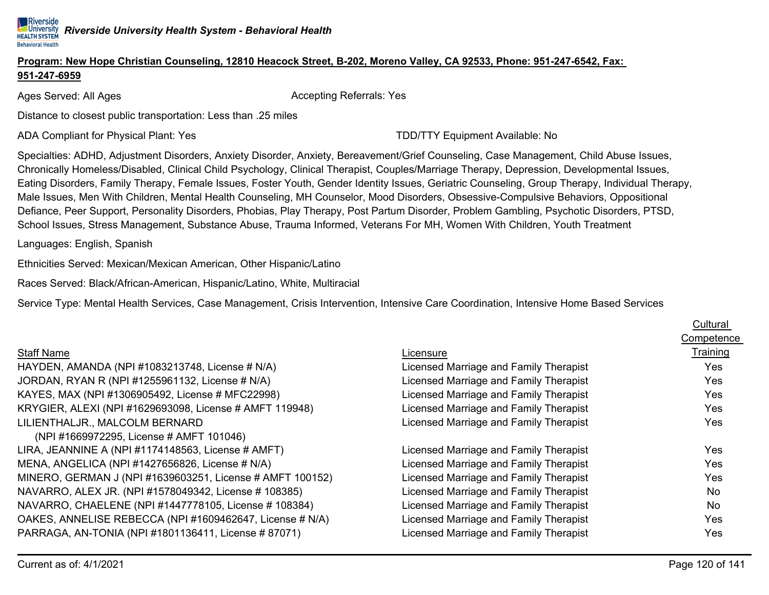**Program: New Hope Christian Counseling, 12810 Heacock Street, B-202, Moreno Valley, CA 92533, Phone: 951-247-6542, Fax: 951-247-6959**

Ages Served: All Ages

Accepting Referrals: Yes

Distance to closest public transportation: Less than .25 miles

ADA Compliant for Physical Plant: Yes

TDD/TTY Equipment Available: No

Specialties: ADHD, Adjustment Disorders, Anxiety Disorder, Anxiety, Bereavement/Grief Counseling, Case Management, Child Abuse Issues, Chronically Homeless/Disabled, Clinical Child Psychology, Clinical Therapist, Couples/Marriage Therapy, Depression, Developmental Issues, Eating Disorders, Family Therapy, Female Issues, Foster Youth, Gender Identity Issues, Geriatric Counseling, Group Therapy, Individual Therapy, Male Issues, Men With Children, Mental Health Counseling, MH Counselor, Mood Disorders, Obsessive-Compulsive Behaviors, Oppositional Defiance, Peer Support, Personality Disorders, Phobias, Play Therapy, Post Partum Disorder, Problem Gambling, Psychotic Disorders, PTSD, School Issues, Stress Management, Substance Abuse, Trauma Informed, Veterans For MH, Women With Children, Youth Treatment

Languages: English, Spanish

Ethnicities Served: Mexican/Mexican American, Other Hispanic/Latino

Races Served: Black/African-American, Hispanic/Latino, White, Multiracial

Service Type: Mental Health Services, Case Management, Crisis Intervention, Intensive Care Coordination, Intensive Home Based Services

| Staff Name | Licensure | Cultural Competence Training |
|---|---|---|
| HAYDEN, AMANDA (NPI #1083213748, License # N/A) | Licensed Marriage and Family Therapist | Yes |
| JORDAN, RYAN R (NPI #1255961132, License # N/A) | Licensed Marriage and Family Therapist | Yes |
| KAYES, MAX (NPI #1306905492, License # MFC22998) | Licensed Marriage and Family Therapist | Yes |
| KRYGIER, ALEXI (NPI #1629693098, License # AMFT 119948) | Licensed Marriage and Family Therapist | Yes |
| LILIENTHALJR., MALCOLM BERNARD (NPI #1669972295, License # AMFT 101046) | Licensed Marriage and Family Therapist | Yes |
| LIRA, JEANNINE A (NPI #1174148563, License # AMFT) | Licensed Marriage and Family Therapist | Yes |
| MENA, ANGELICA (NPI #1427656826, License # N/A) | Licensed Marriage and Family Therapist | Yes |
| MINERO, GERMAN J (NPI #1639603251, License # AMFT 100152) | Licensed Marriage and Family Therapist | Yes |
| NAVARRO, ALEX JR. (NPI #1578049342, License # 108385) | Licensed Marriage and Family Therapist | No |
| NAVARRO, CHAELENE (NPI #1447778105, License # 108384) | Licensed Marriage and Family Therapist | No |
| OAKES, ANNELISE REBECCA (NPI #1609462647, License # N/A) | Licensed Marriage and Family Therapist | Yes |
| PARRAGA, AN-TONIA (NPI #1801136411, License # 87071) | Licensed Marriage and Family Therapist | Yes |

Current as of: 4/1/2021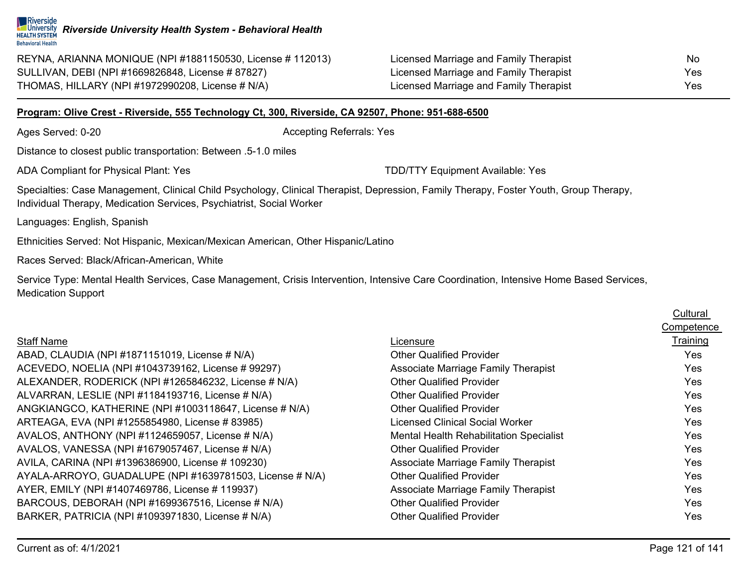| | | |
|---|---|---|
| REYNA, ARIANNA MONIQUE (NPI #1881150530, License # 112013) | Licensed Marriage and Family Therapist | No |
| SULLIVAN, DEBI (NPI #1669826848, License # 87827) | Licensed Marriage and Family Therapist | Yes |
| THOMAS, HILLARY (NPI #1972990208, License # N/A) | Licensed Marriage and Family Therapist | Yes |

**Program: Olive Crest - Riverside, 555 Technology Ct, 300, Riverside, CA 92507, Phone: 951-688-6500**

Ages Served: 0-20

Accepting Referrals: Yes

Distance to closest public transportation: Between .5-1.0 miles

ADA Compliant for Physical Plant: Yes

TDD/TTY Equipment Available: Yes

Specialties: Case Management, Clinical Child Psychology, Clinical Therapist, Depression, Family Therapy, Foster Youth, Group Therapy, Individual Therapy, Medication Services, Psychiatrist, Social Worker

Languages: English, Spanish

Ethnicities Served: Not Hispanic, Mexican/Mexican American, Other Hispanic/Latino

Races Served: Black/African-American, White

Service Type: Mental Health Services, Case Management, Crisis Intervention, Intensive Care Coordination, Intensive Home Based Services, Medication Support

| Staff Name | Licensure | Cultural Competence Training |
|---|---|---|
| ABAD, CLAUDIA (NPI #1871151019, License # N/A) | Other Qualified Provider | Yes |
| ACEVEDO, NOELIA (NPI #1043739162, License # 99297) | Associate Marriage Family Therapist | Yes |
| ALEXANDER, RODERICK (NPI #1265846232, License # N/A) | Other Qualified Provider | Yes |
| ALVARRAN, LESLIE (NPI #1184193716, License # N/A) | Other Qualified Provider | Yes |
| ANGKIANGCO, KATHERINE (NPI #1003118647, License # N/A) | Other Qualified Provider | Yes |
| ARTEAGA, EVA (NPI #1255854980, License # 83985) | Licensed Clinical Social Worker | Yes |
| AVALOS, ANTHONY (NPI #1124659057, License # N/A) | Mental Health Rehabilitation Specialist | Yes |
| AVALOS, VANESSA (NPI #1679057467, License # N/A) | Other Qualified Provider | Yes |
| AVILA, CARINA (NPI #1396386900, License # 109230) | Associate Marriage Family Therapist | Yes |
| AYALA-ARROYO, GUADALUPE (NPI #1639781503, License # N/A) | Other Qualified Provider | Yes |
| AYER, EMILY (NPI #1407469786, License # 119937) | Associate Marriage Family Therapist | Yes |
| BARCOUS, DEBORAH (NPI #1699367516, License # N/A) | Other Qualified Provider | Yes |
| BARKER, PATRICIA (NPI #1093971830, License # N/A) | Other Qualified Provider | Yes |

Current as of: 4/1/2021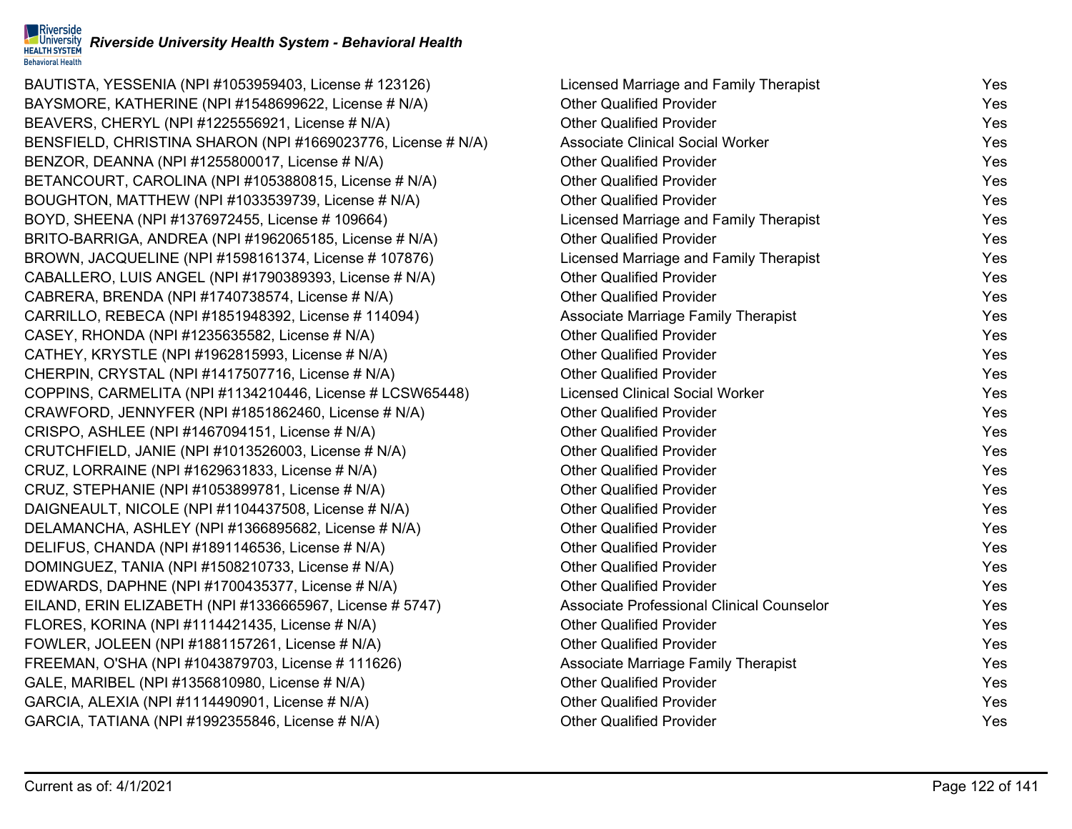| | | |
|---|---|---|
| BAUTISTA, YESSENIA (NPI #1053959403, License # 123126) | Licensed Marriage and Family Therapist | Yes |
| BAYSMORE, KATHERINE (NPI #1548699622, License # N/A) | Other Qualified Provider | Yes |
| BEAVERS, CHERYL (NPI #1225556921, License # N/A) | Other Qualified Provider | Yes |
| BENSFIELD, CHRISTINA SHARON (NPI #1669023776, License # N/A) | Associate Clinical Social Worker | Yes |
| BENZOR, DEANNA (NPI #1255800017, License # N/A) | Other Qualified Provider | Yes |
| BETANCOURT, CAROLINA (NPI #1053880815, License # N/A) | Other Qualified Provider | Yes |
| BOUGHTON, MATTHEW (NPI #1033539739, License # N/A) | Other Qualified Provider | Yes |
| BOYD, SHEENA (NPI #1376972455, License # 109664) | Licensed Marriage and Family Therapist | Yes |
| BRITO-BARRIGA, ANDREA (NPI #1962065185, License # N/A) | Other Qualified Provider | Yes |
| BROWN, JACQUELINE (NPI #1598161374, License # 107876) | Licensed Marriage and Family Therapist | Yes |
| CABALLERO, LUIS ANGEL (NPI #1790389393, License # N/A) | Other Qualified Provider | Yes |
| CABRERA, BRENDA (NPI #1740738574, License # N/A) | Other Qualified Provider | Yes |
| CARRILLO, REBECA (NPI #1851948392, License # 114094) | Associate Marriage Family Therapist | Yes |
| CASEY, RHONDA (NPI #1235635582, License # N/A) | Other Qualified Provider | Yes |
| CATHEY, KRYSTLE (NPI #1962815993, License # N/A) | Other Qualified Provider | Yes |
| CHERPIN, CRYSTAL (NPI #1417507716, License # N/A) | Other Qualified Provider | Yes |
| COPPINS, CARMELITA (NPI #1134210446, License # LCSW65448) | Licensed Clinical Social Worker | Yes |
| CRAWFORD, JENNYFER (NPI #1851862460, License # N/A) | Other Qualified Provider | Yes |
| CRISPO, ASHLEE (NPI #1467094151, License # N/A) | Other Qualified Provider | Yes |
| CRUTCHFIELD, JANIE (NPI #1013526003, License # N/A) | Other Qualified Provider | Yes |
| CRUZ, LORRAINE (NPI #1629631833, License # N/A) | Other Qualified Provider | Yes |
| CRUZ, STEPHANIE (NPI #1053899781, License # N/A) | Other Qualified Provider | Yes |
| DAIGNEAULT, NICOLE (NPI #1104437508, License # N/A) | Other Qualified Provider | Yes |
| DELAMANCHA, ASHLEY (NPI #1366895682, License # N/A) | Other Qualified Provider | Yes |
| DELIFUS, CHANDA (NPI #1891146536, License # N/A) | Other Qualified Provider | Yes |
| DOMINGUEZ, TANIA (NPI #1508210733, License # N/A) | Other Qualified Provider | Yes |
| EDWARDS, DAPHNE (NPI #1700435377, License # N/A) | Other Qualified Provider | Yes |
| EILAND, ERIN ELIZABETH (NPI #1336665967, License # 5747) | Associate Professional Clinical Counselor | Yes |
| FLORES, KORINA (NPI #1114421435, License # N/A) | Other Qualified Provider | Yes |
| FOWLER, JOLEEN (NPI #1881157261, License # N/A) | Other Qualified Provider | Yes |
| FREEMAN, O'SHA (NPI #1043879703, License # 111626) | Associate Marriage Family Therapist | Yes |
| GALE, MARIBEL (NPI #1356810980, License # N/A) | Other Qualified Provider | Yes |
| GARCIA, ALEXIA (NPI #1114490901, License # N/A) | Other Qualified Provider | Yes |
| GARCIA, TATIANA (NPI #1992355846, License # N/A) | Other Qualified Provider | Yes |

Current as of: 4/1/2021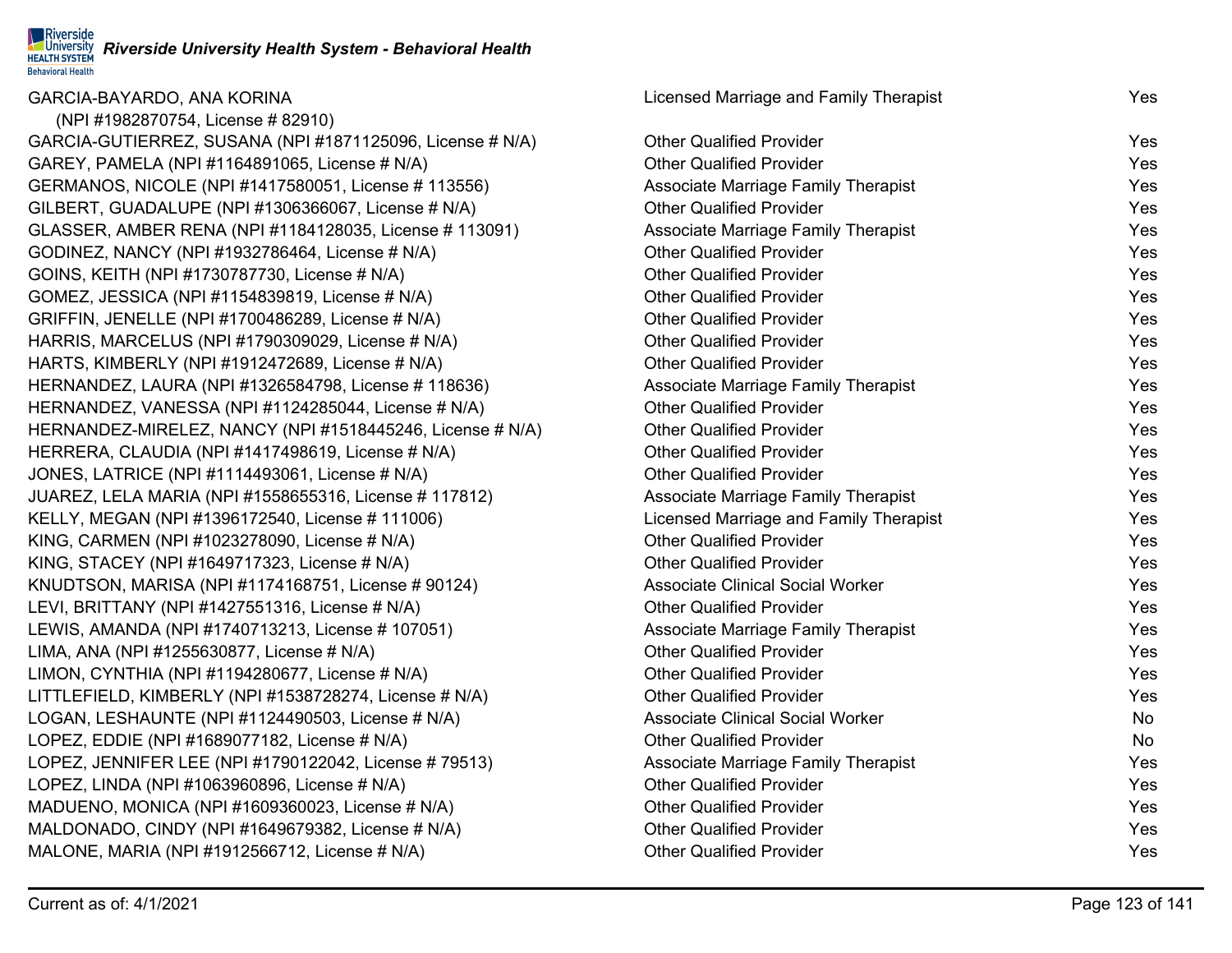| | | |
|---|---|---|
| GARCIA-BAYARDO, ANA KORINA (NPI #1982870754, License # 82910) | Licensed Marriage and Family Therapist | Yes |
| GARCIA-GUTIERREZ, SUSANA (NPI #1871125096, License # N/A) | Other Qualified Provider | Yes |
| GAREY, PAMELA (NPI #1164891065, License # N/A) | Other Qualified Provider | Yes |
| GERMANOS, NICOLE (NPI #1417580051, License # 113556) | Associate Marriage Family Therapist | Yes |
| GILBERT, GUADALUPE (NPI #1306366067, License # N/A) | Other Qualified Provider | Yes |
| GLASSER, AMBER RENA (NPI #1184128035, License # 113091) | Associate Marriage Family Therapist | Yes |
| GODINEZ, NANCY (NPI #1932786464, License # N/A) | Other Qualified Provider | Yes |
| GOINS, KEITH (NPI #1730787730, License # N/A) | Other Qualified Provider | Yes |
| GOMEZ, JESSICA (NPI #1154839819, License # N/A) | Other Qualified Provider | Yes |
| GRIFFIN, JENELLE (NPI #1700486289, License # N/A) | Other Qualified Provider | Yes |
| HARRIS, MARCELUS (NPI #1790309029, License # N/A) | Other Qualified Provider | Yes |
| HARTS, KIMBERLY (NPI #1912472689, License # N/A) | Other Qualified Provider | Yes |
| HERNANDEZ, LAURA (NPI #1326584798, License # 118636) | Associate Marriage Family Therapist | Yes |
| HERNANDEZ, VANESSA (NPI #1124285044, License # N/A) | Other Qualified Provider | Yes |
| HERNANDEZ-MIRELEZ, NANCY (NPI #1518445246, License # N/A) | Other Qualified Provider | Yes |
| HERRERA, CLAUDIA (NPI #1417498619, License # N/A) | Other Qualified Provider | Yes |
| JONES, LATRICE (NPI #1114493061, License # N/A) | Other Qualified Provider | Yes |
| JUAREZ, LELA MARIA (NPI #1558655316, License # 117812) | Associate Marriage Family Therapist | Yes |
| KELLY, MEGAN (NPI #1396172540, License # 111006) | Licensed Marriage and Family Therapist | Yes |
| KING, CARMEN (NPI #1023278090, License # N/A) | Other Qualified Provider | Yes |
| KING, STACEY (NPI #1649717323, License # N/A) | Other Qualified Provider | Yes |
| KNUDTSON, MARISA (NPI #1174168751, License # 90124) | Associate Clinical Social Worker | Yes |
| LEVI, BRITTANY (NPI #1427551316, License # N/A) | Other Qualified Provider | Yes |
| LEWIS, AMANDA (NPI #1740713213, License # 107051) | Associate Marriage Family Therapist | Yes |
| LIMA, ANA (NPI #1255630877, License # N/A) | Other Qualified Provider | Yes |
| LIMON, CYNTHIA (NPI #1194280677, License # N/A) | Other Qualified Provider | Yes |
| LITTLEFIELD, KIMBERLY (NPI #1538728274, License # N/A) | Other Qualified Provider | Yes |
| LOGAN, LESHAUNTE (NPI #1124490503, License # N/A) | Associate Clinical Social Worker | No |
| LOPEZ, EDDIE (NPI #1689077182, License # N/A) | Other Qualified Provider | No |
| LOPEZ, JENNIFER LEE (NPI #1790122042, License # 79513) | Associate Marriage Family Therapist | Yes |
| LOPEZ, LINDA (NPI #1063960896, License # N/A) | Other Qualified Provider | Yes |
| MADUENO, MONICA (NPI #1609360023, License # N/A) | Other Qualified Provider | Yes |
| MALDONADO, CINDY (NPI #1649679382, License # N/A) | Other Qualified Provider | Yes |
| MALONE, MARIA (NPI #1912566712, License # N/A) | Other Qualified Provider | Yes |

Current as of: 4/1/2021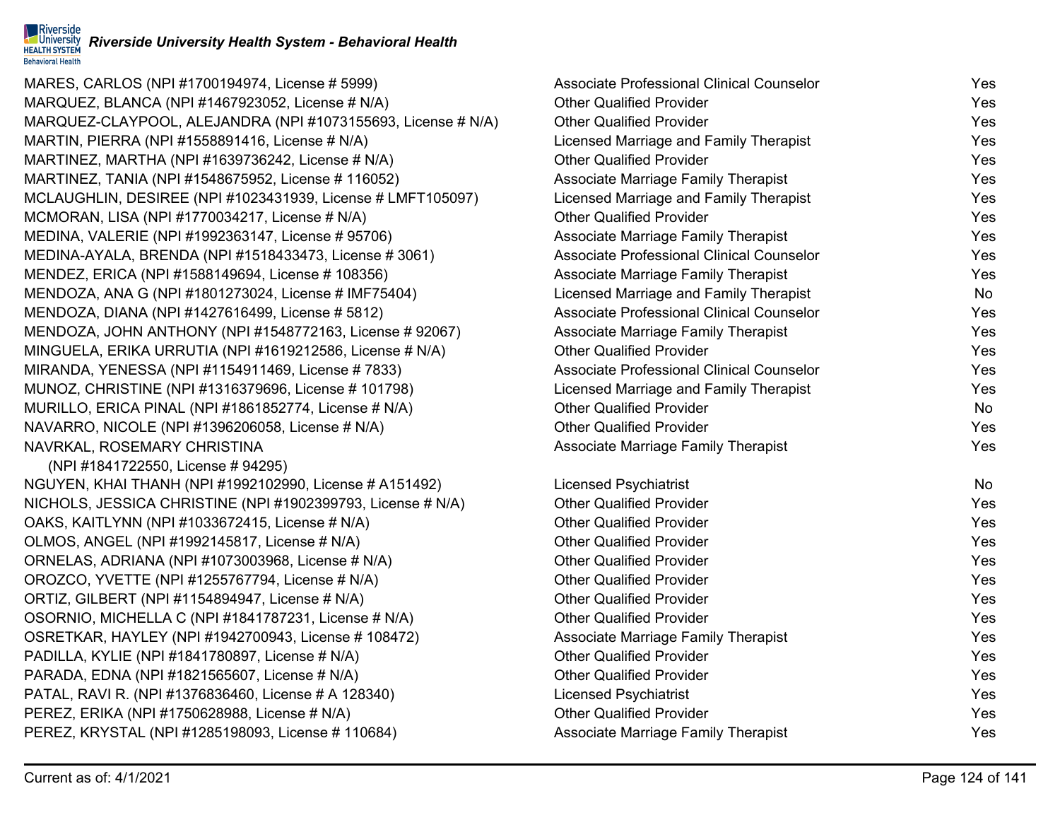| | | |
|---|---|---|
| MARES, CARLOS (NPI #1700194974, License # 5999) | Associate Professional Clinical Counselor | Yes |
| MARQUEZ, BLANCA (NPI #1467923052, License # N/A) | Other Qualified Provider | Yes |
| MARQUEZ-CLAYPOOL, ALEJANDRA (NPI #1073155693, License # N/A) | Other Qualified Provider | Yes |
| MARTIN, PIERRA (NPI #1558891416, License # N/A) | Licensed Marriage and Family Therapist | Yes |
| MARTINEZ, MARTHA (NPI #1639736242, License # N/A) | Other Qualified Provider | Yes |
| MARTINEZ, TANIA (NPI #1548675952, License # 116052) | Associate Marriage Family Therapist | Yes |
| MCLAUGHLIN, DESIREE (NPI #1023431939, License # LMFT105097) | Licensed Marriage and Family Therapist | Yes |
| MCMORAN, LISA (NPI #1770034217, License # N/A) | Other Qualified Provider | Yes |
| MEDINA, VALERIE (NPI #1992363147, License # 95706) | Associate Marriage Family Therapist | Yes |
| MEDINA-AYALA, BRENDA (NPI #1518433473, License # 3061) | Associate Professional Clinical Counselor | Yes |
| MENDEZ, ERICA (NPI #1588149694, License # 108356) | Associate Marriage Family Therapist | Yes |
| MENDOZA, ANA G (NPI #1801273024, License # IMF75404) | Licensed Marriage and Family Therapist | No |
| MENDOZA, DIANA (NPI #1427616499, License # 5812) | Associate Professional Clinical Counselor | Yes |
| MENDOZA, JOHN ANTHONY (NPI #1548772163, License # 92067) | Associate Marriage Family Therapist | Yes |
| MINGUELA, ERIKA URRUTIA (NPI #1619212586, License # N/A) | Other Qualified Provider | Yes |
| MIRANDA, YENESSA (NPI #1154911469, License # 7833) | Associate Professional Clinical Counselor | Yes |
| MUNOZ, CHRISTINE (NPI #1316379696, License # 101798) | Licensed Marriage and Family Therapist | Yes |
| MURILLO, ERICA PINAL (NPI #1861852774, License # N/A) | Other Qualified Provider | No |
| NAVARRO, NICOLE (NPI #1396206058, License # N/A) | Other Qualified Provider | Yes |
| NAVRKAL, ROSEMARY CHRISTINA (NPI #1841722550, License # 94295) | Associate Marriage Family Therapist | Yes |
| NGUYEN, KHAI THANH (NPI #1992102990, License # A151492) | Licensed Psychiatrist | No |
| NICHOLS, JESSICA CHRISTINE (NPI #1902399793, License # N/A) | Other Qualified Provider | Yes |
| OAKS, KAITLYNN (NPI #1033672415, License # N/A) | Other Qualified Provider | Yes |
| OLMOS, ANGEL (NPI #1992145817, License # N/A) | Other Qualified Provider | Yes |
| ORNELAS, ADRIANA (NPI #1073003968, License # N/A) | Other Qualified Provider | Yes |
| OROZCO, YVETTE (NPI #1255767794, License # N/A) | Other Qualified Provider | Yes |
| ORTIZ, GILBERT (NPI #1154894947, License # N/A) | Other Qualified Provider | Yes |
| OSORNIO, MICHELLA C (NPI #1841787231, License # N/A) | Other Qualified Provider | Yes |
| OSRETKAR, HAYLEY (NPI #1942700943, License # 108472) | Associate Marriage Family Therapist | Yes |
| PADILLA, KYLIE (NPI #1841780897, License # N/A) | Other Qualified Provider | Yes |
| PARADA, EDNA (NPI #1821565607, License # N/A) | Other Qualified Provider | Yes |
| PATAL, RAVI R. (NPI #1376836460, License # A 128340) | Licensed Psychiatrist | Yes |
| PEREZ, ERIKA (NPI #1750628988, License # N/A) | Other Qualified Provider | Yes |
| PEREZ, KRYSTAL (NPI #1285198093, License # 110684) | Associate Marriage Family Therapist | Yes |

Current as of: 4/1/2021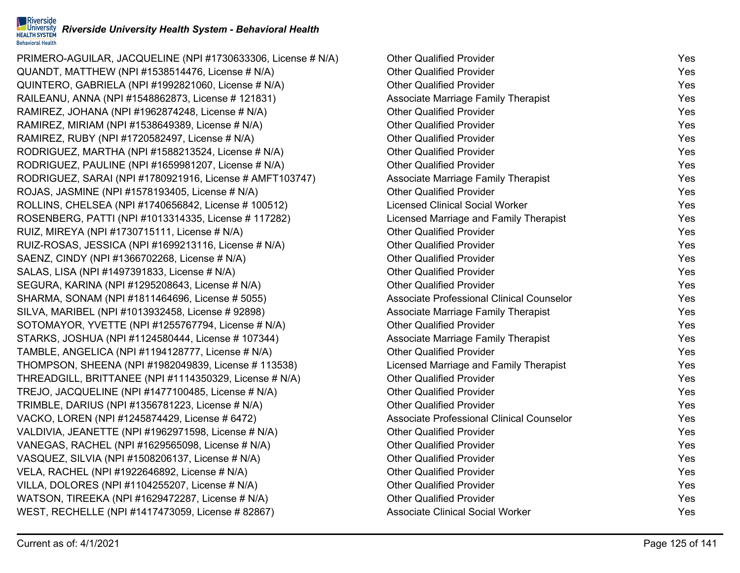| | | |
|---|---|---|
| PRIMERO-AGUILAR, JACQUELINE (NPI #1730633306, License # N/A) | Other Qualified Provider | Yes |
| QUANDT, MATTHEW (NPI #1538514476, License # N/A) | Other Qualified Provider | Yes |
| QUINTERO, GABRIELA (NPI #1992821060, License # N/A) | Other Qualified Provider | Yes |
| RAILEANU, ANNA (NPI #1548862873, License # 121831) | Associate Marriage Family Therapist | Yes |
| RAMIREZ, JOHANA (NPI #1962874248, License # N/A) | Other Qualified Provider | Yes |
| RAMIREZ, MIRIAM (NPI #1538649389, License # N/A) | Other Qualified Provider | Yes |
| RAMIREZ, RUBY (NPI #1720582497, License # N/A) | Other Qualified Provider | Yes |
| RODRIGUEZ, MARTHA (NPI #1588213524, License # N/A) | Other Qualified Provider | Yes |
| RODRIGUEZ, PAULINE (NPI #1659981207, License # N/A) | Other Qualified Provider | Yes |
| RODRIGUEZ, SARAI (NPI #1780921916, License # AMFT103747) | Associate Marriage Family Therapist | Yes |
| ROJAS, JASMINE (NPI #1578193405, License # N/A) | Other Qualified Provider | Yes |
| ROLLINS, CHELSEA (NPI #1740656842, License # 100512) | Licensed Clinical Social Worker | Yes |
| ROSENBERG, PATTI (NPI #1013314335, License # 117282) | Licensed Marriage and Family Therapist | Yes |
| RUIZ, MIREYA (NPI #1730715111, License # N/A) | Other Qualified Provider | Yes |
| RUIZ-ROSAS, JESSICA (NPI #1699213116, License # N/A) | Other Qualified Provider | Yes |
| SAENZ, CINDY (NPI #1366702268, License # N/A) | Other Qualified Provider | Yes |
| SALAS, LISA (NPI #1497391833, License # N/A) | Other Qualified Provider | Yes |
| SEGURA, KARINA (NPI #1295208643, License # N/A) | Other Qualified Provider | Yes |
| SHARMA, SONAM (NPI #1811464696, License # 5055) | Associate Professional Clinical Counselor | Yes |
| SILVA, MARIBEL (NPI #1013932458, License # 92898) | Associate Marriage Family Therapist | Yes |
| SOTOMAYOR, YVETTE (NPI #1255767794, License # N/A) | Other Qualified Provider | Yes |
| STARKS, JOSHUA (NPI #1124580444, License # 107344) | Associate Marriage Family Therapist | Yes |
| TAMBLE, ANGELICA (NPI #1194128777, License # N/A) | Other Qualified Provider | Yes |
| THOMPSON, SHEENA (NPI #1982049839, License # 113538) | Licensed Marriage and Family Therapist | Yes |
| THREADGILL, BRITTANEE (NPI #1114350329, License # N/A) | Other Qualified Provider | Yes |
| TREJO, JACQUELINE (NPI #1477100485, License # N/A) | Other Qualified Provider | Yes |
| TRIMBLE, DARIUS (NPI #1356781223, License # N/A) | Other Qualified Provider | Yes |
| VACKO, LOREN (NPI #1245874429, License # 6472) | Associate Professional Clinical Counselor | Yes |
| VALDIVIA, JEANETTE (NPI #1962971598, License # N/A) | Other Qualified Provider | Yes |
| VANEGAS, RACHEL (NPI #1629565098, License # N/A) | Other Qualified Provider | Yes |
| VASQUEZ, SILVIA (NPI #1508206137, License # N/A) | Other Qualified Provider | Yes |
| VELA, RACHEL (NPI #1922646892, License # N/A) | Other Qualified Provider | Yes |
| VILLA, DOLORES (NPI #1104255207, License # N/A) | Other Qualified Provider | Yes |
| WATSON, TIREEKA (NPI #1629472287, License # N/A) | Other Qualified Provider | Yes |
| WEST, RECHELLE (NPI #1417473059, License # 82867) | Associate Clinical Social Worker | Yes |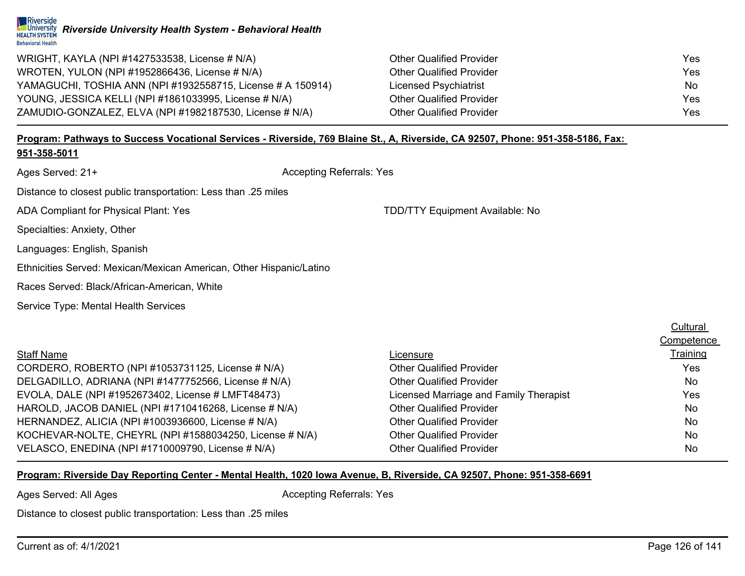| | | |
|---|---|---|
| WRIGHT, KAYLA (NPI #1427533538, License # N/A) | Other Qualified Provider | Yes |
| WROTEN, YULON (NPI #1952866436, License # N/A) | Other Qualified Provider | Yes |
| YAMAGUCHI, TOSHIA ANN (NPI #1932558715, License # A 150914) | Licensed Psychiatrist | No |
| YOUNG, JESSICA KELLI (NPI #1861033995, License # N/A) | Other Qualified Provider | Yes |
| ZAMUDIO-GONZALEZ, ELVA (NPI #1982187530, License # N/A) | Other Qualified Provider | Yes |

**Program: Pathways to Success Vocational Services - Riverside, 769 Blaine St., A, Riverside, CA 92507, Phone: 951-358-5186, Fax: 951-358-5011**

Ages Served: 21+ Accepting Referrals: Yes

Distance to closest public transportation: Less than .25 miles

ADA Compliant for Physical Plant: Yes TDD/TTY Equipment Available: No

Specialties: Anxiety, Other

Languages: English, Spanish

Ethnicities Served: Mexican/Mexican American, Other Hispanic/Latino

Races Served: Black/African-American, White

Service Type: Mental Health Services

| Staff Name | Licensure | Cultural Competence Training |
|---|---|---|
| CORDERO, ROBERTO (NPI #1053731125, License # N/A) | Other Qualified Provider | Yes |
| DELGADILLO, ADRIANA (NPI #1477752566, License # N/A) | Other Qualified Provider | No |
| EVOLA, DALE (NPI #1952673402, License # LMFT48473) | Licensed Marriage and Family Therapist | Yes |
| HAROLD, JACOB DANIEL (NPI #1710416268, License # N/A) | Other Qualified Provider | No |
| HERNANDEZ, ALICIA (NPI #1003936600, License # N/A) | Other Qualified Provider | No |
| KOCHEVAR-NOLTE, CHEYRL (NPI #1588034250, License # N/A) | Other Qualified Provider | No |
| VELASCO, ENEDINA (NPI #1710009790, License # N/A) | Other Qualified Provider | No |

**Program: Riverside Day Reporting Center - Mental Health, 1020 Iowa Avenue, B, Riverside, CA 92507, Phone: 951-358-6691**

Ages Served: All Ages Accepting Referrals: Yes

Distance to closest public transportation: Less than .25 miles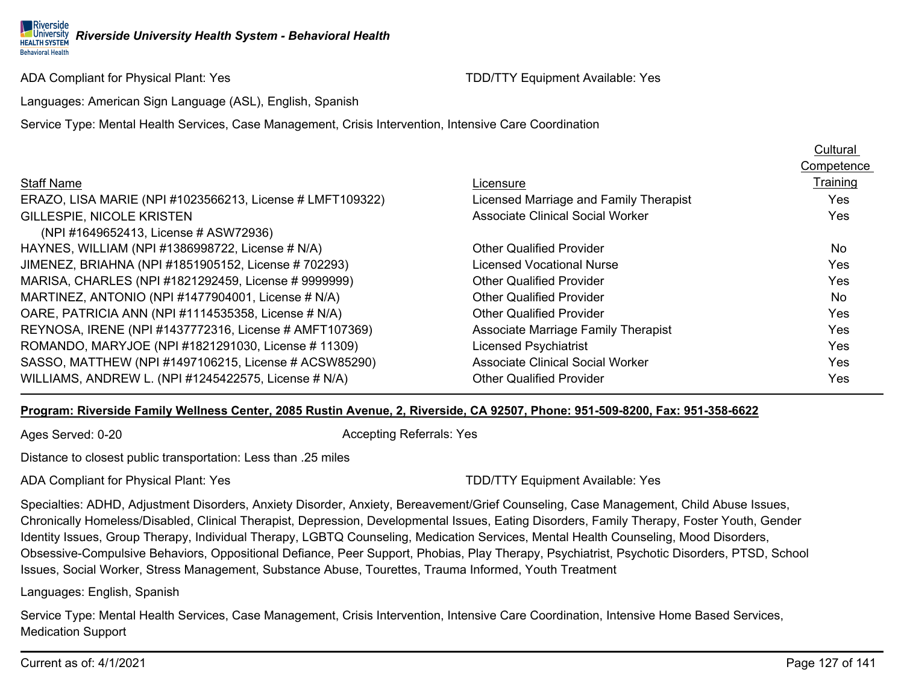ADA Compliant for Physical Plant: Yes    TDD/TTY Equipment Available: Yes

Languages: American Sign Language (ASL), English, Spanish

Service Type: Mental Health Services, Case Management, Crisis Intervention, Intensive Care Coordination

| Staff Name | Licensure | Cultural Competence Training |
|---|---|---|
| ERAZO, LISA MARIE (NPI #1023566213, License # LMFT109322) | Licensed Marriage and Family Therapist | Yes |
| GILLESPIE, NICOLE KRISTEN (NPI #1649652413, License # ASW72936) | Associate Clinical Social Worker | Yes |
| HAYNES, WILLIAM (NPI #1386998722, License # N/A) | Other Qualified Provider | No |
| JIMENEZ, BRIAHNA (NPI #1851905152, License # 702293) | Licensed Vocational Nurse | Yes |
| MARISA, CHARLES (NPI #1821292459, License # 9999999) | Other Qualified Provider | Yes |
| MARTINEZ, ANTONIO (NPI #1477904001, License # N/A) | Other Qualified Provider | No |
| OARE, PATRICIA ANN (NPI #1114535358, License # N/A) | Other Qualified Provider | Yes |
| REYNOSA, IRENE (NPI #1437772316, License # AMFT107369) | Associate Marriage Family Therapist | Yes |
| ROMANDO, MARYJOE (NPI #1821291030, License # 11309) | Licensed Psychiatrist | Yes |
| SASSO, MATTHEW (NPI #1497106215, License # ACSW85290) | Associate Clinical Social Worker | Yes |
| WILLIAMS, ANDREW L. (NPI #1245422575, License # N/A) | Other Qualified Provider | Yes |

**Program: Riverside Family Wellness Center, 2085 Rustin Avenue, 2, Riverside, CA 92507, Phone: 951-509-8200, Fax: 951-358-6622**

Ages Served: 0-20    Accepting Referrals: Yes

Distance to closest public transportation: Less than .25 miles

ADA Compliant for Physical Plant: Yes    TDD/TTY Equipment Available: Yes

Specialties: ADHD, Adjustment Disorders, Anxiety Disorder, Anxiety, Bereavement/Grief Counseling, Case Management, Child Abuse Issues, Chronically Homeless/Disabled, Clinical Therapist, Depression, Developmental Issues, Eating Disorders, Family Therapy, Foster Youth, Gender Identity Issues, Group Therapy, Individual Therapy, LGBTQ Counseling, Medication Services, Mental Health Counseling, Mood Disorders, Obsessive-Compulsive Behaviors, Oppositional Defiance, Peer Support, Phobias, Play Therapy, Psychiatrist, Psychotic Disorders, PTSD, School Issues, Social Worker, Stress Management, Substance Abuse, Tourettes, Trauma Informed, Youth Treatment

Languages: English, Spanish

Service Type: Mental Health Services, Case Management, Crisis Intervention, Intensive Care Coordination, Intensive Home Based Services, Medication Support

Current as of: 4/1/2021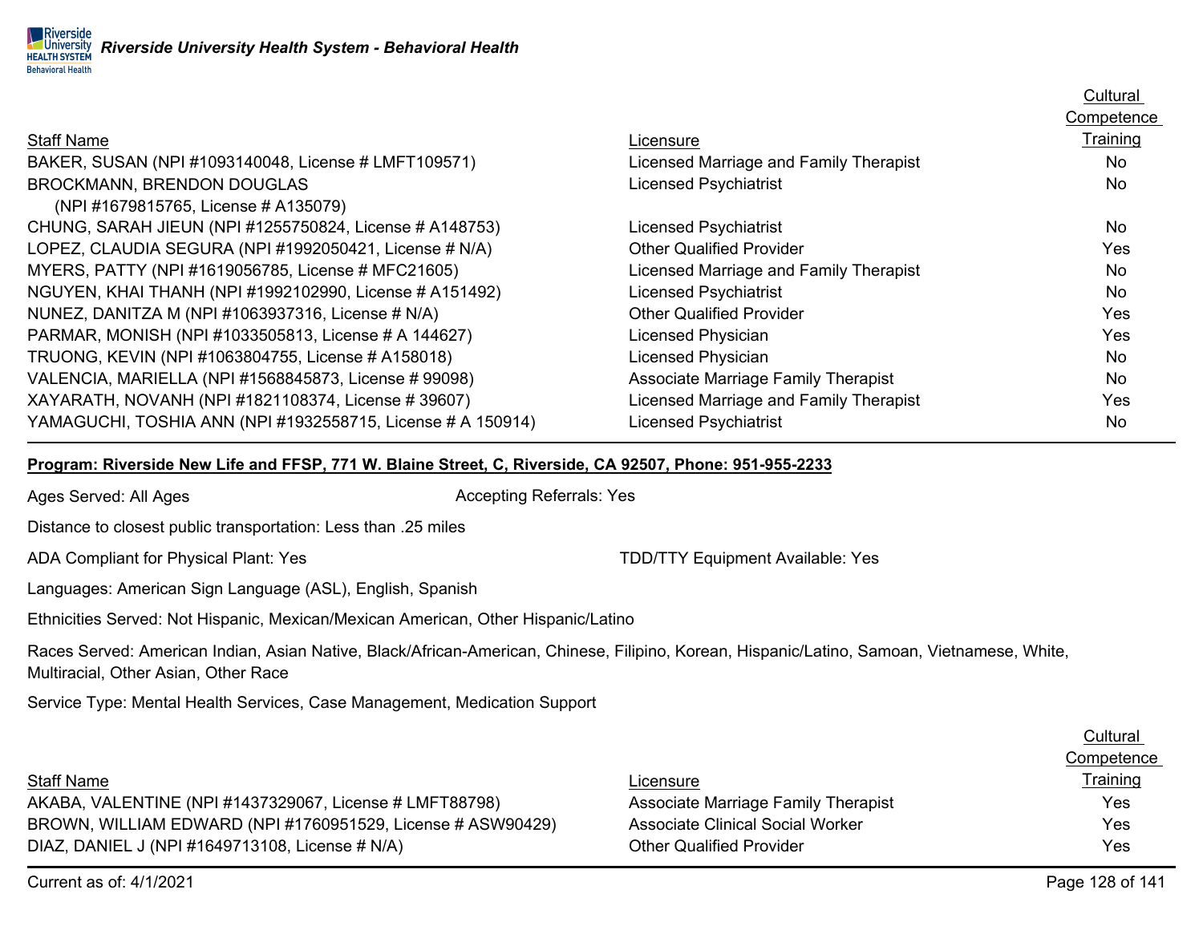| Staff Name | Licensure | Cultural Competence Training |
| --- | --- | --- |
| BAKER, SUSAN (NPI #1093140048, License # LMFT109571) | Licensed Marriage and Family Therapist | No |
| BROCKMANN, BRENDON DOUGLAS (NPI #1679815765, License # A135079) | Licensed Psychiatrist | No |
| CHUNG, SARAH JIEUN (NPI #1255750824, License # A148753) | Licensed Psychiatrist | No |
| LOPEZ, CLAUDIA SEGURA (NPI #1992050421, License # N/A) | Other Qualified Provider | Yes |
| MYERS, PATTY (NPI #1619056785, License # MFC21605) | Licensed Marriage and Family Therapist | No |
| NGUYEN, KHAI THANH (NPI #1992102990, License # A151492) | Licensed Psychiatrist | No |
| NUNEZ, DANITZA M (NPI #1063937316, License # N/A) | Other Qualified Provider | Yes |
| PARMAR, MONISH (NPI #1033505813, License # A 144627) | Licensed Physician | Yes |
| TRUONG, KEVIN (NPI #1063804755, License # A158018) | Licensed Physician | No |
| VALENCIA, MARIELLA (NPI #1568845873, License # 99098) | Associate Marriage Family Therapist | No |
| XAYARATH, NOVANH (NPI #1821108374, License # 39607) | Licensed Marriage and Family Therapist | Yes |
| YAMAGUCHI, TOSHIA ANN (NPI #1932558715, License # A 150914) | Licensed Psychiatrist | No |

**Program: Riverside New Life and FFSP, 771 W. Blaine Street, C, Riverside, CA 92507, Phone: 951-955-2233**

Ages Served: All Ages

Accepting Referrals: Yes

Distance to closest public transportation: Less than .25 miles

ADA Compliant for Physical Plant: Yes

TDD/TTY Equipment Available: Yes

Languages: American Sign Language (ASL), English, Spanish

Ethnicities Served: Not Hispanic, Mexican/Mexican American, Other Hispanic/Latino

Races Served: American Indian, Asian Native, Black/African-American, Chinese, Filipino, Korean, Hispanic/Latino, Samoan, Vietnamese, White, Multiracial, Other Asian, Other Race

Service Type: Mental Health Services, Case Management, Medication Support

| Staff Name | Licensure | Cultural Competence Training |
| --- | --- | --- |
| AKABA, VALENTINE (NPI #1437329067, License # LMFT88798) | Associate Marriage Family Therapist | Yes |
| BROWN, WILLIAM EDWARD (NPI #1760951529, License # ASW90429) | Associate Clinical Social Worker | Yes |
| DIAZ, DANIEL J (NPI #1649713108, License # N/A) | Other Qualified Provider | Yes |

Current as of: 4/1/2021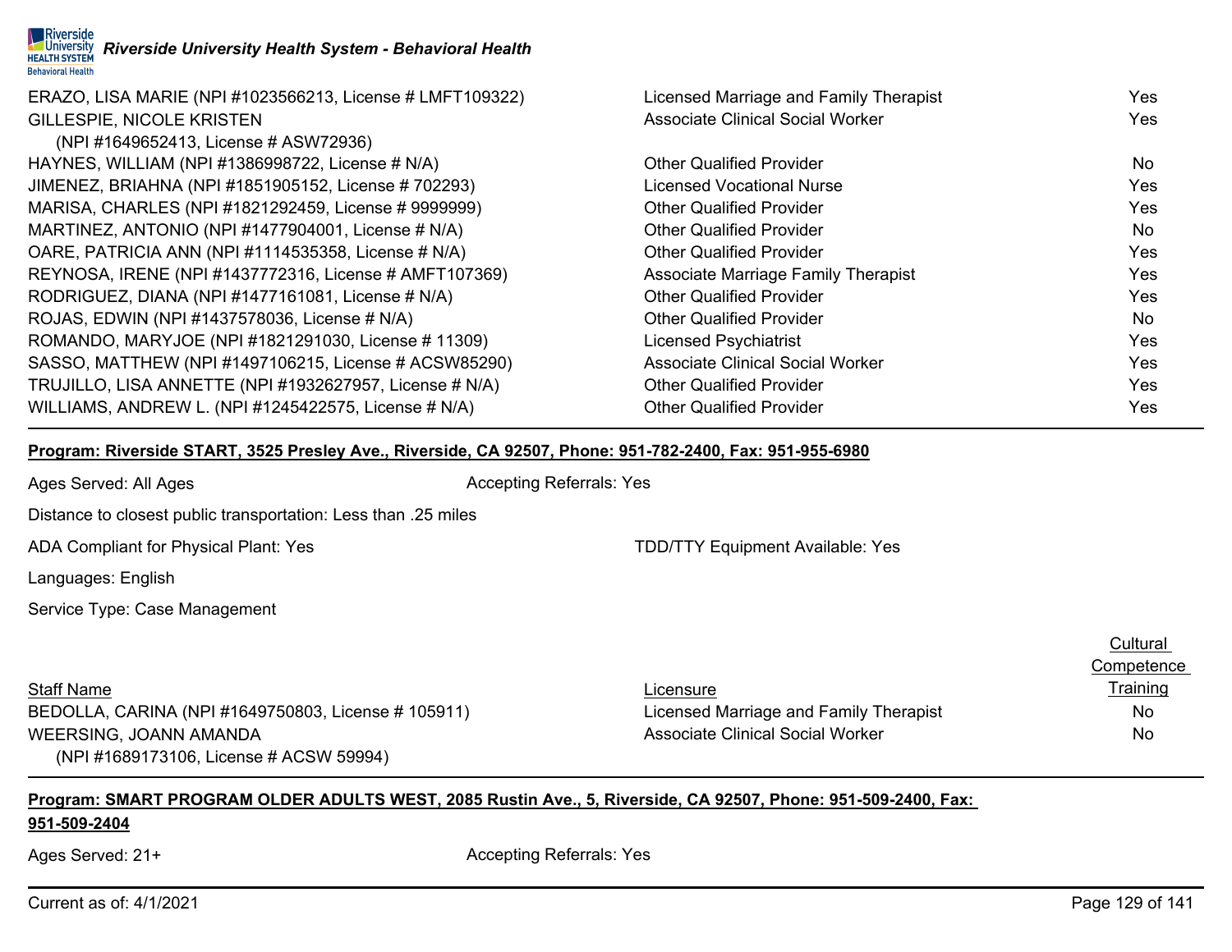| | | |
|---|---|---|
| ERAZO, LISA MARIE (NPI #1023566213, License # LMFT109322) | Licensed Marriage and Family Therapist | Yes |
| GILLESPIE, NICOLE KRISTEN (NPI #1649652413, License # ASW72936) | Associate Clinical Social Worker | Yes |
| HAYNES, WILLIAM (NPI #1386998722, License # N/A) | Other Qualified Provider | No |
| JIMENEZ, BRIAHNA (NPI #1851905152, License # 702293) | Licensed Vocational Nurse | Yes |
| MARISA, CHARLES (NPI #1821292459, License # 9999999) | Other Qualified Provider | Yes |
| MARTINEZ, ANTONIO (NPI #1477904001, License # N/A) | Other Qualified Provider | No |
| OARE, PATRICIA ANN (NPI #1114535358, License # N/A) | Other Qualified Provider | Yes |
| REYNOSA, IRENE (NPI #1437772316, License # AMFT107369) | Associate Marriage Family Therapist | Yes |
| RODRIGUEZ, DIANA (NPI #1477161081, License # N/A) | Other Qualified Provider | Yes |
| ROJAS, EDWIN (NPI #1437578036, License # N/A) | Other Qualified Provider | No |
| ROMANDO, MARYJOE (NPI #1821291030, License # 11309) | Licensed Psychiatrist | Yes |
| SASSO, MATTHEW (NPI #1497106215, License # ACSW85290) | Associate Clinical Social Worker | Yes |
| TRUJILLO, LISA ANNETTE (NPI #1932627957, License # N/A) | Other Qualified Provider | Yes |
| WILLIAMS, ANDREW L. (NPI #1245422575, License # N/A) | Other Qualified Provider | Yes |

**Program: Riverside START, 3525 Presley Ave., Riverside, CA 92507, Phone: 951-782-2400, Fax: 951-955-6980**

Ages Served: All Ages

Accepting Referrals: Yes

Distance to closest public transportation: Less than .25 miles

ADA Compliant for Physical Plant: Yes

TDD/TTY Equipment Available: Yes

Languages: English

Service Type: Case Management

| Staff Name | Licensure | Cultural Competence Training |
|---|---|---|
| BEDOLLA, CARINA (NPI #1649750803, License # 105911) | Licensed Marriage and Family Therapist | No |
| WEERSING, JOANN AMANDA (NPI #1689173106, License # ACSW 59994) | Associate Clinical Social Worker | No |

**Program: SMART PROGRAM OLDER ADULTS WEST, 2085 Rustin Ave., 5, Riverside, CA 92507, Phone: 951-509-2400, Fax: 951-509-2404**

Ages Served: 21+

Accepting Referrals: Yes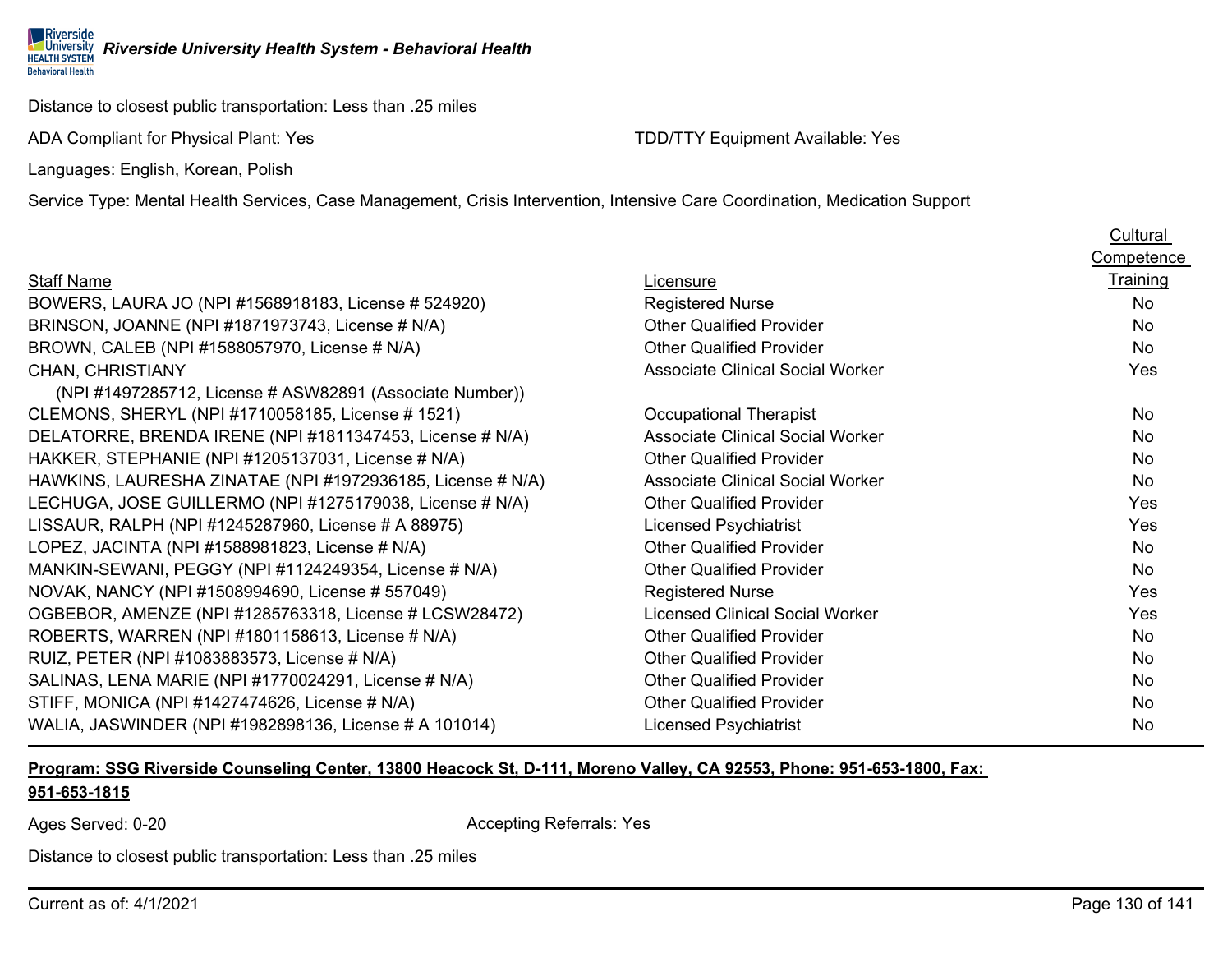Distance to closest public transportation: Less than .25 miles

ADA Compliant for Physical Plant: Yes

TDD/TTY Equipment Available: Yes

Languages: English, Korean, Polish

Service Type: Mental Health Services, Case Management, Crisis Intervention, Intensive Care Coordination, Medication Support

| Staff Name | Licensure | Cultural Competence Training |
|---|---|---|
| BOWERS, LAURA JO (NPI #1568918183, License # 524920) | Registered Nurse | No |
| BRINSON, JOANNE (NPI #1871973743, License # N/A) | Other Qualified Provider | No |
| BROWN, CALEB (NPI #1588057970, License # N/A) | Other Qualified Provider | No |
| CHAN, CHRISTIANY (NPI #1497285712, License # ASW82891 (Associate Number)) | Associate Clinical Social Worker | Yes |
| CLEMONS, SHERYL (NPI #1710058185, License # 1521) | Occupational Therapist | No |
| DELATORRE, BRENDA IRENE (NPI #1811347453, License # N/A) | Associate Clinical Social Worker | No |
| HAKKER, STEPHANIE (NPI #1205137031, License # N/A) | Other Qualified Provider | No |
| HAWKINS, LAURESHA ZINATAE (NPI #1972936185, License # N/A) | Associate Clinical Social Worker | No |
| LECHUGA, JOSE GUILLERMO (NPI #1275179038, License # N/A) | Other Qualified Provider | Yes |
| LISSAUR, RALPH (NPI #1245287960, License # A 88975) | Licensed Psychiatrist | Yes |
| LOPEZ, JACINTA (NPI #1588981823, License # N/A) | Other Qualified Provider | No |
| MANKIN-SEWANI, PEGGY (NPI #1124249354, License # N/A) | Other Qualified Provider | No |
| NOVAK, NANCY (NPI #1508994690, License # 557049) | Registered Nurse | Yes |
| OGBEBOR, AMENZE (NPI #1285763318, License # LCSW28472) | Licensed Clinical Social Worker | Yes |
| ROBERTS, WARREN (NPI #1801158613, License # N/A) | Other Qualified Provider | No |
| RUIZ, PETER (NPI #1083883573, License # N/A) | Other Qualified Provider | No |
| SALINAS, LENA MARIE (NPI #1770024291, License # N/A) | Other Qualified Provider | No |
| STIFF, MONICA (NPI #1427474626, License # N/A) | Other Qualified Provider | No |
| WALIA, JASWINDER (NPI #1982898136, License # A 101014) | Licensed Psychiatrist | No |

**Program: SSG Riverside Counseling Center, 13800 Heacock St, D-111, Moreno Valley, CA 92553, Phone: 951-653-1800, Fax: 951-653-1815**

Ages Served: 0-20

Accepting Referrals: Yes

Distance to closest public transportation: Less than .25 miles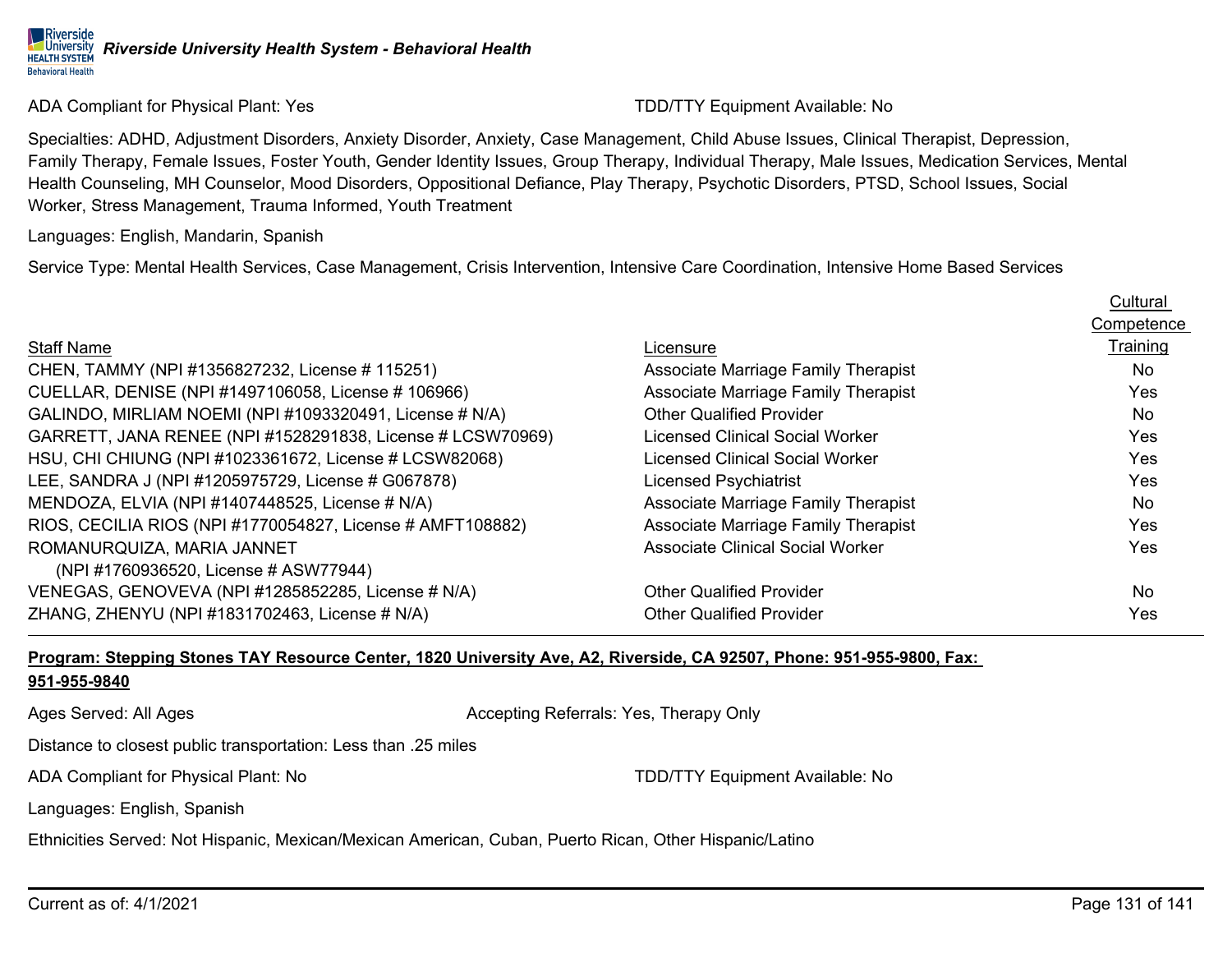ADA Compliant for Physical Plant: Yes TDD/TTY Equipment Available: No

Specialties: ADHD, Adjustment Disorders, Anxiety Disorder, Anxiety, Case Management, Child Abuse Issues, Clinical Therapist, Depression, Family Therapy, Female Issues, Foster Youth, Gender Identity Issues, Group Therapy, Individual Therapy, Male Issues, Medication Services, Mental Health Counseling, MH Counselor, Mood Disorders, Oppositional Defiance, Play Therapy, Psychotic Disorders, PTSD, School Issues, Social Worker, Stress Management, Trauma Informed, Youth Treatment

Languages: English, Mandarin, Spanish

Service Type: Mental Health Services, Case Management, Crisis Intervention, Intensive Care Coordination, Intensive Home Based Services

| Staff Name | Licensure | Cultural Competence Training |
|---|---|---|
| CHEN, TAMMY (NPI #1356827232, License # 115251) | Associate Marriage Family Therapist | No |
| CUELLAR, DENISE (NPI #1497106058, License # 106966) | Associate Marriage Family Therapist | Yes |
| GALINDO, MIRLIAM NOEMI (NPI #1093320491, License # N/A) | Other Qualified Provider | No |
| GARRETT, JANA RENEE (NPI #1528291838, License # LCSW70969) | Licensed Clinical Social Worker | Yes |
| HSU, CHI CHIUNG (NPI #1023361672, License # LCSW82068) | Licensed Clinical Social Worker | Yes |
| LEE, SANDRA J (NPI #1205975729, License # G067878) | Licensed Psychiatrist | Yes |
| MENDOZA, ELVIA (NPI #1407448525, License # N/A) | Associate Marriage Family Therapist | No |
| RIOS, CECILIA RIOS (NPI #1770054827, License # AMFT108882) | Associate Marriage Family Therapist | Yes |
| ROMANURQUIZA, MARIA JANNET (NPI #1760936520, License # ASW77944) | Associate Clinical Social Worker | Yes |
| VENEGAS, GENOVEVA (NPI #1285852285, License # N/A) | Other Qualified Provider | No |
| ZHANG, ZHENYU (NPI #1831702463, License # N/A) | Other Qualified Provider | Yes |

**Program: Stepping Stones TAY Resource Center, 1820 University Ave, A2, Riverside, CA 92507, Phone: 951-955-9800, Fax: 951-955-9840**

Ages Served: All Ages Accepting Referrals: Yes, Therapy Only

Distance to closest public transportation: Less than .25 miles

ADA Compliant for Physical Plant: No TDD/TTY Equipment Available: No

Languages: English, Spanish

Ethnicities Served: Not Hispanic, Mexican/Mexican American, Cuban, Puerto Rican, Other Hispanic/Latino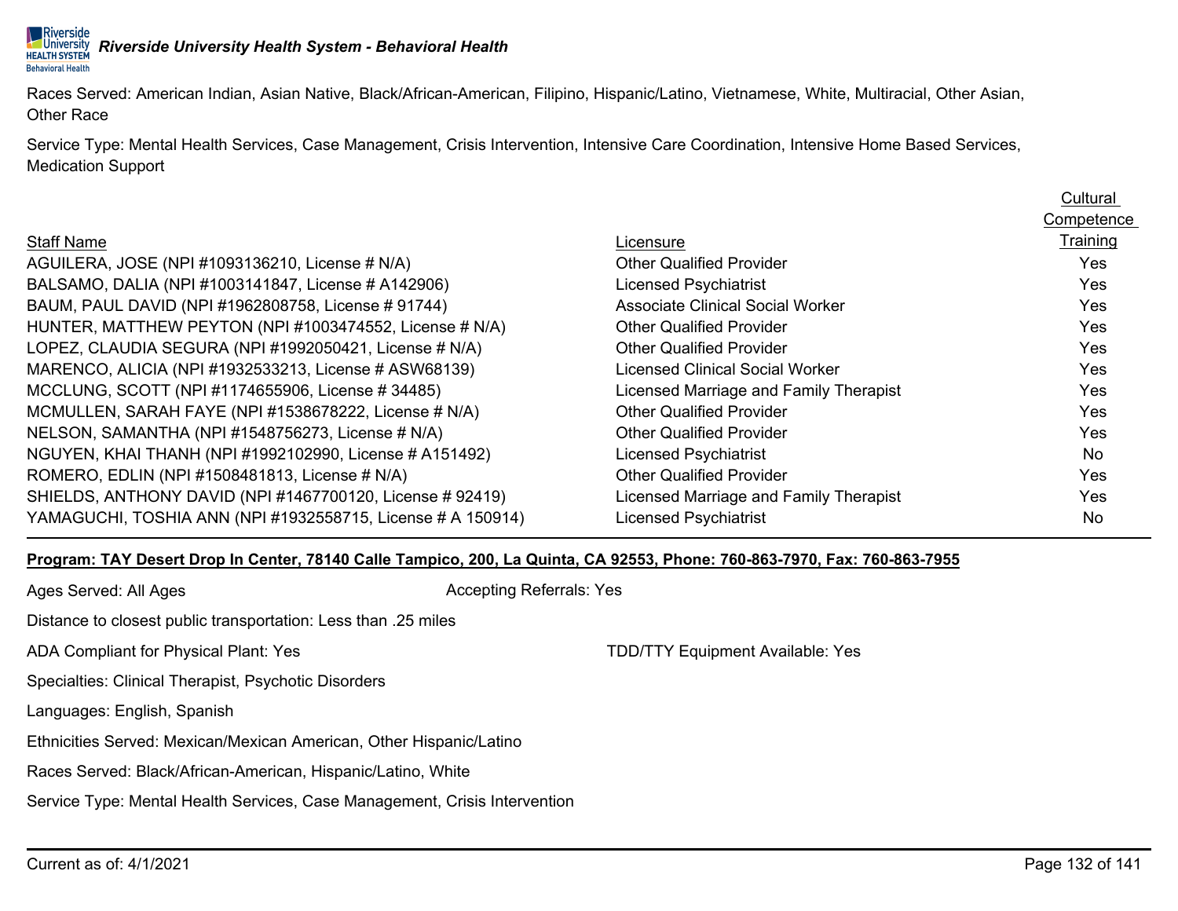Races Served: American Indian, Asian Native, Black/African-American, Filipino, Hispanic/Latino, Vietnamese, White, Multiracial, Other Asian, Other Race

Service Type: Mental Health Services, Case Management, Crisis Intervention, Intensive Care Coordination, Intensive Home Based Services, Medication Support

| Staff Name | Licensure | Cultural Competence Training |
| --- | --- | --- |
| AGUILERA, JOSE (NPI #1093136210, License # N/A) | Other Qualified Provider | Yes |
| BALSAMO, DALIA (NPI #1003141847, License # A142906) | Licensed Psychiatrist | Yes |
| BAUM, PAUL DAVID (NPI #1962808758, License # 91744) | Associate Clinical Social Worker | Yes |
| HUNTER, MATTHEW PEYTON (NPI #1003474552, License # N/A) | Other Qualified Provider | Yes |
| LOPEZ, CLAUDIA SEGURA (NPI #1992050421, License # N/A) | Other Qualified Provider | Yes |
| MARENCO, ALICIA (NPI #1932533213, License # ASW68139) | Licensed Clinical Social Worker | Yes |
| MCCLUNG, SCOTT (NPI #1174655906, License # 34485) | Licensed Marriage and Family Therapist | Yes |
| MCMULLEN, SARAH FAYE (NPI #1538678222, License # N/A) | Other Qualified Provider | Yes |
| NELSON, SAMANTHA (NPI #1548756273, License # N/A) | Other Qualified Provider | Yes |
| NGUYEN, KHAI THANH (NPI #1992102990, License # A151492) | Licensed Psychiatrist | No |
| ROMERO, EDLIN (NPI #1508481813, License # N/A) | Other Qualified Provider | Yes |
| SHIELDS, ANTHONY DAVID (NPI #1467700120, License # 92419) | Licensed Marriage and Family Therapist | Yes |
| YAMAGUCHI, TOSHIA ANN (NPI #1932558715, License # A 150914) | Licensed Psychiatrist | No |

## Program: TAY Desert Drop In Center, 78140 Calle Tampico, 200, La Quinta, CA 92553, Phone: 760-863-7970, Fax: 760-863-7955

Ages Served: All Ages

Accepting Referrals: Yes

Distance to closest public transportation: Less than .25 miles

ADA Compliant for Physical Plant: Yes

TDD/TTY Equipment Available: Yes

Specialties: Clinical Therapist, Psychotic Disorders

Languages: English, Spanish

Ethnicities Served: Mexican/Mexican American, Other Hispanic/Latino

Races Served: Black/African-American, Hispanic/Latino, White

Service Type: Mental Health Services, Case Management, Crisis Intervention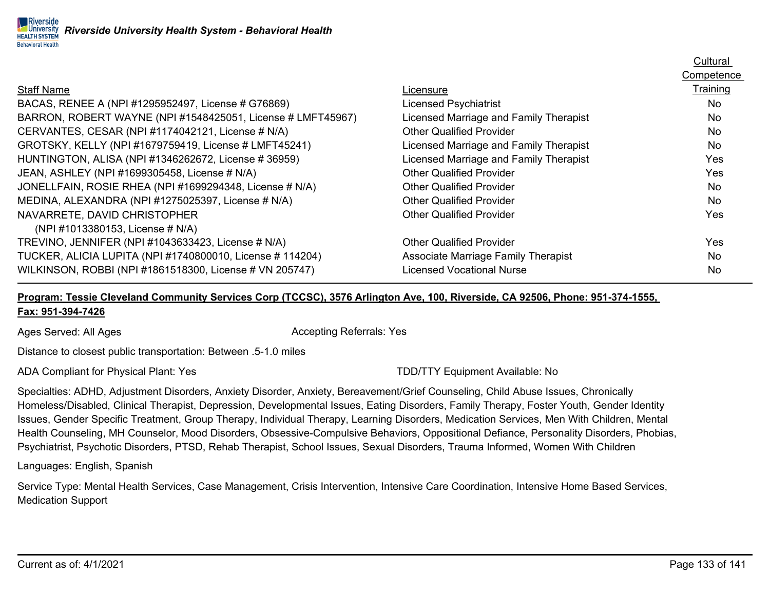| Staff Name | Licensure | Cultural Competence Training |
|---|---|---|
| BACAS, RENEE A (NPI #1295952497, License # G76869) | Licensed Psychiatrist | No |
| BARRON, ROBERT WAYNE (NPI #1548425051, License # LMFT45967) | Licensed Marriage and Family Therapist | No |
| CERVANTES, CESAR (NPI #1174042121, License # N/A) | Other Qualified Provider | No |
| GROTSKY, KELLY (NPI #1679759419, License # LMFT45241) | Licensed Marriage and Family Therapist | No |
| HUNTINGTON, ALISA (NPI #1346262672, License # 36959) | Licensed Marriage and Family Therapist | Yes |
| JEAN, ASHLEY (NPI #1699305458, License # N/A) | Other Qualified Provider | Yes |
| JONELLFAIN, ROSIE RHEA (NPI #1699294348, License # N/A) | Other Qualified Provider | No |
| MEDINA, ALEXANDRA (NPI #1275025397, License # N/A) | Other Qualified Provider | No |
| NAVARRETE, DAVID CHRISTOPHER (NPI #1013380153, License # N/A) | Other Qualified Provider | Yes |
| TREVINO, JENNIFER (NPI #1043633423, License # N/A) | Other Qualified Provider | Yes |
| TUCKER, ALICIA LUPITA (NPI #1740800010, License # 114204) | Associate Marriage Family Therapist | No |
| WILKINSON, ROBBI (NPI #1861518300, License # VN 205747) | Licensed Vocational Nurse | No |

**Program: Tessie Cleveland Community Services Corp (TCCSC), 3576 Arlington Ave, 100, Riverside, CA 92506, Phone: 951-374-1555, Fax: 951-394-7426**

Ages Served: All Ages

Accepting Referrals: Yes

Distance to closest public transportation: Between .5-1.0 miles

ADA Compliant for Physical Plant: Yes

TDD/TTY Equipment Available: No

Specialties: ADHD, Adjustment Disorders, Anxiety Disorder, Anxiety, Bereavement/Grief Counseling, Child Abuse Issues, Chronically Homeless/Disabled, Clinical Therapist, Depression, Developmental Issues, Eating Disorders, Family Therapy, Foster Youth, Gender Identity Issues, Gender Specific Treatment, Group Therapy, Individual Therapy, Learning Disorders, Medication Services, Men With Children, Mental Health Counseling, MH Counselor, Mood Disorders, Obsessive-Compulsive Behaviors, Oppositional Defiance, Personality Disorders, Phobias, Psychiatrist, Psychotic Disorders, PTSD, Rehab Therapist, School Issues, Sexual Disorders, Trauma Informed, Women With Children

Languages: English, Spanish

Service Type: Mental Health Services, Case Management, Crisis Intervention, Intensive Care Coordination, Intensive Home Based Services, Medication Support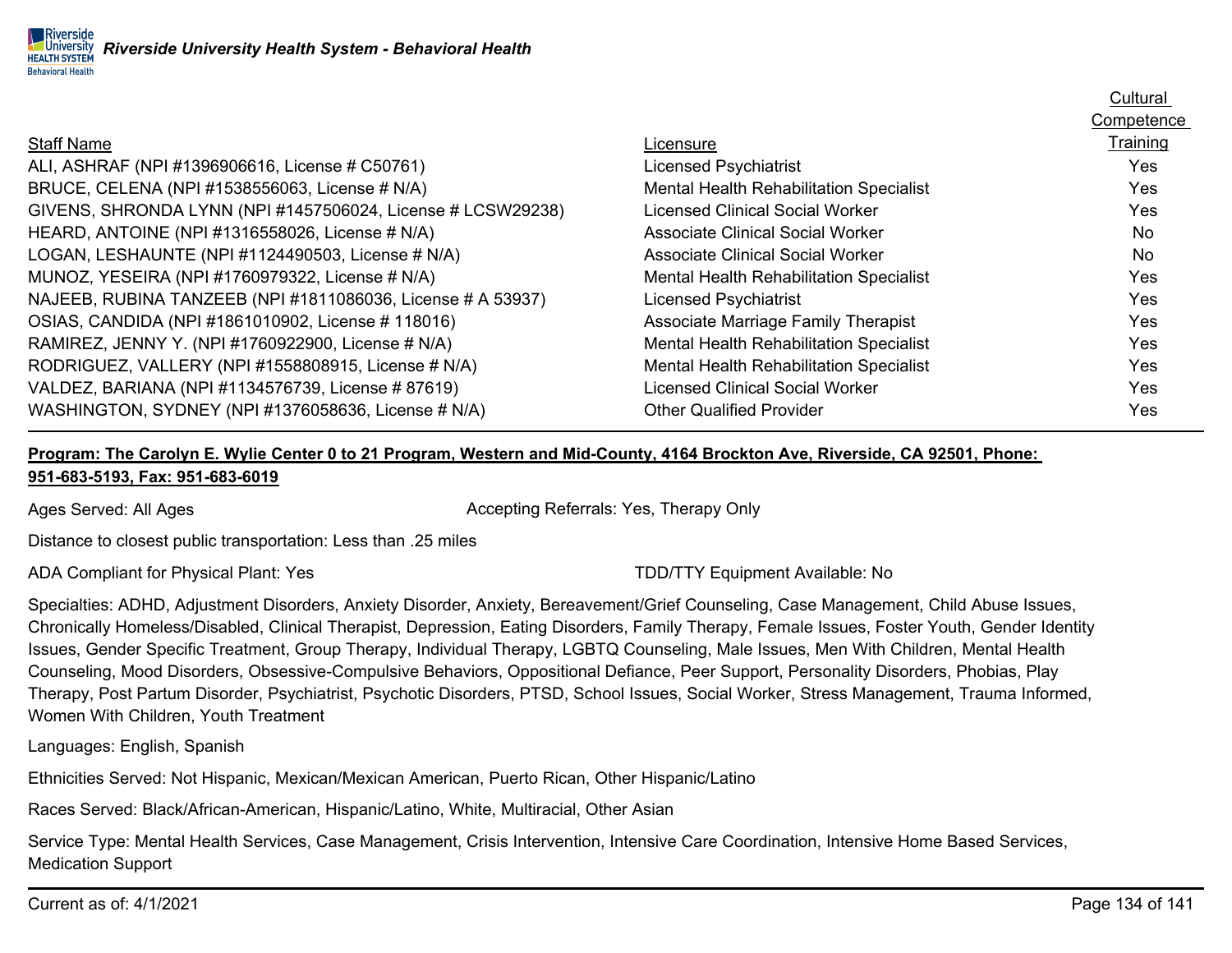| Staff Name | Licensure | Cultural Competence Training |
|---|---|---|
| ALI, ASHRAF (NPI #1396906616, License # C50761) | Licensed Psychiatrist | Yes |
| BRUCE, CELENA (NPI #1538556063, License # N/A) | Mental Health Rehabilitation Specialist | Yes |
| GIVENS, SHRONDA LYNN (NPI #1457506024, License # LCSW29238) | Licensed Clinical Social Worker | Yes |
| HEARD, ANTOINE (NPI #1316558026, License # N/A) | Associate Clinical Social Worker | No |
| LOGAN, LESHAUNTE (NPI #1124490503, License # N/A) | Associate Clinical Social Worker | No |
| MUNOZ, YESEIRA (NPI #1760979322, License # N/A) | Mental Health Rehabilitation Specialist | Yes |
| NAJEEB, RUBINA TANZEEB (NPI #1811086036, License # A 53937) | Licensed Psychiatrist | Yes |
| OSIAS, CANDIDA (NPI #1861010902, License # 118016) | Associate Marriage Family Therapist | Yes |
| RAMIREZ, JENNY Y. (NPI #1760922900, License # N/A) | Mental Health Rehabilitation Specialist | Yes |
| RODRIGUEZ, VALLERY (NPI #1558808915, License # N/A) | Mental Health Rehabilitation Specialist | Yes |
| VALDEZ, BARIANA (NPI #1134576739, License # 87619) | Licensed Clinical Social Worker | Yes |
| WASHINGTON, SYDNEY (NPI #1376058636, License # N/A) | Other Qualified Provider | Yes |

**Program: The Carolyn E. Wylie Center 0 to 21 Program, Western and Mid-County, 4164 Brockton Ave, Riverside, CA 92501, Phone: 951-683-5193, Fax: 951-683-6019**

Ages Served: All Ages

Accepting Referrals: Yes, Therapy Only

Distance to closest public transportation: Less than .25 miles

ADA Compliant for Physical Plant: Yes

TDD/TTY Equipment Available: No

Specialties: ADHD, Adjustment Disorders, Anxiety Disorder, Anxiety, Bereavement/Grief Counseling, Case Management, Child Abuse Issues, Chronically Homeless/Disabled, Clinical Therapist, Depression, Eating Disorders, Family Therapy, Female Issues, Foster Youth, Gender Identity Issues, Gender Specific Treatment, Group Therapy, Individual Therapy, LGBTQ Counseling, Male Issues, Men With Children, Mental Health Counseling, Mood Disorders, Obsessive-Compulsive Behaviors, Oppositional Defiance, Peer Support, Personality Disorders, Phobias, Play Therapy, Post Partum Disorder, Psychiatrist, Psychotic Disorders, PTSD, School Issues, Social Worker, Stress Management, Trauma Informed, Women With Children, Youth Treatment

Languages: English, Spanish

Ethnicities Served: Not Hispanic, Mexican/Mexican American, Puerto Rican, Other Hispanic/Latino

Races Served: Black/African-American, Hispanic/Latino, White, Multiracial, Other Asian

Service Type: Mental Health Services, Case Management, Crisis Intervention, Intensive Care Coordination, Intensive Home Based Services, Medication Support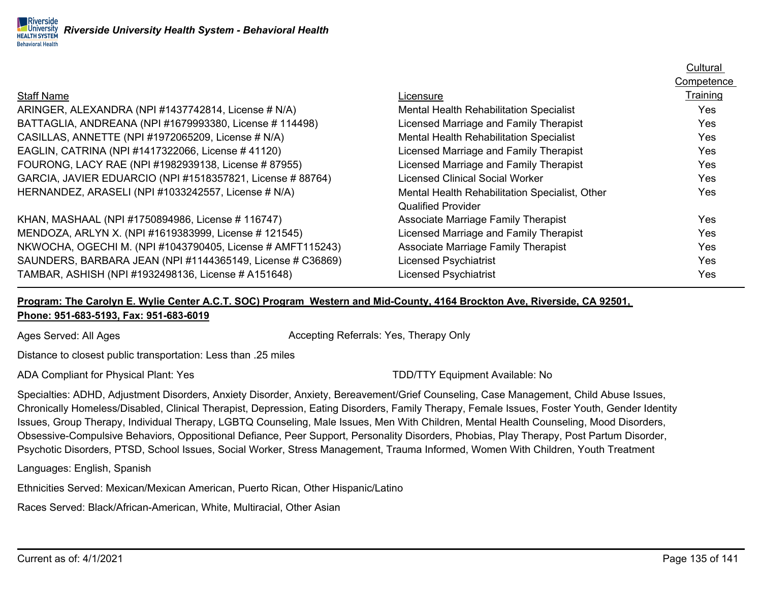| Staff Name | Licensure | Cultural Competence Training |
|---|---|---|
| ARINGER, ALEXANDRA (NPI #1437742814, License # N/A) | Mental Health Rehabilitation Specialist | Yes |
| BATTAGLIA, ANDREANA (NPI #1679993380, License # 114498) | Licensed Marriage and Family Therapist | Yes |
| CASILLAS, ANNETTE (NPI #1972065209, License # N/A) | Mental Health Rehabilitation Specialist | Yes |
| EAGLIN, CATRINA (NPI #1417322066, License # 41120) | Licensed Marriage and Family Therapist | Yes |
| FOURONG, LACY RAE (NPI #1982939138, License # 87955) | Licensed Marriage and Family Therapist | Yes |
| GARCIA, JAVIER EDUARCIO (NPI #1518357821, License # 88764) | Licensed Clinical Social Worker | Yes |
| HERNANDEZ, ARASELI (NPI #1033242557, License # N/A) | Mental Health Rehabilitation Specialist, Other Qualified Provider | Yes |
| KHAN, MASHAAL (NPI #1750894986, License # 116747) | Associate Marriage Family Therapist | Yes |
| MENDOZA, ARLYN X. (NPI #1619383999, License # 121545) | Licensed Marriage and Family Therapist | Yes |
| NKWOCHA, OGECHI M. (NPI #1043790405, License # AMFT115243) | Associate Marriage Family Therapist | Yes |
| SAUNDERS, BARBARA JEAN (NPI #1144365149, License # C36869) | Licensed Psychiatrist | Yes |
| TAMBAR, ASHISH (NPI #1932498136, License # A151648) | Licensed Psychiatrist | Yes |

**Program: The Carolyn E. Wylie Center A.C.T. SOC) Program Western and Mid-County, 4164 Brockton Ave, Riverside, CA 92501, Phone: 951-683-5193, Fax: 951-683-6019**

Ages Served: All Ages

Accepting Referrals: Yes, Therapy Only

Distance to closest public transportation: Less than .25 miles

ADA Compliant for Physical Plant: Yes

TDD/TTY Equipment Available: No

Specialties: ADHD, Adjustment Disorders, Anxiety Disorder, Anxiety, Bereavement/Grief Counseling, Case Management, Child Abuse Issues, Chronically Homeless/Disabled, Clinical Therapist, Depression, Eating Disorders, Family Therapy, Female Issues, Foster Youth, Gender Identity Issues, Group Therapy, Individual Therapy, LGBTQ Counseling, Male Issues, Men With Children, Mental Health Counseling, Mood Disorders, Obsessive-Compulsive Behaviors, Oppositional Defiance, Peer Support, Personality Disorders, Phobias, Play Therapy, Post Partum Disorder, Psychotic Disorders, PTSD, School Issues, Social Worker, Stress Management, Trauma Informed, Women With Children, Youth Treatment

Languages: English, Spanish

Ethnicities Served: Mexican/Mexican American, Puerto Rican, Other Hispanic/Latino

Races Served: Black/African-American, White, Multiracial, Other Asian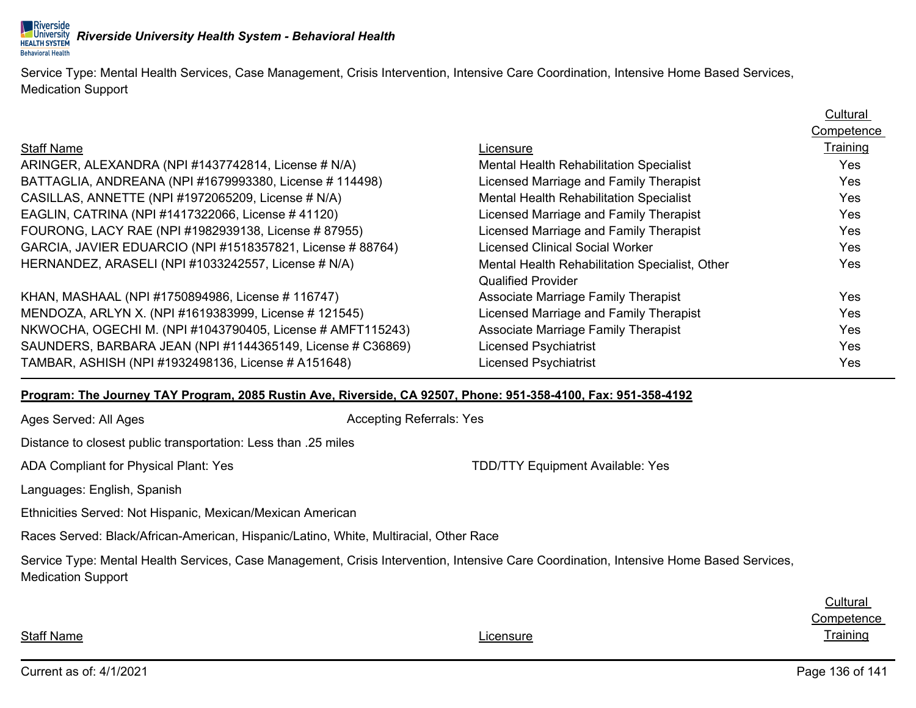Service Type: Mental Health Services, Case Management, Crisis Intervention, Intensive Care Coordination, Intensive Home Based Services, Medication Support

| Staff Name | Licensure | Cultural Competence Training |
|---|---|---|
| ARINGER, ALEXANDRA (NPI #1437742814, License # N/A) | Mental Health Rehabilitation Specialist | Yes |
| BATTAGLIA, ANDREANA (NPI #1679993380, License # 114498) | Licensed Marriage and Family Therapist | Yes |
| CASILLAS, ANNETTE (NPI #1972065209, License # N/A) | Mental Health Rehabilitation Specialist | Yes |
| EAGLIN, CATRINA (NPI #1417322066, License # 41120) | Licensed Marriage and Family Therapist | Yes |
| FOURONG, LACY RAE (NPI #1982939138, License # 87955) | Licensed Marriage and Family Therapist | Yes |
| GARCIA, JAVIER EDUARCIO (NPI #1518357821, License # 88764) | Licensed Clinical Social Worker | Yes |
| HERNANDEZ, ARASELI (NPI #1033242557, License # N/A) | Mental Health Rehabilitation Specialist, Other Qualified Provider | Yes |
| KHAN, MASHAAL (NPI #1750894986, License # 116747) | Associate Marriage Family Therapist | Yes |
| MENDOZA, ARLYN X. (NPI #1619383999, License # 121545) | Licensed Marriage and Family Therapist | Yes |
| NKWOCHA, OGECHI M. (NPI #1043790405, License # AMFT115243) | Associate Marriage Family Therapist | Yes |
| SAUNDERS, BARBARA JEAN (NPI #1144365149, License # C36869) | Licensed Psychiatrist | Yes |
| TAMBAR, ASHISH (NPI #1932498136, License # A151648) | Licensed Psychiatrist | Yes |

**Program: The Journey TAY Program, 2085 Rustin Ave, Riverside, CA 92507, Phone: 951-358-4100, Fax: 951-358-4192**

Ages Served: All Ages    Accepting Referrals: Yes

Distance to closest public transportation: Less than .25 miles

ADA Compliant for Physical Plant: Yes    TDD/TTY Equipment Available: Yes

Languages: English, Spanish

Ethnicities Served: Not Hispanic, Mexican/Mexican American

Races Served: Black/African-American, Hispanic/Latino, White, Multiracial, Other Race

Service Type: Mental Health Services, Case Management, Crisis Intervention, Intensive Care Coordination, Intensive Home Based Services, Medication Support

| Staff Name | Licensure | Cultural Competence Training |
|---|---|---|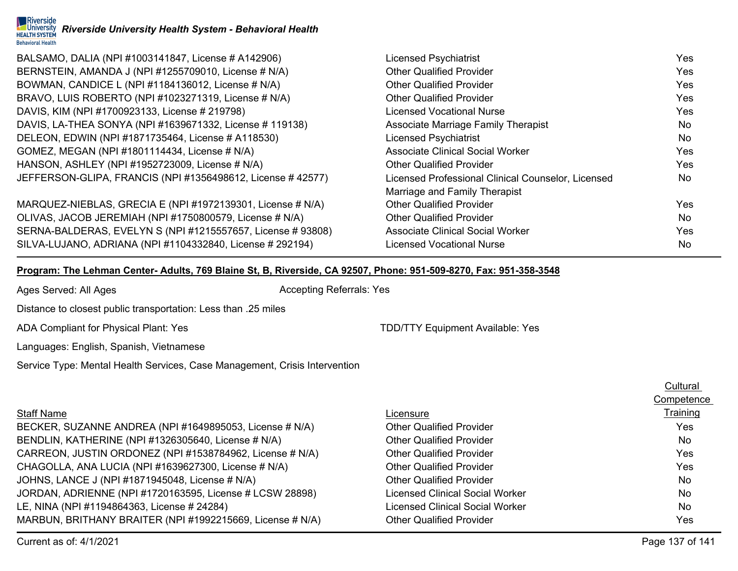| | | |
|---|---|---|
| BALSAMO, DALIA (NPI #1003141847, License # A142906) | Licensed Psychiatrist | Yes |
| BERNSTEIN, AMANDA J (NPI #1255709010, License # N/A) | Other Qualified Provider | Yes |
| BOWMAN, CANDICE L (NPI #1184136012, License # N/A) | Other Qualified Provider | Yes |
| BRAVO, LUIS ROBERTO (NPI #1023271319, License # N/A) | Other Qualified Provider | Yes |
| DAVIS, KIM (NPI #1700923133, License # 219798) | Licensed Vocational Nurse | Yes |
| DAVIS, LA-THEA SONYA (NPI #1639671332, License # 119138) | Associate Marriage Family Therapist | No |
| DELEON, EDWIN (NPI #1871735464, License # A118530) | Licensed Psychiatrist | No |
| GOMEZ, MEGAN (NPI #1801114434, License # N/A) | Associate Clinical Social Worker | Yes |
| HANSON, ASHLEY (NPI #1952723009, License # N/A) | Other Qualified Provider | Yes |
| JEFFERSON-GLIPA, FRANCIS (NPI #1356498612, License # 42577) | Licensed Professional Clinical Counselor, Licensed Marriage and Family Therapist | No |
| MARQUEZ-NIEBLAS, GRECIA E (NPI #1972139301, License # N/A) | Other Qualified Provider | Yes |
| OLIVAS, JACOB JEREMIAH (NPI #1750800579, License # N/A) | Other Qualified Provider | No |
| SERNA-BALDERAS, EVELYN S (NPI #1215557657, License # 93808) | Associate Clinical Social Worker | Yes |
| SILVA-LUJANO, ADRIANA (NPI #1104332840, License # 292194) | Licensed Vocational Nurse | No |

**Program: The Lehman Center- Adults, 769 Blaine St, B, Riverside, CA 92507, Phone: 951-509-8270, Fax: 951-358-3548**

Ages Served: All Ages

Accepting Referrals: Yes

Distance to closest public transportation: Less than .25 miles

ADA Compliant for Physical Plant: Yes

TDD/TTY Equipment Available: Yes

Languages: English, Spanish, Vietnamese

Service Type: Mental Health Services, Case Management, Crisis Intervention

| Staff Name | Licensure | Cultural Competence Training |
|---|---|---|
| BECKER, SUZANNE ANDREA (NPI #1649895053, License # N/A) | Other Qualified Provider | Yes |
| BENDLIN, KATHERINE (NPI #1326305640, License # N/A) | Other Qualified Provider | No |
| CARREON, JUSTIN ORDONEZ (NPI #1538784962, License # N/A) | Other Qualified Provider | Yes |
| CHAGOLLA, ANA LUCIA (NPI #1639627300, License # N/A) | Other Qualified Provider | Yes |
| JOHNS, LANCE J (NPI #1871945048, License # N/A) | Other Qualified Provider | No |
| JORDAN, ADRIENNE (NPI #1720163595, License # LCSW 28898) | Licensed Clinical Social Worker | No |
| LE, NINA (NPI #1194864363, License # 24284) | Licensed Clinical Social Worker | No |
| MARBUN, BRITHANY BRAITER (NPI #1992215669, License # N/A) | Other Qualified Provider | Yes |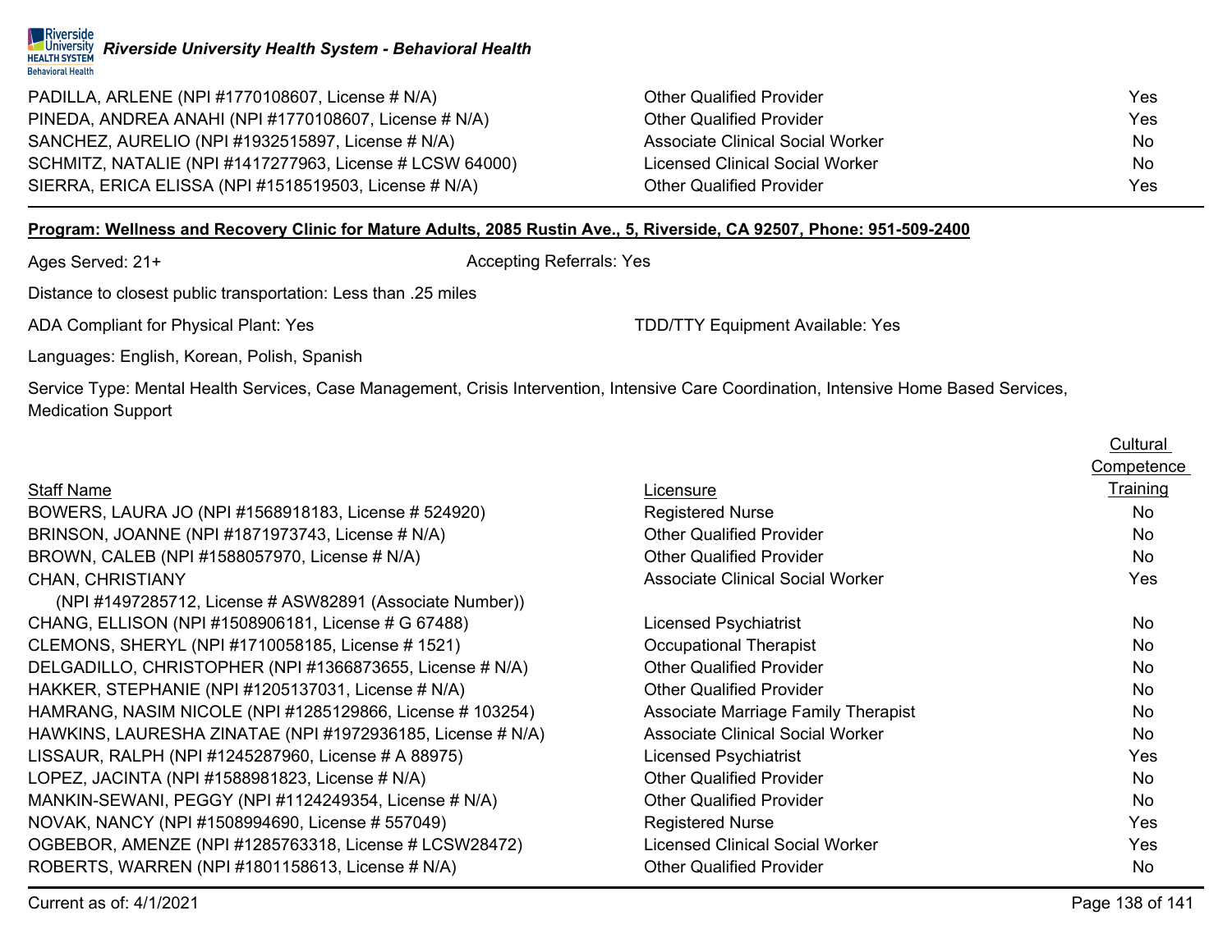| | | |
|---|---|---|
| PADILLA, ARLENE (NPI #1770108607, License # N/A) | Other Qualified Provider | Yes |
| PINEDA, ANDREA ANAHI (NPI #1770108607, License # N/A) | Other Qualified Provider | Yes |
| SANCHEZ, AURELIO (NPI #1932515897, License # N/A) | Associate Clinical Social Worker | No |
| SCHMITZ, NATALIE (NPI #1417277963, License # LCSW 64000) | Licensed Clinical Social Worker | No |
| SIERRA, ERICA ELISSA (NPI #1518519503, License # N/A) | Other Qualified Provider | Yes |

**Program: Wellness and Recovery Clinic for Mature Adults, 2085 Rustin Ave., 5, Riverside, CA 92507, Phone: 951-509-2400**

Ages Served: 21+ Accepting Referrals: Yes

Distance to closest public transportation: Less than .25 miles

ADA Compliant for Physical Plant: Yes TDD/TTY Equipment Available: Yes

Languages: English, Korean, Polish, Spanish

Service Type: Mental Health Services, Case Management, Crisis Intervention, Intensive Care Coordination, Intensive Home Based Services, Medication Support

| Staff Name | Licensure | Cultural Competence Training |
|---|---|---|
| BOWERS, LAURA JO (NPI #1568918183, License # 524920) | Registered Nurse | No |
| BRINSON, JOANNE (NPI #1871973743, License # N/A) | Other Qualified Provider | No |
| BROWN, CALEB (NPI #1588057970, License # N/A) | Other Qualified Provider | No |
| CHAN, CHRISTIANY (NPI #1497285712, License # ASW82891 (Associate Number)) | Associate Clinical Social Worker | Yes |
| CHANG, ELLISON (NPI #1508906181, License # G 67488) | Licensed Psychiatrist | No |
| CLEMONS, SHERYL (NPI #1710058185, License # 1521) | Occupational Therapist | No |
| DELGADILLO, CHRISTOPHER (NPI #1366873655, License # N/A) | Other Qualified Provider | No |
| HAKKER, STEPHANIE (NPI #1205137031, License # N/A) | Other Qualified Provider | No |
| HAMRANG, NASIM NICOLE (NPI #1285129866, License # 103254) | Associate Marriage Family Therapist | No |
| HAWKINS, LAURESHA ZINATAE (NPI #1972936185, License # N/A) | Associate Clinical Social Worker | No |
| LISSAUR, RALPH (NPI #1245287960, License # A 88975) | Licensed Psychiatrist | Yes |
| LOPEZ, JACINTA (NPI #1588981823, License # N/A) | Other Qualified Provider | No |
| MANKIN-SEWANI, PEGGY (NPI #1124249354, License # N/A) | Other Qualified Provider | No |
| NOVAK, NANCY (NPI #1508994690, License # 557049) | Registered Nurse | Yes |
| OGBEBOR, AMENZE (NPI #1285763318, License # LCSW28472) | Licensed Clinical Social Worker | Yes |
| ROBERTS, WARREN (NPI #1801158613, License # N/A) | Other Qualified Provider | No |

Current as of: 4/1/2021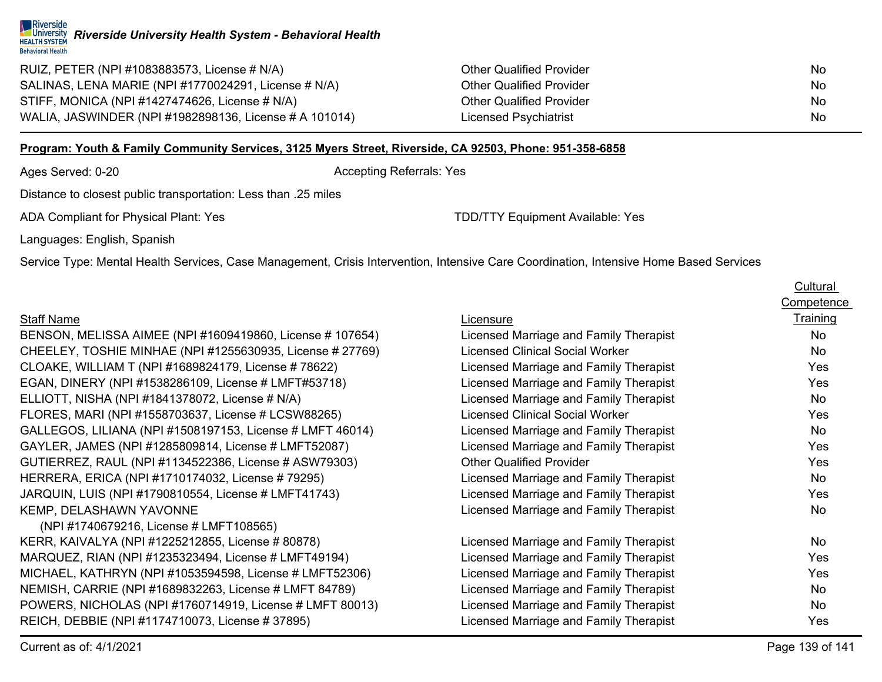| | | |
|---|---|---|
| RUIZ, PETER (NPI #1083883573, License # N/A) | Other Qualified Provider | No |
| SALINAS, LENA MARIE (NPI #1770024291, License # N/A) | Other Qualified Provider | No |
| STIFF, MONICA (NPI #1427474626, License # N/A) | Other Qualified Provider | No |
| WALIA, JASWINDER (NPI #1982898136, License # A 101014) | Licensed Psychiatrist | No |

**Program: Youth & Family Community Services, 3125 Myers Street, Riverside, CA 92503, Phone: 951-358-6858**

Ages Served: 0-20

Accepting Referrals: Yes

Distance to closest public transportation: Less than .25 miles

ADA Compliant for Physical Plant: Yes

TDD/TTY Equipment Available: Yes

Languages: English, Spanish

Service Type: Mental Health Services, Case Management, Crisis Intervention, Intensive Care Coordination, Intensive Home Based Services

| Staff Name | Licensure | Cultural Competence Training |
|---|---|---|
| BENSON, MELISSA AIMEE (NPI #1609419860, License # 107654) | Licensed Marriage and Family Therapist | No |
| CHEELEY, TOSHIE MINHAE (NPI #1255630935, License # 27769) | Licensed Clinical Social Worker | No |
| CLOAKE, WILLIAM T (NPI #1689824179, License # 78622) | Licensed Marriage and Family Therapist | Yes |
| EGAN, DINERY (NPI #1538286109, License # LMFT#53718) | Licensed Marriage and Family Therapist | Yes |
| ELLIOTT, NISHA (NPI #1841378072, License # N/A) | Licensed Marriage and Family Therapist | No |
| FLORES, MARI (NPI #1558703637, License # LCSW88265) | Licensed Clinical Social Worker | Yes |
| GALLEGOS, LILIANA (NPI #1508197153, License # LMFT 46014) | Licensed Marriage and Family Therapist | No |
| GAYLER, JAMES (NPI #1285809814, License # LMFT52087) | Licensed Marriage and Family Therapist | Yes |
| GUTIERREZ, RAUL (NPI #1134522386, License # ASW79303) | Other Qualified Provider | Yes |
| HERRERA, ERICA (NPI #1710174032, License # 79295) | Licensed Marriage and Family Therapist | No |
| JARQUIN, LUIS (NPI #1790810554, License # LMFT41743) | Licensed Marriage and Family Therapist | Yes |
| KEMP, DELASHAWN YAVONNE (NPI #1740679216, License # LMFT108565) | Licensed Marriage and Family Therapist | No |
| KERR, KAIVALYA (NPI #1225212855, License # 80878) | Licensed Marriage and Family Therapist | No |
| MARQUEZ, RIAN (NPI #1235323494, License # LMFT49194) | Licensed Marriage and Family Therapist | Yes |
| MICHAEL, KATHRYN (NPI #1053594598, License # LMFT52306) | Licensed Marriage and Family Therapist | Yes |
| NEMISH, CARRIE (NPI #1689832263, License # LMFT 84789) | Licensed Marriage and Family Therapist | No |
| POWERS, NICHOLAS (NPI #1760714919, License # LMFT 80013) | Licensed Marriage and Family Therapist | No |
| REICH, DEBBIE (NPI #1174710073, License # 37895) | Licensed Marriage and Family Therapist | Yes |

Current as of: 4/1/2021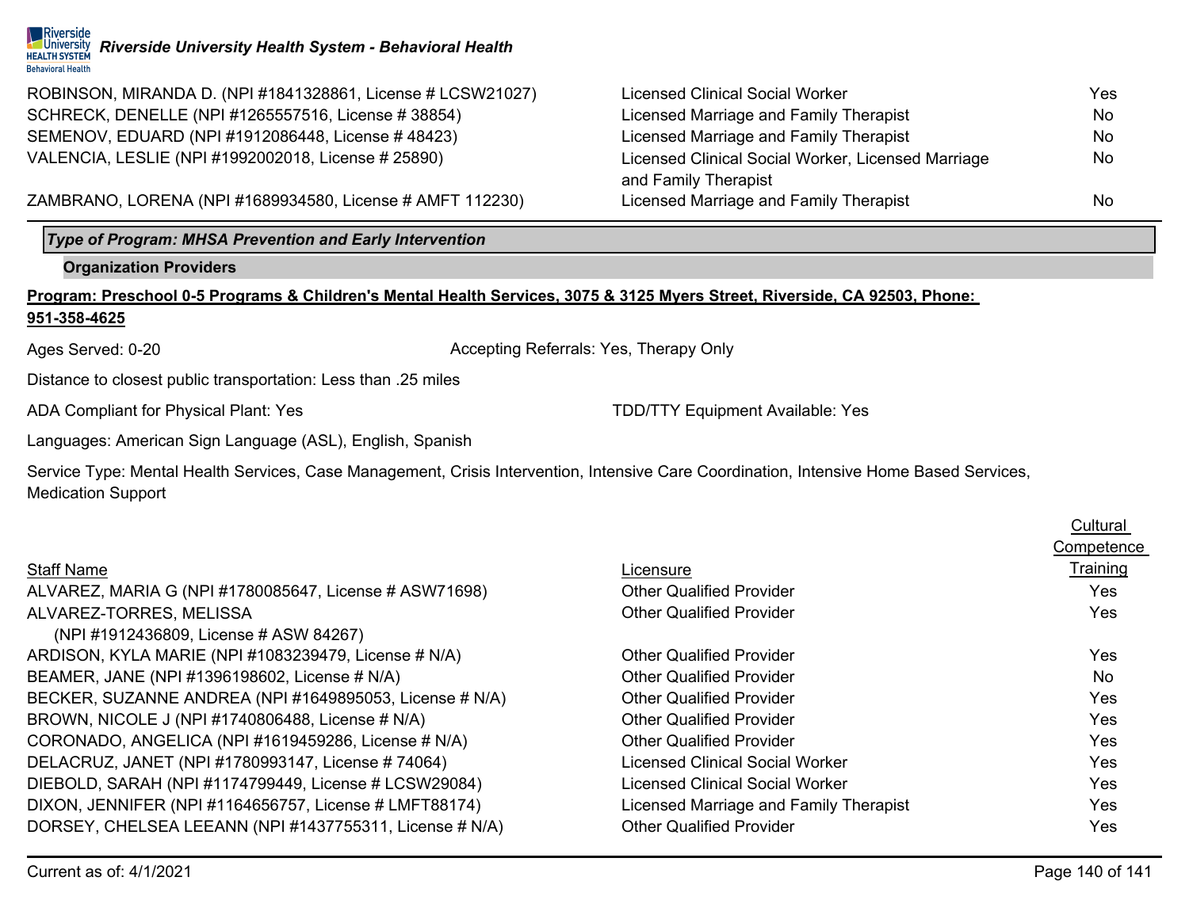| Staff Name | Licensure | Cultural Competence Training |
|---|---|---|
| ROBINSON, MIRANDA D. (NPI #1841328861, License # LCSW21027) | Licensed Clinical Social Worker | Yes |
| SCHRECK, DENELLE (NPI #1265557516, License # 38854) | Licensed Marriage and Family Therapist | No |
| SEMENOV, EDUARD (NPI #1912086448, License # 48423) | Licensed Marriage and Family Therapist | No |
| VALENCIA, LESLIE (NPI #1992002018, License # 25890) | Licensed Clinical Social Worker, Licensed Marriage and Family Therapist | No |
| ZAMBRANO, LORENA (NPI #1689934580, License # AMFT 112230) | Licensed Marriage and Family Therapist | No |

### *Type of Program: MHSA Prevention and Early Intervention*

#### Organization Providers

**Program: Preschool 0-5 Programs & Children's Mental Health Services, 3075 & 3125 Myers Street, Riverside, CA 92503, Phone: 951-358-4625**

Ages Served: 0-20

Accepting Referrals: Yes, Therapy Only

Distance to closest public transportation: Less than .25 miles

ADA Compliant for Physical Plant: Yes

TDD/TTY Equipment Available: Yes

Languages: American Sign Language (ASL), English, Spanish

Service Type: Mental Health Services, Case Management, Crisis Intervention, Intensive Care Coordination, Intensive Home Based Services, Medication Support

| Staff Name | Licensure | Cultural Competence Training |
|---|---|---|
| ALVAREZ, MARIA G (NPI #1780085647, License # ASW71698) | Other Qualified Provider | Yes |
| ALVAREZ-TORRES, MELISSA (NPI #1912436809, License # ASW 84267) | Other Qualified Provider | Yes |
| ARDISON, KYLA MARIE (NPI #1083239479, License # N/A) | Other Qualified Provider | Yes |
| BEAMER, JANE (NPI #1396198602, License # N/A) | Other Qualified Provider | No |
| BECKER, SUZANNE ANDREA (NPI #1649895053, License # N/A) | Other Qualified Provider | Yes |
| BROWN, NICOLE J (NPI #1740806488, License # N/A) | Other Qualified Provider | Yes |
| CORONADO, ANGELICA (NPI #1619459286, License # N/A) | Other Qualified Provider | Yes |
| DELACRUZ, JANET (NPI #1780993147, License # 74064) | Licensed Clinical Social Worker | Yes |
| DIEBOLD, SARAH (NPI #1174799449, License # LCSW29084) | Licensed Clinical Social Worker | Yes |
| DIXON, JENNIFER (NPI #1164656757, License # LMFT88174) | Licensed Marriage and Family Therapist | Yes |
| DORSEY, CHELSEA LEEANN (NPI #1437755311, License # N/A) | Other Qualified Provider | Yes |

Current as of: 4/1/2021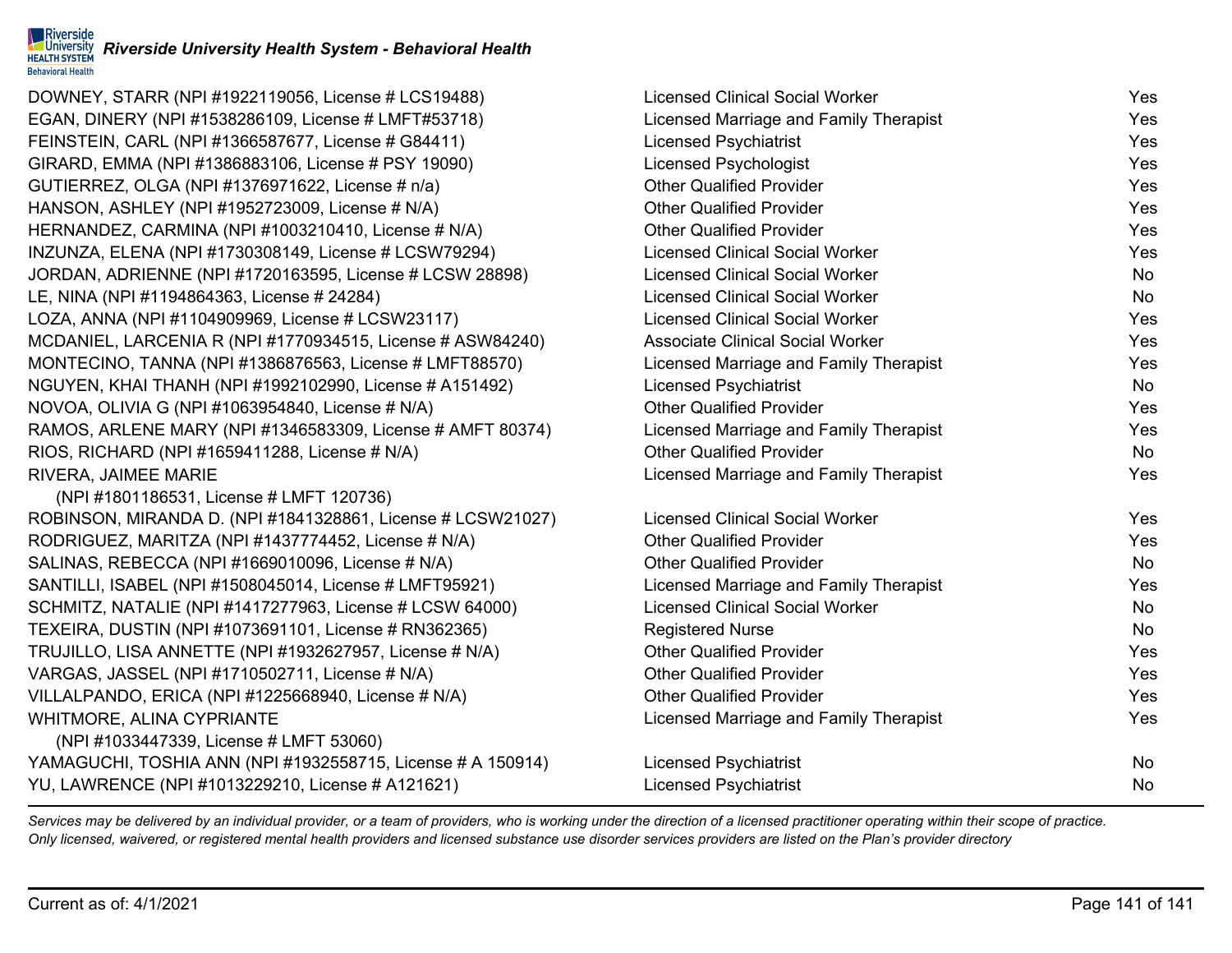| | | |
|---|---|---|
| DOWNEY, STARR (NPI #1922119056, License # LCS19488) | Licensed Clinical Social Worker | Yes |
| EGAN, DINERY (NPI #1538286109, License # LMFT#53718) | Licensed Marriage and Family Therapist | Yes |
| FEINSTEIN, CARL (NPI #1366587677, License # G84411) | Licensed Psychiatrist | Yes |
| GIRARD, EMMA (NPI #1386883106, License # PSY 19090) | Licensed Psychologist | Yes |
| GUTIERREZ, OLGA (NPI #1376971622, License # n/a) | Other Qualified Provider | Yes |
| HANSON, ASHLEY (NPI #1952723009, License # N/A) | Other Qualified Provider | Yes |
| HERNANDEZ, CARMINA (NPI #1003210410, License # N/A) | Other Qualified Provider | Yes |
| INZUNZA, ELENA (NPI #1730308149, License # LCSW79294) | Licensed Clinical Social Worker | Yes |
| JORDAN, ADRIENNE (NPI #1720163595, License # LCSW 28898) | Licensed Clinical Social Worker | No |
| LE, NINA (NPI #1194864363, License # 24284) | Licensed Clinical Social Worker | No |
| LOZA, ANNA (NPI #1104909969, License # LCSW23117) | Licensed Clinical Social Worker | Yes |
| MCDANIEL, LARCENIA R (NPI #1770934515, License # ASW84240) | Associate Clinical Social Worker | Yes |
| MONTECINO, TANNA (NPI #1386876563, License # LMFT88570) | Licensed Marriage and Family Therapist | Yes |
| NGUYEN, KHAI THANH (NPI #1992102990, License # A151492) | Licensed Psychiatrist | No |
| NOVOA, OLIVIA G (NPI #1063954840, License # N/A) | Other Qualified Provider | Yes |
| RAMOS, ARLENE MARY (NPI #1346583309, License # AMFT 80374) | Licensed Marriage and Family Therapist | Yes |
| RIOS, RICHARD (NPI #1659411288, License # N/A) | Other Qualified Provider | No |
| RIVERA, JAIMEE MARIE (NPI #1801186531, License # LMFT 120736) | Licensed Marriage and Family Therapist | Yes |
| ROBINSON, MIRANDA D. (NPI #1841328861, License # LCSW21027) | Licensed Clinical Social Worker | Yes |
| RODRIGUEZ, MARITZA (NPI #1437774452, License # N/A) | Other Qualified Provider | Yes |
| SALINAS, REBECCA (NPI #1669010096, License # N/A) | Other Qualified Provider | No |
| SANTILLI, ISABEL (NPI #1508045014, License # LMFT95921) | Licensed Marriage and Family Therapist | Yes |
| SCHMITZ, NATALIE (NPI #1417277963, License # LCSW 64000) | Licensed Clinical Social Worker | No |
| TEXEIRA, DUSTIN (NPI #1073691101, License # RN362365) | Registered Nurse | No |
| TRUJILLO, LISA ANNETTE (NPI #1932627957, License # N/A) | Other Qualified Provider | Yes |
| VARGAS, JASSEL (NPI #1710502711, License # N/A) | Other Qualified Provider | Yes |
| VILLALPANDO, ERICA (NPI #1225668940, License # N/A) | Other Qualified Provider | Yes |
| WHITMORE, ALINA CYPRIANTE (NPI #1033447339, License # LMFT 53060) | Licensed Marriage and Family Therapist | Yes |
| YAMAGUCHI, TOSHIA ANN (NPI #1932558715, License # A 150914) | Licensed Psychiatrist | No |
| YU, LAWRENCE (NPI #1013229210, License # A121621) | Licensed Psychiatrist | No |

*Services may be delivered by an individual provider, or a team of providers, who is working under the direction of a licensed practitioner operating within their scope of practice. Only licensed, waivered, or registered mental health providers and licensed substance use disorder services providers are listed on the Plan's provider directory*

Current as of: 4/1/2021